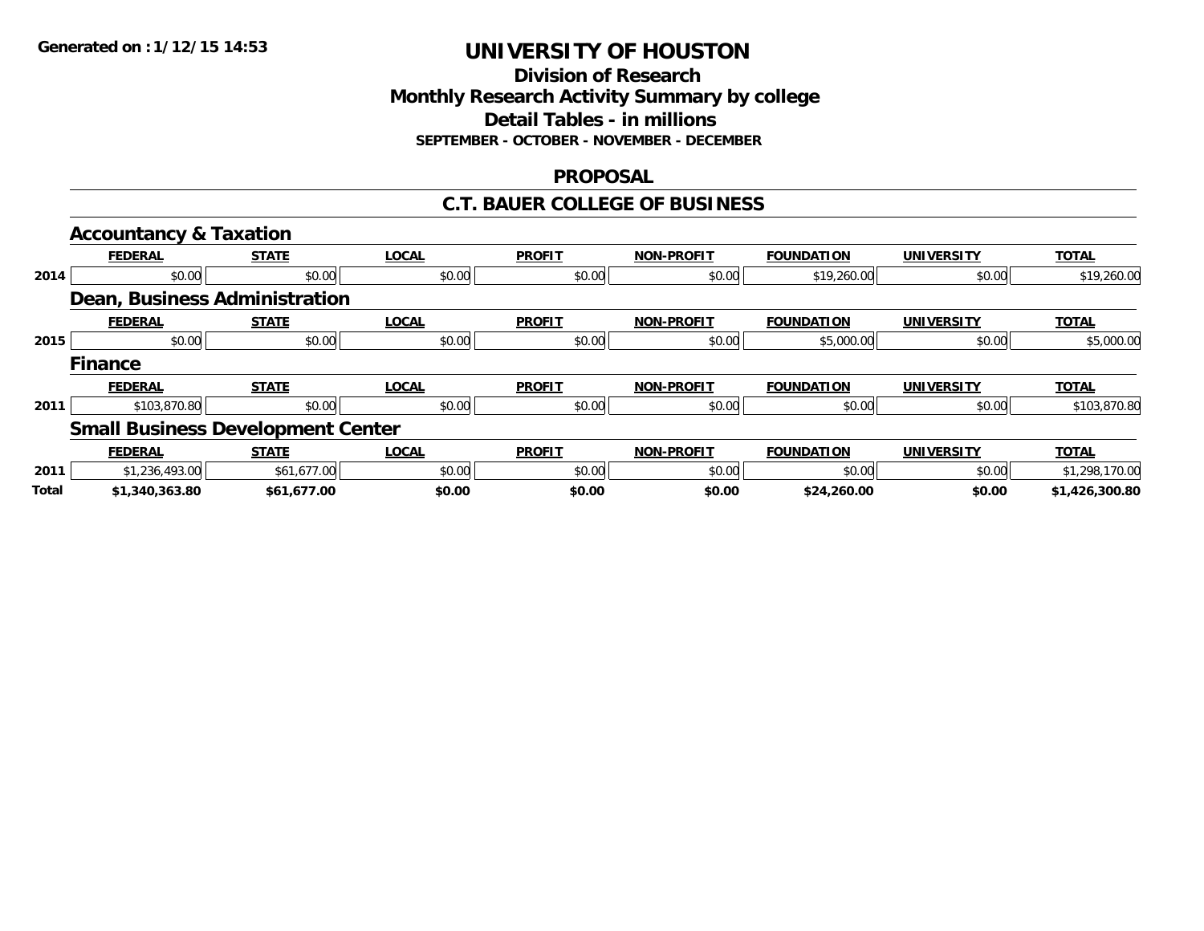Generated on :1/12/15 14:53

# UNIVERSITY OF HOUSTON

## Division of Research
## Monthly Research Activity Summary by college
## Detail Tables - in millions
### SEPTEMBER - OCTOBER - NOVEMBER - DECEMBER

## PROPOSAL

## C.T. BAUER COLLEGE OF BUSINESS

### Accountancy & Taxation

| | FEDERAL | STATE | LOCAL | PROFIT | NON-PROFIT | FOUNDATION | UNIVERSITY | TOTAL |
|---|---|---|---|---|---|---|---|---|
| 2014 | $0.00 | $0.00 | $0.00 | $0.00 | $0.00 | $19,260.00 | $0.00 | $19,260.00 |

### Dean, Business Administration

| | FEDERAL | STATE | LOCAL | PROFIT | NON-PROFIT | FOUNDATION | UNIVERSITY | TOTAL |
|---|---|---|---|---|---|---|---|---|
| 2015 | $0.00 | $0.00 | $0.00 | $0.00 | $0.00 | $5,000.00 | $0.00 | $5,000.00 |

### Finance

| | FEDERAL | STATE | LOCAL | PROFIT | NON-PROFIT | FOUNDATION | UNIVERSITY | TOTAL |
|---|---|---|---|---|---|---|---|---|
| 2011 | $103,870.80 | $0.00 | $0.00 | $0.00 | $0.00 | $0.00 | $0.00 | $103,870.80 |

### Small Business Development Center

| | FEDERAL | STATE | LOCAL | PROFIT | NON-PROFIT | FOUNDATION | UNIVERSITY | TOTAL |
|---|---|---|---|---|---|---|---|---|
| 2011 | $1,236,493.00 | $61,677.00 | $0.00 | $0.00 | $0.00 | $0.00 | $0.00 | $1,298,170.00 |
| **Total** | **$1,340,363.80** | **$61,677.00** | **$0.00** | **$0.00** | **$0.00** | **$24,260.00** | **$0.00** | **$1,426,300.80** |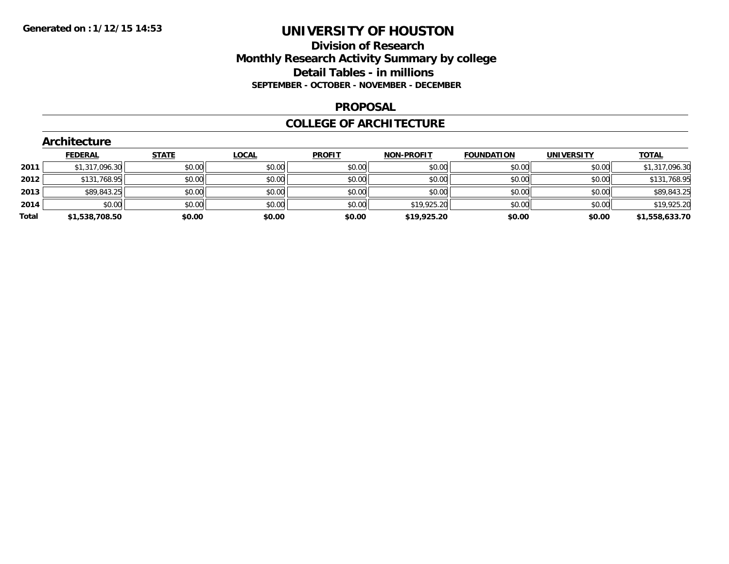# UNIVERSITY OF HOUSTON

## Division of Research
## Monthly Research Activity Summary by college
## Detail Tables - in millions
### SEPTEMBER - OCTOBER - NOVEMBER - DECEMBER

Generated on : 1/12/15 14:53

## PROPOSAL

## COLLEGE OF ARCHITECTURE

### Architecture

| | FEDERAL | STATE | LOCAL | PROFIT | NON-PROFIT | FOUNDATION | UNIVERSITY | TOTAL |
|---|---|---|---|---|---|---|---|---|
| 2011 | $1,317,096.30 | $0.00 | $0.00 | $0.00 | $0.00 | $0.00 | $0.00 | $1,317,096.30 |
| 2012 | $131,768.95 | $0.00 | $0.00 | $0.00 | $0.00 | $0.00 | $0.00 | $131,768.95 |
| 2013 | $89,843.25 | $0.00 | $0.00 | $0.00 | $0.00 | $0.00 | $0.00 | $89,843.25 |
| 2014 | $0.00 | $0.00 | $0.00 | $0.00 | $19,925.20 | $0.00 | $0.00 | $19,925.20 |
| **Total** | **$1,538,708.50** | **$0.00** | **$0.00** | **$0.00** | **$19,925.20** | **$0.00** | **$0.00** | **$1,558,633.70** |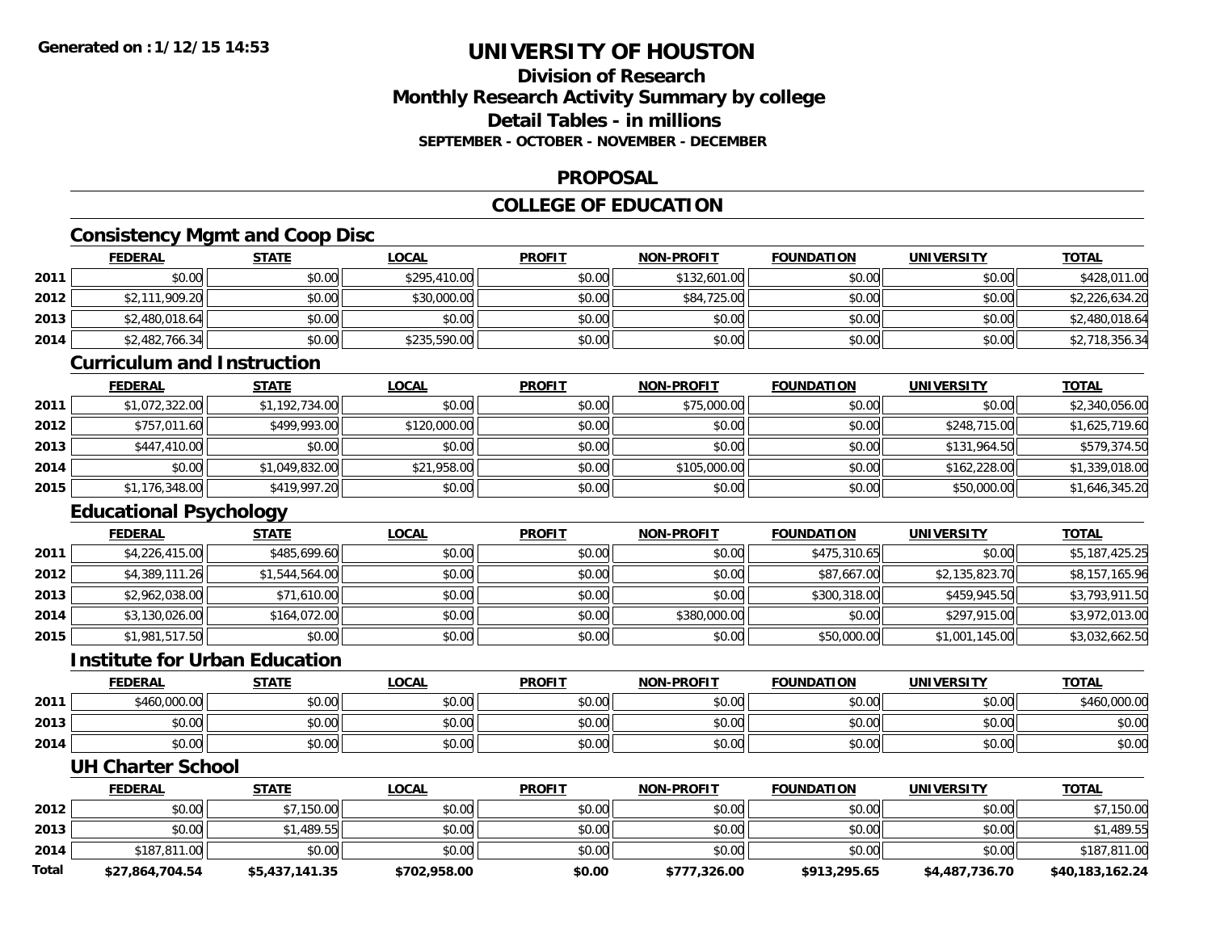# UNIVERSITY OF HOUSTON

## Division of Research
## Monthly Research Activity Summary by college
## Detail Tables - in millions
### SEPTEMBER - OCTOBER - NOVEMBER - DECEMBER

## PROPOSAL

## COLLEGE OF EDUCATION

### Consistency Mgmt and Coop Disc

| | FEDERAL | STATE | LOCAL | PROFIT | NON-PROFIT | FOUNDATION | UNIVERSITY | TOTAL |
|---|---|---|---|---|---|---|---|---|
| 2011 | $0.00 | $0.00 | $295,410.00 | $0.00 | $132,601.00 | $0.00 | $0.00 | $428,011.00 |
| 2012 | $2,111,909.20 | $0.00 | $30,000.00 | $0.00 | $84,725.00 | $0.00 | $0.00 | $2,226,634.20 |
| 2013 | $2,480,018.64 | $0.00 | $0.00 | $0.00 | $0.00 | $0.00 | $0.00 | $2,480,018.64 |
| 2014 | $2,482,766.34 | $0.00 | $235,590.00 | $0.00 | $0.00 | $0.00 | $0.00 | $2,718,356.34 |

### Curriculum and Instruction

| | FEDERAL | STATE | LOCAL | PROFIT | NON-PROFIT | FOUNDATION | UNIVERSITY | TOTAL |
|---|---|---|---|---|---|---|---|---|
| 2011 | $1,072,322.00 | $1,192,734.00 | $0.00 | $0.00 | $75,000.00 | $0.00 | $0.00 | $2,340,056.00 |
| 2012 | $757,011.60 | $499,993.00 | $120,000.00 | $0.00 | $0.00 | $0.00 | $248,715.00 | $1,625,719.60 |
| 2013 | $447,410.00 | $0.00 | $0.00 | $0.00 | $0.00 | $0.00 | $131,964.50 | $579,374.50 |
| 2014 | $0.00 | $1,049,832.00 | $21,958.00 | $0.00 | $105,000.00 | $0.00 | $162,228.00 | $1,339,018.00 |
| 2015 | $1,176,348.00 | $419,997.20 | $0.00 | $0.00 | $0.00 | $0.00 | $50,000.00 | $1,646,345.20 |

### Educational Psychology

| | FEDERAL | STATE | LOCAL | PROFIT | NON-PROFIT | FOUNDATION | UNIVERSITY | TOTAL |
|---|---|---|---|---|---|---|---|---|
| 2011 | $4,226,415.00 | $485,699.60 | $0.00 | $0.00 | $0.00 | $475,310.65 | $0.00 | $5,187,425.25 |
| 2012 | $4,389,111.26 | $1,544,564.00 | $0.00 | $0.00 | $0.00 | $87,667.00 | $2,135,823.70 | $8,157,165.96 |
| 2013 | $2,962,038.00 | $71,610.00 | $0.00 | $0.00 | $0.00 | $300,318.00 | $459,945.50 | $3,793,911.50 |
| 2014 | $3,130,026.00 | $164,072.00 | $0.00 | $0.00 | $380,000.00 | $0.00 | $297,915.00 | $3,972,013.00 |
| 2015 | $1,981,517.50 | $0.00 | $0.00 | $0.00 | $0.00 | $50,000.00 | $1,001,145.00 | $3,032,662.50 |

### Institute for Urban Education

| | FEDERAL | STATE | LOCAL | PROFIT | NON-PROFIT | FOUNDATION | UNIVERSITY | TOTAL |
|---|---|---|---|---|---|---|---|---|
| 2011 | $460,000.00 | $0.00 | $0.00 | $0.00 | $0.00 | $0.00 | $0.00 | $460,000.00 |
| 2013 | $0.00 | $0.00 | $0.00 | $0.00 | $0.00 | $0.00 | $0.00 | $0.00 |
| 2014 | $0.00 | $0.00 | $0.00 | $0.00 | $0.00 | $0.00 | $0.00 | $0.00 |

### UH Charter School

| | FEDERAL | STATE | LOCAL | PROFIT | NON-PROFIT | FOUNDATION | UNIVERSITY | TOTAL |
|---|---|---|---|---|---|---|---|---|
| 2012 | $0.00 | $7,150.00 | $0.00 | $0.00 | $0.00 | $0.00 | $0.00 | $7,150.00 |
| 2013 | $0.00 | $1,489.55 | $0.00 | $0.00 | $0.00 | $0.00 | $0.00 | $1,489.55 |
| 2014 | $187,811.00 | $0.00 | $0.00 | $0.00 | $0.00 | $0.00 | $0.00 | $187,811.00 |
| **Total** | **$27,864,704.54** | **$5,437,141.35** | **$702,958.00** | **$0.00** | **$777,326.00** | **$913,295.65** | **$4,487,736.70** | **$40,183,162.24** |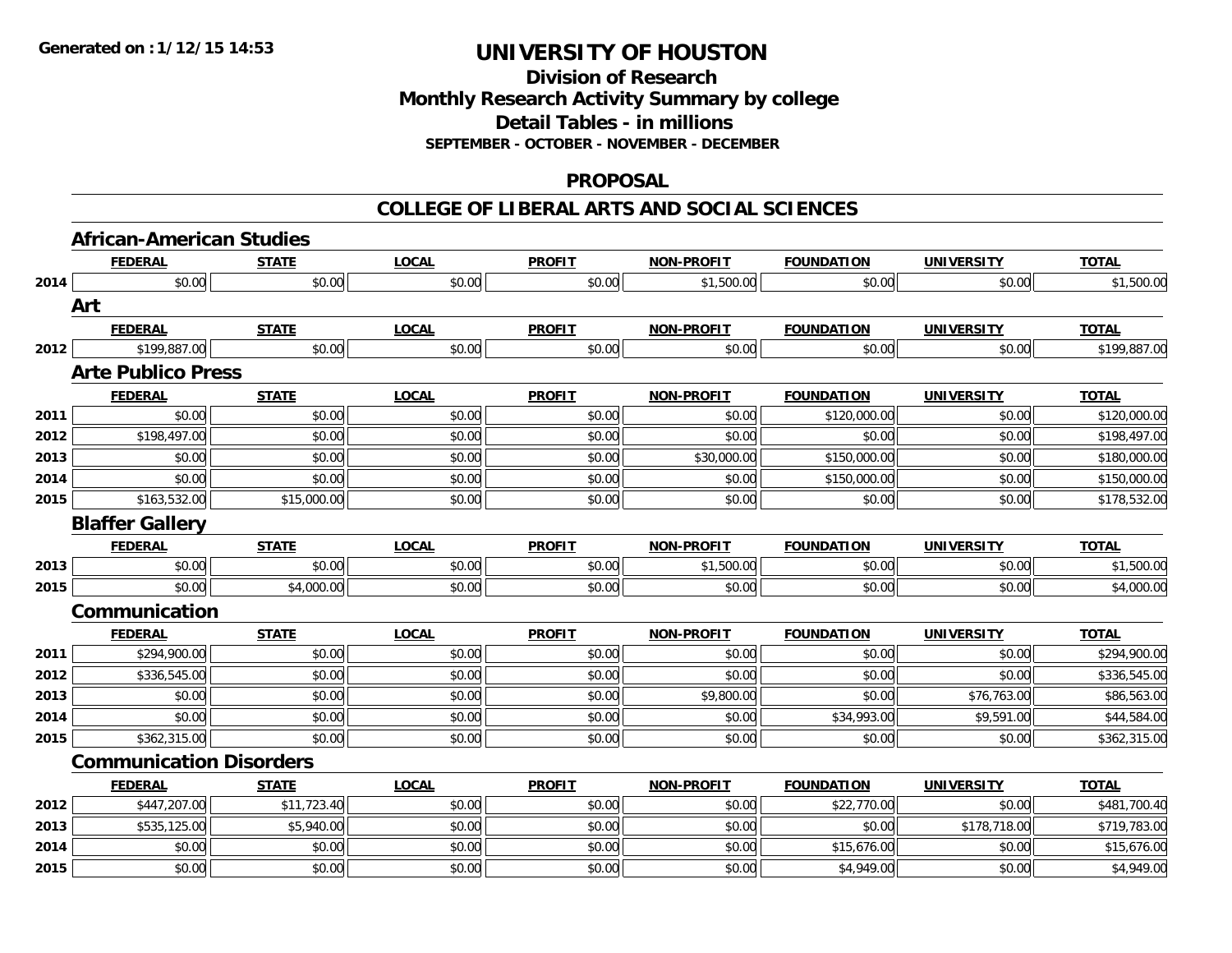**Generated on : 1/12/15 14:53**

# UNIVERSITY OF HOUSTON

## Division of Research
## Monthly Research Activity Summary by college
## Detail Tables - in millions
### SEPTEMBER - OCTOBER - NOVEMBER - DECEMBER

## PROPOSAL

## COLLEGE OF LIBERAL ARTS AND SOCIAL SCIENCES

### African-American Studies

| | FEDERAL | STATE | LOCAL | PROFIT | NON-PROFIT | FOUNDATION | UNIVERSITY | TOTAL |
|---|---|---|---|---|---|---|---|---|
| 2014 | $0.00 | $0.00 | $0.00 | $0.00 | $1,500.00 | $0.00 | $0.00 | $1,500.00 |

### Art

| | FEDERAL | STATE | LOCAL | PROFIT | NON-PROFIT | FOUNDATION | UNIVERSITY | TOTAL |
|---|---|---|---|---|---|---|---|---|
| 2012 | $199,887.00 | $0.00 | $0.00 | $0.00 | $0.00 | $0.00 | $0.00 | $199,887.00 |

### Arte Publico Press

| | FEDERAL | STATE | LOCAL | PROFIT | NON-PROFIT | FOUNDATION | UNIVERSITY | TOTAL |
|---|---|---|---|---|---|---|---|---|
| 2011 | $0.00 | $0.00 | $0.00 | $0.00 | $0.00 | $120,000.00 | $0.00 | $120,000.00 |
| 2012 | $198,497.00 | $0.00 | $0.00 | $0.00 | $0.00 | $0.00 | $0.00 | $198,497.00 |
| 2013 | $0.00 | $0.00 | $0.00 | $0.00 | $30,000.00 | $150,000.00 | $0.00 | $180,000.00 |
| 2014 | $0.00 | $0.00 | $0.00 | $0.00 | $0.00 | $150,000.00 | $0.00 | $150,000.00 |
| 2015 | $163,532.00 | $15,000.00 | $0.00 | $0.00 | $0.00 | $0.00 | $0.00 | $178,532.00 |

### Blaffer Gallery

| | FEDERAL | STATE | LOCAL | PROFIT | NON-PROFIT | FOUNDATION | UNIVERSITY | TOTAL |
|---|---|---|---|---|---|---|---|---|
| 2013 | $0.00 | $0.00 | $0.00 | $0.00 | $1,500.00 | $0.00 | $0.00 | $1,500.00 |
| 2015 | $0.00 | $4,000.00 | $0.00 | $0.00 | $0.00 | $0.00 | $0.00 | $4,000.00 |

### Communication

| | FEDERAL | STATE | LOCAL | PROFIT | NON-PROFIT | FOUNDATION | UNIVERSITY | TOTAL |
|---|---|---|---|---|---|---|---|---|
| 2011 | $294,900.00 | $0.00 | $0.00 | $0.00 | $0.00 | $0.00 | $0.00 | $294,900.00 |
| 2012 | $336,545.00 | $0.00 | $0.00 | $0.00 | $0.00 | $0.00 | $0.00 | $336,545.00 |
| 2013 | $0.00 | $0.00 | $0.00 | $0.00 | $9,800.00 | $0.00 | $76,763.00 | $86,563.00 |
| 2014 | $0.00 | $0.00 | $0.00 | $0.00 | $0.00 | $34,993.00 | $9,591.00 | $44,584.00 |
| 2015 | $362,315.00 | $0.00 | $0.00 | $0.00 | $0.00 | $0.00 | $0.00 | $362,315.00 |

### Communication Disorders

| | FEDERAL | STATE | LOCAL | PROFIT | NON-PROFIT | FOUNDATION | UNIVERSITY | TOTAL |
|---|---|---|---|---|---|---|---|---|
| 2012 | $447,207.00 | $11,723.40 | $0.00 | $0.00 | $0.00 | $22,770.00 | $0.00 | $481,700.40 |
| 2013 | $535,125.00 | $5,940.00 | $0.00 | $0.00 | $0.00 | $0.00 | $178,718.00 | $719,783.00 |
| 2014 | $0.00 | $0.00 | $0.00 | $0.00 | $0.00 | $15,676.00 | $0.00 | $15,676.00 |
| 2015 | $0.00 | $0.00 | $0.00 | $0.00 | $0.00 | $4,949.00 | $0.00 | $4,949.00 |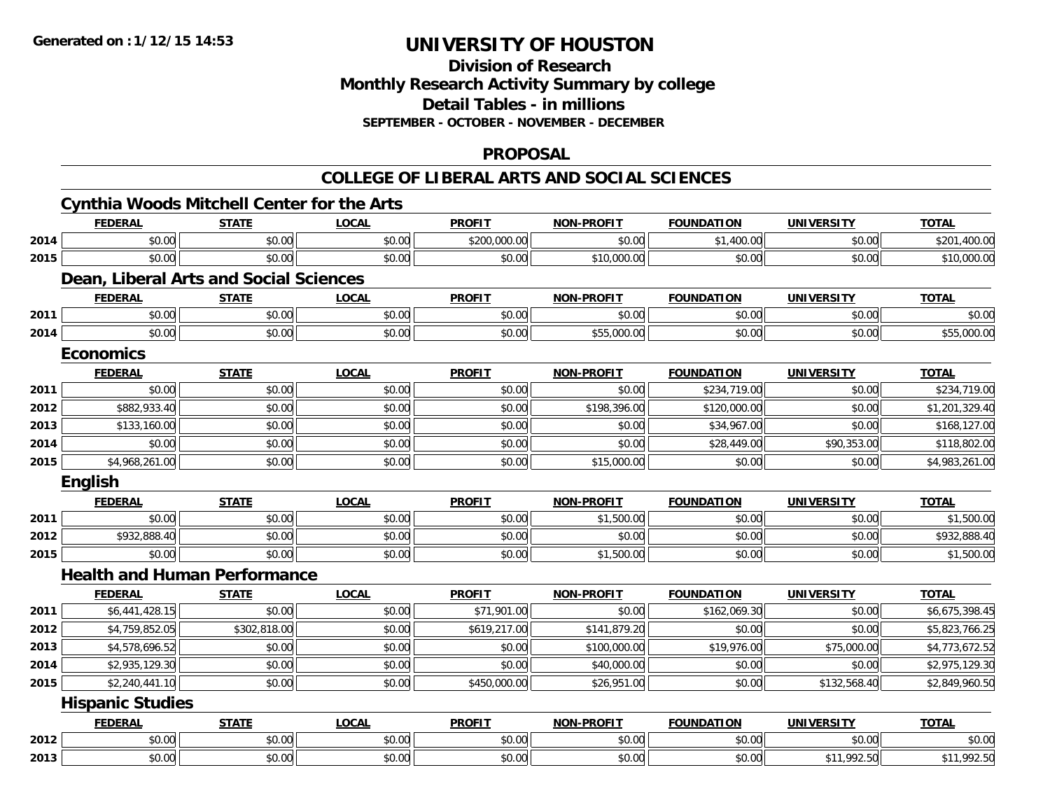**Generated on :1/12/15 14:53**

# UNIVERSITY OF HOUSTON

## Division of Research
## Monthly Research Activity Summary by college
## Detail Tables - in millions
### SEPTEMBER - OCTOBER - NOVEMBER - DECEMBER

## PROPOSAL

## COLLEGE OF LIBERAL ARTS AND SOCIAL SCIENCES

### Cynthia Woods Mitchell Center for the Arts

| | FEDERAL | STATE | LOCAL | PROFIT | NON-PROFIT | FOUNDATION | UNIVERSITY | TOTAL |
|---|---|---|---|---|---|---|---|---|
| 2014 | $0.00 | $0.00 | $0.00 | $200,000.00 | $0.00 | $1,400.00 | $0.00 | $201,400.00 |
| 2015 | $0.00 | $0.00 | $0.00 | $0.00 | $10,000.00 | $0.00 | $0.00 | $10,000.00 |

### Dean, Liberal Arts and Social Sciences

| | FEDERAL | STATE | LOCAL | PROFIT | NON-PROFIT | FOUNDATION | UNIVERSITY | TOTAL |
|---|---|---|---|---|---|---|---|---|
| 2011 | $0.00 | $0.00 | $0.00 | $0.00 | $0.00 | $0.00 | $0.00 | $0.00 |
| 2014 | $0.00 | $0.00 | $0.00 | $0.00 | $55,000.00 | $0.00 | $0.00 | $55,000.00 |

### Economics

| | FEDERAL | STATE | LOCAL | PROFIT | NON-PROFIT | FOUNDATION | UNIVERSITY | TOTAL |
|---|---|---|---|---|---|---|---|---|
| 2011 | $0.00 | $0.00 | $0.00 | $0.00 | $0.00 | $234,719.00 | $0.00 | $234,719.00 |
| 2012 | $882,933.40 | $0.00 | $0.00 | $0.00 | $198,396.00 | $120,000.00 | $0.00 | $1,201,329.40 |
| 2013 | $133,160.00 | $0.00 | $0.00 | $0.00 | $0.00 | $34,967.00 | $0.00 | $168,127.00 |
| 2014 | $0.00 | $0.00 | $0.00 | $0.00 | $0.00 | $28,449.00 | $90,353.00 | $118,802.00 |
| 2015 | $4,968,261.00 | $0.00 | $0.00 | $0.00 | $15,000.00 | $0.00 | $0.00 | $4,983,261.00 |

### English

| | FEDERAL | STATE | LOCAL | PROFIT | NON-PROFIT | FOUNDATION | UNIVERSITY | TOTAL |
|---|---|---|---|---|---|---|---|---|
| 2011 | $0.00 | $0.00 | $0.00 | $0.00 | $1,500.00 | $0.00 | $0.00 | $1,500.00 |
| 2012 | $932,888.40 | $0.00 | $0.00 | $0.00 | $0.00 | $0.00 | $0.00 | $932,888.40 |
| 2015 | $0.00 | $0.00 | $0.00 | $0.00 | $1,500.00 | $0.00 | $0.00 | $1,500.00 |

### Health and Human Performance

| | FEDERAL | STATE | LOCAL | PROFIT | NON-PROFIT | FOUNDATION | UNIVERSITY | TOTAL |
|---|---|---|---|---|---|---|---|---|
| 2011 | $6,441,428.15 | $0.00 | $0.00 | $71,901.00 | $0.00 | $162,069.30 | $0.00 | $6,675,398.45 |
| 2012 | $4,759,852.05 | $302,818.00 | $0.00 | $619,217.00 | $141,879.20 | $0.00 | $0.00 | $5,823,766.25 |
| 2013 | $4,578,696.52 | $0.00 | $0.00 | $0.00 | $100,000.00 | $19,976.00 | $75,000.00 | $4,773,672.52 |
| 2014 | $2,935,129.30 | $0.00 | $0.00 | $0.00 | $40,000.00 | $0.00 | $0.00 | $2,975,129.30 |
| 2015 | $2,240,441.10 | $0.00 | $0.00 | $450,000.00 | $26,951.00 | $0.00 | $132,568.40 | $2,849,960.50 |

### Hispanic Studies

| | FEDERAL | STATE | LOCAL | PROFIT | NON-PROFIT | FOUNDATION | UNIVERSITY | TOTAL |
|---|---|---|---|---|---|---|---|---|
| 2012 | $0.00 | $0.00 | $0.00 | $0.00 | $0.00 | $0.00 | $0.00 | $0.00 |
| 2013 | $0.00 | $0.00 | $0.00 | $0.00 | $0.00 | $0.00 | $11,992.50 | $11,992.50 |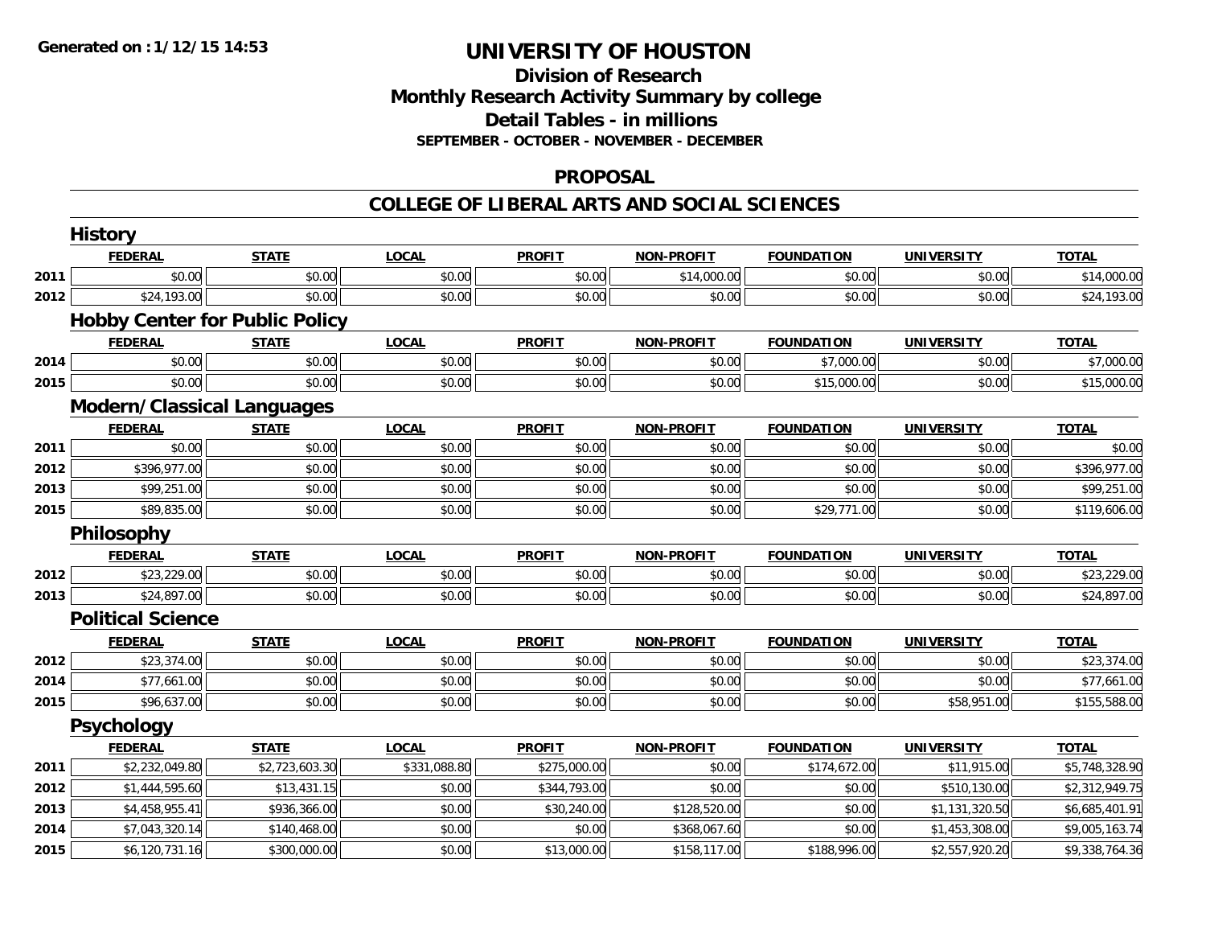# UNIVERSITY OF HOUSTON

## Division of Research
## Monthly Research Activity Summary by college
## Detail Tables - in millions
### SEPTEMBER - OCTOBER - NOVEMBER - DECEMBER

## PROPOSAL

## COLLEGE OF LIBERAL ARTS AND SOCIAL SCIENCES

### History

| | FEDERAL | STATE | LOCAL | PROFIT | NON-PROFIT | FOUNDATION | UNIVERSITY | TOTAL |
|---|---|---|---|---|---|---|---|---|
| 2011 | $0.00 | $0.00 | $0.00 | $0.00 | $14,000.00 | $0.00 | $0.00 | $14,000.00 |
| 2012 | $24,193.00 | $0.00 | $0.00 | $0.00 | $0.00 | $0.00 | $0.00 | $24,193.00 |

### Hobby Center for Public Policy

| | FEDERAL | STATE | LOCAL | PROFIT | NON-PROFIT | FOUNDATION | UNIVERSITY | TOTAL |
|---|---|---|---|---|---|---|---|---|
| 2014 | $0.00 | $0.00 | $0.00 | $0.00 | $0.00 | $7,000.00 | $0.00 | $7,000.00 |
| 2015 | $0.00 | $0.00 | $0.00 | $0.00 | $0.00 | $15,000.00 | $0.00 | $15,000.00 |

### Modern/Classical Languages

| | FEDERAL | STATE | LOCAL | PROFIT | NON-PROFIT | FOUNDATION | UNIVERSITY | TOTAL |
|---|---|---|---|---|---|---|---|---|
| 2011 | $0.00 | $0.00 | $0.00 | $0.00 | $0.00 | $0.00 | $0.00 | $0.00 |
| 2012 | $396,977.00 | $0.00 | $0.00 | $0.00 | $0.00 | $0.00 | $0.00 | $396,977.00 |
| 2013 | $99,251.00 | $0.00 | $0.00 | $0.00 | $0.00 | $0.00 | $0.00 | $99,251.00 |
| 2015 | $89,835.00 | $0.00 | $0.00 | $0.00 | $0.00 | $29,771.00 | $0.00 | $119,606.00 |

### Philosophy

| | FEDERAL | STATE | LOCAL | PROFIT | NON-PROFIT | FOUNDATION | UNIVERSITY | TOTAL |
|---|---|---|---|---|---|---|---|---|
| 2012 | $23,229.00 | $0.00 | $0.00 | $0.00 | $0.00 | $0.00 | $0.00 | $23,229.00 |
| 2013 | $24,897.00 | $0.00 | $0.00 | $0.00 | $0.00 | $0.00 | $0.00 | $24,897.00 |

### Political Science

| | FEDERAL | STATE | LOCAL | PROFIT | NON-PROFIT | FOUNDATION | UNIVERSITY | TOTAL |
|---|---|---|---|---|---|---|---|---|
| 2012 | $23,374.00 | $0.00 | $0.00 | $0.00 | $0.00 | $0.00 | $0.00 | $23,374.00 |
| 2014 | $77,661.00 | $0.00 | $0.00 | $0.00 | $0.00 | $0.00 | $0.00 | $77,661.00 |
| 2015 | $96,637.00 | $0.00 | $0.00 | $0.00 | $0.00 | $0.00 | $58,951.00 | $155,588.00 |

### Psychology

| | FEDERAL | STATE | LOCAL | PROFIT | NON-PROFIT | FOUNDATION | UNIVERSITY | TOTAL |
|---|---|---|---|---|---|---|---|---|
| 2011 | $2,232,049.80 | $2,723,603.30 | $331,088.80 | $275,000.00 | $0.00 | $174,672.00 | $11,915.00 | $5,748,328.90 |
| 2012 | $1,444,595.60 | $13,431.15 | $0.00 | $344,793.00 | $0.00 | $0.00 | $510,130.00 | $2,312,949.75 |
| 2013 | $4,458,955.41 | $936,366.00 | $0.00 | $30,240.00 | $128,520.00 | $0.00 | $1,131,320.50 | $6,685,401.91 |
| 2014 | $7,043,320.14 | $140,468.00 | $0.00 | $0.00 | $368,067.60 | $0.00 | $1,453,308.00 | $9,005,163.74 |
| 2015 | $6,120,731.16 | $300,000.00 | $0.00 | $13,000.00 | $158,117.00 | $188,996.00 | $2,557,920.20 | $9,338,764.36 |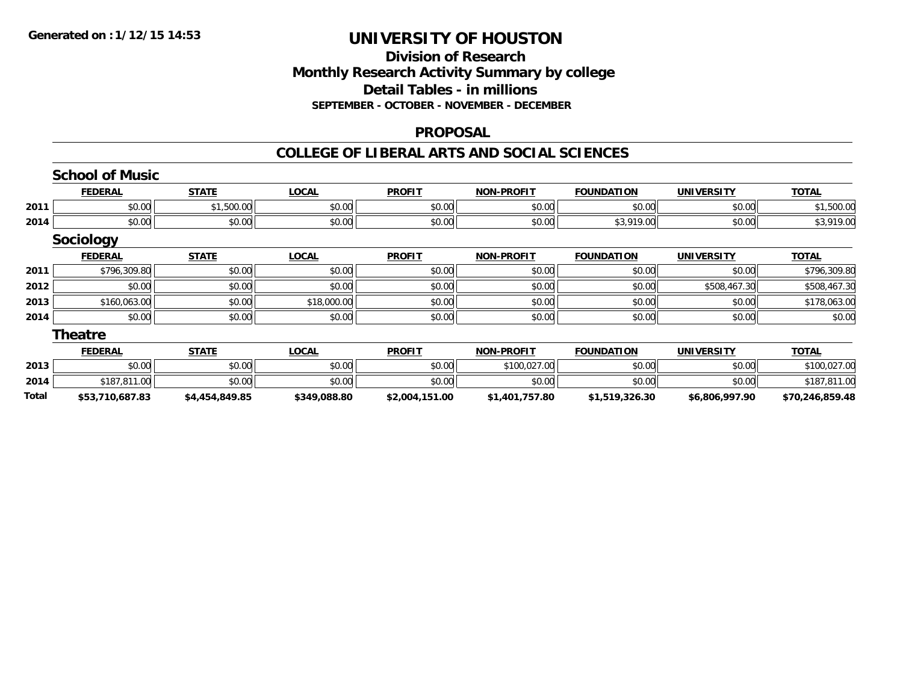**Generated on :1/12/15 14:53**

# UNIVERSITY OF HOUSTON

## Division of Research
## Monthly Research Activity Summary by college
## Detail Tables - in millions
### SEPTEMBER - OCTOBER - NOVEMBER - DECEMBER

## PROPOSAL

## COLLEGE OF LIBERAL ARTS AND SOCIAL SCIENCES

### School of Music

| | FEDERAL | STATE | LOCAL | PROFIT | NON-PROFIT | FOUNDATION | UNIVERSITY | TOTAL |
|---|---|---|---|---|---|---|---|---|
| 2011 | $0.00 | $1,500.00 | $0.00 | $0.00 | $0.00 | $0.00 | $0.00 | $1,500.00 |
| 2014 | $0.00 | $0.00 | $0.00 | $0.00 | $0.00 | $3,919.00 | $0.00 | $3,919.00 |

### Sociology

| | FEDERAL | STATE | LOCAL | PROFIT | NON-PROFIT | FOUNDATION | UNIVERSITY | TOTAL |
|---|---|---|---|---|---|---|---|---|
| 2011 | $796,309.80 | $0.00 | $0.00 | $0.00 | $0.00 | $0.00 | $0.00 | $796,309.80 |
| 2012 | $0.00 | $0.00 | $0.00 | $0.00 | $0.00 | $0.00 | $508,467.30 | $508,467.30 |
| 2013 | $160,063.00 | $0.00 | $18,000.00 | $0.00 | $0.00 | $0.00 | $0.00 | $178,063.00 |
| 2014 | $0.00 | $0.00 | $0.00 | $0.00 | $0.00 | $0.00 | $0.00 | $0.00 |

### Theatre

| | FEDERAL | STATE | LOCAL | PROFIT | NON-PROFIT | FOUNDATION | UNIVERSITY | TOTAL |
|---|---|---|---|---|---|---|---|---|
| 2013 | $0.00 | $0.00 | $0.00 | $0.00 | $100,027.00 | $0.00 | $0.00 | $100,027.00 |
| 2014 | $187,811.00 | $0.00 | $0.00 | $0.00 | $0.00 | $0.00 | $0.00 | $187,811.00 |
| **Total** | **$53,710,687.83** | **$4,454,849.85** | **$349,088.80** | **$2,004,151.00** | **$1,401,757.80** | **$1,519,326.30** | **$6,806,997.90** | **$70,246,859.48** |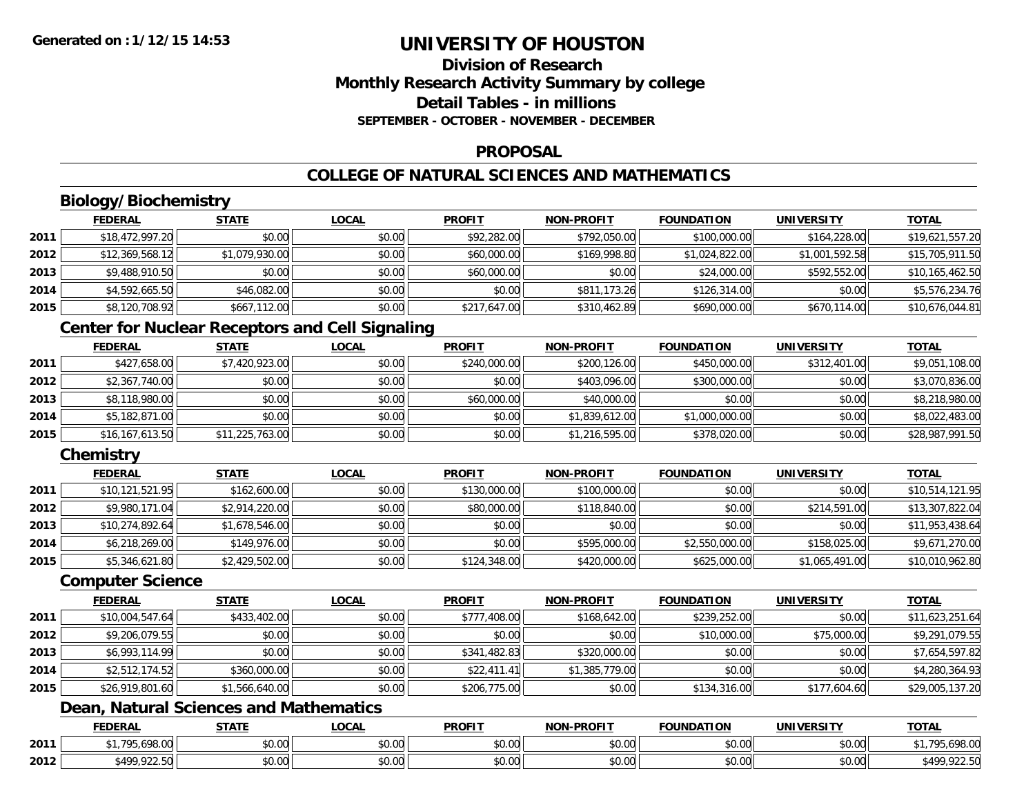# UNIVERSITY OF HOUSTON

## Division of Research
## Monthly Research Activity Summary by college
## Detail Tables - in millions
### SEPTEMBER - OCTOBER - NOVEMBER - DECEMBER

## PROPOSAL

## COLLEGE OF NATURAL SCIENCES AND MATHEMATICS

### Biology/Biochemistry

| | FEDERAL | STATE | LOCAL | PROFIT | NON-PROFIT | FOUNDATION | UNIVERSITY | TOTAL |
|---|---|---|---|---|---|---|---|---|
| 2011 | $18,472,997.20 | $0.00 | $0.00 | $92,282.00 | $792,050.00 | $100,000.00 | $164,228.00 | $19,621,557.20 |
| 2012 | $12,369,568.12 | $1,079,930.00 | $0.00 | $60,000.00 | $169,998.80 | $1,024,822.00 | $1,001,592.58 | $15,705,911.50 |
| 2013 | $9,488,910.50 | $0.00 | $0.00 | $60,000.00 | $0.00 | $24,000.00 | $592,552.00 | $10,165,462.50 |
| 2014 | $4,592,665.50 | $46,082.00 | $0.00 | $0.00 | $811,173.26 | $126,314.00 | $0.00 | $5,576,234.76 |
| 2015 | $8,120,708.92 | $667,112.00 | $0.00 | $217,647.00 | $310,462.89 | $690,000.00 | $670,114.00 | $10,676,044.81 |

### Center for Nuclear Receptors and Cell Signaling

| | FEDERAL | STATE | LOCAL | PROFIT | NON-PROFIT | FOUNDATION | UNIVERSITY | TOTAL |
|---|---|---|---|---|---|---|---|---|
| 2011 | $427,658.00 | $7,420,923.00 | $0.00 | $240,000.00 | $200,126.00 | $450,000.00 | $312,401.00 | $9,051,108.00 |
| 2012 | $2,367,740.00 | $0.00 | $0.00 | $0.00 | $403,096.00 | $300,000.00 | $0.00 | $3,070,836.00 |
| 2013 | $8,118,980.00 | $0.00 | $0.00 | $60,000.00 | $40,000.00 | $0.00 | $0.00 | $8,218,980.00 |
| 2014 | $5,182,871.00 | $0.00 | $0.00 | $0.00 | $1,839,612.00 | $1,000,000.00 | $0.00 | $8,022,483.00 |
| 2015 | $16,167,613.50 | $11,225,763.00 | $0.00 | $0.00 | $1,216,595.00 | $378,020.00 | $0.00 | $28,987,991.50 |

### Chemistry

| | FEDERAL | STATE | LOCAL | PROFIT | NON-PROFIT | FOUNDATION | UNIVERSITY | TOTAL |
|---|---|---|---|---|---|---|---|---|
| 2011 | $10,121,521.95 | $162,600.00 | $0.00 | $130,000.00 | $100,000.00 | $0.00 | $0.00 | $10,514,121.95 |
| 2012 | $9,980,171.04 | $2,914,220.00 | $0.00 | $80,000.00 | $118,840.00 | $0.00 | $214,591.00 | $13,307,822.04 |
| 2013 | $10,274,892.64 | $1,678,546.00 | $0.00 | $0.00 | $0.00 | $0.00 | $0.00 | $11,953,438.64 |
| 2014 | $6,218,269.00 | $149,976.00 | $0.00 | $0.00 | $595,000.00 | $2,550,000.00 | $158,025.00 | $9,671,270.00 |
| 2015 | $5,346,621.80 | $2,429,502.00 | $0.00 | $124,348.00 | $420,000.00 | $625,000.00 | $1,065,491.00 | $10,010,962.80 |

### Computer Science

| | FEDERAL | STATE | LOCAL | PROFIT | NON-PROFIT | FOUNDATION | UNIVERSITY | TOTAL |
|---|---|---|---|---|---|---|---|---|
| 2011 | $10,004,547.64 | $433,402.00 | $0.00 | $777,408.00 | $168,642.00 | $239,252.00 | $0.00 | $11,623,251.64 |
| 2012 | $9,206,079.55 | $0.00 | $0.00 | $0.00 | $0.00 | $10,000.00 | $75,000.00 | $9,291,079.55 |
| 2013 | $6,993,114.99 | $0.00 | $0.00 | $341,482.83 | $320,000.00 | $0.00 | $0.00 | $7,654,597.82 |
| 2014 | $2,512,174.52 | $360,000.00 | $0.00 | $22,411.41 | $1,385,779.00 | $0.00 | $0.00 | $4,280,364.93 |
| 2015 | $26,919,801.60 | $1,566,640.00 | $0.00 | $206,775.00 | $0.00 | $134,316.00 | $177,604.60 | $29,005,137.20 |

### Dean, Natural Sciences and Mathematics

| | FEDERAL | STATE | LOCAL | PROFIT | NON-PROFIT | FOUNDATION | UNIVERSITY | TOTAL |
|---|---|---|---|---|---|---|---|---|
| 2011 | $1,795,698.00 | $0.00 | $0.00 | $0.00 | $0.00 | $0.00 | $0.00 | $1,795,698.00 |
| 2012 | $499,922.50 | $0.00 | $0.00 | $0.00 | $0.00 | $0.00 | $0.00 | $499,922.50 |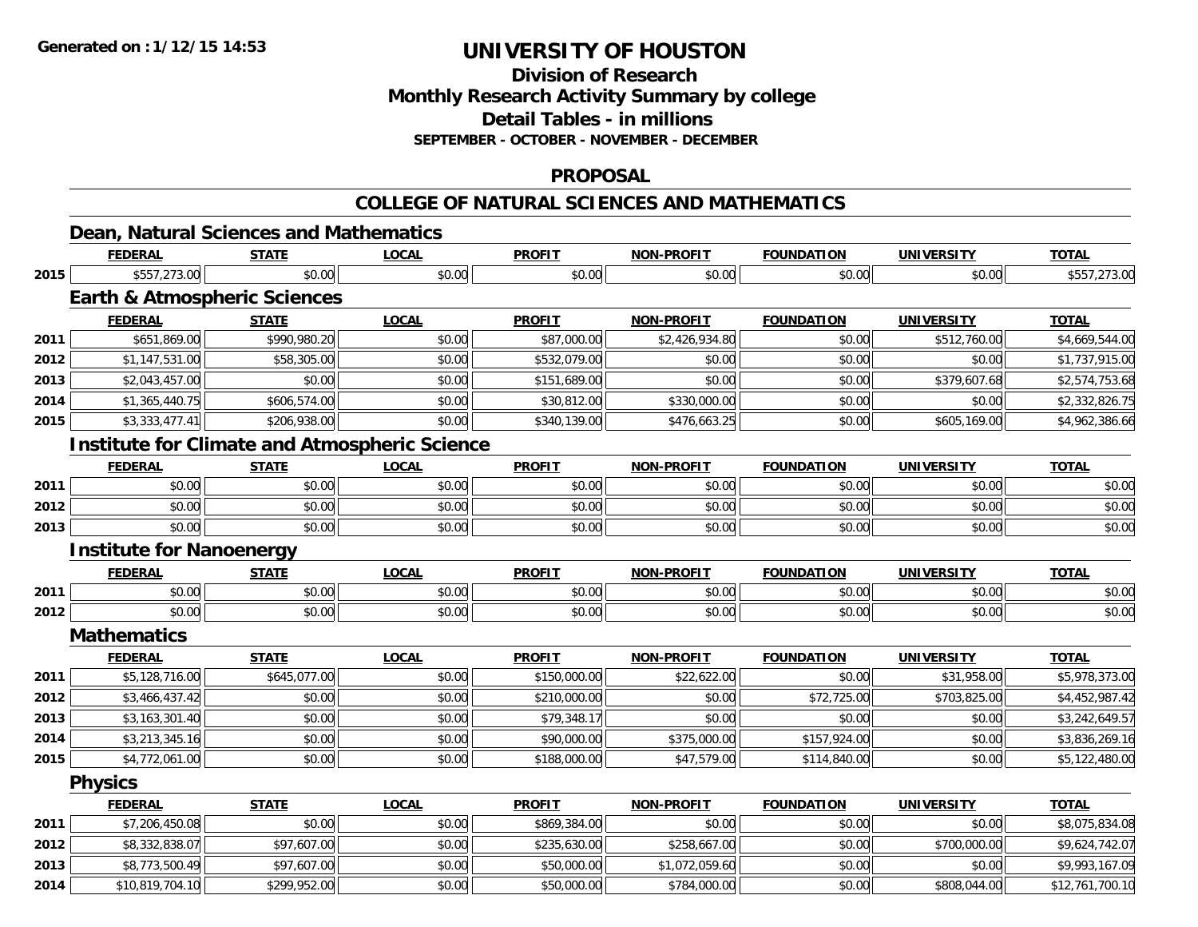# UNIVERSITY OF HOUSTON

## Division of Research
## Monthly Research Activity Summary by college
## Detail Tables - in millions
### SEPTEMBER - OCTOBER - NOVEMBER - DECEMBER

## PROPOSAL

## COLLEGE OF NATURAL SCIENCES AND MATHEMATICS

### Dean, Natural Sciences and Mathematics

| | FEDERAL | STATE | LOCAL | PROFIT | NON-PROFIT | FOUNDATION | UNIVERSITY | TOTAL |
|---|---|---|---|---|---|---|---|---|
| 2015 | $557,273.00 | $0.00 | $0.00 | $0.00 | $0.00 | $0.00 | $0.00 | $557,273.00 |

### Earth & Atmospheric Sciences

| | FEDERAL | STATE | LOCAL | PROFIT | NON-PROFIT | FOUNDATION | UNIVERSITY | TOTAL |
|---|---|---|---|---|---|---|---|---|
| 2011 | $651,869.00 | $990,980.20 | $0.00 | $87,000.00 | $2,426,934.80 | $0.00 | $512,760.00 | $4,669,544.00 |
| 2012 | $1,147,531.00 | $58,305.00 | $0.00 | $532,079.00 | $0.00 | $0.00 | $0.00 | $1,737,915.00 |
| 2013 | $2,043,457.00 | $0.00 | $0.00 | $151,689.00 | $0.00 | $0.00 | $379,607.68 | $2,574,753.68 |
| 2014 | $1,365,440.75 | $606,574.00 | $0.00 | $30,812.00 | $330,000.00 | $0.00 | $0.00 | $2,332,826.75 |
| 2015 | $3,333,477.41 | $206,938.00 | $0.00 | $340,139.00 | $476,663.25 | $0.00 | $605,169.00 | $4,962,386.66 |

### Institute for Climate and Atmospheric Science

| | FEDERAL | STATE | LOCAL | PROFIT | NON-PROFIT | FOUNDATION | UNIVERSITY | TOTAL |
|---|---|---|---|---|---|---|---|---|
| 2011 | $0.00 | $0.00 | $0.00 | $0.00 | $0.00 | $0.00 | $0.00 | $0.00 |
| 2012 | $0.00 | $0.00 | $0.00 | $0.00 | $0.00 | $0.00 | $0.00 | $0.00 |
| 2013 | $0.00 | $0.00 | $0.00 | $0.00 | $0.00 | $0.00 | $0.00 | $0.00 |

### Institute for Nanoenergy

| | FEDERAL | STATE | LOCAL | PROFIT | NON-PROFIT | FOUNDATION | UNIVERSITY | TOTAL |
|---|---|---|---|---|---|---|---|---|
| 2011 | $0.00 | $0.00 | $0.00 | $0.00 | $0.00 | $0.00 | $0.00 | $0.00 |
| 2012 | $0.00 | $0.00 | $0.00 | $0.00 | $0.00 | $0.00 | $0.00 | $0.00 |

### Mathematics

| | FEDERAL | STATE | LOCAL | PROFIT | NON-PROFIT | FOUNDATION | UNIVERSITY | TOTAL |
|---|---|---|---|---|---|---|---|---|
| 2011 | $5,128,716.00 | $645,077.00 | $0.00 | $150,000.00 | $22,622.00 | $0.00 | $31,958.00 | $5,978,373.00 |
| 2012 | $3,466,437.42 | $0.00 | $0.00 | $210,000.00 | $0.00 | $72,725.00 | $703,825.00 | $4,452,987.42 |
| 2013 | $3,163,301.40 | $0.00 | $0.00 | $79,348.17 | $0.00 | $0.00 | $0.00 | $3,242,649.57 |
| 2014 | $3,213,345.16 | $0.00 | $0.00 | $90,000.00 | $375,000.00 | $157,924.00 | $0.00 | $3,836,269.16 |
| 2015 | $4,772,061.00 | $0.00 | $0.00 | $188,000.00 | $47,579.00 | $114,840.00 | $0.00 | $5,122,480.00 |

### Physics

| | FEDERAL | STATE | LOCAL | PROFIT | NON-PROFIT | FOUNDATION | UNIVERSITY | TOTAL |
|---|---|---|---|---|---|---|---|---|
| 2011 | $7,206,450.08 | $0.00 | $0.00 | $869,384.00 | $0.00 | $0.00 | $0.00 | $8,075,834.08 |
| 2012 | $8,332,838.07 | $97,607.00 | $0.00 | $235,630.00 | $258,667.00 | $0.00 | $700,000.00 | $9,624,742.07 |
| 2013 | $8,773,500.49 | $97,607.00 | $0.00 | $50,000.00 | $1,072,059.60 | $0.00 | $0.00 | $9,993,167.09 |
| 2014 | $10,819,704.10 | $299,952.00 | $0.00 | $50,000.00 | $784,000.00 | $0.00 | $808,044.00 | $12,761,700.10 |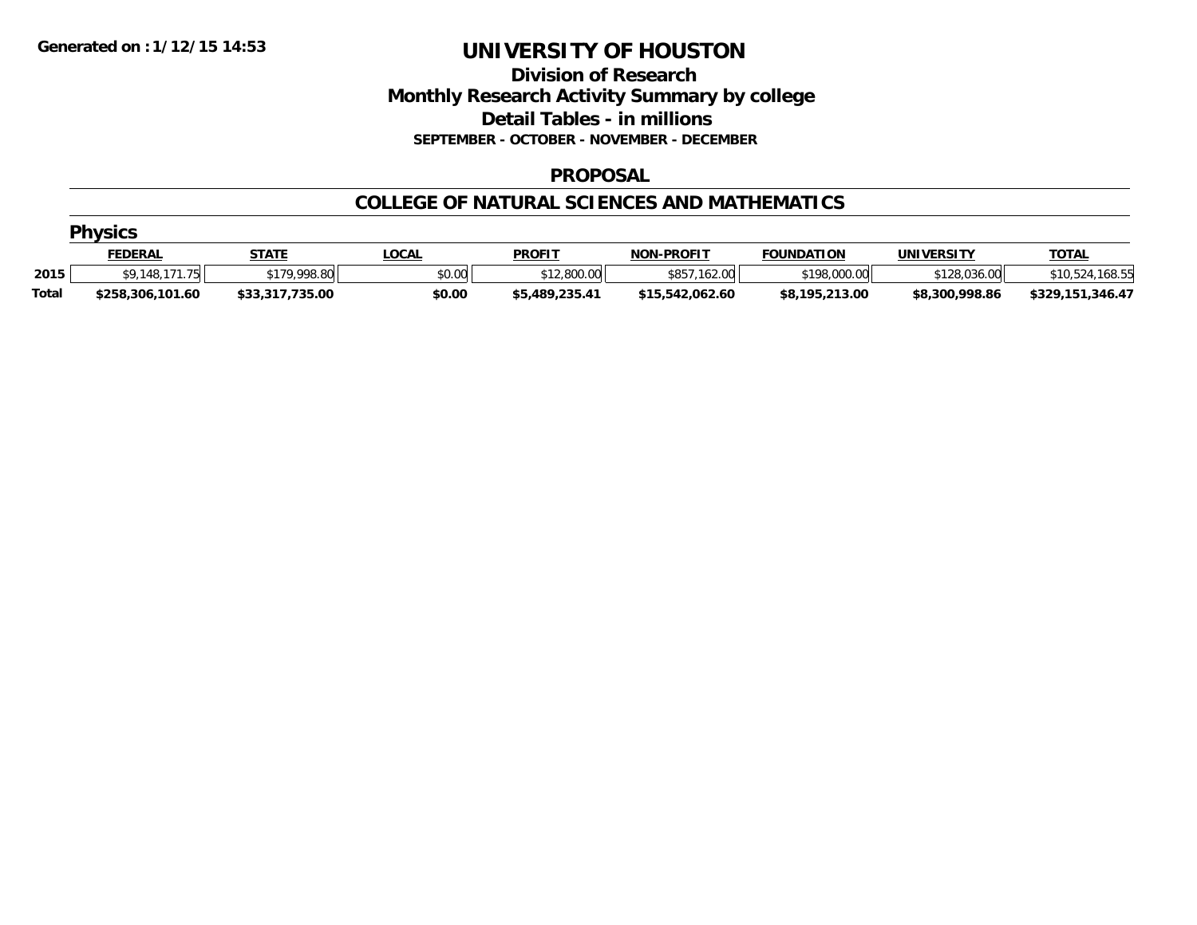Generated on :1/12/15 14:53

# UNIVERSITY OF HOUSTON

## Division of Research
## Monthly Research Activity Summary by college
## Detail Tables - in millions

**SEPTEMBER - OCTOBER - NOVEMBER - DECEMBER**

### PROPOSAL

### COLLEGE OF NATURAL SCIENCES AND MATHEMATICS

#### Physics

| | FEDERAL | STATE | LOCAL | PROFIT | NON-PROFIT | FOUNDATION | UNIVERSITY | TOTAL |
|---|---|---|---|---|---|---|---|---|
| 2015 | $9,148,171.75 | $179,998.80 | $0.00 | $12,800.00 | $857,162.00 | $198,000.00 | $128,036.00 | $10,524,168.55 |
| **Total** | **$258,306,101.60** | **$33,317,735.00** | **$0.00** | **$5,489,235.41** | **$15,542,062.60** | **$8,195,213.00** | **$8,300,998.86** | **$329,151,346.47** |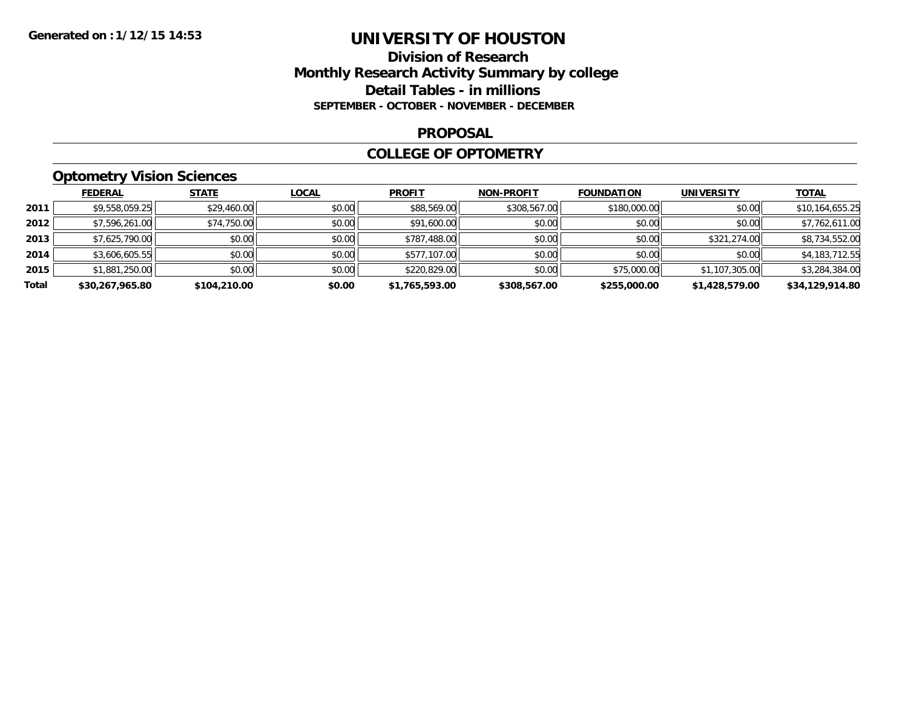Generated on : 1/12/15 14:53

# UNIVERSITY OF HOUSTON

## Division of Research
## Monthly Research Activity Summary by college
## Detail Tables - in millions
### SEPTEMBER - OCTOBER - NOVEMBER - DECEMBER

### PROPOSAL

### COLLEGE OF OPTOMETRY

### Optometry Vision Sciences

| | FEDERAL | STATE | LOCAL | PROFIT | NON-PROFIT | FOUNDATION | UNIVERSITY | TOTAL |
|---|---|---|---|---|---|---|---|---|
| 2011 | $9,558,059.25 | $29,460.00 | $0.00 | $88,569.00 | $308,567.00 | $180,000.00 | $0.00 | $10,164,655.25 |
| 2012 | $7,596,261.00 | $74,750.00 | $0.00 | $91,600.00 | $0.00 | $0.00 | $0.00 | $7,762,611.00 |
| 2013 | $7,625,790.00 | $0.00 | $0.00 | $787,488.00 | $0.00 | $0.00 | $321,274.00 | $8,734,552.00 |
| 2014 | $3,606,605.55 | $0.00 | $0.00 | $577,107.00 | $0.00 | $0.00 | $0.00 | $4,183,712.55 |
| 2015 | $1,881,250.00 | $0.00 | $0.00 | $220,829.00 | $0.00 | $75,000.00 | $1,107,305.00 | $3,284,384.00 |
| **Total** | **$30,267,965.80** | **$104,210.00** | **$0.00** | **$1,765,593.00** | **$308,567.00** | **$255,000.00** | **$1,428,579.00** | **$34,129,914.80** |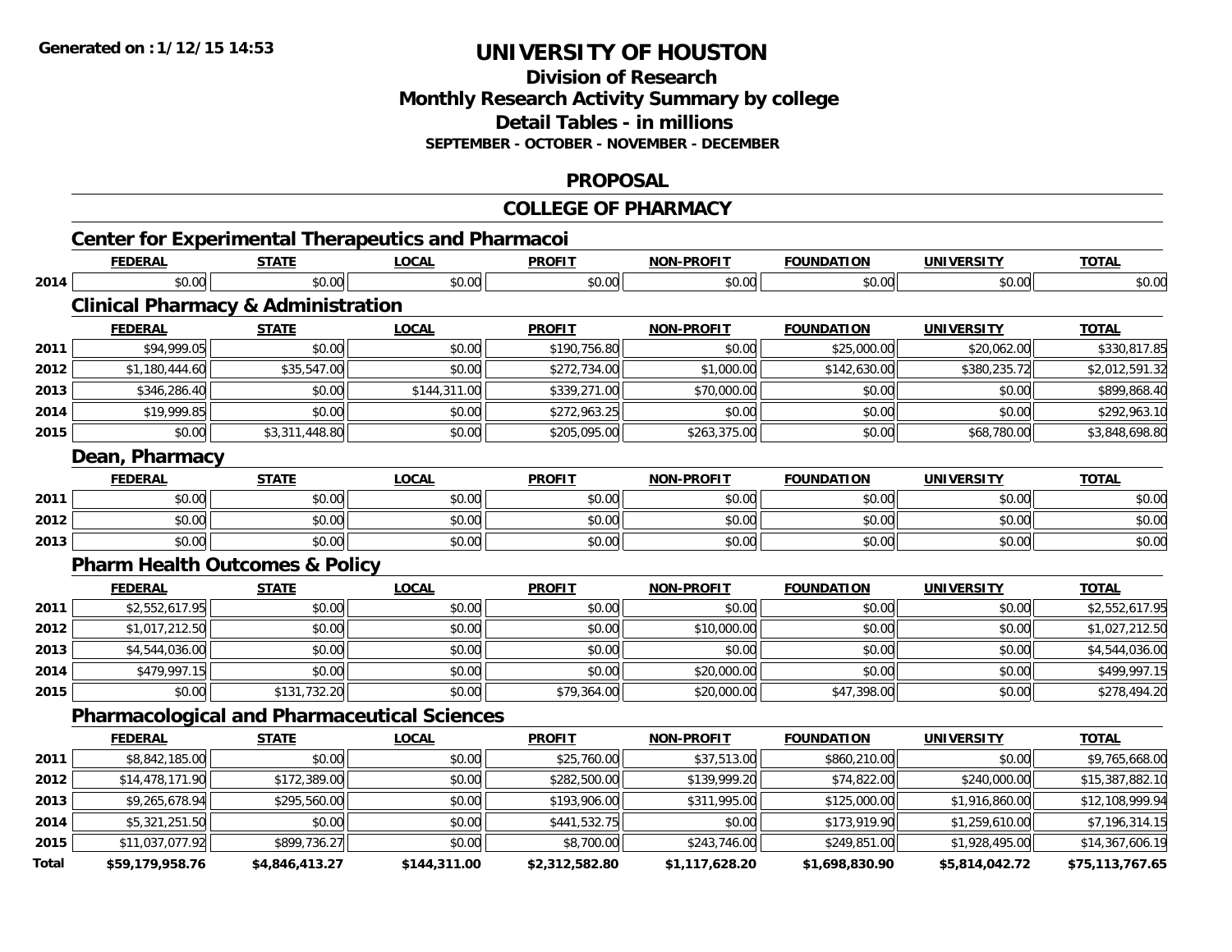Generated on :1/12/15 14:53

# UNIVERSITY OF HOUSTON

## Division of Research
## Monthly Research Activity Summary by college
## Detail Tables - in millions
### SEPTEMBER - OCTOBER - NOVEMBER - DECEMBER

## PROPOSAL

## COLLEGE OF PHARMACY

### Center for Experimental Therapeutics and Pharmacoi

| | FEDERAL | STATE | LOCAL | PROFIT | NON-PROFIT | FOUNDATION | UNIVERSITY | TOTAL |
|---|---|---|---|---|---|---|---|---|
| 2014 | $0.00 | $0.00 | $0.00 | $0.00 | $0.00 | $0.00 | $0.00 | $0.00 |

### Clinical Pharmacy & Administration

| | FEDERAL | STATE | LOCAL | PROFIT | NON-PROFIT | FOUNDATION | UNIVERSITY | TOTAL |
|---|---|---|---|---|---|---|---|---|
| 2011 | $94,999.05 | $0.00 | $0.00 | $190,756.80 | $0.00 | $25,000.00 | $20,062.00 | $330,817.85 |
| 2012 | $1,180,444.60 | $35,547.00 | $0.00 | $272,734.00 | $1,000.00 | $142,630.00 | $380,235.72 | $2,012,591.32 |
| 2013 | $346,286.40 | $0.00 | $144,311.00 | $339,271.00 | $70,000.00 | $0.00 | $0.00 | $899,868.40 |
| 2014 | $19,999.85 | $0.00 | $0.00 | $272,963.25 | $0.00 | $0.00 | $0.00 | $292,963.10 |
| 2015 | $0.00 | $3,311,448.80 | $0.00 | $205,095.00 | $263,375.00 | $0.00 | $68,780.00 | $3,848,698.80 |

### Dean, Pharmacy

| | FEDERAL | STATE | LOCAL | PROFIT | NON-PROFIT | FOUNDATION | UNIVERSITY | TOTAL |
|---|---|---|---|---|---|---|---|---|
| 2011 | $0.00 | $0.00 | $0.00 | $0.00 | $0.00 | $0.00 | $0.00 | $0.00 |
| 2012 | $0.00 | $0.00 | $0.00 | $0.00 | $0.00 | $0.00 | $0.00 | $0.00 |
| 2013 | $0.00 | $0.00 | $0.00 | $0.00 | $0.00 | $0.00 | $0.00 | $0.00 |

### Pharm Health Outcomes & Policy

| | FEDERAL | STATE | LOCAL | PROFIT | NON-PROFIT | FOUNDATION | UNIVERSITY | TOTAL |
|---|---|---|---|---|---|---|---|---|
| 2011 | $2,552,617.95 | $0.00 | $0.00 | $0.00 | $0.00 | $0.00 | $0.00 | $2,552,617.95 |
| 2012 | $1,017,212.50 | $0.00 | $0.00 | $0.00 | $10,000.00 | $0.00 | $0.00 | $1,027,212.50 |
| 2013 | $4,544,036.00 | $0.00 | $0.00 | $0.00 | $0.00 | $0.00 | $0.00 | $4,544,036.00 |
| 2014 | $479,997.15 | $0.00 | $0.00 | $0.00 | $20,000.00 | $0.00 | $0.00 | $499,997.15 |
| 2015 | $0.00 | $131,732.20 | $0.00 | $79,364.00 | $20,000.00 | $47,398.00 | $0.00 | $278,494.20 |

### Pharmacological and Pharmaceutical Sciences

| | FEDERAL | STATE | LOCAL | PROFIT | NON-PROFIT | FOUNDATION | UNIVERSITY | TOTAL |
|---|---|---|---|---|---|---|---|---|
| 2011 | $8,842,185.00 | $0.00 | $0.00 | $25,760.00 | $37,513.00 | $860,210.00 | $0.00 | $9,765,668.00 |
| 2012 | $14,478,171.90 | $172,389.00 | $0.00 | $282,500.00 | $139,999.20 | $74,822.00 | $240,000.00 | $15,387,882.10 |
| 2013 | $9,265,678.94 | $295,560.00 | $0.00 | $193,906.00 | $311,995.00 | $125,000.00 | $1,916,860.00 | $12,108,999.94 |
| 2014 | $5,321,251.50 | $0.00 | $0.00 | $441,532.75 | $0.00 | $173,919.90 | $1,259,610.00 | $7,196,314.15 |
| 2015 | $11,037,077.92 | $899,736.27 | $0.00 | $8,700.00 | $243,746.00 | $249,851.00 | $1,928,495.00 | $14,367,606.19 |
| **Total** | **$59,179,958.76** | **$4,846,413.27** | **$144,311.00** | **$2,312,582.80** | **$1,117,628.20** | **$1,698,830.90** | **$5,814,042.72** | **$75,113,767.65** |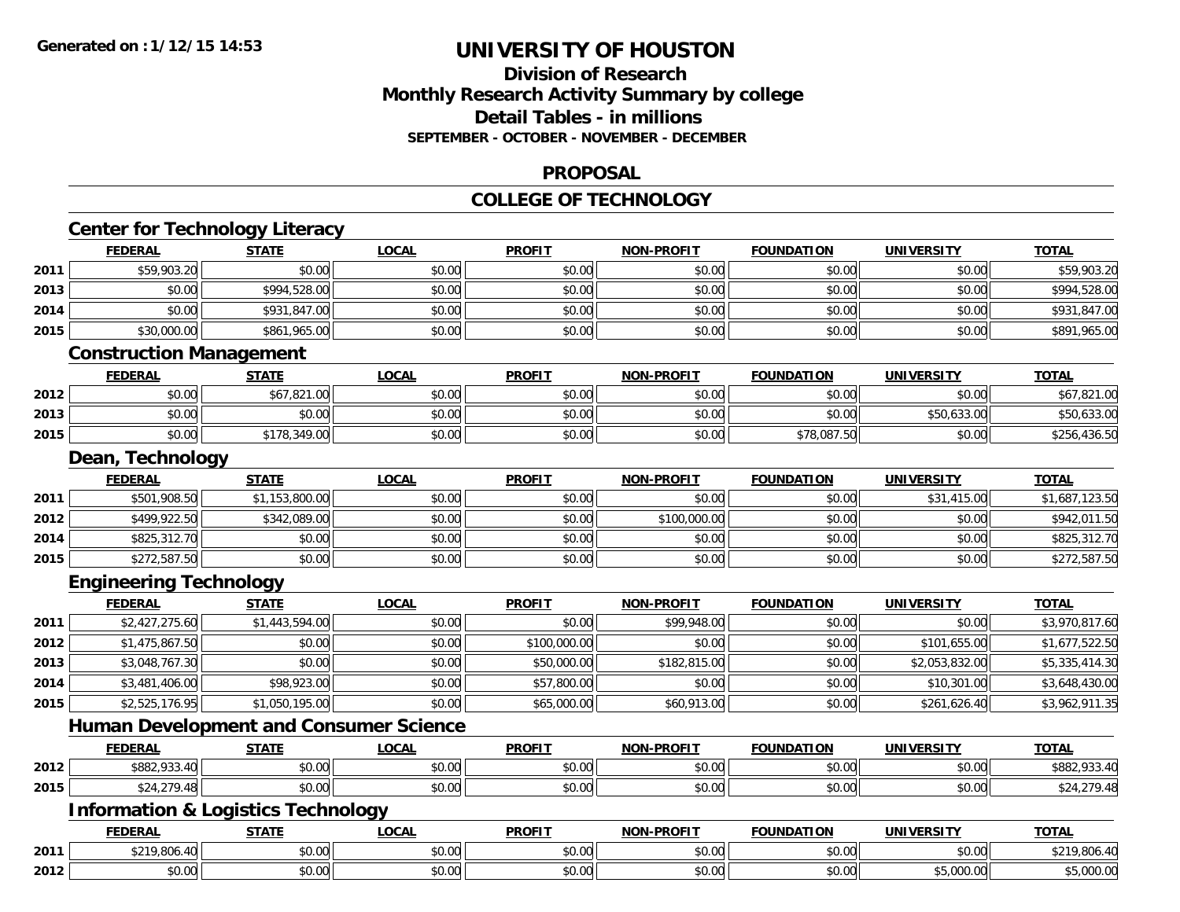# UNIVERSITY OF HOUSTON

## Division of Research
## Monthly Research Activity Summary by college
## Detail Tables - in millions
### SEPTEMBER - OCTOBER - NOVEMBER - DECEMBER

## PROPOSAL

## COLLEGE OF TECHNOLOGY

### Center for Technology Literacy

| | FEDERAL | STATE | LOCAL | PROFIT | NON-PROFIT | FOUNDATION | UNIVERSITY | TOTAL |
|---|---|---|---|---|---|---|---|---|
| 2011 | $59,903.20 | $0.00 | $0.00 | $0.00 | $0.00 | $0.00 | $0.00 | $59,903.20 |
| 2013 | $0.00 | $994,528.00 | $0.00 | $0.00 | $0.00 | $0.00 | $0.00 | $994,528.00 |
| 2014 | $0.00 | $931,847.00 | $0.00 | $0.00 | $0.00 | $0.00 | $0.00 | $931,847.00 |
| 2015 | $30,000.00 | $861,965.00 | $0.00 | $0.00 | $0.00 | $0.00 | $0.00 | $891,965.00 |

### Construction Management

| | FEDERAL | STATE | LOCAL | PROFIT | NON-PROFIT | FOUNDATION | UNIVERSITY | TOTAL |
|---|---|---|---|---|---|---|---|---|
| 2012 | $0.00 | $67,821.00 | $0.00 | $0.00 | $0.00 | $0.00 | $0.00 | $67,821.00 |
| 2013 | $0.00 | $0.00 | $0.00 | $0.00 | $0.00 | $0.00 | $50,633.00 | $50,633.00 |
| 2015 | $0.00 | $178,349.00 | $0.00 | $0.00 | $0.00 | $78,087.50 | $0.00 | $256,436.50 |

### Dean, Technology

| | FEDERAL | STATE | LOCAL | PROFIT | NON-PROFIT | FOUNDATION | UNIVERSITY | TOTAL |
|---|---|---|---|---|---|---|---|---|
| 2011 | $501,908.50 | $1,153,800.00 | $0.00 | $0.00 | $0.00 | $0.00 | $31,415.00 | $1,687,123.50 |
| 2012 | $499,922.50 | $342,089.00 | $0.00 | $0.00 | $100,000.00 | $0.00 | $0.00 | $942,011.50 |
| 2014 | $825,312.70 | $0.00 | $0.00 | $0.00 | $0.00 | $0.00 | $0.00 | $825,312.70 |
| 2015 | $272,587.50 | $0.00 | $0.00 | $0.00 | $0.00 | $0.00 | $0.00 | $272,587.50 |

### Engineering Technology

| | FEDERAL | STATE | LOCAL | PROFIT | NON-PROFIT | FOUNDATION | UNIVERSITY | TOTAL |
|---|---|---|---|---|---|---|---|---|
| 2011 | $2,427,275.60 | $1,443,594.00 | $0.00 | $0.00 | $99,948.00 | $0.00 | $0.00 | $3,970,817.60 |
| 2012 | $1,475,867.50 | $0.00 | $0.00 | $100,000.00 | $0.00 | $0.00 | $101,655.00 | $1,677,522.50 |
| 2013 | $3,048,767.30 | $0.00 | $0.00 | $50,000.00 | $182,815.00 | $0.00 | $2,053,832.00 | $5,335,414.30 |
| 2014 | $3,481,406.00 | $98,923.00 | $0.00 | $57,800.00 | $0.00 | $0.00 | $10,301.00 | $3,648,430.00 |
| 2015 | $2,525,176.95 | $1,050,195.00 | $0.00 | $65,000.00 | $60,913.00 | $0.00 | $261,626.40 | $3,962,911.35 |

### Human Development and Consumer Science

| | FEDERAL | STATE | LOCAL | PROFIT | NON-PROFIT | FOUNDATION | UNIVERSITY | TOTAL |
|---|---|---|---|---|---|---|---|---|
| 2012 | $882,933.40 | $0.00 | $0.00 | $0.00 | $0.00 | $0.00 | $0.00 | $882,933.40 |
| 2015 | $24,279.48 | $0.00 | $0.00 | $0.00 | $0.00 | $0.00 | $0.00 | $24,279.48 |

### Information & Logistics Technology

| | FEDERAL | STATE | LOCAL | PROFIT | NON-PROFIT | FOUNDATION | UNIVERSITY | TOTAL |
|---|---|---|---|---|---|---|---|---|
| 2011 | $219,806.40 | $0.00 | $0.00 | $0.00 | $0.00 | $0.00 | $0.00 | $219,806.40 |
| 2012 | $0.00 | $0.00 | $0.00 | $0.00 | $0.00 | $0.00 | $5,000.00 | $5,000.00 |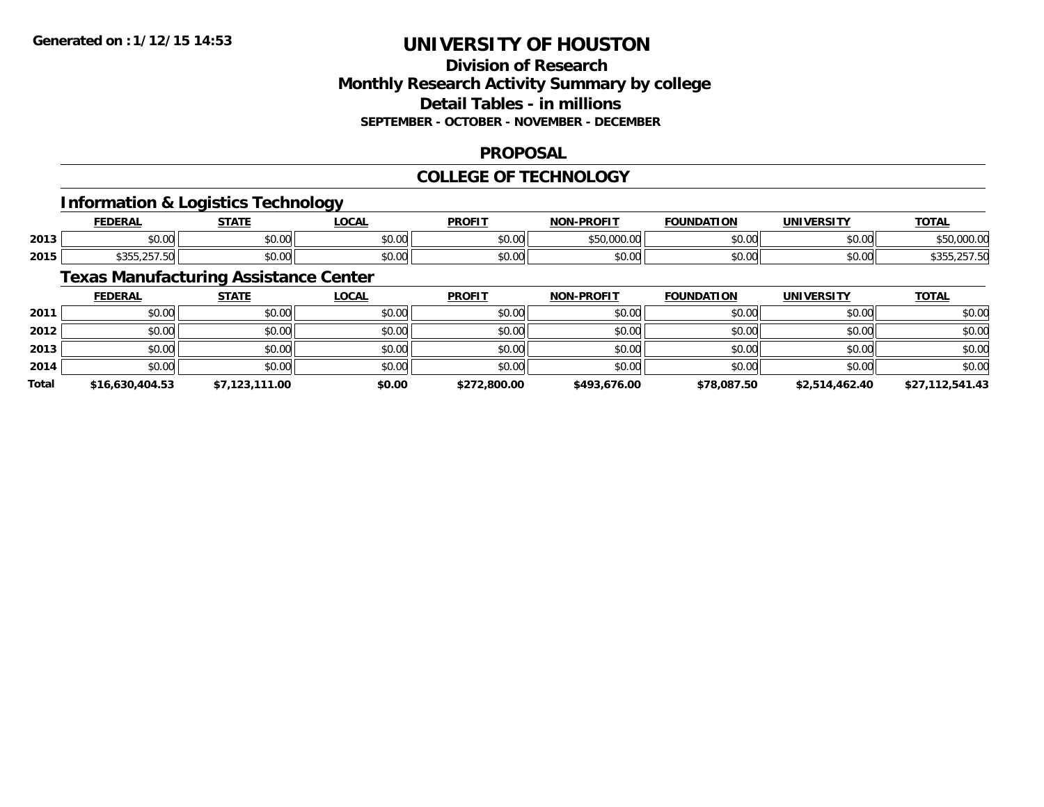# UNIVERSITY OF HOUSTON

## Division of Research
## Monthly Research Activity Summary by college
## Detail Tables - in millions
### SEPTEMBER - OCTOBER - NOVEMBER - DECEMBER

## PROPOSAL

## COLLEGE OF TECHNOLOGY

### Information & Logistics Technology

| | FEDERAL | STATE | LOCAL | PROFIT | NON-PROFIT | FOUNDATION | UNIVERSITY | TOTAL |
|---|---|---|---|---|---|---|---|---|
| 2013 | $0.00 | $0.00 | $0.00 | $0.00 | $50,000.00 | $0.00 | $0.00 | $50,000.00 |
| 2015 | $355,257.50 | $0.00 | $0.00 | $0.00 | $0.00 | $0.00 | $0.00 | $355,257.50 |

### Texas Manufacturing Assistance Center

| | FEDERAL | STATE | LOCAL | PROFIT | NON-PROFIT | FOUNDATION | UNIVERSITY | TOTAL |
|---|---|---|---|---|---|---|---|---|
| 2011 | $0.00 | $0.00 | $0.00 | $0.00 | $0.00 | $0.00 | $0.00 | $0.00 |
| 2012 | $0.00 | $0.00 | $0.00 | $0.00 | $0.00 | $0.00 | $0.00 | $0.00 |
| 2013 | $0.00 | $0.00 | $0.00 | $0.00 | $0.00 | $0.00 | $0.00 | $0.00 |
| 2014 | $0.00 | $0.00 | $0.00 | $0.00 | $0.00 | $0.00 | $0.00 | $0.00 |
| **Total** | **$16,630,404.53** | **$7,123,111.00** | **$0.00** | **$272,800.00** | **$493,676.00** | **$78,087.50** | **$2,514,462.40** | **$27,112,541.43** |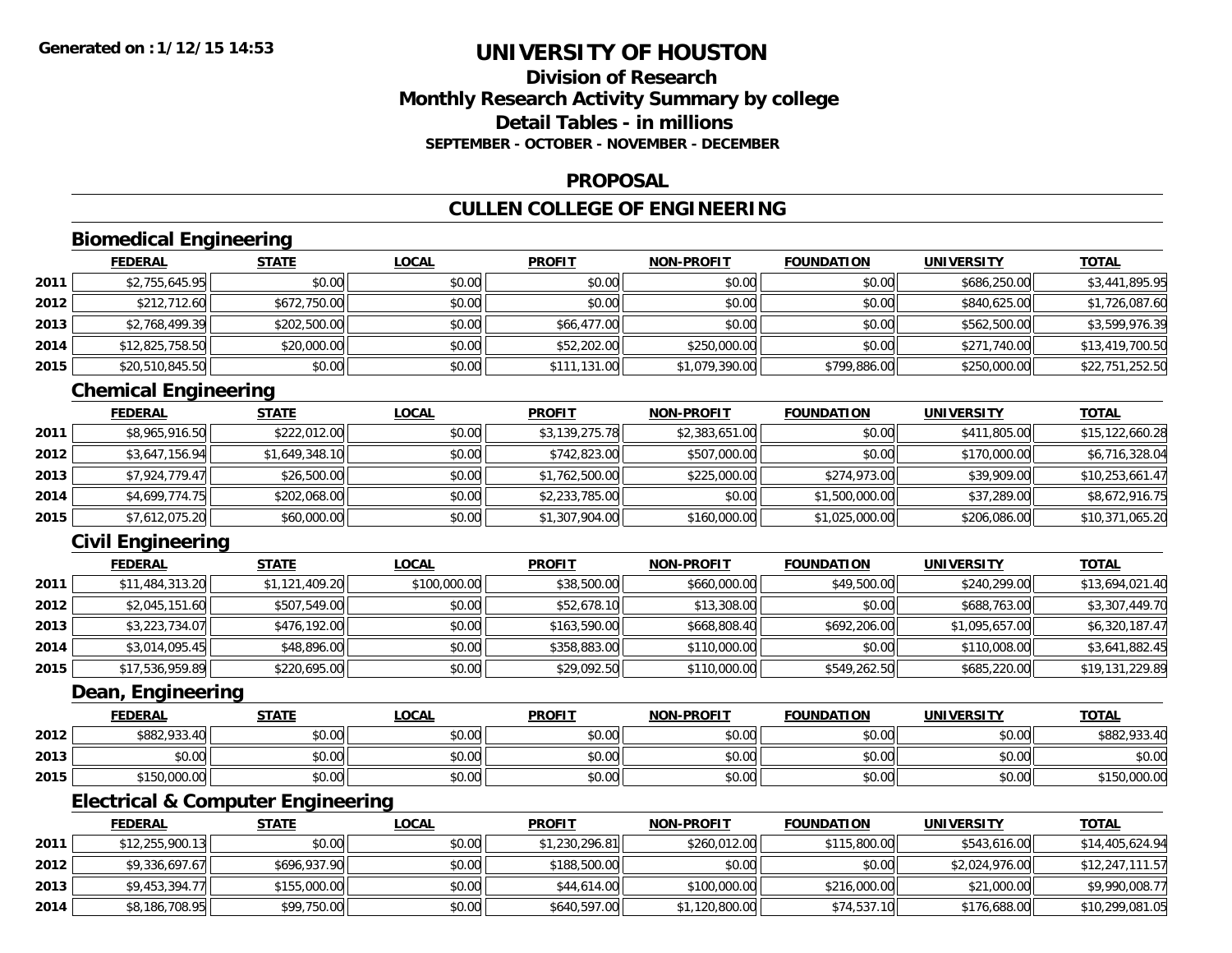**Generated on :1/12/15 14:53**

# UNIVERSITY OF HOUSTON

## Division of Research
## Monthly Research Activity Summary by college
## Detail Tables - in millions
### SEPTEMBER - OCTOBER - NOVEMBER - DECEMBER

### PROPOSAL

### CULLEN COLLEGE OF ENGINEERING

#### Biomedical Engineering

| | FEDERAL | STATE | LOCAL | PROFIT | NON-PROFIT | FOUNDATION | UNIVERSITY | TOTAL |
|---|---|---|---|---|---|---|---|---|
| 2011 | $2,755,645.95 | $0.00 | $0.00 | $0.00 | $0.00 | $0.00 | $686,250.00 | $3,441,895.95 |
| 2012 | $212,712.60 | $672,750.00 | $0.00 | $0.00 | $0.00 | $0.00 | $840,625.00 | $1,726,087.60 |
| 2013 | $2,768,499.39 | $202,500.00 | $0.00 | $66,477.00 | $0.00 | $0.00 | $562,500.00 | $3,599,976.39 |
| 2014 | $12,825,758.50 | $20,000.00 | $0.00 | $52,202.00 | $250,000.00 | $0.00 | $271,740.00 | $13,419,700.50 |
| 2015 | $20,510,845.50 | $0.00 | $0.00 | $111,131.00 | $1,079,390.00 | $799,886.00 | $250,000.00 | $22,751,252.50 |

#### Chemical Engineering

| | FEDERAL | STATE | LOCAL | PROFIT | NON-PROFIT | FOUNDATION | UNIVERSITY | TOTAL |
|---|---|---|---|---|---|---|---|---|
| 2011 | $8,965,916.50 | $222,012.00 | $0.00 | $3,139,275.78 | $2,383,651.00 | $0.00 | $411,805.00 | $15,122,660.28 |
| 2012 | $3,647,156.94 | $1,649,348.10 | $0.00 | $742,823.00 | $507,000.00 | $0.00 | $170,000.00 | $6,716,328.04 |
| 2013 | $7,924,779.47 | $26,500.00 | $0.00 | $1,762,500.00 | $225,000.00 | $274,973.00 | $39,909.00 | $10,253,661.47 |
| 2014 | $4,699,774.75 | $202,068.00 | $0.00 | $2,233,785.00 | $0.00 | $1,500,000.00 | $37,289.00 | $8,672,916.75 |
| 2015 | $7,612,075.20 | $60,000.00 | $0.00 | $1,307,904.00 | $160,000.00 | $1,025,000.00 | $206,086.00 | $10,371,065.20 |

#### Civil Engineering

| | FEDERAL | STATE | LOCAL | PROFIT | NON-PROFIT | FOUNDATION | UNIVERSITY | TOTAL |
|---|---|---|---|---|---|---|---|---|
| 2011 | $11,484,313.20 | $1,121,409.20 | $100,000.00 | $38,500.00 | $660,000.00 | $49,500.00 | $240,299.00 | $13,694,021.40 |
| 2012 | $2,045,151.60 | $507,549.00 | $0.00 | $52,678.10 | $13,308.00 | $0.00 | $688,763.00 | $3,307,449.70 |
| 2013 | $3,223,734.07 | $476,192.00 | $0.00 | $163,590.00 | $668,808.40 | $692,206.00 | $1,095,657.00 | $6,320,187.47 |
| 2014 | $3,014,095.45 | $48,896.00 | $0.00 | $358,883.00 | $110,000.00 | $0.00 | $110,008.00 | $3,641,882.45 |
| 2015 | $17,536,959.89 | $220,695.00 | $0.00 | $29,092.50 | $110,000.00 | $549,262.50 | $685,220.00 | $19,131,229.89 |

#### Dean, Engineering

| | FEDERAL | STATE | LOCAL | PROFIT | NON-PROFIT | FOUNDATION | UNIVERSITY | TOTAL |
|---|---|---|---|---|---|---|---|---|
| 2012 | $882,933.40 | $0.00 | $0.00 | $0.00 | $0.00 | $0.00 | $0.00 | $882,933.40 |
| 2013 | $0.00 | $0.00 | $0.00 | $0.00 | $0.00 | $0.00 | $0.00 | $0.00 |
| 2015 | $150,000.00 | $0.00 | $0.00 | $0.00 | $0.00 | $0.00 | $0.00 | $150,000.00 |

#### Electrical & Computer Engineering

| | FEDERAL | STATE | LOCAL | PROFIT | NON-PROFIT | FOUNDATION | UNIVERSITY | TOTAL |
|---|---|---|---|---|---|---|---|---|
| 2011 | $12,255,900.13 | $0.00 | $0.00 | $1,230,296.81 | $260,012.00 | $115,800.00 | $543,616.00 | $14,405,624.94 |
| 2012 | $9,336,697.67 | $696,937.90 | $0.00 | $188,500.00 | $0.00 | $0.00 | $2,024,976.00 | $12,247,111.57 |
| 2013 | $9,453,394.77 | $155,000.00 | $0.00 | $44,614.00 | $100,000.00 | $216,000.00 | $21,000.00 | $9,990,008.77 |
| 2014 | $8,186,708.95 | $99,750.00 | $0.00 | $640,597.00 | $1,120,800.00 | $74,537.10 | $176,688.00 | $10,299,081.05 |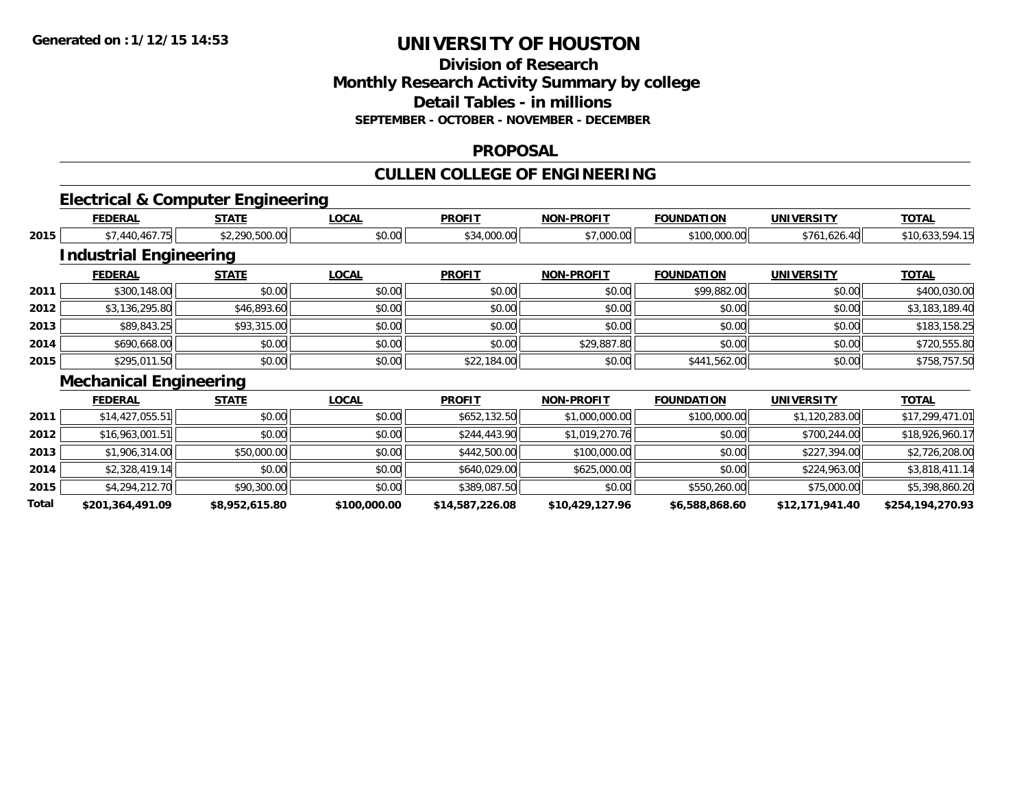**Generated on :1/12/15 14:53**

# UNIVERSITY OF HOUSTON

## Division of Research
## Monthly Research Activity Summary by college
## Detail Tables - in millions
### SEPTEMBER - OCTOBER - NOVEMBER - DECEMBER

## PROPOSAL

## CULLEN COLLEGE OF ENGINEERING

### Electrical & Computer Engineering

| | FEDERAL | STATE | LOCAL | PROFIT | NON-PROFIT | FOUNDATION | UNIVERSITY | TOTAL |
|---|---|---|---|---|---|---|---|---|
| 2015 | $7,440,467.75 | $2,290,500.00 | $0.00 | $34,000.00 | $7,000.00 | $100,000.00 | $761,626.40 | $10,633,594.15 |

### Industrial Engineering

| | FEDERAL | STATE | LOCAL | PROFIT | NON-PROFIT | FOUNDATION | UNIVERSITY | TOTAL |
|---|---|---|---|---|---|---|---|---|
| 2011 | $300,148.00 | $0.00 | $0.00 | $0.00 | $0.00 | $99,882.00 | $0.00 | $400,030.00 |
| 2012 | $3,136,295.80 | $46,893.60 | $0.00 | $0.00 | $0.00 | $0.00 | $0.00 | $3,183,189.40 |
| 2013 | $89,843.25 | $93,315.00 | $0.00 | $0.00 | $0.00 | $0.00 | $0.00 | $183,158.25 |
| 2014 | $690,668.00 | $0.00 | $0.00 | $0.00 | $29,887.80 | $0.00 | $0.00 | $720,555.80 |
| 2015 | $295,011.50 | $0.00 | $0.00 | $22,184.00 | $0.00 | $441,562.00 | $0.00 | $758,757.50 |

### Mechanical Engineering

| | FEDERAL | STATE | LOCAL | PROFIT | NON-PROFIT | FOUNDATION | UNIVERSITY | TOTAL |
|---|---|---|---|---|---|---|---|---|
| 2011 | $14,427,055.51 | $0.00 | $0.00 | $652,132.50 | $1,000,000.00 | $100,000.00 | $1,120,283.00 | $17,299,471.01 |
| 2012 | $16,963,001.51 | $0.00 | $0.00 | $244,443.90 | $1,019,270.76 | $0.00 | $700,244.00 | $18,926,960.17 |
| 2013 | $1,906,314.00 | $50,000.00 | $0.00 | $442,500.00 | $100,000.00 | $0.00 | $227,394.00 | $2,726,208.00 |
| 2014 | $2,328,419.14 | $0.00 | $0.00 | $640,029.00 | $625,000.00 | $0.00 | $224,963.00 | $3,818,411.14 |
| 2015 | $4,294,212.70 | $90,300.00 | $0.00 | $389,087.50 | $0.00 | $550,260.00 | $75,000.00 | $5,398,860.20 |
| **Total** | **$201,364,491.09** | **$8,952,615.80** | **$100,000.00** | **$14,587,226.08** | **$10,429,127.96** | **$6,588,868.60** | **$12,171,941.40** | **$254,194,270.93** |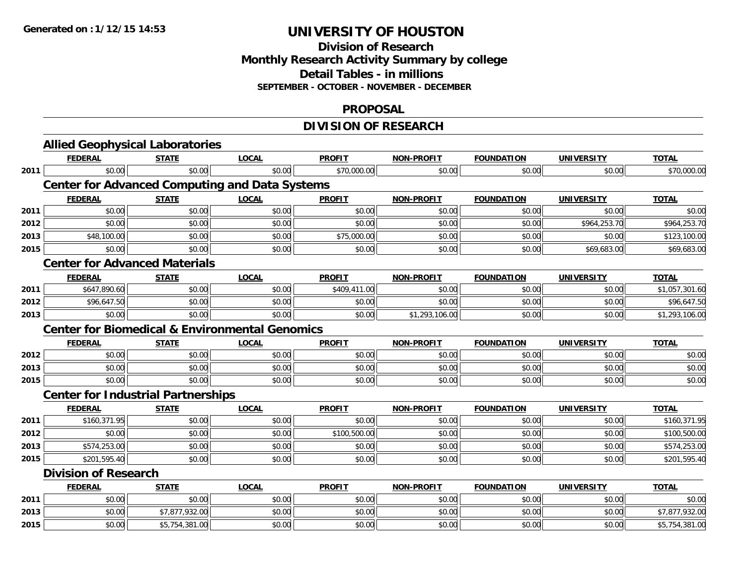# UNIVERSITY OF HOUSTON

## Division of Research
## Monthly Research Activity Summary by college
## Detail Tables - in millions
### SEPTEMBER - OCTOBER - NOVEMBER - DECEMBER

## PROPOSAL

## DIVISION OF RESEARCH

### Allied Geophysical Laboratories

| | FEDERAL | STATE | LOCAL | PROFIT | NON-PROFIT | FOUNDATION | UNIVERSITY | TOTAL |
|---|---|---|---|---|---|---|---|---|
| 2011 | $0.00 | $0.00 | $0.00 | $70,000.00 | $0.00 | $0.00 | $0.00 | $70,000.00 |

### Center for Advanced Computing and Data Systems

| | FEDERAL | STATE | LOCAL | PROFIT | NON-PROFIT | FOUNDATION | UNIVERSITY | TOTAL |
|---|---|---|---|---|---|---|---|---|
| 2011 | $0.00 | $0.00 | $0.00 | $0.00 | $0.00 | $0.00 | $0.00 | $0.00 |
| 2012 | $0.00 | $0.00 | $0.00 | $0.00 | $0.00 | $0.00 | $964,253.70 | $964,253.70 |
| 2013 | $48,100.00 | $0.00 | $0.00 | $75,000.00 | $0.00 | $0.00 | $0.00 | $123,100.00 |
| 2015 | $0.00 | $0.00 | $0.00 | $0.00 | $0.00 | $0.00 | $69,683.00 | $69,683.00 |

### Center for Advanced Materials

| | FEDERAL | STATE | LOCAL | PROFIT | NON-PROFIT | FOUNDATION | UNIVERSITY | TOTAL |
|---|---|---|---|---|---|---|---|---|
| 2011 | $647,890.60 | $0.00 | $0.00 | $409,411.00 | $0.00 | $0.00 | $0.00 | $1,057,301.60 |
| 2012 | $96,647.50 | $0.00 | $0.00 | $0.00 | $0.00 | $0.00 | $0.00 | $96,647.50 |
| 2013 | $0.00 | $0.00 | $0.00 | $0.00 | $1,293,106.00 | $0.00 | $0.00 | $1,293,106.00 |

### Center for Biomedical & Environmental Genomics

| | FEDERAL | STATE | LOCAL | PROFIT | NON-PROFIT | FOUNDATION | UNIVERSITY | TOTAL |
|---|---|---|---|---|---|---|---|---|
| 2012 | $0.00 | $0.00 | $0.00 | $0.00 | $0.00 | $0.00 | $0.00 | $0.00 |
| 2013 | $0.00 | $0.00 | $0.00 | $0.00 | $0.00 | $0.00 | $0.00 | $0.00 |
| 2015 | $0.00 | $0.00 | $0.00 | $0.00 | $0.00 | $0.00 | $0.00 | $0.00 |

### Center for Industrial Partnerships

| | FEDERAL | STATE | LOCAL | PROFIT | NON-PROFIT | FOUNDATION | UNIVERSITY | TOTAL |
|---|---|---|---|---|---|---|---|---|
| 2011 | $160,371.95 | $0.00 | $0.00 | $0.00 | $0.00 | $0.00 | $0.00 | $160,371.95 |
| 2012 | $0.00 | $0.00 | $0.00 | $100,500.00 | $0.00 | $0.00 | $0.00 | $100,500.00 |
| 2013 | $574,253.00 | $0.00 | $0.00 | $0.00 | $0.00 | $0.00 | $0.00 | $574,253.00 |
| 2015 | $201,595.40 | $0.00 | $0.00 | $0.00 | $0.00 | $0.00 | $0.00 | $201,595.40 |

### Division of Research

| | FEDERAL | STATE | LOCAL | PROFIT | NON-PROFIT | FOUNDATION | UNIVERSITY | TOTAL |
|---|---|---|---|---|---|---|---|---|
| 2011 | $0.00 | $0.00 | $0.00 | $0.00 | $0.00 | $0.00 | $0.00 | $0.00 |
| 2013 | $0.00 | $7,877,932.00 | $0.00 | $0.00 | $0.00 | $0.00 | $0.00 | $7,877,932.00 |
| 2015 | $0.00 | $5,754,381.00 | $0.00 | $0.00 | $0.00 | $0.00 | $0.00 | $5,754,381.00 |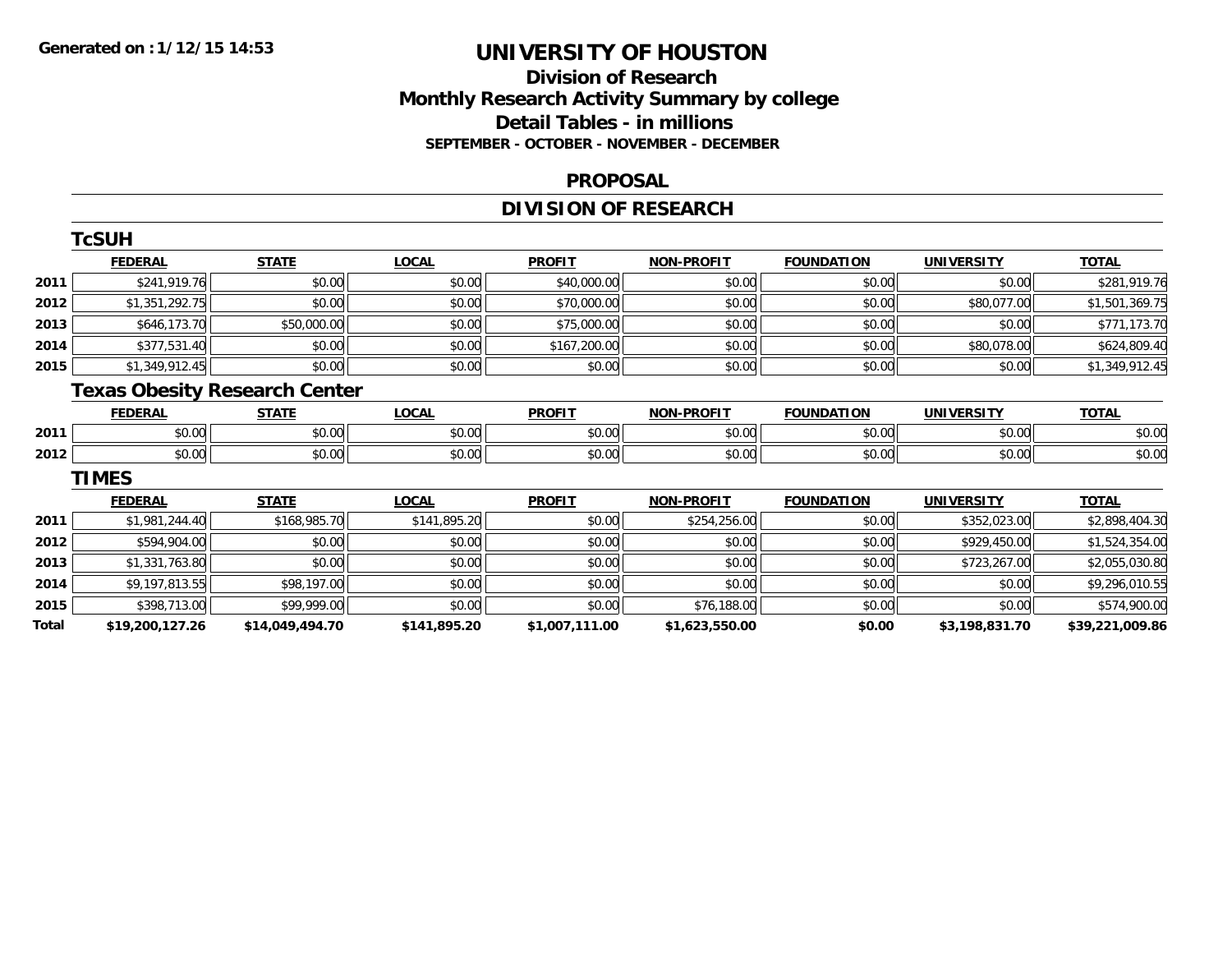# UNIVERSITY OF HOUSTON

## Division of Research
## Monthly Research Activity Summary by college
## Detail Tables - in millions
### SEPTEMBER - OCTOBER - NOVEMBER - DECEMBER

## PROPOSAL

## DIVISION OF RESEARCH

### TcSUH

| | FEDERAL | STATE | LOCAL | PROFIT | NON-PROFIT | FOUNDATION | UNIVERSITY | TOTAL |
|---|---|---|---|---|---|---|---|---|
| 2011 | $241,919.76 | $0.00 | $0.00 | $40,000.00 | $0.00 | $0.00 | $0.00 | $281,919.76 |
| 2012 | $1,351,292.75 | $0.00 | $0.00 | $70,000.00 | $0.00 | $0.00 | $80,077.00 | $1,501,369.75 |
| 2013 | $646,173.70 | $50,000.00 | $0.00 | $75,000.00 | $0.00 | $0.00 | $0.00 | $771,173.70 |
| 2014 | $377,531.40 | $0.00 | $0.00 | $167,200.00 | $0.00 | $0.00 | $80,078.00 | $624,809.40 |
| 2015 | $1,349,912.45 | $0.00 | $0.00 | $0.00 | $0.00 | $0.00 | $0.00 | $1,349,912.45 |

### Texas Obesity Research Center

| | FEDERAL | STATE | LOCAL | PROFIT | NON-PROFIT | FOUNDATION | UNIVERSITY | TOTAL |
|---|---|---|---|---|---|---|---|---|
| 2011 | $0.00 | $0.00 | $0.00 | $0.00 | $0.00 | $0.00 | $0.00 | $0.00 |
| 2012 | $0.00 | $0.00 | $0.00 | $0.00 | $0.00 | $0.00 | $0.00 | $0.00 |

### TIMES

| | FEDERAL | STATE | LOCAL | PROFIT | NON-PROFIT | FOUNDATION | UNIVERSITY | TOTAL |
|---|---|---|---|---|---|---|---|---|
| 2011 | $1,981,244.40 | $168,985.70 | $141,895.20 | $0.00 | $254,256.00 | $0.00 | $352,023.00 | $2,898,404.30 |
| 2012 | $594,904.00 | $0.00 | $0.00 | $0.00 | $0.00 | $0.00 | $929,450.00 | $1,524,354.00 |
| 2013 | $1,331,763.80 | $0.00 | $0.00 | $0.00 | $0.00 | $0.00 | $723,267.00 | $2,055,030.80 |
| 2014 | $9,197,813.55 | $98,197.00 | $0.00 | $0.00 | $0.00 | $0.00 | $0.00 | $9,296,010.55 |
| 2015 | $398,713.00 | $99,999.00 | $0.00 | $0.00 | $76,188.00 | $0.00 | $0.00 | $574,900.00 |
| **Total** | **$19,200,127.26** | **$14,049,494.70** | **$141,895.20** | **$1,007,111.00** | **$1,623,550.00** | **$0.00** | **$3,198,831.70** | **$39,221,009.86** |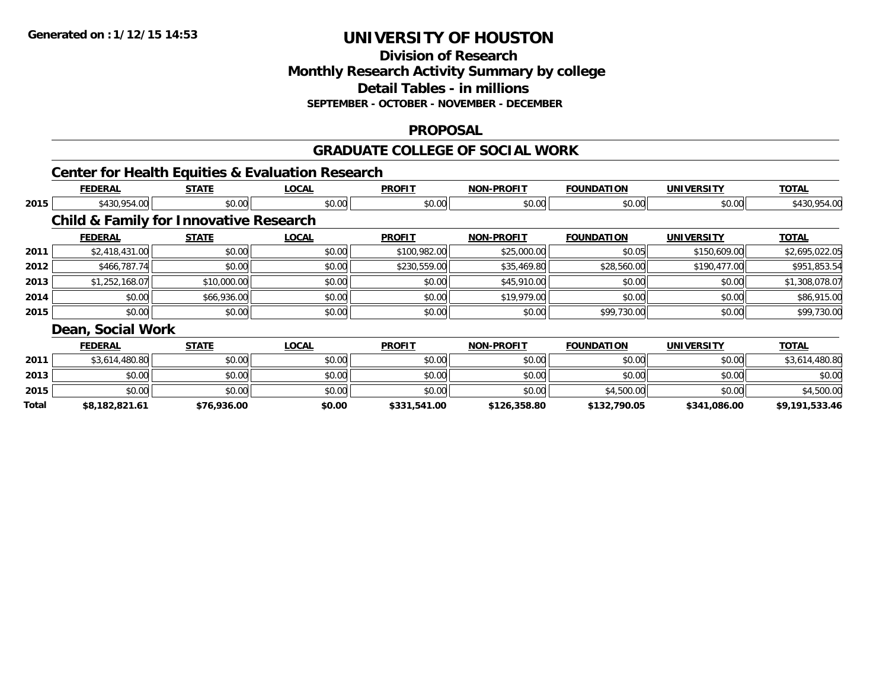Generated on :1/12/15 14:53

# UNIVERSITY OF HOUSTON

## Division of Research
## Monthly Research Activity Summary by college
## Detail Tables - in millions
### SEPTEMBER - OCTOBER - NOVEMBER - DECEMBER

## PROPOSAL

## GRADUATE COLLEGE OF SOCIAL WORK

### Center for Health Equities & Evaluation Research

| | FEDERAL | STATE | LOCAL | PROFIT | NON-PROFIT | FOUNDATION | UNIVERSITY | TOTAL |
|---|---|---|---|---|---|---|---|---|
| 2015 | $430,954.00 | $0.00 | $0.00 | $0.00 | $0.00 | $0.00 | $0.00 | $430,954.00 |

### Child & Family for Innovative Research

| | FEDERAL | STATE | LOCAL | PROFIT | NON-PROFIT | FOUNDATION | UNIVERSITY | TOTAL |
|---|---|---|---|---|---|---|---|---|
| 2011 | $2,418,431.00 | $0.00 | $0.00 | $100,982.00 | $25,000.00 | $0.05 | $150,609.00 | $2,695,022.05 |
| 2012 | $466,787.74 | $0.00 | $0.00 | $230,559.00 | $35,469.80 | $28,560.00 | $190,477.00 | $951,853.54 |
| 2013 | $1,252,168.07 | $10,000.00 | $0.00 | $0.00 | $45,910.00 | $0.00 | $0.00 | $1,308,078.07 |
| 2014 | $0.00 | $66,936.00 | $0.00 | $0.00 | $19,979.00 | $0.00 | $0.00 | $86,915.00 |
| 2015 | $0.00 | $0.00 | $0.00 | $0.00 | $0.00 | $99,730.00 | $0.00 | $99,730.00 |

### Dean, Social Work

| | FEDERAL | STATE | LOCAL | PROFIT | NON-PROFIT | FOUNDATION | UNIVERSITY | TOTAL |
|---|---|---|---|---|---|---|---|---|
| 2011 | $3,614,480.80 | $0.00 | $0.00 | $0.00 | $0.00 | $0.00 | $0.00 | $3,614,480.80 |
| 2013 | $0.00 | $0.00 | $0.00 | $0.00 | $0.00 | $0.00 | $0.00 | $0.00 |
| 2015 | $0.00 | $0.00 | $0.00 | $0.00 | $0.00 | $4,500.00 | $0.00 | $4,500.00 |
| **Total** | **$8,182,821.61** | **$76,936.00** | **$0.00** | **$331,541.00** | **$126,358.80** | **$132,790.05** | **$341,086.00** | **$9,191,533.46** |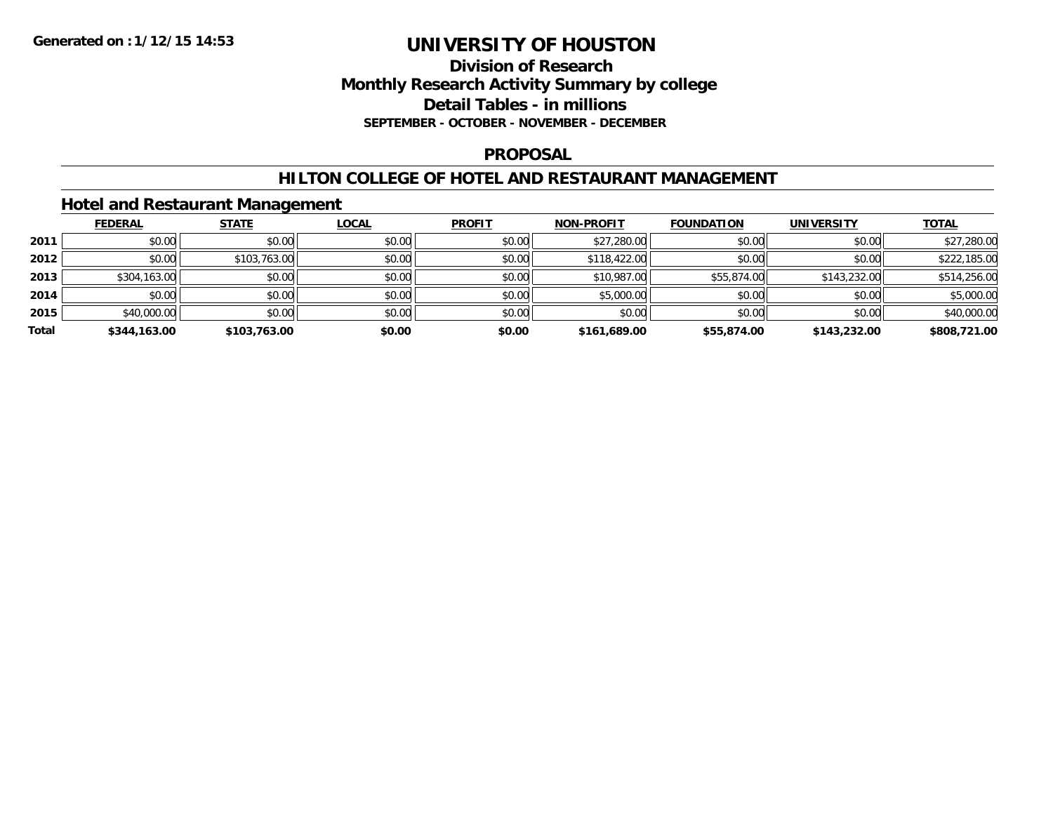# UNIVERSITY OF HOUSTON

## Division of Research

## Monthly Research Activity Summary by college

## Detail Tables - in millions

### SEPTEMBER - OCTOBER - NOVEMBER - DECEMBER

## PROPOSAL

## HILTON COLLEGE OF HOTEL AND RESTAURANT MANAGEMENT

### Hotel and Restaurant Management

| | FEDERAL | STATE | LOCAL | PROFIT | NON-PROFIT | FOUNDATION | UNIVERSITY | TOTAL |
|---|---|---|---|---|---|---|---|---|
| 2011 | $0.00 | $0.00 | $0.00 | $0.00 | $27,280.00 | $0.00 | $0.00 | $27,280.00 |
| 2012 | $0.00 | $103,763.00 | $0.00 | $0.00 | $118,422.00 | $0.00 | $0.00 | $222,185.00 |
| 2013 | $304,163.00 | $0.00 | $0.00 | $0.00 | $10,987.00 | $55,874.00 | $143,232.00 | $514,256.00 |
| 2014 | $0.00 | $0.00 | $0.00 | $0.00 | $5,000.00 | $0.00 | $0.00 | $5,000.00 |
| 2015 | $40,000.00 | $0.00 | $0.00 | $0.00 | $0.00 | $0.00 | $0.00 | $40,000.00 |
| **Total** | **$344,163.00** | **$103,763.00** | **$0.00** | **$0.00** | **$161,689.00** | **$55,874.00** | **$143,232.00** | **$808,721.00** |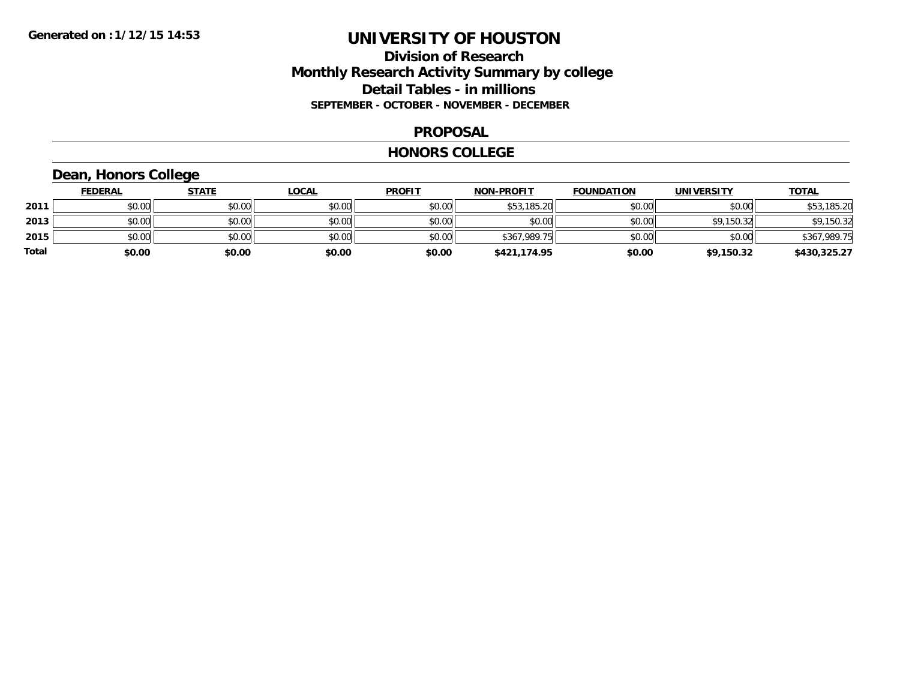# UNIVERSITY OF HOUSTON

## Division of Research
## Monthly Research Activity Summary by college
## Detail Tables - in millions
### SEPTEMBER - OCTOBER - NOVEMBER - DECEMBER

### PROPOSAL

### HONORS COLLEGE

#### Dean, Honors College

| | FEDERAL | STATE | LOCAL | PROFIT | NON-PROFIT | FOUNDATION | UNIVERSITY | TOTAL |
|---|---|---|---|---|---|---|---|---|
| 2011 | $0.00 | $0.00 | $0.00 | $0.00 | $53,185.20 | $0.00 | $0.00 | $53,185.20 |
| 2013 | $0.00 | $0.00 | $0.00 | $0.00 | $0.00 | $0.00 | $9,150.32 | $9,150.32 |
| 2015 | $0.00 | $0.00 | $0.00 | $0.00 | $367,989.75 | $0.00 | $0.00 | $367,989.75 |
| **Total** | **$0.00** | **$0.00** | **$0.00** | **$0.00** | **$421,174.95** | **$0.00** | **$9,150.32** | **$430,325.27** |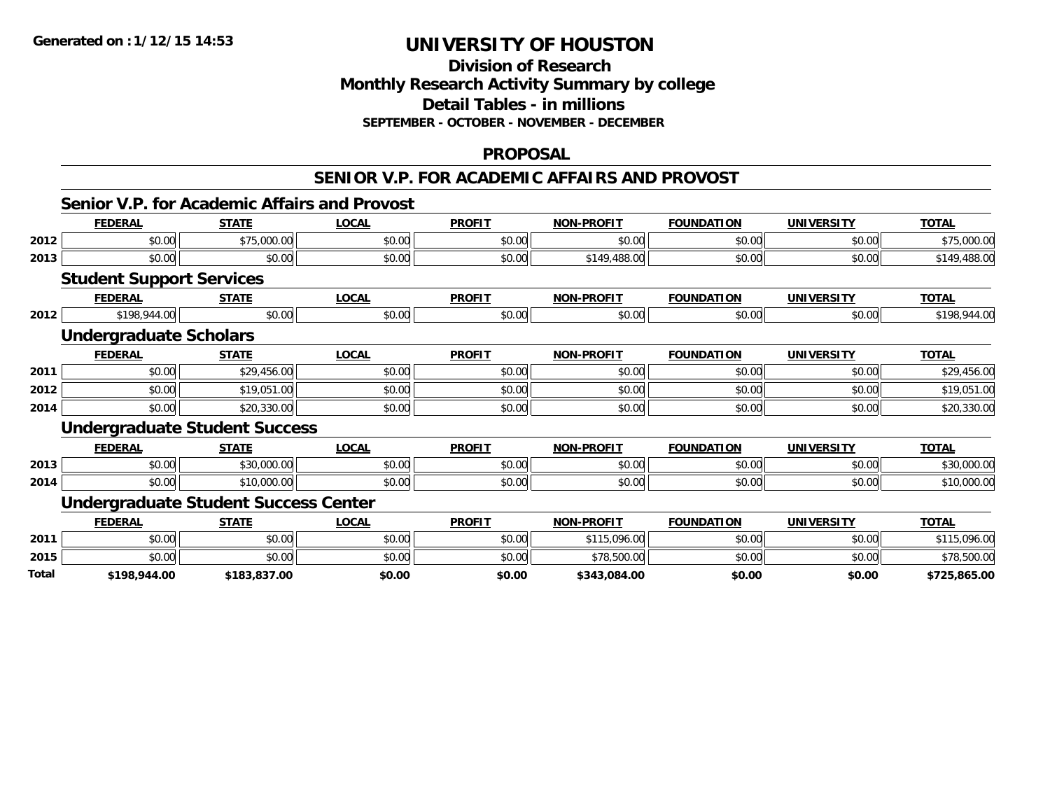Generated on :1/12/15 14:53

# UNIVERSITY OF HOUSTON

## Division of Research
## Monthly Research Activity Summary by college
## Detail Tables - in millions
### SEPTEMBER - OCTOBER - NOVEMBER - DECEMBER

## PROPOSAL

## SENIOR V.P. FOR ACADEMIC AFFAIRS AND PROVOST

### Senior V.P. for Academic Affairs and Provost

| | FEDERAL | STATE | LOCAL | PROFIT | NON-PROFIT | FOUNDATION | UNIVERSITY | TOTAL |
|---|---|---|---|---|---|---|---|---|
| 2012 | $0.00 | $75,000.00 | $0.00 | $0.00 | $0.00 | $0.00 | $0.00 | $75,000.00 |
| 2013 | $0.00 | $0.00 | $0.00 | $0.00 | $149,488.00 | $0.00 | $0.00 | $149,488.00 |

### Student Support Services

| | FEDERAL | STATE | LOCAL | PROFIT | NON-PROFIT | FOUNDATION | UNIVERSITY | TOTAL |
|---|---|---|---|---|---|---|---|---|
| 2012 | $198,944.00 | $0.00 | $0.00 | $0.00 | $0.00 | $0.00 | $0.00 | $198,944.00 |

### Undergraduate Scholars

| | FEDERAL | STATE | LOCAL | PROFIT | NON-PROFIT | FOUNDATION | UNIVERSITY | TOTAL |
|---|---|---|---|---|---|---|---|---|
| 2011 | $0.00 | $29,456.00 | $0.00 | $0.00 | $0.00 | $0.00 | $0.00 | $29,456.00 |
| 2012 | $0.00 | $19,051.00 | $0.00 | $0.00 | $0.00 | $0.00 | $0.00 | $19,051.00 |
| 2014 | $0.00 | $20,330.00 | $0.00 | $0.00 | $0.00 | $0.00 | $0.00 | $20,330.00 |

### Undergraduate Student Success

| | FEDERAL | STATE | LOCAL | PROFIT | NON-PROFIT | FOUNDATION | UNIVERSITY | TOTAL |
|---|---|---|---|---|---|---|---|---|
| 2013 | $0.00 | $30,000.00 | $0.00 | $0.00 | $0.00 | $0.00 | $0.00 | $30,000.00 |
| 2014 | $0.00 | $10,000.00 | $0.00 | $0.00 | $0.00 | $0.00 | $0.00 | $10,000.00 |

### Undergraduate Student Success Center

| | FEDERAL | STATE | LOCAL | PROFIT | NON-PROFIT | FOUNDATION | UNIVERSITY | TOTAL |
|---|---|---|---|---|---|---|---|---|
| 2011 | $0.00 | $0.00 | $0.00 | $0.00 | $115,096.00 | $0.00 | $0.00 | $115,096.00 |
| 2015 | $0.00 | $0.00 | $0.00 | $0.00 | $78,500.00 | $0.00 | $0.00 | $78,500.00 |
| **Total** | **$198,944.00** | **$183,837.00** | **$0.00** | **$0.00** | **$343,084.00** | **$0.00** | **$0.00** | **$725,865.00** |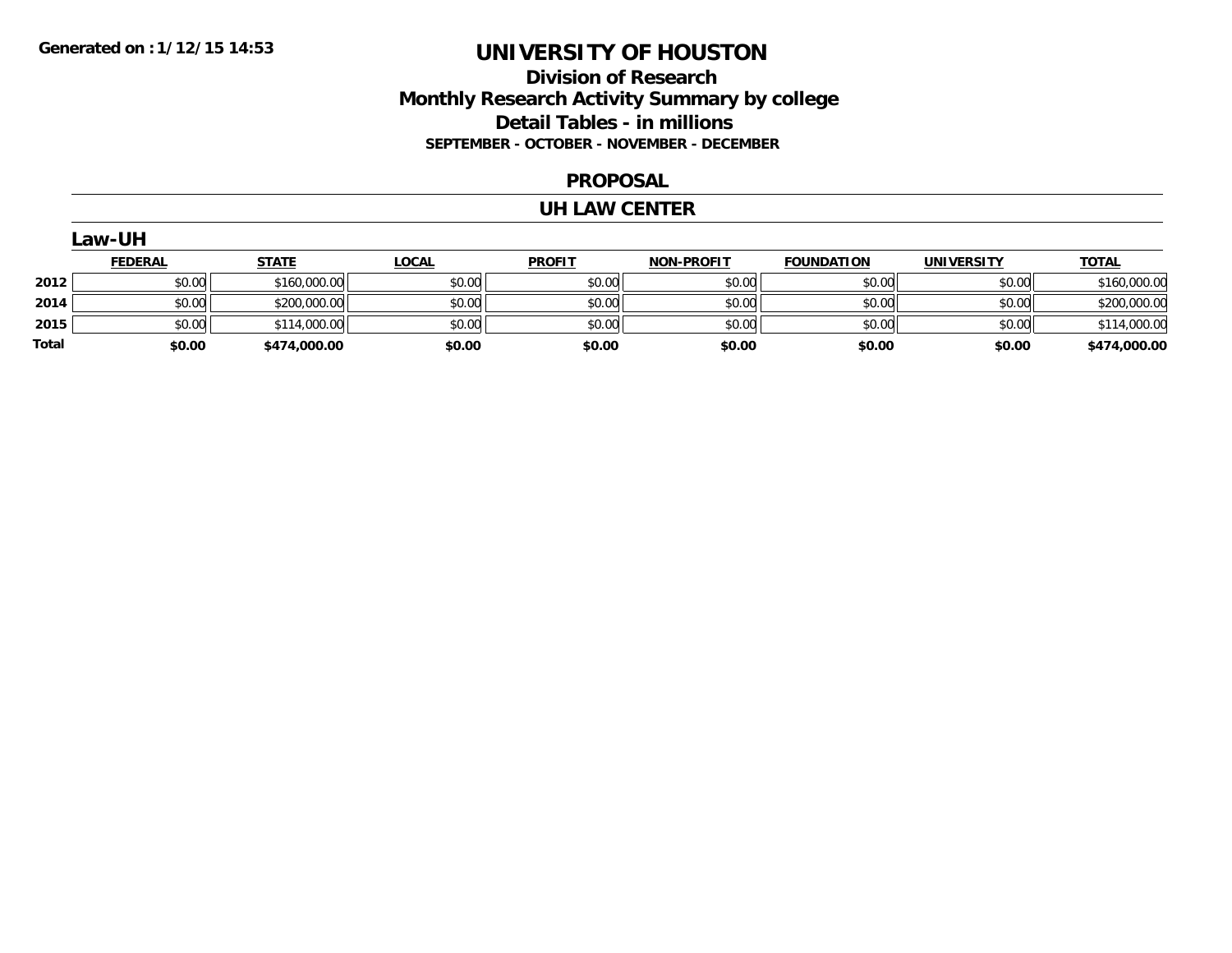# UNIVERSITY OF HOUSTON

## Division of Research
## Monthly Research Activity Summary by college
## Detail Tables - in millions
### SEPTEMBER - OCTOBER - NOVEMBER - DECEMBER

## PROPOSAL

## UH LAW CENTER

### Law-UH

| | FEDERAL | STATE | LOCAL | PROFIT | NON-PROFIT | FOUNDATION | UNIVERSITY | TOTAL |
|---|---|---|---|---|---|---|---|---|
| **2012** | $0.00 | $160,000.00 | $0.00 | $0.00 | $0.00 | $0.00 | $0.00 | $160,000.00 |
| **2014** | $0.00 | $200,000.00 | $0.00 | $0.00 | $0.00 | $0.00 | $0.00 | $200,000.00 |
| **2015** | $0.00 | $114,000.00 | $0.00 | $0.00 | $0.00 | $0.00 | $0.00 | $114,000.00 |
| **Total** | **$0.00** | **$474,000.00** | **$0.00** | **$0.00** | **$0.00** | **$0.00** | **$0.00** | **$474,000.00** |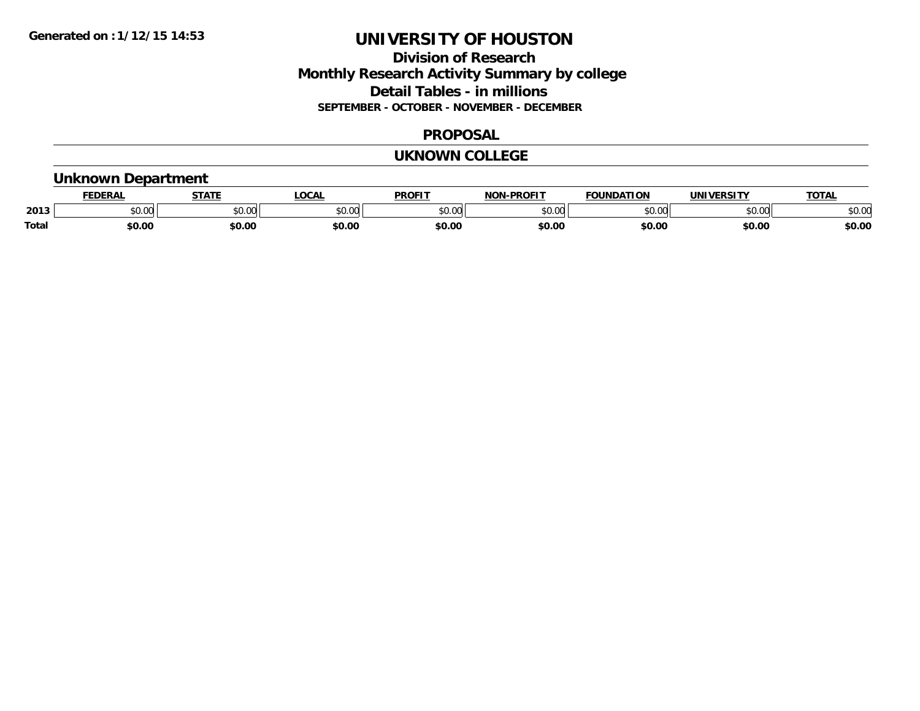Generated on :1/12/15 14:53

# UNIVERSITY OF HOUSTON

## Division of Research
## Monthly Research Activity Summary by college
## Detail Tables - in millions
### SEPTEMBER - OCTOBER - NOVEMBER - DECEMBER

## PROPOSAL

## UKNOWN COLLEGE

### Unknown Department

| | FEDERAL | STATE | LOCAL | PROFIT | NON-PROFIT | FOUNDATION | UNIVERSITY | TOTAL |
|---|---|---|---|---|---|---|---|---|
| 2013 | $0.00 | $0.00 | $0.00 | $0.00 | $0.00 | $0.00 | $0.00 | $0.00 |
| **Total** | **$0.00** | **$0.00** | **$0.00** | **$0.00** | **$0.00** | **$0.00** | **$0.00** | **$0.00** |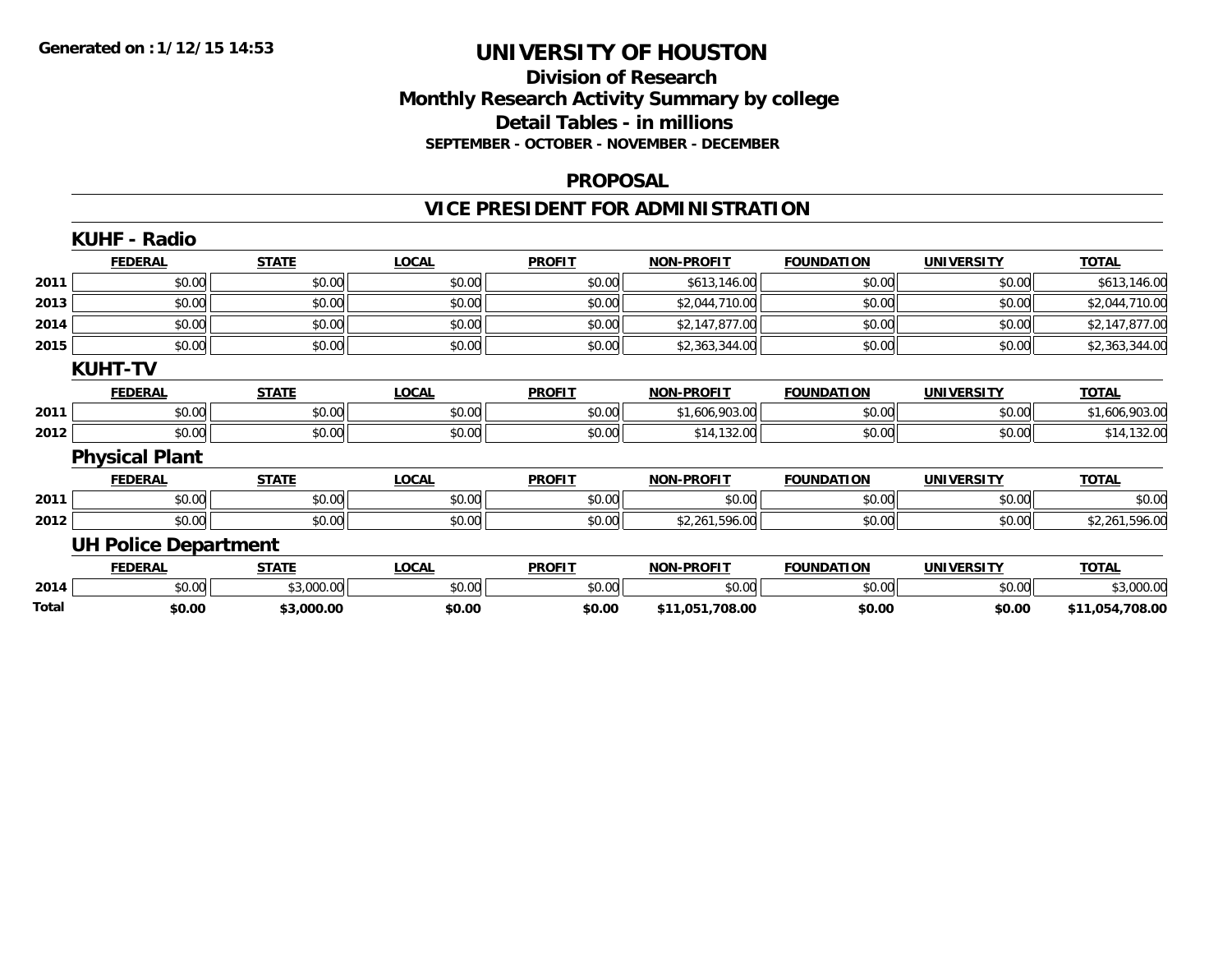Generated on :1/12/15 14:53

# UNIVERSITY OF HOUSTON

## Division of Research
## Monthly Research Activity Summary by college
## Detail Tables - in millions
### SEPTEMBER - OCTOBER - NOVEMBER - DECEMBER

## PROPOSAL

## VICE PRESIDENT FOR ADMINISTRATION

### KUHF - Radio

| | FEDERAL | STATE | LOCAL | PROFIT | NON-PROFIT | FOUNDATION | UNIVERSITY | TOTAL |
|---|---|---|---|---|---|---|---|---|
| 2011 | $0.00 | $0.00 | $0.00 | $0.00 | $613,146.00 | $0.00 | $0.00 | $613,146.00 |
| 2013 | $0.00 | $0.00 | $0.00 | $0.00 | $2,044,710.00 | $0.00 | $0.00 | $2,044,710.00 |
| 2014 | $0.00 | $0.00 | $0.00 | $0.00 | $2,147,877.00 | $0.00 | $0.00 | $2,147,877.00 |
| 2015 | $0.00 | $0.00 | $0.00 | $0.00 | $2,363,344.00 | $0.00 | $0.00 | $2,363,344.00 |

### KUHT-TV

| | FEDERAL | STATE | LOCAL | PROFIT | NON-PROFIT | FOUNDATION | UNIVERSITY | TOTAL |
|---|---|---|---|---|---|---|---|---|
| 2011 | $0.00 | $0.00 | $0.00 | $0.00 | $1,606,903.00 | $0.00 | $0.00 | $1,606,903.00 |
| 2012 | $0.00 | $0.00 | $0.00 | $0.00 | $14,132.00 | $0.00 | $0.00 | $14,132.00 |

### Physical Plant

| | FEDERAL | STATE | LOCAL | PROFIT | NON-PROFIT | FOUNDATION | UNIVERSITY | TOTAL |
|---|---|---|---|---|---|---|---|---|
| 2011 | $0.00 | $0.00 | $0.00 | $0.00 | $0.00 | $0.00 | $0.00 | $0.00 |
| 2012 | $0.00 | $0.00 | $0.00 | $0.00 | $2,261,596.00 | $0.00 | $0.00 | $2,261,596.00 |

### UH Police Department

| | FEDERAL | STATE | LOCAL | PROFIT | NON-PROFIT | FOUNDATION | UNIVERSITY | TOTAL |
|---|---|---|---|---|---|---|---|---|
| 2014 | $0.00 | $3,000.00 | $0.00 | $0.00 | $0.00 | $0.00 | $0.00 | $3,000.00 |
| **Total** | **$0.00** | **$3,000.00** | **$0.00** | **$0.00** | **$11,051,708.00** | **$0.00** | **$0.00** | **$11,054,708.00** |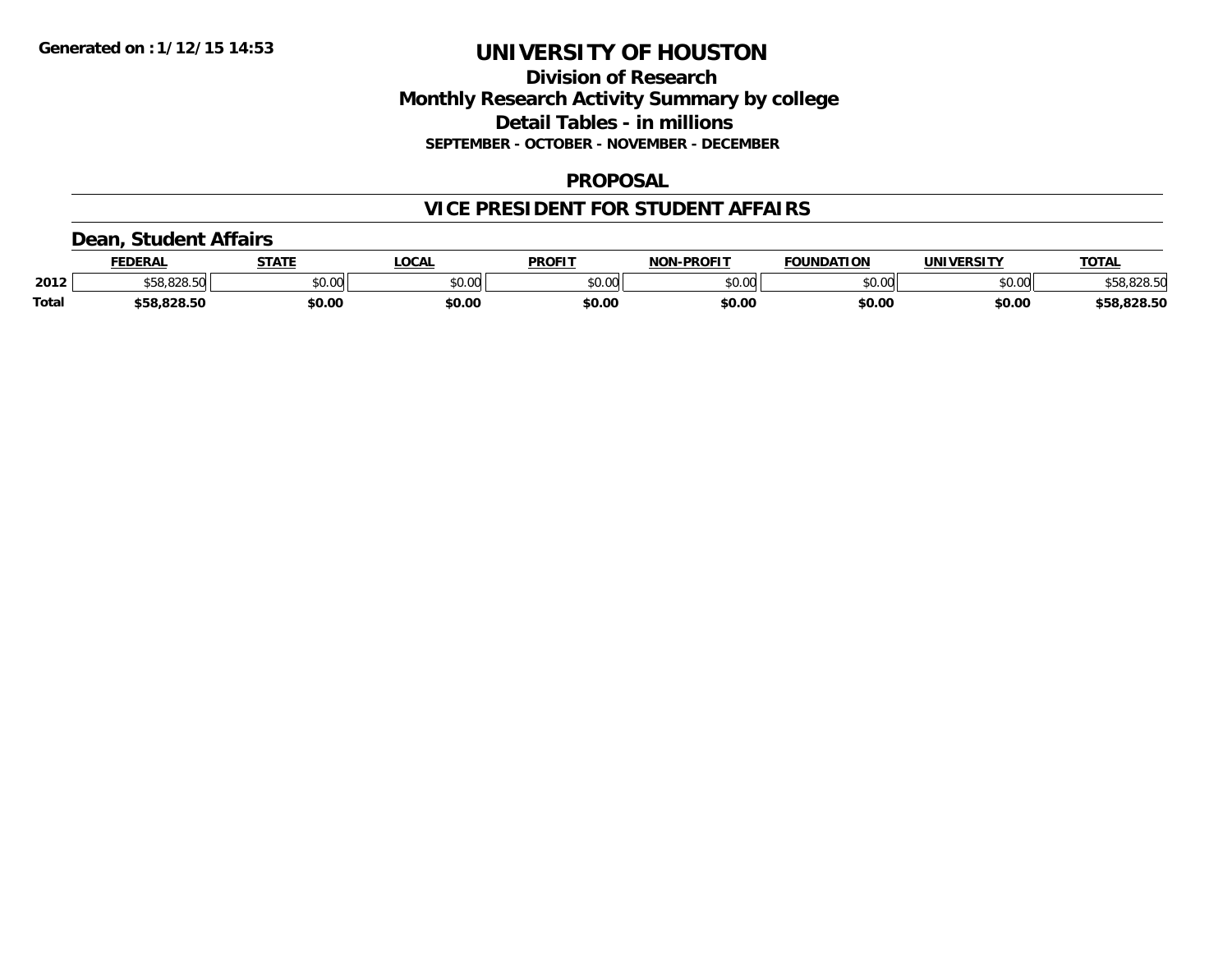**Generated on :1/12/15 14:53**

# UNIVERSITY OF HOUSTON

## Division of Research

## Monthly Research Activity Summary by college

## Detail Tables - in millions

**SEPTEMBER - OCTOBER - NOVEMBER - DECEMBER**

## PROPOSAL

## VICE PRESIDENT FOR STUDENT AFFAIRS

### Dean, Student Affairs

| | FEDERAL | STATE | LOCAL | PROFIT | NON-PROFIT | FOUNDATION | UNIVERSITY | TOTAL |
|---|---|---|---|---|---|---|---|---|
| 2012 | $58,828.50 | $0.00 | $0.00 | $0.00 | $0.00 | $0.00 | $0.00 | $58,828.50 |
| **Total** | **$58,828.50** | **$0.00** | **$0.00** | **$0.00** | **$0.00** | **$0.00** | **$0.00** | **$58,828.50** |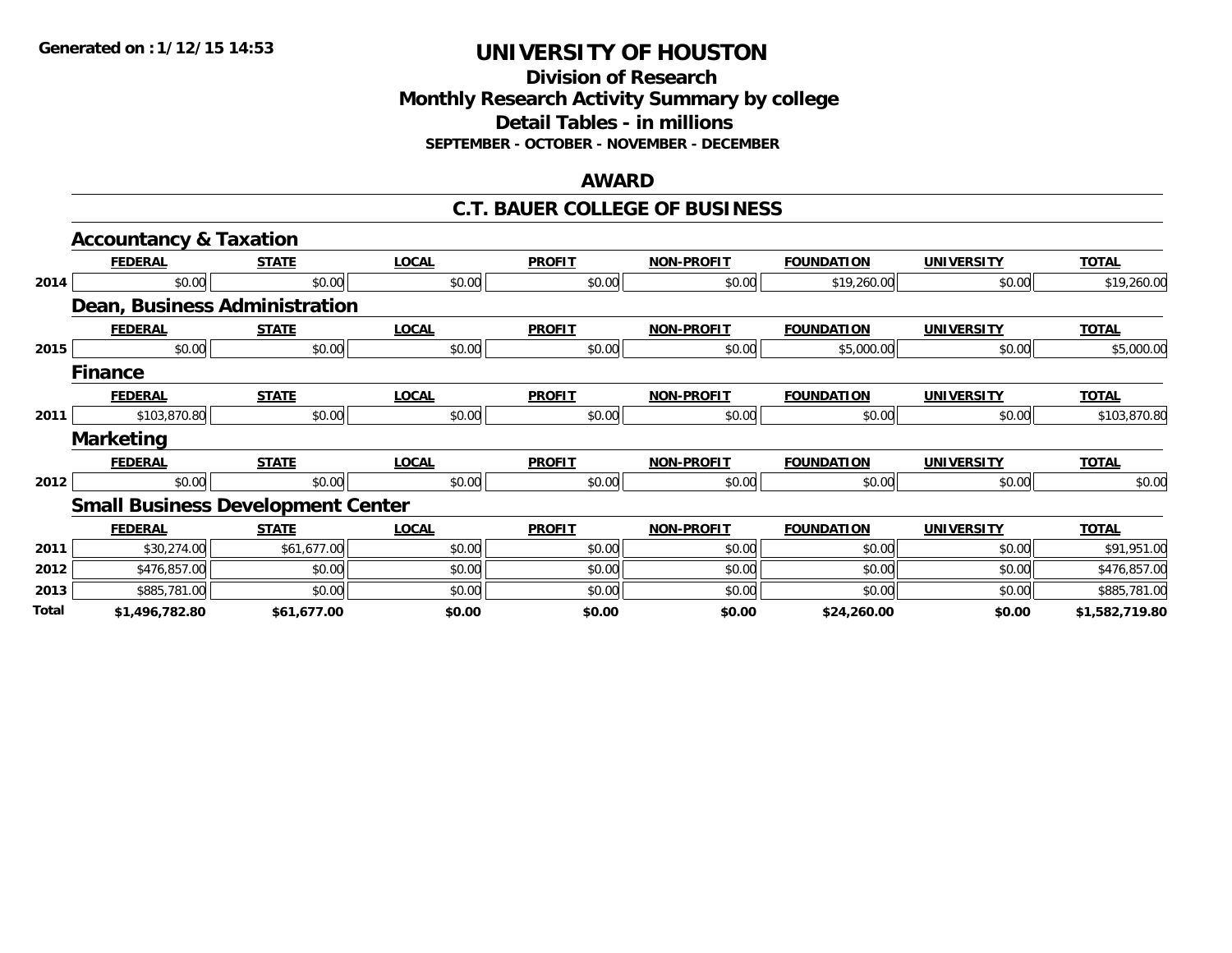**Generated on :1/12/15 14:53**

# UNIVERSITY OF HOUSTON

## Division of Research
## Monthly Research Activity Summary by college
## Detail Tables - in millions
### SEPTEMBER - OCTOBER - NOVEMBER - DECEMBER

## AWARD

## C.T. BAUER COLLEGE OF BUSINESS

### Accountancy & Taxation

| | FEDERAL | STATE | LOCAL | PROFIT | NON-PROFIT | FOUNDATION | UNIVERSITY | TOTAL |
|---|---|---|---|---|---|---|---|---|
| 2014 | $0.00 | $0.00 | $0.00 | $0.00 | $0.00 | $19,260.00 | $0.00 | $19,260.00 |

### Dean, Business Administration

| | FEDERAL | STATE | LOCAL | PROFIT | NON-PROFIT | FOUNDATION | UNIVERSITY | TOTAL |
|---|---|---|---|---|---|---|---|---|
| 2015 | $0.00 | $0.00 | $0.00 | $0.00 | $0.00 | $5,000.00 | $0.00 | $5,000.00 |

### Finance

| | FEDERAL | STATE | LOCAL | PROFIT | NON-PROFIT | FOUNDATION | UNIVERSITY | TOTAL |
|---|---|---|---|---|---|---|---|---|
| 2011 | $103,870.80 | $0.00 | $0.00 | $0.00 | $0.00 | $0.00 | $0.00 | $103,870.80 |

### Marketing

| | FEDERAL | STATE | LOCAL | PROFIT | NON-PROFIT | FOUNDATION | UNIVERSITY | TOTAL |
|---|---|---|---|---|---|---|---|---|
| 2012 | $0.00 | $0.00 | $0.00 | $0.00 | $0.00 | $0.00 | $0.00 | $0.00 |

### Small Business Development Center

| | FEDERAL | STATE | LOCAL | PROFIT | NON-PROFIT | FOUNDATION | UNIVERSITY | TOTAL |
|---|---|---|---|---|---|---|---|---|
| 2011 | $30,274.00 | $61,677.00 | $0.00 | $0.00 | $0.00 | $0.00 | $0.00 | $91,951.00 |
| 2012 | $476,857.00 | $0.00 | $0.00 | $0.00 | $0.00 | $0.00 | $0.00 | $476,857.00 |
| 2013 | $885,781.00 | $0.00 | $0.00 | $0.00 | $0.00 | $0.00 | $0.00 | $885,781.00 |
| **Total** | **$1,496,782.80** | **$61,677.00** | **$0.00** | **$0.00** | **$0.00** | **$24,260.00** | **$0.00** | **$1,582,719.80** |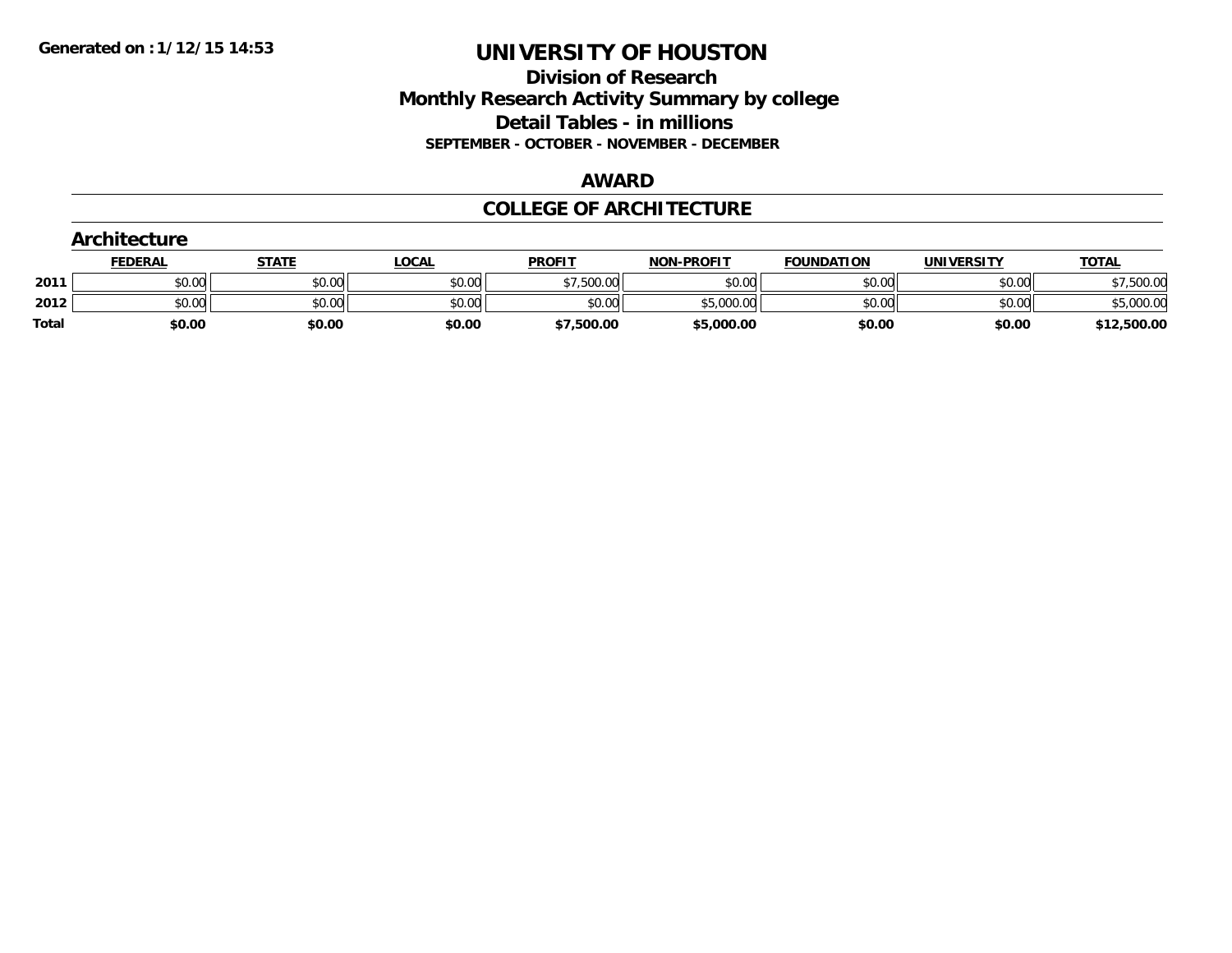**Generated on :1/12/15 14:53**

# UNIVERSITY OF HOUSTON

## Division of Research
## Monthly Research Activity Summary by college
## Detail Tables - in millions
### SEPTEMBER - OCTOBER - NOVEMBER - DECEMBER

## AWARD

## COLLEGE OF ARCHITECTURE

### Architecture

| | FEDERAL | STATE | LOCAL | PROFIT | NON-PROFIT | FOUNDATION | UNIVERSITY | TOTAL |
|---|---|---|---|---|---|---|---|---|
| 2011 | $0.00 | $0.00 | $0.00 | $7,500.00 | $0.00 | $0.00 | $0.00 | $7,500.00 |
| 2012 | $0.00 | $0.00 | $0.00 | $0.00 | $5,000.00 | $0.00 | $0.00 | $5,000.00 |
| **Total** | **$0.00** | **$0.00** | **$0.00** | **$7,500.00** | **$5,000.00** | **$0.00** | **$0.00** | **$12,500.00** |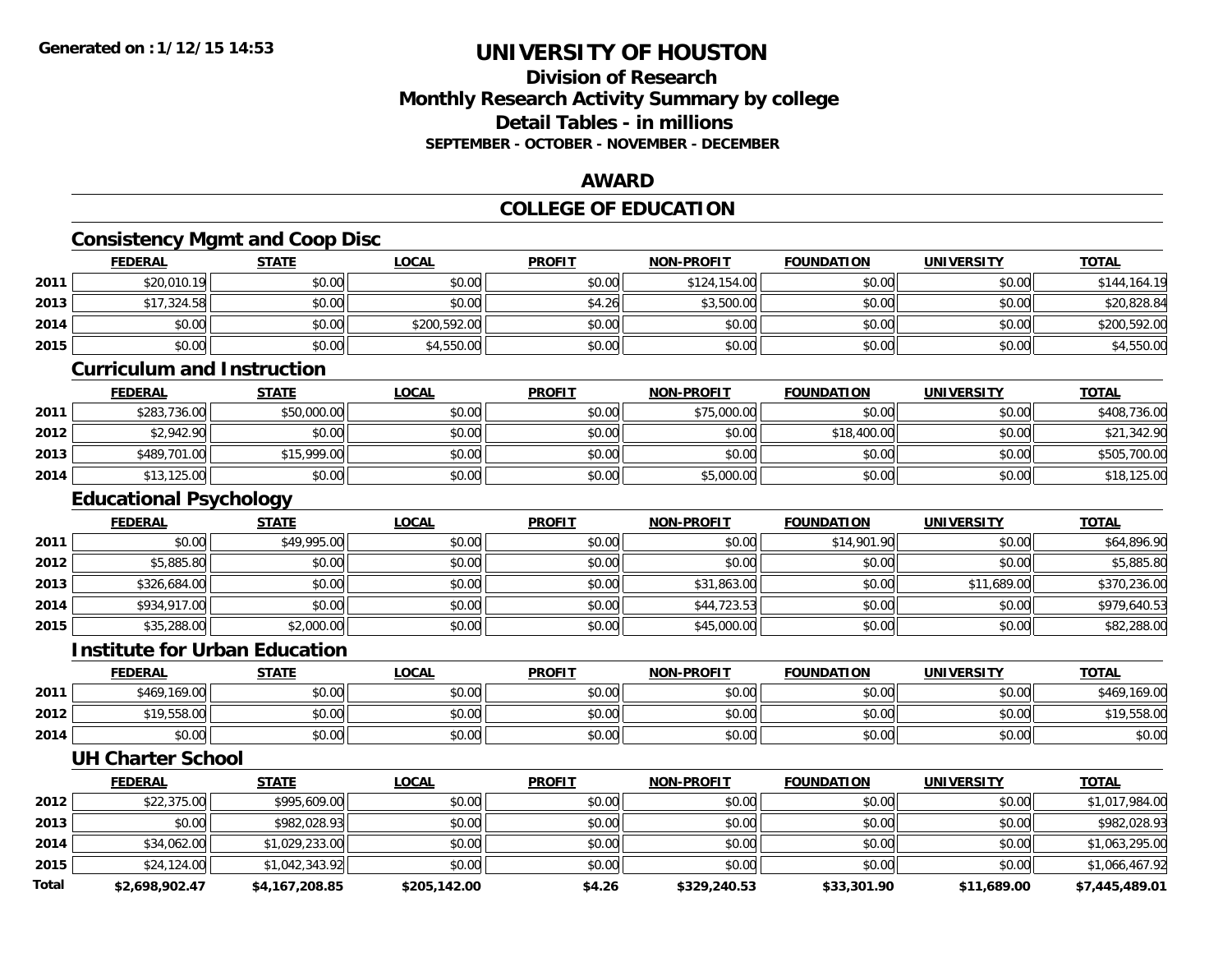# UNIVERSITY OF HOUSTON

## Division of Research
## Monthly Research Activity Summary by college
## Detail Tables - in millions
### SEPTEMBER - OCTOBER - NOVEMBER - DECEMBER

**Generated on : 1/12/15 14:53**

## AWARD

## COLLEGE OF EDUCATION

### Consistency Mgmt and Coop Disc

| | FEDERAL | STATE | LOCAL | PROFIT | NON-PROFIT | FOUNDATION | UNIVERSITY | TOTAL |
|---|---|---|---|---|---|---|---|---|
| 2011 | $20,010.19 | $0.00 | $0.00 | $0.00 | $124,154.00 | $0.00 | $0.00 | $144,164.19 |
| 2013 | $17,324.58 | $0.00 | $0.00 | $4.26 | $3,500.00 | $0.00 | $0.00 | $20,828.84 |
| 2014 | $0.00 | $0.00 | $200,592.00 | $0.00 | $0.00 | $0.00 | $0.00 | $200,592.00 |
| 2015 | $0.00 | $0.00 | $4,550.00 | $0.00 | $0.00 | $0.00 | $0.00 | $4,550.00 |

### Curriculum and Instruction

| | FEDERAL | STATE | LOCAL | PROFIT | NON-PROFIT | FOUNDATION | UNIVERSITY | TOTAL |
|---|---|---|---|---|---|---|---|---|
| 2011 | $283,736.00 | $50,000.00 | $0.00 | $0.00 | $75,000.00 | $0.00 | $0.00 | $408,736.00 |
| 2012 | $2,942.90 | $0.00 | $0.00 | $0.00 | $0.00 | $18,400.00 | $0.00 | $21,342.90 |
| 2013 | $489,701.00 | $15,999.00 | $0.00 | $0.00 | $0.00 | $0.00 | $0.00 | $505,700.00 |
| 2014 | $13,125.00 | $0.00 | $0.00 | $0.00 | $5,000.00 | $0.00 | $0.00 | $18,125.00 |

### Educational Psychology

| | FEDERAL | STATE | LOCAL | PROFIT | NON-PROFIT | FOUNDATION | UNIVERSITY | TOTAL |
|---|---|---|---|---|---|---|---|---|
| 2011 | $0.00 | $49,995.00 | $0.00 | $0.00 | $0.00 | $14,901.90 | $0.00 | $64,896.90 |
| 2012 | $5,885.80 | $0.00 | $0.00 | $0.00 | $0.00 | $0.00 | $0.00 | $5,885.80 |
| 2013 | $326,684.00 | $0.00 | $0.00 | $0.00 | $31,863.00 | $0.00 | $11,689.00 | $370,236.00 |
| 2014 | $934,917.00 | $0.00 | $0.00 | $0.00 | $44,723.53 | $0.00 | $0.00 | $979,640.53 |
| 2015 | $35,288.00 | $2,000.00 | $0.00 | $0.00 | $45,000.00 | $0.00 | $0.00 | $82,288.00 |

### Institute for Urban Education

| | FEDERAL | STATE | LOCAL | PROFIT | NON-PROFIT | FOUNDATION | UNIVERSITY | TOTAL |
|---|---|---|---|---|---|---|---|---|
| 2011 | $469,169.00 | $0.00 | $0.00 | $0.00 | $0.00 | $0.00 | $0.00 | $469,169.00 |
| 2012 | $19,558.00 | $0.00 | $0.00 | $0.00 | $0.00 | $0.00 | $0.00 | $19,558.00 |
| 2014 | $0.00 | $0.00 | $0.00 | $0.00 | $0.00 | $0.00 | $0.00 | $0.00 |

### UH Charter School

| | FEDERAL | STATE | LOCAL | PROFIT | NON-PROFIT | FOUNDATION | UNIVERSITY | TOTAL |
|---|---|---|---|---|---|---|---|---|
| 2012 | $22,375.00 | $995,609.00 | $0.00 | $0.00 | $0.00 | $0.00 | $0.00 | $1,017,984.00 |
| 2013 | $0.00 | $982,028.93 | $0.00 | $0.00 | $0.00 | $0.00 | $0.00 | $982,028.93 |
| 2014 | $34,062.00 | $1,029,233.00 | $0.00 | $0.00 | $0.00 | $0.00 | $0.00 | $1,063,295.00 |
| 2015 | $24,124.00 | $1,042,343.92 | $0.00 | $0.00 | $0.00 | $0.00 | $0.00 | $1,066,467.92 |
| **Total** | **$2,698,902.47** | **$4,167,208.85** | **$205,142.00** | **$4.26** | **$329,240.53** | **$33,301.90** | **$11,689.00** | **$7,445,489.01** |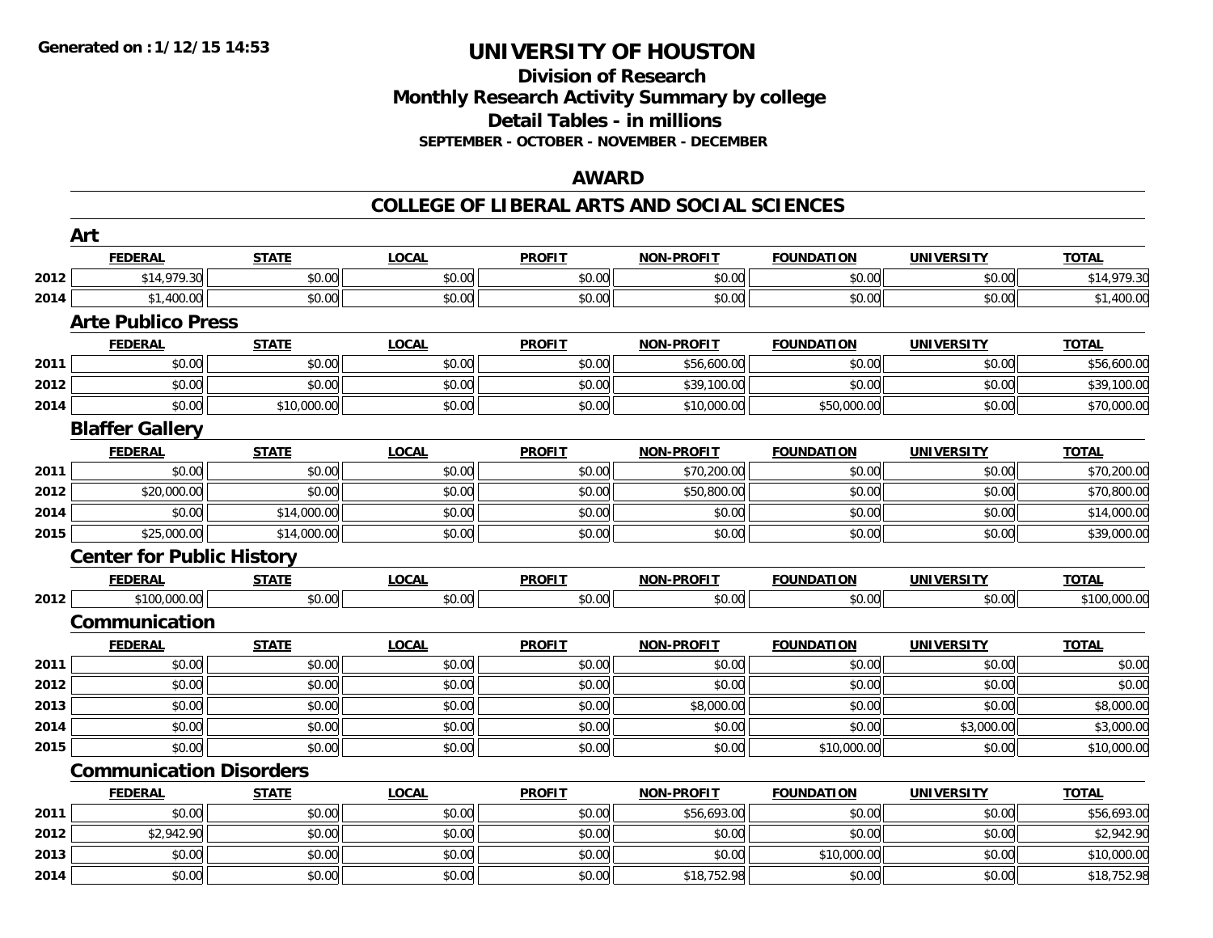Generated on :1/12/15 14:53

# UNIVERSITY OF HOUSTON

## Division of Research
## Monthly Research Activity Summary by college
## Detail Tables - in millions
### SEPTEMBER - OCTOBER - NOVEMBER - DECEMBER

## AWARD

## COLLEGE OF LIBERAL ARTS AND SOCIAL SCIENCES

### Art

| | FEDERAL | STATE | LOCAL | PROFIT | NON-PROFIT | FOUNDATION | UNIVERSITY | TOTAL |
|---|---|---|---|---|---|---|---|---|
| 2012 | $14,979.30 | $0.00 | $0.00 | $0.00 | $0.00 | $0.00 | $0.00 | $14,979.30 |
| 2014 | $1,400.00 | $0.00 | $0.00 | $0.00 | $0.00 | $0.00 | $0.00 | $1,400.00 |

### Arte Publico Press

| | FEDERAL | STATE | LOCAL | PROFIT | NON-PROFIT | FOUNDATION | UNIVERSITY | TOTAL |
|---|---|---|---|---|---|---|---|---|
| 2011 | $0.00 | $0.00 | $0.00 | $0.00 | $56,600.00 | $0.00 | $0.00 | $56,600.00 |
| 2012 | $0.00 | $0.00 | $0.00 | $0.00 | $39,100.00 | $0.00 | $0.00 | $39,100.00 |
| 2014 | $0.00 | $10,000.00 | $0.00 | $0.00 | $10,000.00 | $50,000.00 | $0.00 | $70,000.00 |

### Blaffer Gallery

| | FEDERAL | STATE | LOCAL | PROFIT | NON-PROFIT | FOUNDATION | UNIVERSITY | TOTAL |
|---|---|---|---|---|---|---|---|---|
| 2011 | $0.00 | $0.00 | $0.00 | $0.00 | $70,200.00 | $0.00 | $0.00 | $70,200.00 |
| 2012 | $20,000.00 | $0.00 | $0.00 | $0.00 | $50,800.00 | $0.00 | $0.00 | $70,800.00 |
| 2014 | $0.00 | $14,000.00 | $0.00 | $0.00 | $0.00 | $0.00 | $0.00 | $14,000.00 |
| 2015 | $25,000.00 | $14,000.00 | $0.00 | $0.00 | $0.00 | $0.00 | $0.00 | $39,000.00 |

### Center for Public History

| | FEDERAL | STATE | LOCAL | PROFIT | NON-PROFIT | FOUNDATION | UNIVERSITY | TOTAL |
|---|---|---|---|---|---|---|---|---|
| 2012 | $100,000.00 | $0.00 | $0.00 | $0.00 | $0.00 | $0.00 | $0.00 | $100,000.00 |

### Communication

| | FEDERAL | STATE | LOCAL | PROFIT | NON-PROFIT | FOUNDATION | UNIVERSITY | TOTAL |
|---|---|---|---|---|---|---|---|---|
| 2011 | $0.00 | $0.00 | $0.00 | $0.00 | $0.00 | $0.00 | $0.00 | $0.00 |
| 2012 | $0.00 | $0.00 | $0.00 | $0.00 | $0.00 | $0.00 | $0.00 | $0.00 |
| 2013 | $0.00 | $0.00 | $0.00 | $0.00 | $8,000.00 | $0.00 | $0.00 | $8,000.00 |
| 2014 | $0.00 | $0.00 | $0.00 | $0.00 | $0.00 | $0.00 | $3,000.00 | $3,000.00 |
| 2015 | $0.00 | $0.00 | $0.00 | $0.00 | $0.00 | $10,000.00 | $0.00 | $10,000.00 |

### Communication Disorders

| | FEDERAL | STATE | LOCAL | PROFIT | NON-PROFIT | FOUNDATION | UNIVERSITY | TOTAL |
|---|---|---|---|---|---|---|---|---|
| 2011 | $0.00 | $0.00 | $0.00 | $0.00 | $56,693.00 | $0.00 | $0.00 | $56,693.00 |
| 2012 | $2,942.90 | $0.00 | $0.00 | $0.00 | $0.00 | $0.00 | $0.00 | $2,942.90 |
| 2013 | $0.00 | $0.00 | $0.00 | $0.00 | $0.00 | $10,000.00 | $0.00 | $10,000.00 |
| 2014 | $0.00 | $0.00 | $0.00 | $0.00 | $18,752.98 | $0.00 | $0.00 | $18,752.98 |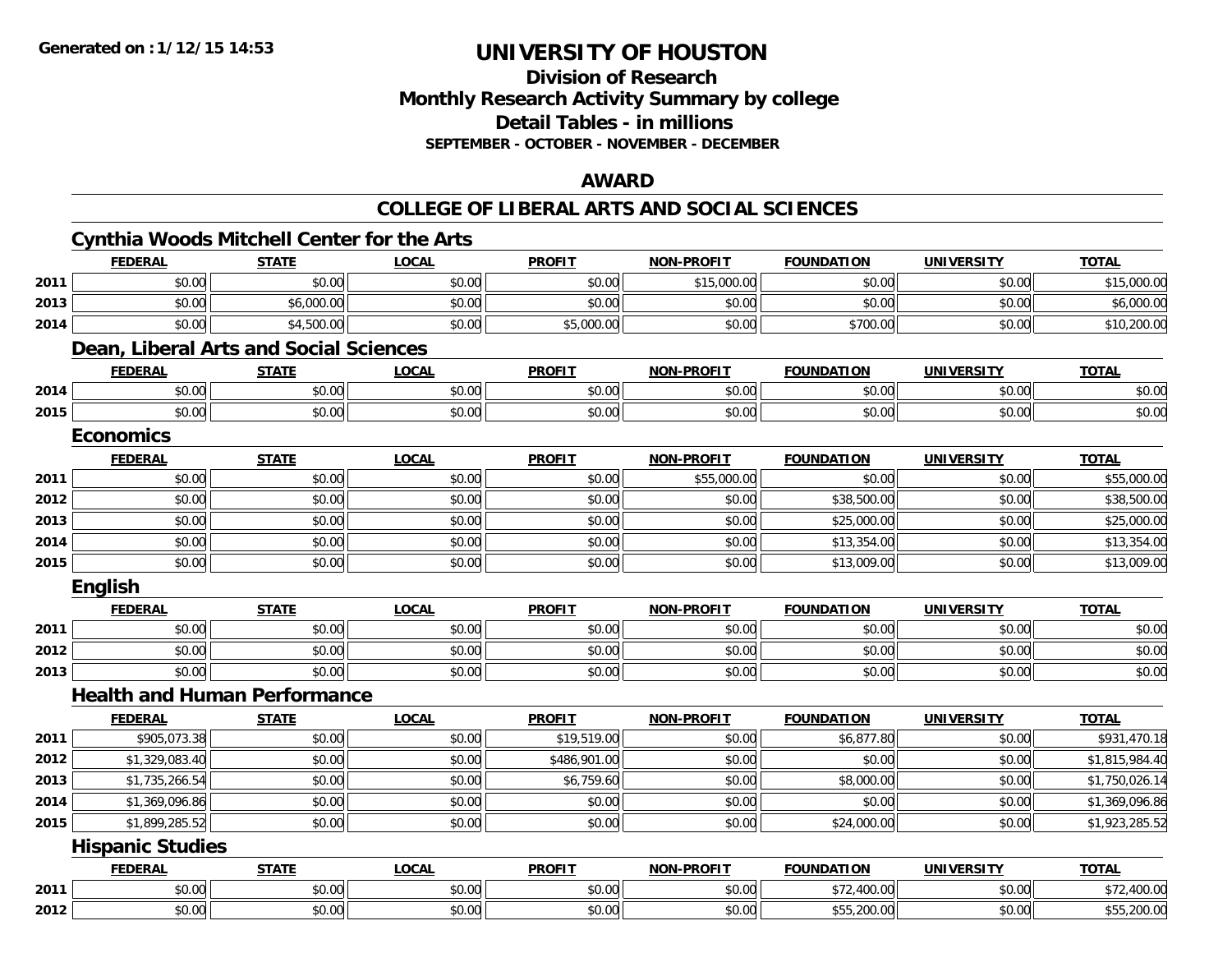Generated on :1/12/15 14:53

# UNIVERSITY OF HOUSTON

## Division of Research
## Monthly Research Activity Summary by college
## Detail Tables - in millions
### SEPTEMBER - OCTOBER - NOVEMBER - DECEMBER

## AWARD

## COLLEGE OF LIBERAL ARTS AND SOCIAL SCIENCES

### Cynthia Woods Mitchell Center for the Arts

| | FEDERAL | STATE | LOCAL | PROFIT | NON-PROFIT | FOUNDATION | UNIVERSITY | TOTAL |
|---|---|---|---|---|---|---|---|---|
| 2011 | $0.00 | $0.00 | $0.00 | $0.00 | $15,000.00 | $0.00 | $0.00 | $15,000.00 |
| 2013 | $0.00 | $6,000.00 | $0.00 | $0.00 | $0.00 | $0.00 | $0.00 | $6,000.00 |
| 2014 | $0.00 | $4,500.00 | $0.00 | $5,000.00 | $0.00 | $700.00 | $0.00 | $10,200.00 |

### Dean, Liberal Arts and Social Sciences

| | FEDERAL | STATE | LOCAL | PROFIT | NON-PROFIT | FOUNDATION | UNIVERSITY | TOTAL |
|---|---|---|---|---|---|---|---|---|
| 2014 | $0.00 | $0.00 | $0.00 | $0.00 | $0.00 | $0.00 | $0.00 | $0.00 |
| 2015 | $0.00 | $0.00 | $0.00 | $0.00 | $0.00 | $0.00 | $0.00 | $0.00 |

### Economics

| | FEDERAL | STATE | LOCAL | PROFIT | NON-PROFIT | FOUNDATION | UNIVERSITY | TOTAL |
|---|---|---|---|---|---|---|---|---|
| 2011 | $0.00 | $0.00 | $0.00 | $0.00 | $55,000.00 | $0.00 | $0.00 | $55,000.00 |
| 2012 | $0.00 | $0.00 | $0.00 | $0.00 | $0.00 | $38,500.00 | $0.00 | $38,500.00 |
| 2013 | $0.00 | $0.00 | $0.00 | $0.00 | $0.00 | $25,000.00 | $0.00 | $25,000.00 |
| 2014 | $0.00 | $0.00 | $0.00 | $0.00 | $0.00 | $13,354.00 | $0.00 | $13,354.00 |
| 2015 | $0.00 | $0.00 | $0.00 | $0.00 | $0.00 | $13,009.00 | $0.00 | $13,009.00 |

### English

| | FEDERAL | STATE | LOCAL | PROFIT | NON-PROFIT | FOUNDATION | UNIVERSITY | TOTAL |
|---|---|---|---|---|---|---|---|---|
| 2011 | $0.00 | $0.00 | $0.00 | $0.00 | $0.00 | $0.00 | $0.00 | $0.00 |
| 2012 | $0.00 | $0.00 | $0.00 | $0.00 | $0.00 | $0.00 | $0.00 | $0.00 |
| 2013 | $0.00 | $0.00 | $0.00 | $0.00 | $0.00 | $0.00 | $0.00 | $0.00 |

### Health and Human Performance

| | FEDERAL | STATE | LOCAL | PROFIT | NON-PROFIT | FOUNDATION | UNIVERSITY | TOTAL |
|---|---|---|---|---|---|---|---|---|
| 2011 | $905,073.38 | $0.00 | $0.00 | $19,519.00 | $0.00 | $6,877.80 | $0.00 | $931,470.18 |
| 2012 | $1,329,083.40 | $0.00 | $0.00 | $486,901.00 | $0.00 | $0.00 | $0.00 | $1,815,984.40 |
| 2013 | $1,735,266.54 | $0.00 | $0.00 | $6,759.60 | $0.00 | $8,000.00 | $0.00 | $1,750,026.14 |
| 2014 | $1,369,096.86 | $0.00 | $0.00 | $0.00 | $0.00 | $0.00 | $0.00 | $1,369,096.86 |
| 2015 | $1,899,285.52 | $0.00 | $0.00 | $0.00 | $0.00 | $24,000.00 | $0.00 | $1,923,285.52 |

### Hispanic Studies

| | FEDERAL | STATE | LOCAL | PROFIT | NON-PROFIT | FOUNDATION | UNIVERSITY | TOTAL |
|---|---|---|---|---|---|---|---|---|
| 2011 | $0.00 | $0.00 | $0.00 | $0.00 | $0.00 | $72,400.00 | $0.00 | $72,400.00 |
| 2012 | $0.00 | $0.00 | $0.00 | $0.00 | $0.00 | $55,200.00 | $0.00 | $55,200.00 |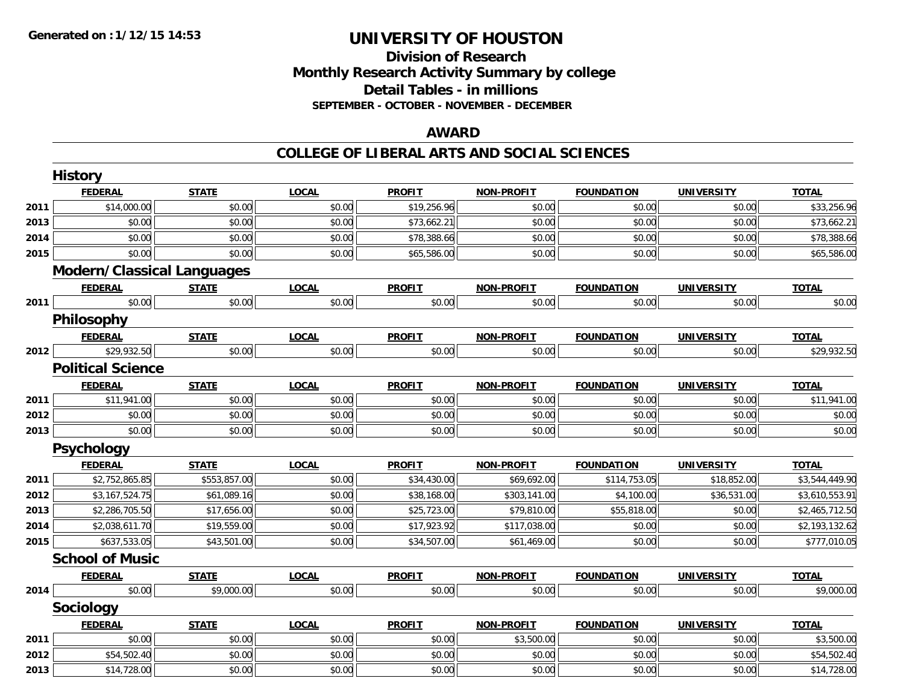Generated on : 1/12/15 14:53

# UNIVERSITY OF HOUSTON

## Division of Research
## Monthly Research Activity Summary by college
## Detail Tables - in millions
### SEPTEMBER - OCTOBER - NOVEMBER - DECEMBER

## AWARD

## COLLEGE OF LIBERAL ARTS AND SOCIAL SCIENCES

### History

| | FEDERAL | STATE | LOCAL | PROFIT | NON-PROFIT | FOUNDATION | UNIVERSITY | TOTAL |
|---|---|---|---|---|---|---|---|---|
| 2011 | $14,000.00 | $0.00 | $0.00 | $19,256.96 | $0.00 | $0.00 | $0.00 | $33,256.96 |
| 2013 | $0.00 | $0.00 | $0.00 | $73,662.21 | $0.00 | $0.00 | $0.00 | $73,662.21 |
| 2014 | $0.00 | $0.00 | $0.00 | $78,388.66 | $0.00 | $0.00 | $0.00 | $78,388.66 |
| 2015 | $0.00 | $0.00 | $0.00 | $65,586.00 | $0.00 | $0.00 | $0.00 | $65,586.00 |

### Modern/Classical Languages

| | FEDERAL | STATE | LOCAL | PROFIT | NON-PROFIT | FOUNDATION | UNIVERSITY | TOTAL |
|---|---|---|---|---|---|---|---|---|
| 2011 | $0.00 | $0.00 | $0.00 | $0.00 | $0.00 | $0.00 | $0.00 | $0.00 |

### Philosophy

| | FEDERAL | STATE | LOCAL | PROFIT | NON-PROFIT | FOUNDATION | UNIVERSITY | TOTAL |
|---|---|---|---|---|---|---|---|---|
| 2012 | $29,932.50 | $0.00 | $0.00 | $0.00 | $0.00 | $0.00 | $0.00 | $29,932.50 |

### Political Science

| | FEDERAL | STATE | LOCAL | PROFIT | NON-PROFIT | FOUNDATION | UNIVERSITY | TOTAL |
|---|---|---|---|---|---|---|---|---|
| 2011 | $11,941.00 | $0.00 | $0.00 | $0.00 | $0.00 | $0.00 | $0.00 | $11,941.00 |
| 2012 | $0.00 | $0.00 | $0.00 | $0.00 | $0.00 | $0.00 | $0.00 | $0.00 |
| 2013 | $0.00 | $0.00 | $0.00 | $0.00 | $0.00 | $0.00 | $0.00 | $0.00 |

### Psychology

| | FEDERAL | STATE | LOCAL | PROFIT | NON-PROFIT | FOUNDATION | UNIVERSITY | TOTAL |
|---|---|---|---|---|---|---|---|---|
| 2011 | $2,752,865.85 | $553,857.00 | $0.00 | $34,430.00 | $69,692.00 | $114,753.05 | $18,852.00 | $3,544,449.90 |
| 2012 | $3,167,524.75 | $61,089.16 | $0.00 | $38,168.00 | $303,141.00 | $4,100.00 | $36,531.00 | $3,610,553.91 |
| 2013 | $2,286,705.50 | $17,656.00 | $0.00 | $25,723.00 | $79,810.00 | $55,818.00 | $0.00 | $2,465,712.50 |
| 2014 | $2,038,611.70 | $19,559.00 | $0.00 | $17,923.92 | $117,038.00 | $0.00 | $0.00 | $2,193,132.62 |
| 2015 | $637,533.05 | $43,501.00 | $0.00 | $34,507.00 | $61,469.00 | $0.00 | $0.00 | $777,010.05 |

### School of Music

| | FEDERAL | STATE | LOCAL | PROFIT | NON-PROFIT | FOUNDATION | UNIVERSITY | TOTAL |
|---|---|---|---|---|---|---|---|---|
| 2014 | $0.00 | $9,000.00 | $0.00 | $0.00 | $0.00 | $0.00 | $0.00 | $9,000.00 |

### Sociology

| | FEDERAL | STATE | LOCAL | PROFIT | NON-PROFIT | FOUNDATION | UNIVERSITY | TOTAL |
|---|---|---|---|---|---|---|---|---|
| 2011 | $0.00 | $0.00 | $0.00 | $0.00 | $3,500.00 | $0.00 | $0.00 | $3,500.00 |
| 2012 | $54,502.40 | $0.00 | $0.00 | $0.00 | $0.00 | $0.00 | $0.00 | $54,502.40 |
| 2013 | $14,728.00 | $0.00 | $0.00 | $0.00 | $0.00 | $0.00 | $0.00 | $14,728.00 |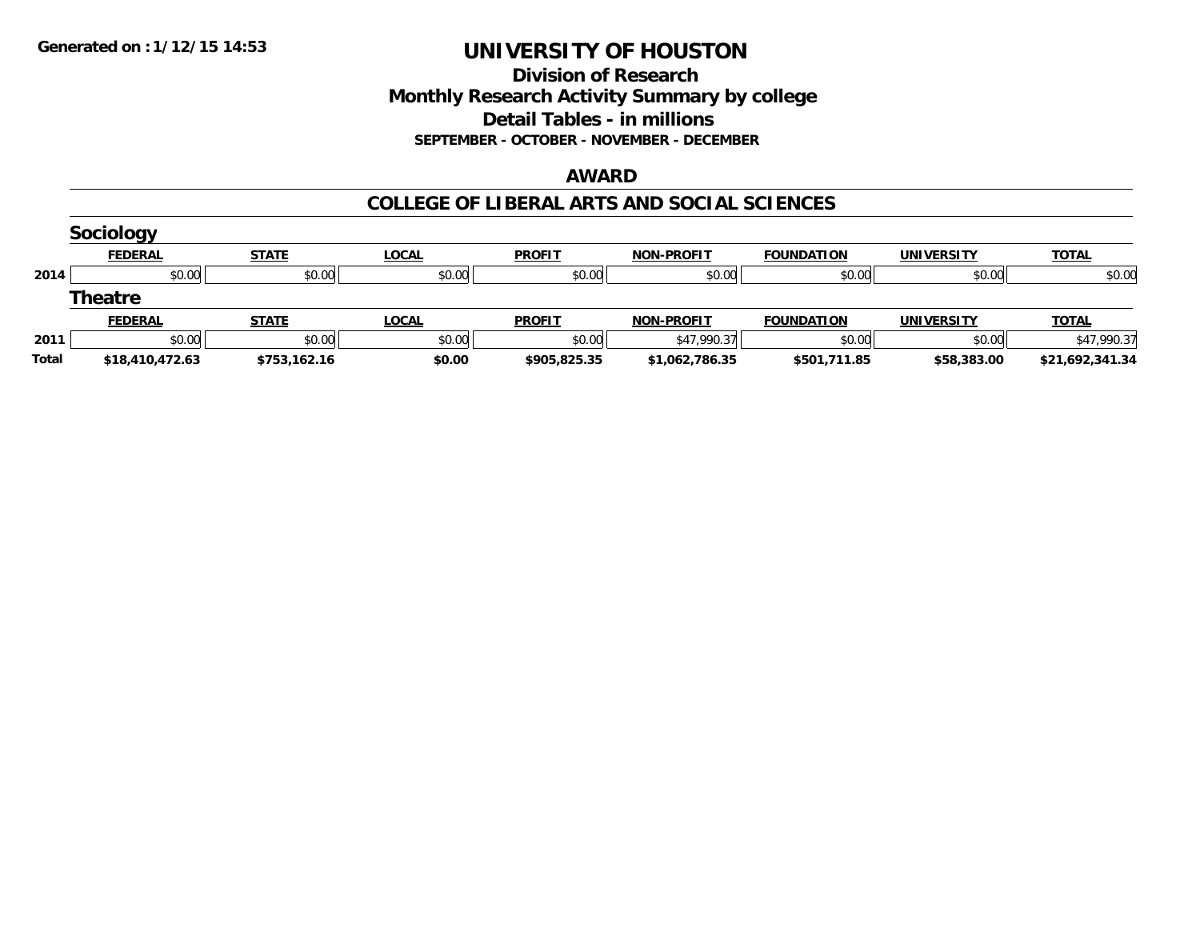# UNIVERSITY OF HOUSTON

## Division of Research
## Monthly Research Activity Summary by college
## Detail Tables - in millions

**SEPTEMBER - OCTOBER - NOVEMBER - DECEMBER**

### AWARD

### COLLEGE OF LIBERAL ARTS AND SOCIAL SCIENCES

#### Sociology

| | FEDERAL | STATE | LOCAL | PROFIT | NON-PROFIT | FOUNDATION | UNIVERSITY | TOTAL |
|---|---|---|---|---|---|---|---|---|
| 2014 | $0.00 | $0.00 | $0.00 | $0.00 | $0.00 | $0.00 | $0.00 | $0.00 |

#### Theatre

| | FEDERAL | STATE | LOCAL | PROFIT | NON-PROFIT | FOUNDATION | UNIVERSITY | TOTAL |
|---|---|---|---|---|---|---|---|---|
| 2011 | $0.00 | $0.00 | $0.00 | $0.00 | $47,990.37 | $0.00 | $0.00 | $47,990.37 |
| **Total** | **$18,410,472.63** | **$753,162.16** | **$0.00** | **$905,825.35** | **$1,062,786.35** | **$501,711.85** | **$58,383.00** | **$21,692,341.34** |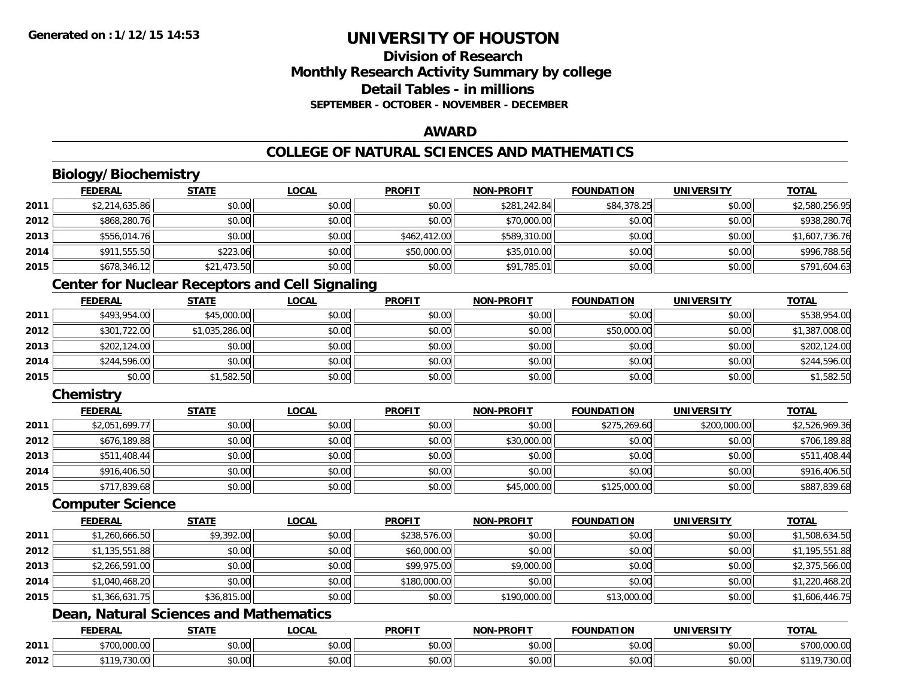# UNIVERSITY OF HOUSTON

## Division of Research
## Monthly Research Activity Summary by college
## Detail Tables - in millions
### SEPTEMBER - OCTOBER - NOVEMBER - DECEMBER

## AWARD

## COLLEGE OF NATURAL SCIENCES AND MATHEMATICS

### Biology/Biochemistry

| | FEDERAL | STATE | LOCAL | PROFIT | NON-PROFIT | FOUNDATION | UNIVERSITY | TOTAL |
|---|---|---|---|---|---|---|---|---|
| 2011 | $2,214,635.86 | $0.00 | $0.00 | $0.00 | $281,242.84 | $84,378.25 | $0.00 | $2,580,256.95 |
| 2012 | $868,280.76 | $0.00 | $0.00 | $0.00 | $70,000.00 | $0.00 | $0.00 | $938,280.76 |
| 2013 | $556,014.76 | $0.00 | $0.00 | $462,412.00 | $589,310.00 | $0.00 | $0.00 | $1,607,736.76 |
| 2014 | $911,555.50 | $223.06 | $0.00 | $50,000.00 | $35,010.00 | $0.00 | $0.00 | $996,788.56 |
| 2015 | $678,346.12 | $21,473.50 | $0.00 | $0.00 | $91,785.01 | $0.00 | $0.00 | $791,604.63 |

### Center for Nuclear Receptors and Cell Signaling

| | FEDERAL | STATE | LOCAL | PROFIT | NON-PROFIT | FOUNDATION | UNIVERSITY | TOTAL |
|---|---|---|---|---|---|---|---|---|
| 2011 | $493,954.00 | $45,000.00 | $0.00 | $0.00 | $0.00 | $0.00 | $0.00 | $538,954.00 |
| 2012 | $301,722.00 | $1,035,286.00 | $0.00 | $0.00 | $0.00 | $50,000.00 | $0.00 | $1,387,008.00 |
| 2013 | $202,124.00 | $0.00 | $0.00 | $0.00 | $0.00 | $0.00 | $0.00 | $202,124.00 |
| 2014 | $244,596.00 | $0.00 | $0.00 | $0.00 | $0.00 | $0.00 | $0.00 | $244,596.00 |
| 2015 | $0.00 | $1,582.50 | $0.00 | $0.00 | $0.00 | $0.00 | $0.00 | $1,582.50 |

### Chemistry

| | FEDERAL | STATE | LOCAL | PROFIT | NON-PROFIT | FOUNDATION | UNIVERSITY | TOTAL |
|---|---|---|---|---|---|---|---|---|
| 2011 | $2,051,699.77 | $0.00 | $0.00 | $0.00 | $0.00 | $275,269.60 | $200,000.00 | $2,526,969.36 |
| 2012 | $676,189.88 | $0.00 | $0.00 | $0.00 | $30,000.00 | $0.00 | $0.00 | $706,189.88 |
| 2013 | $511,408.44 | $0.00 | $0.00 | $0.00 | $0.00 | $0.00 | $0.00 | $511,408.44 |
| 2014 | $916,406.50 | $0.00 | $0.00 | $0.00 | $0.00 | $0.00 | $0.00 | $916,406.50 |
| 2015 | $717,839.68 | $0.00 | $0.00 | $0.00 | $45,000.00 | $125,000.00 | $0.00 | $887,839.68 |

### Computer Science

| | FEDERAL | STATE | LOCAL | PROFIT | NON-PROFIT | FOUNDATION | UNIVERSITY | TOTAL |
|---|---|---|---|---|---|---|---|---|
| 2011 | $1,260,666.50 | $9,392.00 | $0.00 | $238,576.00 | $0.00 | $0.00 | $0.00 | $1,508,634.50 |
| 2012 | $1,135,551.88 | $0.00 | $0.00 | $60,000.00 | $0.00 | $0.00 | $0.00 | $1,195,551.88 |
| 2013 | $2,266,591.00 | $0.00 | $0.00 | $99,975.00 | $9,000.00 | $0.00 | $0.00 | $2,375,566.00 |
| 2014 | $1,040,468.20 | $0.00 | $0.00 | $180,000.00 | $0.00 | $0.00 | $0.00 | $1,220,468.20 |
| 2015 | $1,366,631.75 | $36,815.00 | $0.00 | $0.00 | $190,000.00 | $13,000.00 | $0.00 | $1,606,446.75 |

### Dean, Natural Sciences and Mathematics

| | FEDERAL | STATE | LOCAL | PROFIT | NON-PROFIT | FOUNDATION | UNIVERSITY | TOTAL |
|---|---|---|---|---|---|---|---|---|
| 2011 | $700,000.00 | $0.00 | $0.00 | $0.00 | $0.00 | $0.00 | $0.00 | $700,000.00 |
| 2012 | $119,730.00 | $0.00 | $0.00 | $0.00 | $0.00 | $0.00 | $0.00 | $119,730.00 |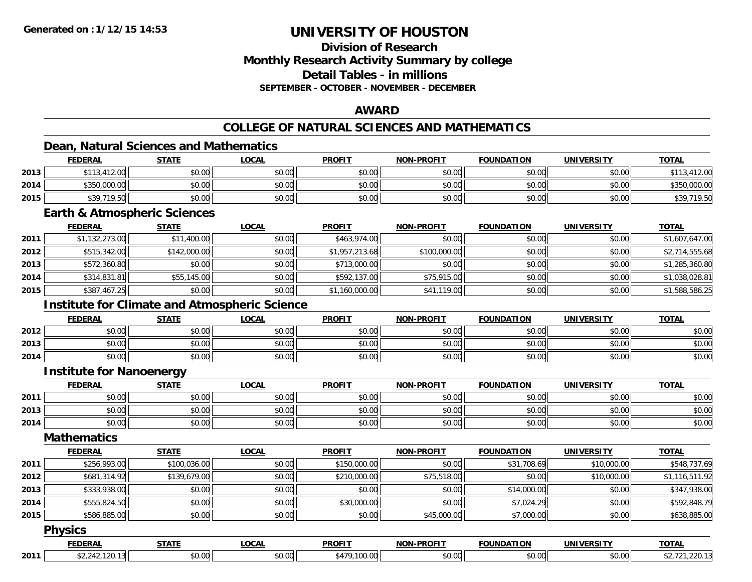**Generated on :1/12/15 14:53**

# UNIVERSITY OF HOUSTON

## Division of Research
## Monthly Research Activity Summary by college
## Detail Tables - in millions
### SEPTEMBER - OCTOBER - NOVEMBER - DECEMBER

## AWARD

## COLLEGE OF NATURAL SCIENCES AND MATHEMATICS

### Dean, Natural Sciences and Mathematics

| | FEDERAL | STATE | LOCAL | PROFIT | NON-PROFIT | FOUNDATION | UNIVERSITY | TOTAL |
|---|---|---|---|---|---|---|---|---|
| 2013 | $113,412.00 | $0.00 | $0.00 | $0.00 | $0.00 | $0.00 | $0.00 | $113,412.00 |
| 2014 | $350,000.00 | $0.00 | $0.00 | $0.00 | $0.00 | $0.00 | $0.00 | $350,000.00 |
| 2015 | $39,719.50 | $0.00 | $0.00 | $0.00 | $0.00 | $0.00 | $0.00 | $39,719.50 |

### Earth & Atmospheric Sciences

| | FEDERAL | STATE | LOCAL | PROFIT | NON-PROFIT | FOUNDATION | UNIVERSITY | TOTAL |
|---|---|---|---|---|---|---|---|---|
| 2011 | $1,132,273.00 | $11,400.00 | $0.00 | $463,974.00 | $0.00 | $0.00 | $0.00 | $1,607,647.00 |
| 2012 | $515,342.00 | $142,000.00 | $0.00 | $1,957,213.68 | $100,000.00 | $0.00 | $0.00 | $2,714,555.68 |
| 2013 | $572,360.80 | $0.00 | $0.00 | $713,000.00 | $0.00 | $0.00 | $0.00 | $1,285,360.80 |
| 2014 | $314,831.81 | $55,145.00 | $0.00 | $592,137.00 | $75,915.00 | $0.00 | $0.00 | $1,038,028.81 |
| 2015 | $387,467.25 | $0.00 | $0.00 | $1,160,000.00 | $41,119.00 | $0.00 | $0.00 | $1,588,586.25 |

### Institute for Climate and Atmospheric Science

| | FEDERAL | STATE | LOCAL | PROFIT | NON-PROFIT | FOUNDATION | UNIVERSITY | TOTAL |
|---|---|---|---|---|---|---|---|---|
| 2012 | $0.00 | $0.00 | $0.00 | $0.00 | $0.00 | $0.00 | $0.00 | $0.00 |
| 2013 | $0.00 | $0.00 | $0.00 | $0.00 | $0.00 | $0.00 | $0.00 | $0.00 |
| 2014 | $0.00 | $0.00 | $0.00 | $0.00 | $0.00 | $0.00 | $0.00 | $0.00 |

### Institute for Nanoenergy

| | FEDERAL | STATE | LOCAL | PROFIT | NON-PROFIT | FOUNDATION | UNIVERSITY | TOTAL |
|---|---|---|---|---|---|---|---|---|
| 2011 | $0.00 | $0.00 | $0.00 | $0.00 | $0.00 | $0.00 | $0.00 | $0.00 |
| 2013 | $0.00 | $0.00 | $0.00 | $0.00 | $0.00 | $0.00 | $0.00 | $0.00 |
| 2014 | $0.00 | $0.00 | $0.00 | $0.00 | $0.00 | $0.00 | $0.00 | $0.00 |

### Mathematics

| | FEDERAL | STATE | LOCAL | PROFIT | NON-PROFIT | FOUNDATION | UNIVERSITY | TOTAL |
|---|---|---|---|---|---|---|---|---|
| 2011 | $256,993.00 | $100,036.00 | $0.00 | $150,000.00 | $0.00 | $31,708.69 | $10,000.00 | $548,737.69 |
| 2012 | $681,314.92 | $139,679.00 | $0.00 | $210,000.00 | $75,518.00 | $0.00 | $10,000.00 | $1,116,511.92 |
| 2013 | $333,938.00 | $0.00 | $0.00 | $0.00 | $0.00 | $14,000.00 | $0.00 | $347,938.00 |
| 2014 | $555,824.50 | $0.00 | $0.00 | $30,000.00 | $0.00 | $7,024.29 | $0.00 | $592,848.79 |
| 2015 | $586,885.00 | $0.00 | $0.00 | $0.00 | $45,000.00 | $7,000.00 | $0.00 | $638,885.00 |

### Physics

| | FEDERAL | STATE | LOCAL | PROFIT | NON-PROFIT | FOUNDATION | UNIVERSITY | TOTAL |
|---|---|---|---|---|---|---|---|---|
| 2011 | $2,242,120.13 | $0.00 | $0.00 | $479,100.00 | $0.00 | $0.00 | $0.00 | $2,721,220.13 |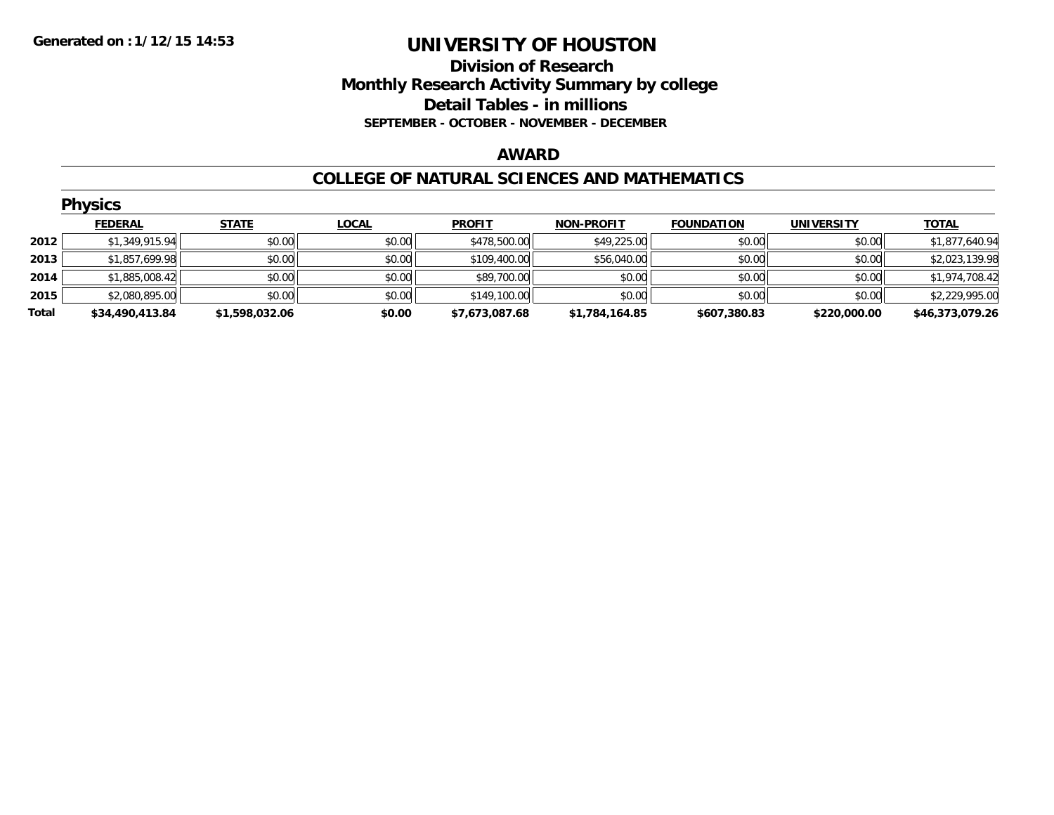Generated on :1/12/15 14:53

# UNIVERSITY OF HOUSTON

## Division of Research
## Monthly Research Activity Summary by college
## Detail Tables - in millions
### SEPTEMBER - OCTOBER - NOVEMBER - DECEMBER

## AWARD

## COLLEGE OF NATURAL SCIENCES AND MATHEMATICS

### Physics

| | FEDERAL | STATE | LOCAL | PROFIT | NON-PROFIT | FOUNDATION | UNIVERSITY | TOTAL |
|---|---|---|---|---|---|---|---|---|
| 2012 | $1,349,915.94 | $0.00 | $0.00 | $478,500.00 | $49,225.00 | $0.00 | $0.00 | $1,877,640.94 |
| 2013 | $1,857,699.98 | $0.00 | $0.00 | $109,400.00 | $56,040.00 | $0.00 | $0.00 | $2,023,139.98 |
| 2014 | $1,885,008.42 | $0.00 | $0.00 | $89,700.00 | $0.00 | $0.00 | $0.00 | $1,974,708.42 |
| 2015 | $2,080,895.00 | $0.00 | $0.00 | $149,100.00 | $0.00 | $0.00 | $0.00 | $2,229,995.00 |
| **Total** | **$34,490,413.84** | **$1,598,032.06** | **$0.00** | **$7,673,087.68** | **$1,784,164.85** | **$607,380.83** | **$220,000.00** | **$46,373,079.26** |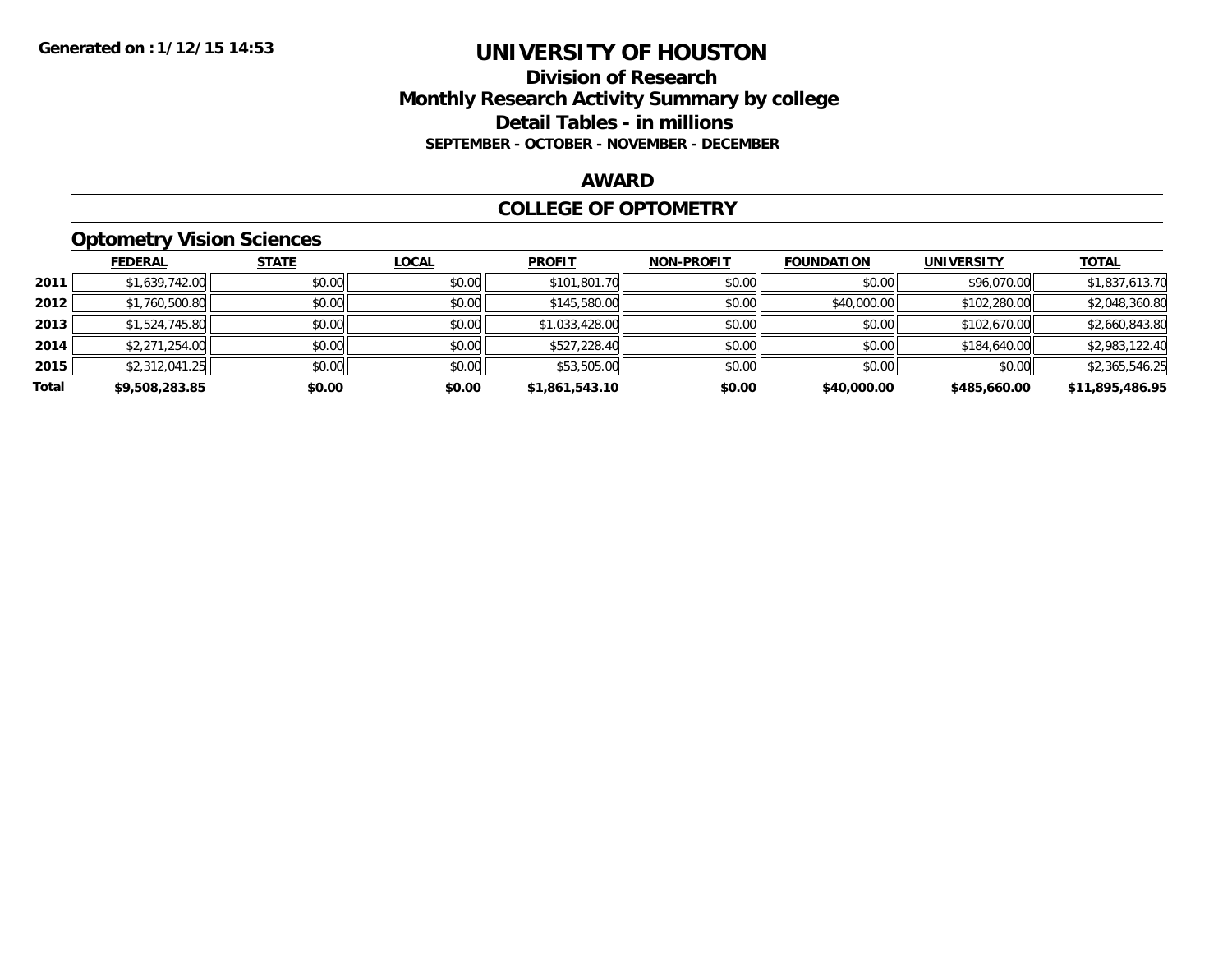# UNIVERSITY OF HOUSTON

## Division of Research
## Monthly Research Activity Summary by college
## Detail Tables - in millions
### SEPTEMBER - OCTOBER - NOVEMBER - DECEMBER

Generated on : 1/12/15 14:53

## AWARD

## COLLEGE OF OPTOMETRY

### Optometry Vision Sciences

| | FEDERAL | STATE | LOCAL | PROFIT | NON-PROFIT | FOUNDATION | UNIVERSITY | TOTAL |
|---|---|---|---|---|---|---|---|---|
| 2011 | $1,639,742.00 | $0.00 | $0.00 | $101,801.70 | $0.00 | $0.00 | $96,070.00 | $1,837,613.70 |
| 2012 | $1,760,500.80 | $0.00 | $0.00 | $145,580.00 | $0.00 | $40,000.00 | $102,280.00 | $2,048,360.80 |
| 2013 | $1,524,745.80 | $0.00 | $0.00 | $1,033,428.00 | $0.00 | $0.00 | $102,670.00 | $2,660,843.80 |
| 2014 | $2,271,254.00 | $0.00 | $0.00 | $527,228.40 | $0.00 | $0.00 | $184,640.00 | $2,983,122.40 |
| 2015 | $2,312,041.25 | $0.00 | $0.00 | $53,505.00 | $0.00 | $0.00 | $0.00 | $2,365,546.25 |
| **Total** | **$9,508,283.85** | **$0.00** | **$0.00** | **$1,861,543.10** | **$0.00** | **$40,000.00** | **$485,660.00** | **$11,895,486.95** |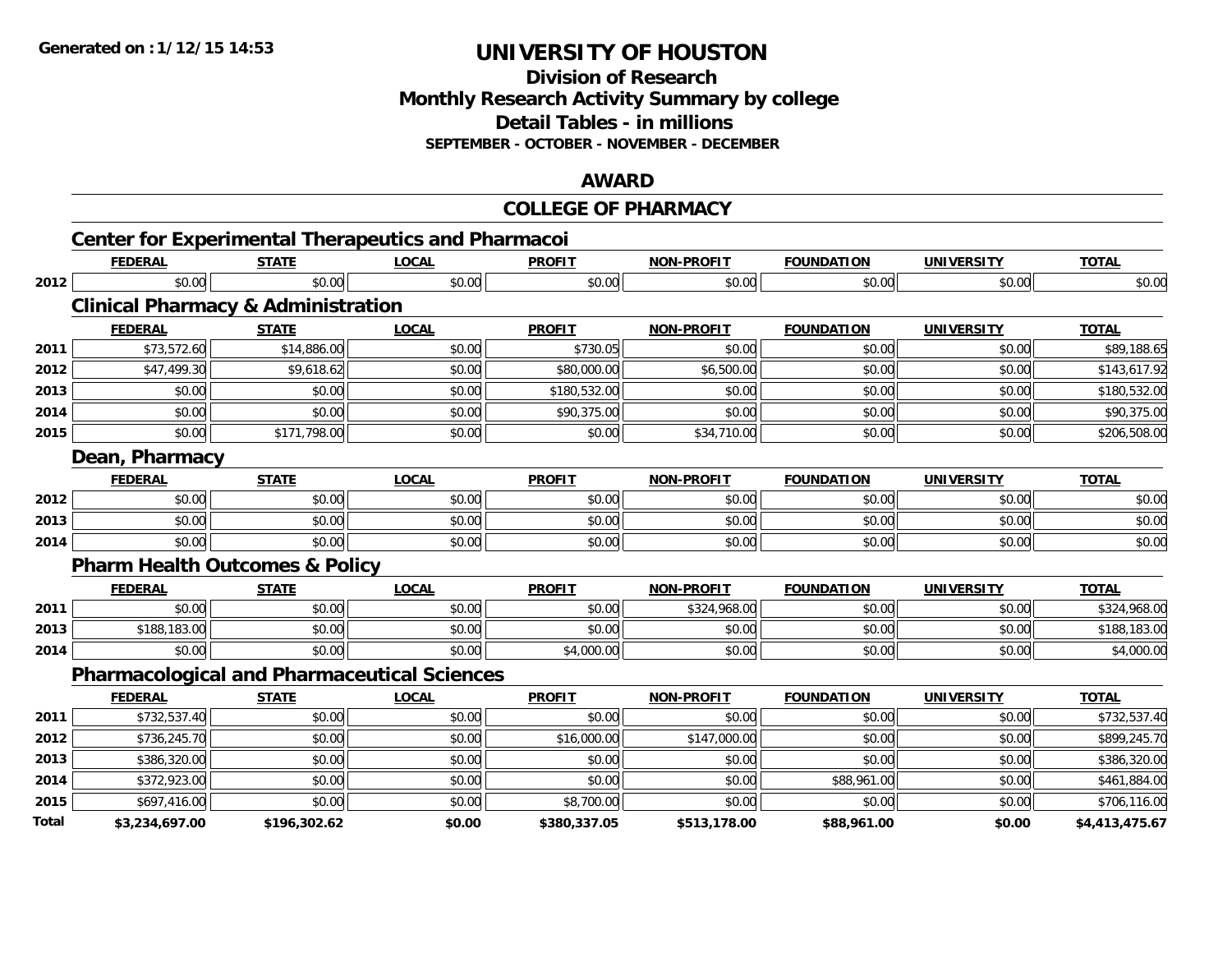**Generated on :1/12/15 14:53**

# UNIVERSITY OF HOUSTON

## Division of Research
## Monthly Research Activity Summary by college
## Detail Tables - in millions
### SEPTEMBER - OCTOBER - NOVEMBER - DECEMBER

## AWARD

## COLLEGE OF PHARMACY

### Center for Experimental Therapeutics and Pharmacoi

| | FEDERAL | STATE | LOCAL | PROFIT | NON-PROFIT | FOUNDATION | UNIVERSITY | TOTAL |
|---|---|---|---|---|---|---|---|---|
| 2012 | $0.00 | $0.00 | $0.00 | $0.00 | $0.00 | $0.00 | $0.00 | $0.00 |

### Clinical Pharmacy & Administration

| | FEDERAL | STATE | LOCAL | PROFIT | NON-PROFIT | FOUNDATION | UNIVERSITY | TOTAL |
|---|---|---|---|---|---|---|---|---|
| 2011 | $73,572.60 | $14,886.00 | $0.00 | $730.05 | $0.00 | $0.00 | $0.00 | $89,188.65 |
| 2012 | $47,499.30 | $9,618.62 | $0.00 | $80,000.00 | $6,500.00 | $0.00 | $0.00 | $143,617.92 |
| 2013 | $0.00 | $0.00 | $0.00 | $180,532.00 | $0.00 | $0.00 | $0.00 | $180,532.00 |
| 2014 | $0.00 | $0.00 | $0.00 | $90,375.00 | $0.00 | $0.00 | $0.00 | $90,375.00 |
| 2015 | $0.00 | $171,798.00 | $0.00 | $0.00 | $34,710.00 | $0.00 | $0.00 | $206,508.00 |

### Dean, Pharmacy

| | FEDERAL | STATE | LOCAL | PROFIT | NON-PROFIT | FOUNDATION | UNIVERSITY | TOTAL |
|---|---|---|---|---|---|---|---|---|
| 2012 | $0.00 | $0.00 | $0.00 | $0.00 | $0.00 | $0.00 | $0.00 | $0.00 |
| 2013 | $0.00 | $0.00 | $0.00 | $0.00 | $0.00 | $0.00 | $0.00 | $0.00 |
| 2014 | $0.00 | $0.00 | $0.00 | $0.00 | $0.00 | $0.00 | $0.00 | $0.00 |

### Pharm Health Outcomes & Policy

| | FEDERAL | STATE | LOCAL | PROFIT | NON-PROFIT | FOUNDATION | UNIVERSITY | TOTAL |
|---|---|---|---|---|---|---|---|---|
| 2011 | $0.00 | $0.00 | $0.00 | $0.00 | $324,968.00 | $0.00 | $0.00 | $324,968.00 |
| 2013 | $188,183.00 | $0.00 | $0.00 | $0.00 | $0.00 | $0.00 | $0.00 | $188,183.00 |
| 2014 | $0.00 | $0.00 | $0.00 | $4,000.00 | $0.00 | $0.00 | $0.00 | $4,000.00 |

### Pharmacological and Pharmaceutical Sciences

| | FEDERAL | STATE | LOCAL | PROFIT | NON-PROFIT | FOUNDATION | UNIVERSITY | TOTAL |
|---|---|---|---|---|---|---|---|---|
| 2011 | $732,537.40 | $0.00 | $0.00 | $0.00 | $0.00 | $0.00 | $0.00 | $732,537.40 |
| 2012 | $736,245.70 | $0.00 | $0.00 | $16,000.00 | $147,000.00 | $0.00 | $0.00 | $899,245.70 |
| 2013 | $386,320.00 | $0.00 | $0.00 | $0.00 | $0.00 | $0.00 | $0.00 | $386,320.00 |
| 2014 | $372,923.00 | $0.00 | $0.00 | $0.00 | $0.00 | $88,961.00 | $0.00 | $461,884.00 |
| 2015 | $697,416.00 | $0.00 | $0.00 | $8,700.00 | $0.00 | $0.00 | $0.00 | $706,116.00 |
| **Total** | **$3,234,697.00** | **$196,302.62** | **$0.00** | **$380,337.05** | **$513,178.00** | **$88,961.00** | **$0.00** | **$4,413,475.67** |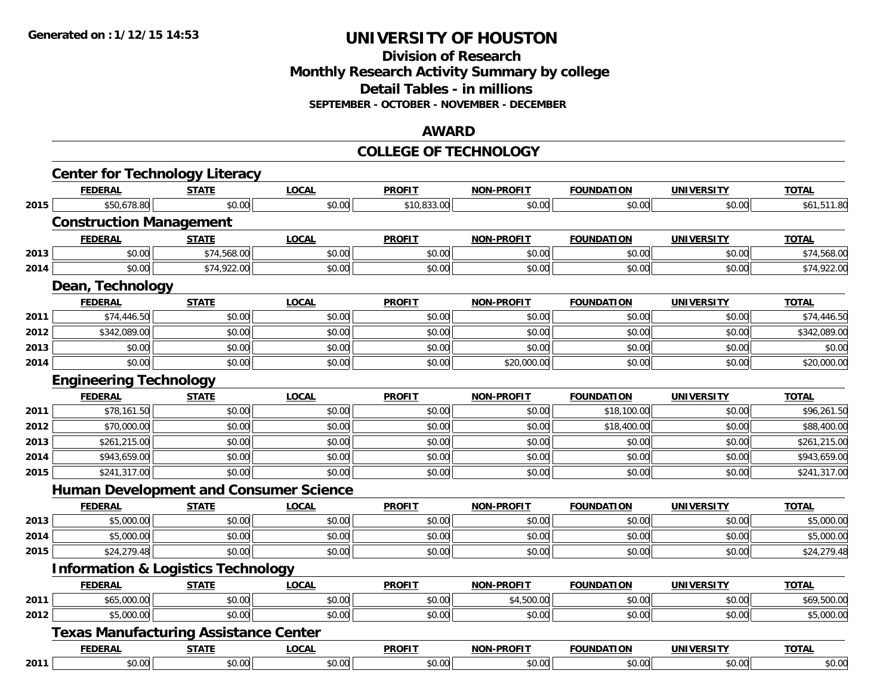# UNIVERSITY OF HOUSTON

## Division of Research
## Monthly Research Activity Summary by college
## Detail Tables - in millions
### SEPTEMBER - OCTOBER - NOVEMBER - DECEMBER

## AWARD

## COLLEGE OF TECHNOLOGY

### Center for Technology Literacy

| | FEDERAL | STATE | LOCAL | PROFIT | NON-PROFIT | FOUNDATION | UNIVERSITY | TOTAL |
|---|---|---|---|---|---|---|---|---|
| 2015 | $50,678.80 | $0.00 | $0.00 | $10,833.00 | $0.00 | $0.00 | $0.00 | $61,511.80 |

### Construction Management

| | FEDERAL | STATE | LOCAL | PROFIT | NON-PROFIT | FOUNDATION | UNIVERSITY | TOTAL |
|---|---|---|---|---|---|---|---|---|
| 2013 | $0.00 | $74,568.00 | $0.00 | $0.00 | $0.00 | $0.00 | $0.00 | $74,568.00 |
| 2014 | $0.00 | $74,922.00 | $0.00 | $0.00 | $0.00 | $0.00 | $0.00 | $74,922.00 |

### Dean, Technology

| | FEDERAL | STATE | LOCAL | PROFIT | NON-PROFIT | FOUNDATION | UNIVERSITY | TOTAL |
|---|---|---|---|---|---|---|---|---|
| 2011 | $74,446.50 | $0.00 | $0.00 | $0.00 | $0.00 | $0.00 | $0.00 | $74,446.50 |
| 2012 | $342,089.00 | $0.00 | $0.00 | $0.00 | $0.00 | $0.00 | $0.00 | $342,089.00 |
| 2013 | $0.00 | $0.00 | $0.00 | $0.00 | $0.00 | $0.00 | $0.00 | $0.00 |
| 2014 | $0.00 | $0.00 | $0.00 | $0.00 | $20,000.00 | $0.00 | $0.00 | $20,000.00 |

### Engineering Technology

| | FEDERAL | STATE | LOCAL | PROFIT | NON-PROFIT | FOUNDATION | UNIVERSITY | TOTAL |
|---|---|---|---|---|---|---|---|---|
| 2011 | $78,161.50 | $0.00 | $0.00 | $0.00 | $0.00 | $18,100.00 | $0.00 | $96,261.50 |
| 2012 | $70,000.00 | $0.00 | $0.00 | $0.00 | $0.00 | $18,400.00 | $0.00 | $88,400.00 |
| 2013 | $261,215.00 | $0.00 | $0.00 | $0.00 | $0.00 | $0.00 | $0.00 | $261,215.00 |
| 2014 | $943,659.00 | $0.00 | $0.00 | $0.00 | $0.00 | $0.00 | $0.00 | $943,659.00 |
| 2015 | $241,317.00 | $0.00 | $0.00 | $0.00 | $0.00 | $0.00 | $0.00 | $241,317.00 |

### Human Development and Consumer Science

| | FEDERAL | STATE | LOCAL | PROFIT | NON-PROFIT | FOUNDATION | UNIVERSITY | TOTAL |
|---|---|---|---|---|---|---|---|---|
| 2013 | $5,000.00 | $0.00 | $0.00 | $0.00 | $0.00 | $0.00 | $0.00 | $5,000.00 |
| 2014 | $5,000.00 | $0.00 | $0.00 | $0.00 | $0.00 | $0.00 | $0.00 | $5,000.00 |
| 2015 | $24,279.48 | $0.00 | $0.00 | $0.00 | $0.00 | $0.00 | $0.00 | $24,279.48 |

### Information & Logistics Technology

| | FEDERAL | STATE | LOCAL | PROFIT | NON-PROFIT | FOUNDATION | UNIVERSITY | TOTAL |
|---|---|---|---|---|---|---|---|---|
| 2011 | $65,000.00 | $0.00 | $0.00 | $0.00 | $4,500.00 | $0.00 | $0.00 | $69,500.00 |
| 2012 | $5,000.00 | $0.00 | $0.00 | $0.00 | $0.00 | $0.00 | $0.00 | $5,000.00 |

### Texas Manufacturing Assistance Center

| | FEDERAL | STATE | LOCAL | PROFIT | NON-PROFIT | FOUNDATION | UNIVERSITY | TOTAL |
|---|---|---|---|---|---|---|---|---|
| 2011 | $0.00 | $0.00 | $0.00 | $0.00 | $0.00 | $0.00 | $0.00 | $0.00 |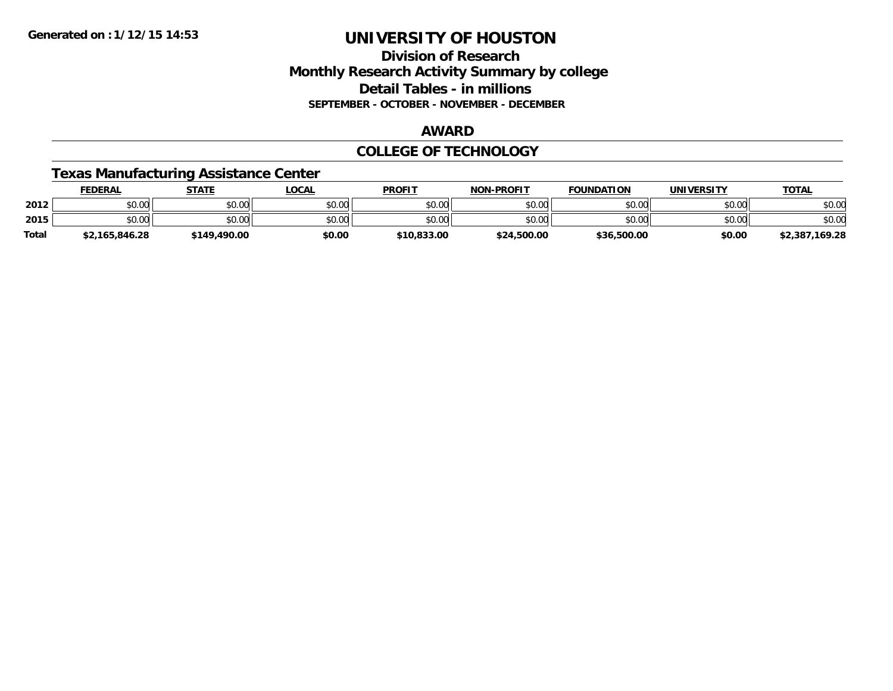Generated on :1/12/15 14:53

# UNIVERSITY OF HOUSTON

## Division of Research

## Monthly Research Activity Summary by college

## Detail Tables - in millions

### SEPTEMBER - OCTOBER - NOVEMBER - DECEMBER

### AWARD

### COLLEGE OF TECHNOLOGY

### Texas Manufacturing Assistance Center

| | FEDERAL | STATE | LOCAL | PROFIT | NON-PROFIT | FOUNDATION | UNIVERSITY | TOTAL |
|---|---|---|---|---|---|---|---|---|
| 2012 | $0.00 | $0.00 | $0.00 | $0.00 | $0.00 | $0.00 | $0.00 | $0.00 |
| 2015 | $0.00 | $0.00 | $0.00 | $0.00 | $0.00 | $0.00 | $0.00 | $0.00 |
| Total | $2,165,846.28 | $149,490.00 | $0.00 | $10,833.00 | $24,500.00 | $36,500.00 | $0.00 | $2,387,169.28 |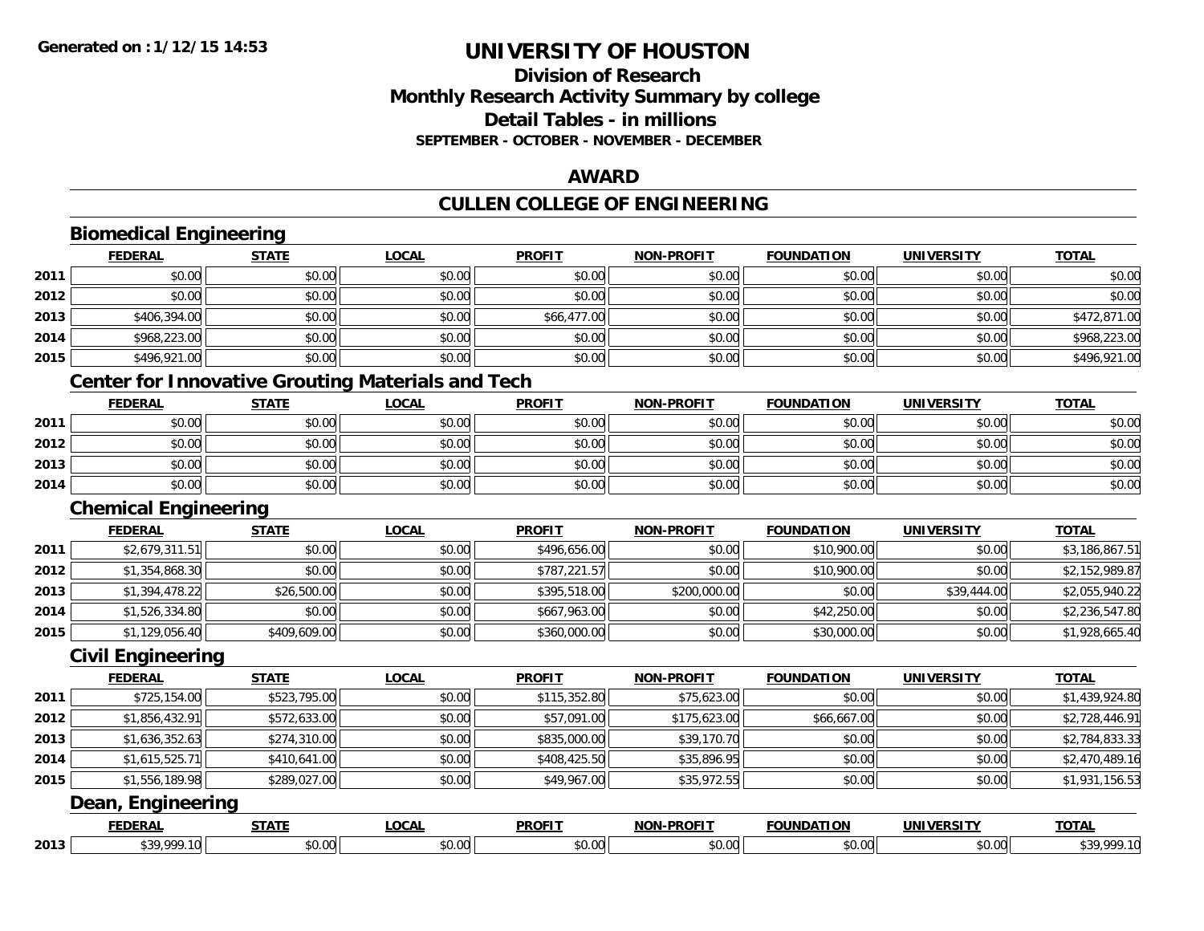# UNIVERSITY OF HOUSTON

## Division of Research
## Monthly Research Activity Summary by college
## Detail Tables - in millions
### SEPTEMBER - OCTOBER - NOVEMBER - DECEMBER

## AWARD

## CULLEN COLLEGE OF ENGINEERING

### Biomedical Engineering

| | FEDERAL | STATE | LOCAL | PROFIT | NON-PROFIT | FOUNDATION | UNIVERSITY | TOTAL |
|---|---|---|---|---|---|---|---|---|
| 2011 | $0.00 | $0.00 | $0.00 | $0.00 | $0.00 | $0.00 | $0.00 | $0.00 |
| 2012 | $0.00 | $0.00 | $0.00 | $0.00 | $0.00 | $0.00 | $0.00 | $0.00 |
| 2013 | $406,394.00 | $0.00 | $0.00 | $66,477.00 | $0.00 | $0.00 | $0.00 | $472,871.00 |
| 2014 | $968,223.00 | $0.00 | $0.00 | $0.00 | $0.00 | $0.00 | $0.00 | $968,223.00 |
| 2015 | $496,921.00 | $0.00 | $0.00 | $0.00 | $0.00 | $0.00 | $0.00 | $496,921.00 |

### Center for Innovative Grouting Materials and Tech

| | FEDERAL | STATE | LOCAL | PROFIT | NON-PROFIT | FOUNDATION | UNIVERSITY | TOTAL |
|---|---|---|---|---|---|---|---|---|
| 2011 | $0.00 | $0.00 | $0.00 | $0.00 | $0.00 | $0.00 | $0.00 | $0.00 |
| 2012 | $0.00 | $0.00 | $0.00 | $0.00 | $0.00 | $0.00 | $0.00 | $0.00 |
| 2013 | $0.00 | $0.00 | $0.00 | $0.00 | $0.00 | $0.00 | $0.00 | $0.00 |
| 2014 | $0.00 | $0.00 | $0.00 | $0.00 | $0.00 | $0.00 | $0.00 | $0.00 |

### Chemical Engineering

| | FEDERAL | STATE | LOCAL | PROFIT | NON-PROFIT | FOUNDATION | UNIVERSITY | TOTAL |
|---|---|---|---|---|---|---|---|---|
| 2011 | $2,679,311.51 | $0.00 | $0.00 | $496,656.00 | $0.00 | $10,900.00 | $0.00 | $3,186,867.51 |
| 2012 | $1,354,868.30 | $0.00 | $0.00 | $787,221.57 | $0.00 | $10,900.00 | $0.00 | $2,152,989.87 |
| 2013 | $1,394,478.22 | $26,500.00 | $0.00 | $395,518.00 | $200,000.00 | $0.00 | $39,444.00 | $2,055,940.22 |
| 2014 | $1,526,334.80 | $0.00 | $0.00 | $667,963.00 | $0.00 | $42,250.00 | $0.00 | $2,236,547.80 |
| 2015 | $1,129,056.40 | $409,609.00 | $0.00 | $360,000.00 | $0.00 | $30,000.00 | $0.00 | $1,928,665.40 |

### Civil Engineering

| | FEDERAL | STATE | LOCAL | PROFIT | NON-PROFIT | FOUNDATION | UNIVERSITY | TOTAL |
|---|---|---|---|---|---|---|---|---|
| 2011 | $725,154.00 | $523,795.00 | $0.00 | $115,352.80 | $75,623.00 | $0.00 | $0.00 | $1,439,924.80 |
| 2012 | $1,856,432.91 | $572,633.00 | $0.00 | $57,091.00 | $175,623.00 | $66,667.00 | $0.00 | $2,728,446.91 |
| 2013 | $1,636,352.63 | $274,310.00 | $0.00 | $835,000.00 | $39,170.70 | $0.00 | $0.00 | $2,784,833.33 |
| 2014 | $1,615,525.71 | $410,641.00 | $0.00 | $408,425.50 | $35,896.95 | $0.00 | $0.00 | $2,470,489.16 |
| 2015 | $1,556,189.98 | $289,027.00 | $0.00 | $49,967.00 | $35,972.55 | $0.00 | $0.00 | $1,931,156.53 |

### Dean, Engineering

| | FEDERAL | STATE | LOCAL | PROFIT | NON-PROFIT | FOUNDATION | UNIVERSITY | TOTAL |
|---|---|---|---|---|---|---|---|---|
| 2013 | $39,999.10 | $0.00 | $0.00 | $0.00 | $0.00 | $0.00 | $0.00 | $39,999.10 |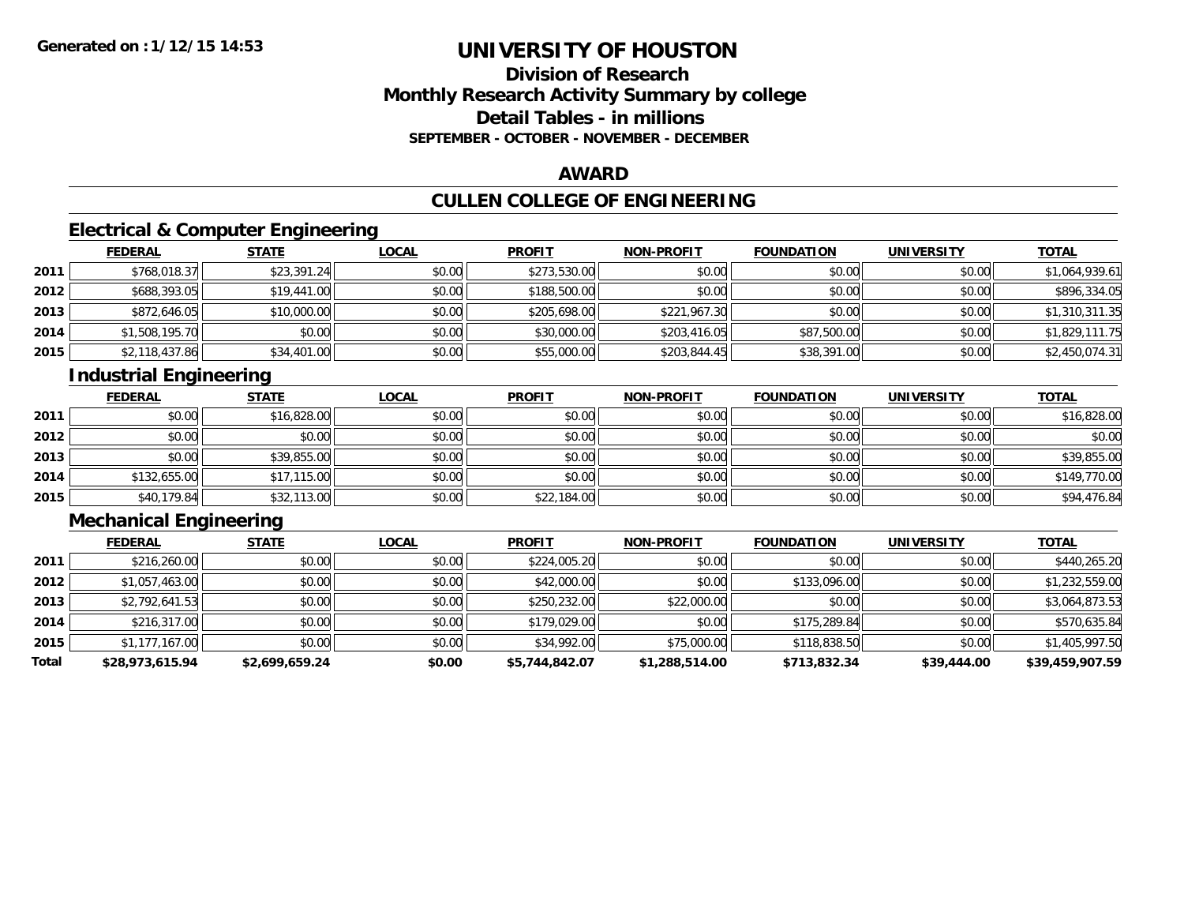**Generated on :1/12/15 14:53**

# UNIVERSITY OF HOUSTON

## Division of Research
## Monthly Research Activity Summary by college
## Detail Tables - in millions
### SEPTEMBER - OCTOBER - NOVEMBER - DECEMBER

## AWARD

## CULLEN COLLEGE OF ENGINEERING

### Electrical & Computer Engineering

| | FEDERAL | STATE | LOCAL | PROFIT | NON-PROFIT | FOUNDATION | UNIVERSITY | TOTAL |
|---|---|---|---|---|---|---|---|---|
| 2011 | $768,018.37 | $23,391.24 | $0.00 | $273,530.00 | $0.00 | $0.00 | $0.00 | $1,064,939.61 |
| 2012 | $688,393.05 | $19,441.00 | $0.00 | $188,500.00 | $0.00 | $0.00 | $0.00 | $896,334.05 |
| 2013 | $872,646.05 | $10,000.00 | $0.00 | $205,698.00 | $221,967.30 | $0.00 | $0.00 | $1,310,311.35 |
| 2014 | $1,508,195.70 | $0.00 | $0.00 | $30,000.00 | $203,416.05 | $87,500.00 | $0.00 | $1,829,111.75 |
| 2015 | $2,118,437.86 | $34,401.00 | $0.00 | $55,000.00 | $203,844.45 | $38,391.00 | $0.00 | $2,450,074.31 |

### Industrial Engineering

| | FEDERAL | STATE | LOCAL | PROFIT | NON-PROFIT | FOUNDATION | UNIVERSITY | TOTAL |
|---|---|---|---|---|---|---|---|---|
| 2011 | $0.00 | $16,828.00 | $0.00 | $0.00 | $0.00 | $0.00 | $0.00 | $16,828.00 |
| 2012 | $0.00 | $0.00 | $0.00 | $0.00 | $0.00 | $0.00 | $0.00 | $0.00 |
| 2013 | $0.00 | $39,855.00 | $0.00 | $0.00 | $0.00 | $0.00 | $0.00 | $39,855.00 |
| 2014 | $132,655.00 | $17,115.00 | $0.00 | $0.00 | $0.00 | $0.00 | $0.00 | $149,770.00 |
| 2015 | $40,179.84 | $32,113.00 | $0.00 | $22,184.00 | $0.00 | $0.00 | $0.00 | $94,476.84 |

### Mechanical Engineering

| | FEDERAL | STATE | LOCAL | PROFIT | NON-PROFIT | FOUNDATION | UNIVERSITY | TOTAL |
|---|---|---|---|---|---|---|---|---|
| 2011 | $216,260.00 | $0.00 | $0.00 | $224,005.20 | $0.00 | $0.00 | $0.00 | $440,265.20 |
| 2012 | $1,057,463.00 | $0.00 | $0.00 | $42,000.00 | $0.00 | $133,096.00 | $0.00 | $1,232,559.00 |
| 2013 | $2,792,641.53 | $0.00 | $0.00 | $250,232.00 | $22,000.00 | $0.00 | $0.00 | $3,064,873.53 |
| 2014 | $216,317.00 | $0.00 | $0.00 | $179,029.00 | $0.00 | $175,289.84 | $0.00 | $570,635.84 |
| 2015 | $1,177,167.00 | $0.00 | $0.00 | $34,992.00 | $75,000.00 | $118,838.50 | $0.00 | $1,405,997.50 |
| **Total** | **$28,973,615.94** | **$2,699,659.24** | **$0.00** | **$5,744,842.07** | **$1,288,514.00** | **$713,832.34** | **$39,444.00** | **$39,459,907.59** |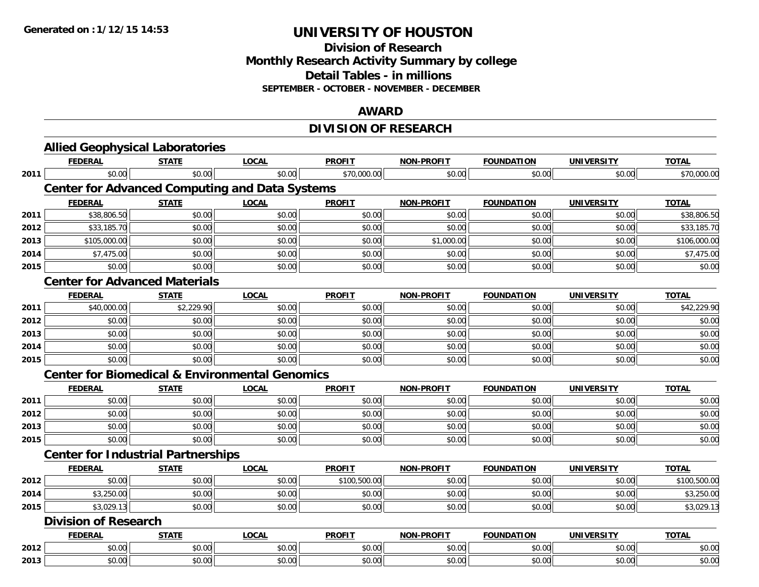Generated on :1/12/15 14:53

# UNIVERSITY OF HOUSTON

## Division of Research
## Monthly Research Activity Summary by college
## Detail Tables - in millions
### SEPTEMBER - OCTOBER - NOVEMBER - DECEMBER

## AWARD

## DIVISION OF RESEARCH

### Allied Geophysical Laboratories

| | FEDERAL | STATE | LOCAL | PROFIT | NON-PROFIT | FOUNDATION | UNIVERSITY | TOTAL |
|---|---|---|---|---|---|---|---|---|
| 2011 | $0.00 | $0.00 | $0.00 | $70,000.00 | $0.00 | $0.00 | $0.00 | $70,000.00 |

### Center for Advanced Computing and Data Systems

| | FEDERAL | STATE | LOCAL | PROFIT | NON-PROFIT | FOUNDATION | UNIVERSITY | TOTAL |
|---|---|---|---|---|---|---|---|---|
| 2011 | $38,806.50 | $0.00 | $0.00 | $0.00 | $0.00 | $0.00 | $0.00 | $38,806.50 |
| 2012 | $33,185.70 | $0.00 | $0.00 | $0.00 | $0.00 | $0.00 | $0.00 | $33,185.70 |
| 2013 | $105,000.00 | $0.00 | $0.00 | $0.00 | $1,000.00 | $0.00 | $0.00 | $106,000.00 |
| 2014 | $7,475.00 | $0.00 | $0.00 | $0.00 | $0.00 | $0.00 | $0.00 | $7,475.00 |
| 2015 | $0.00 | $0.00 | $0.00 | $0.00 | $0.00 | $0.00 | $0.00 | $0.00 |

### Center for Advanced Materials

| | FEDERAL | STATE | LOCAL | PROFIT | NON-PROFIT | FOUNDATION | UNIVERSITY | TOTAL |
|---|---|---|---|---|---|---|---|---|
| 2011 | $40,000.00 | $2,229.90 | $0.00 | $0.00 | $0.00 | $0.00 | $0.00 | $42,229.90 |
| 2012 | $0.00 | $0.00 | $0.00 | $0.00 | $0.00 | $0.00 | $0.00 | $0.00 |
| 2013 | $0.00 | $0.00 | $0.00 | $0.00 | $0.00 | $0.00 | $0.00 | $0.00 |
| 2014 | $0.00 | $0.00 | $0.00 | $0.00 | $0.00 | $0.00 | $0.00 | $0.00 |
| 2015 | $0.00 | $0.00 | $0.00 | $0.00 | $0.00 | $0.00 | $0.00 | $0.00 |

### Center for Biomedical & Environmental Genomics

| | FEDERAL | STATE | LOCAL | PROFIT | NON-PROFIT | FOUNDATION | UNIVERSITY | TOTAL |
|---|---|---|---|---|---|---|---|---|
| 2011 | $0.00 | $0.00 | $0.00 | $0.00 | $0.00 | $0.00 | $0.00 | $0.00 |
| 2012 | $0.00 | $0.00 | $0.00 | $0.00 | $0.00 | $0.00 | $0.00 | $0.00 |
| 2013 | $0.00 | $0.00 | $0.00 | $0.00 | $0.00 | $0.00 | $0.00 | $0.00 |
| 2015 | $0.00 | $0.00 | $0.00 | $0.00 | $0.00 | $0.00 | $0.00 | $0.00 |

### Center for Industrial Partnerships

| | FEDERAL | STATE | LOCAL | PROFIT | NON-PROFIT | FOUNDATION | UNIVERSITY | TOTAL |
|---|---|---|---|---|---|---|---|---|
| 2012 | $0.00 | $0.00 | $0.00 | $100,500.00 | $0.00 | $0.00 | $0.00 | $100,500.00 |
| 2014 | $3,250.00 | $0.00 | $0.00 | $0.00 | $0.00 | $0.00 | $0.00 | $3,250.00 |
| 2015 | $3,029.13 | $0.00 | $0.00 | $0.00 | $0.00 | $0.00 | $0.00 | $3,029.13 |

### Division of Research

| | FEDERAL | STATE | LOCAL | PROFIT | NON-PROFIT | FOUNDATION | UNIVERSITY | TOTAL |
|---|---|---|---|---|---|---|---|---|
| 2012 | $0.00 | $0.00 | $0.00 | $0.00 | $0.00 | $0.00 | $0.00 | $0.00 |
| 2013 | $0.00 | $0.00 | $0.00 | $0.00 | $0.00 | $0.00 | $0.00 | $0.00 |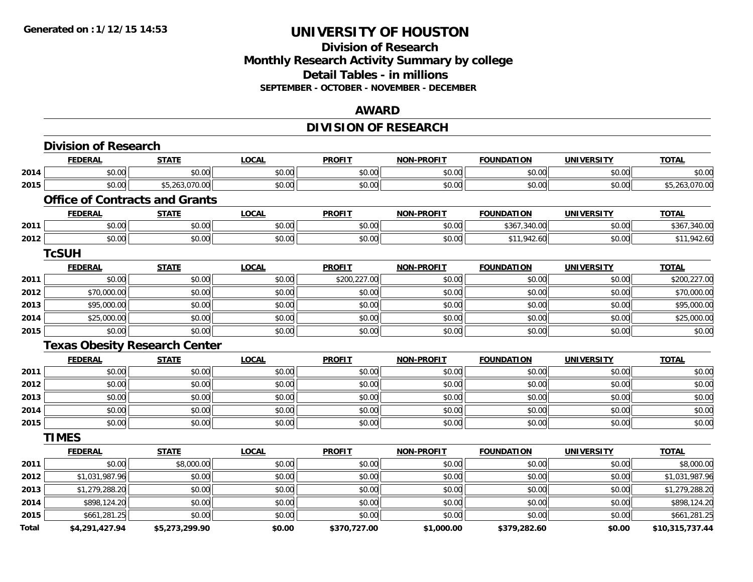**Generated on :1/12/15 14:53**

# UNIVERSITY OF HOUSTON

## Division of Research
## Monthly Research Activity Summary by college
## Detail Tables - in millions
### SEPTEMBER - OCTOBER - NOVEMBER - DECEMBER

## AWARD

## DIVISION OF RESEARCH

### Division of Research

| | FEDERAL | STATE | LOCAL | PROFIT | NON-PROFIT | FOUNDATION | UNIVERSITY | TOTAL |
|---|---|---|---|---|---|---|---|---|
| 2014 | $0.00 | $0.00 | $0.00 | $0.00 | $0.00 | $0.00 | $0.00 | $0.00 |
| 2015 | $0.00 | $5,263,070.00 | $0.00 | $0.00 | $0.00 | $0.00 | $0.00 | $5,263,070.00 |

### Office of Contracts and Grants

| | FEDERAL | STATE | LOCAL | PROFIT | NON-PROFIT | FOUNDATION | UNIVERSITY | TOTAL |
|---|---|---|---|---|---|---|---|---|
| 2011 | $0.00 | $0.00 | $0.00 | $0.00 | $0.00 | $367,340.00 | $0.00 | $367,340.00 |
| 2012 | $0.00 | $0.00 | $0.00 | $0.00 | $0.00 | $11,942.60 | $0.00 | $11,942.60 |

### TcSUH

| | FEDERAL | STATE | LOCAL | PROFIT | NON-PROFIT | FOUNDATION | UNIVERSITY | TOTAL |
|---|---|---|---|---|---|---|---|---|
| 2011 | $0.00 | $0.00 | $0.00 | $200,227.00 | $0.00 | $0.00 | $0.00 | $200,227.00 |
| 2012 | $70,000.00 | $0.00 | $0.00 | $0.00 | $0.00 | $0.00 | $0.00 | $70,000.00 |
| 2013 | $95,000.00 | $0.00 | $0.00 | $0.00 | $0.00 | $0.00 | $0.00 | $95,000.00 |
| 2014 | $25,000.00 | $0.00 | $0.00 | $0.00 | $0.00 | $0.00 | $0.00 | $25,000.00 |
| 2015 | $0.00 | $0.00 | $0.00 | $0.00 | $0.00 | $0.00 | $0.00 | $0.00 |

### Texas Obesity Research Center

| | FEDERAL | STATE | LOCAL | PROFIT | NON-PROFIT | FOUNDATION | UNIVERSITY | TOTAL |
|---|---|---|---|---|---|---|---|---|
| 2011 | $0.00 | $0.00 | $0.00 | $0.00 | $0.00 | $0.00 | $0.00 | $0.00 |
| 2012 | $0.00 | $0.00 | $0.00 | $0.00 | $0.00 | $0.00 | $0.00 | $0.00 |
| 2013 | $0.00 | $0.00 | $0.00 | $0.00 | $0.00 | $0.00 | $0.00 | $0.00 |
| 2014 | $0.00 | $0.00 | $0.00 | $0.00 | $0.00 | $0.00 | $0.00 | $0.00 |
| 2015 | $0.00 | $0.00 | $0.00 | $0.00 | $0.00 | $0.00 | $0.00 | $0.00 |

### TIMES

| | FEDERAL | STATE | LOCAL | PROFIT | NON-PROFIT | FOUNDATION | UNIVERSITY | TOTAL |
|---|---|---|---|---|---|---|---|---|
| 2011 | $0.00 | $8,000.00 | $0.00 | $0.00 | $0.00 | $0.00 | $0.00 | $8,000.00 |
| 2012 | $1,031,987.96 | $0.00 | $0.00 | $0.00 | $0.00 | $0.00 | $0.00 | $1,031,987.96 |
| 2013 | $1,279,288.20 | $0.00 | $0.00 | $0.00 | $0.00 | $0.00 | $0.00 | $1,279,288.20 |
| 2014 | $898,124.20 | $0.00 | $0.00 | $0.00 | $0.00 | $0.00 | $0.00 | $898,124.20 |
| 2015 | $661,281.25 | $0.00 | $0.00 | $0.00 | $0.00 | $0.00 | $0.00 | $661,281.25 |
| **Total** | **$4,291,427.94** | **$5,273,299.90** | **$0.00** | **$370,727.00** | **$1,000.00** | **$379,282.60** | **$0.00** | **$10,315,737.44** |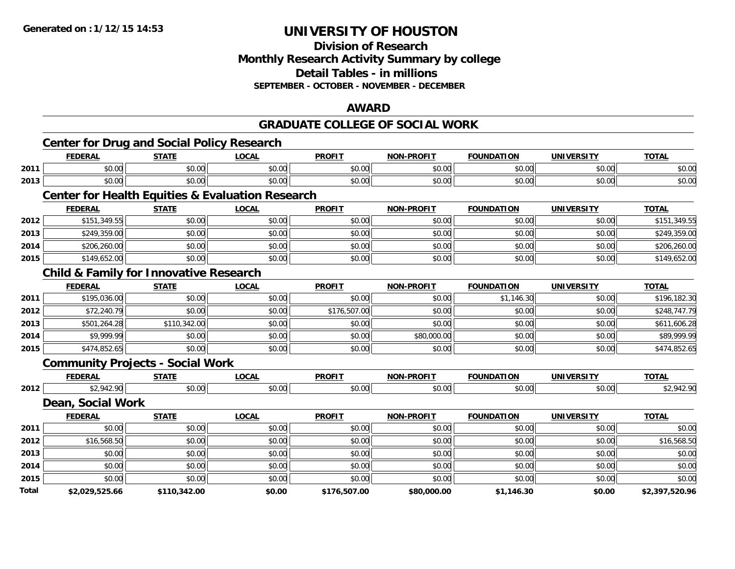Generated on :1/12/15 14:53

# UNIVERSITY OF HOUSTON

## Division of Research
## Monthly Research Activity Summary by college
## Detail Tables - in millions
### SEPTEMBER - OCTOBER - NOVEMBER - DECEMBER

## AWARD

## GRADUATE COLLEGE OF SOCIAL WORK

### Center for Drug and Social Policy Research

| | FEDERAL | STATE | LOCAL | PROFIT | NON-PROFIT | FOUNDATION | UNIVERSITY | TOTAL |
|---|---|---|---|---|---|---|---|---|
| 2011 | $0.00 | $0.00 | $0.00 | $0.00 | $0.00 | $0.00 | $0.00 | $0.00 |
| 2013 | $0.00 | $0.00 | $0.00 | $0.00 | $0.00 | $0.00 | $0.00 | $0.00 |

### Center for Health Equities & Evaluation Research

| | FEDERAL | STATE | LOCAL | PROFIT | NON-PROFIT | FOUNDATION | UNIVERSITY | TOTAL |
|---|---|---|---|---|---|---|---|---|
| 2012 | $151,349.55 | $0.00 | $0.00 | $0.00 | $0.00 | $0.00 | $0.00 | $151,349.55 |
| 2013 | $249,359.00 | $0.00 | $0.00 | $0.00 | $0.00 | $0.00 | $0.00 | $249,359.00 |
| 2014 | $206,260.00 | $0.00 | $0.00 | $0.00 | $0.00 | $0.00 | $0.00 | $206,260.00 |
| 2015 | $149,652.00 | $0.00 | $0.00 | $0.00 | $0.00 | $0.00 | $0.00 | $149,652.00 |

### Child & Family for Innovative Research

| | FEDERAL | STATE | LOCAL | PROFIT | NON-PROFIT | FOUNDATION | UNIVERSITY | TOTAL |
|---|---|---|---|---|---|---|---|---|
| 2011 | $195,036.00 | $0.00 | $0.00 | $0.00 | $0.00 | $1,146.30 | $0.00 | $196,182.30 |
| 2012 | $72,240.79 | $0.00 | $0.00 | $176,507.00 | $0.00 | $0.00 | $0.00 | $248,747.79 |
| 2013 | $501,264.28 | $110,342.00 | $0.00 | $0.00 | $0.00 | $0.00 | $0.00 | $611,606.28 |
| 2014 | $9,999.99 | $0.00 | $0.00 | $0.00 | $80,000.00 | $0.00 | $0.00 | $89,999.99 |
| 2015 | $474,852.65 | $0.00 | $0.00 | $0.00 | $0.00 | $0.00 | $0.00 | $474,852.65 |

### Community Projects - Social Work

| | FEDERAL | STATE | LOCAL | PROFIT | NON-PROFIT | FOUNDATION | UNIVERSITY | TOTAL |
|---|---|---|---|---|---|---|---|---|
| 2012 | $2,942.90 | $0.00 | $0.00 | $0.00 | $0.00 | $0.00 | $0.00 | $2,942.90 |

### Dean, Social Work

| | FEDERAL | STATE | LOCAL | PROFIT | NON-PROFIT | FOUNDATION | UNIVERSITY | TOTAL |
|---|---|---|---|---|---|---|---|---|
| 2011 | $0.00 | $0.00 | $0.00 | $0.00 | $0.00 | $0.00 | $0.00 | $0.00 |
| 2012 | $16,568.50 | $0.00 | $0.00 | $0.00 | $0.00 | $0.00 | $0.00 | $16,568.50 |
| 2013 | $0.00 | $0.00 | $0.00 | $0.00 | $0.00 | $0.00 | $0.00 | $0.00 |
| 2014 | $0.00 | $0.00 | $0.00 | $0.00 | $0.00 | $0.00 | $0.00 | $0.00 |
| 2015 | $0.00 | $0.00 | $0.00 | $0.00 | $0.00 | $0.00 | $0.00 | $0.00 |
| **Total** | **$2,029,525.66** | **$110,342.00** | **$0.00** | **$176,507.00** | **$80,000.00** | **$1,146.30** | **$0.00** | **$2,397,520.96** |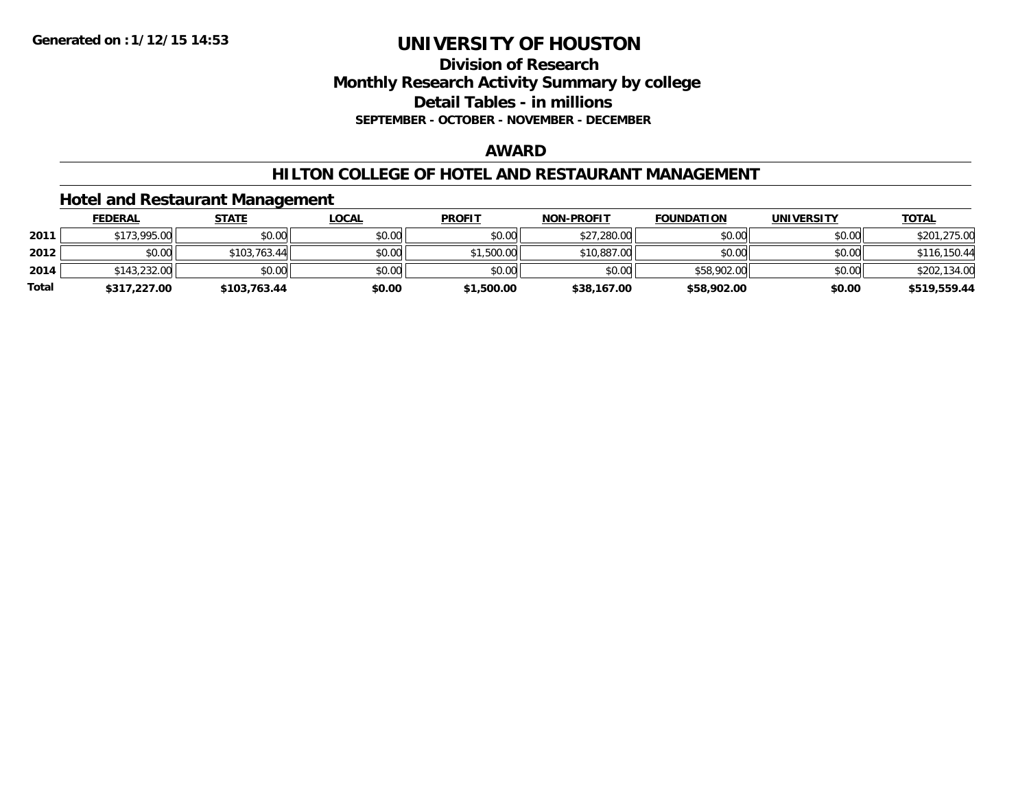Generated on :1/12/15 14:53

# UNIVERSITY OF HOUSTON

## Division of Research
## Monthly Research Activity Summary by college
## Detail Tables - in millions
### SEPTEMBER - OCTOBER - NOVEMBER - DECEMBER

## AWARD

## HILTON COLLEGE OF HOTEL AND RESTAURANT MANAGEMENT

### Hotel and Restaurant Management

| | FEDERAL | STATE | LOCAL | PROFIT | NON-PROFIT | FOUNDATION | UNIVERSITY | TOTAL |
|---|---|---|---|---|---|---|---|---|
| 2011 | $173,995.00 | $0.00 | $0.00 | $0.00 | $27,280.00 | $0.00 | $0.00 | $201,275.00 |
| 2012 | $0.00 | $103,763.44 | $0.00 | $1,500.00 | $10,887.00 | $0.00 | $0.00 | $116,150.44 |
| 2014 | $143,232.00 | $0.00 | $0.00 | $0.00 | $0.00 | $58,902.00 | $0.00 | $202,134.00 |
| **Total** | **$317,227.00** | **$103,763.44** | **$0.00** | **$1,500.00** | **$38,167.00** | **$58,902.00** | **$0.00** | **$519,559.44** |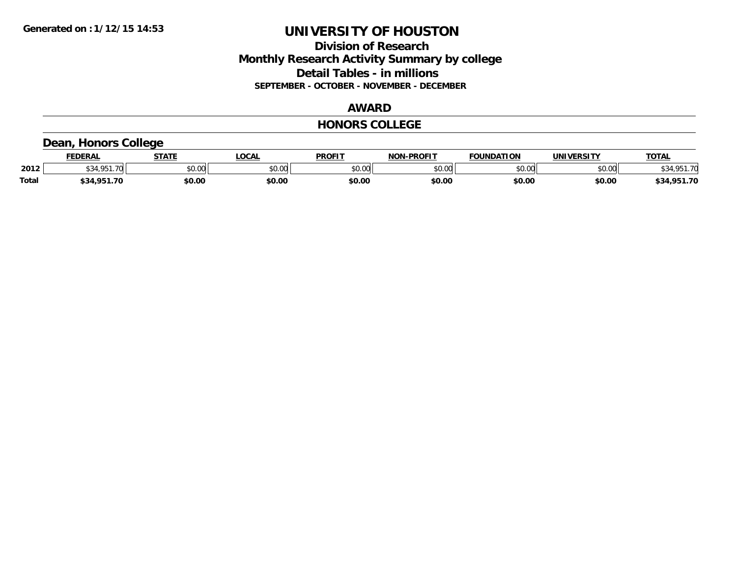# UNIVERSITY OF HOUSTON

## Division of Research
## Monthly Research Activity Summary by college
## Detail Tables - in millions
### SEPTEMBER - OCTOBER - NOVEMBER - DECEMBER

## AWARD

## HONORS COLLEGE

### Dean, Honors College

| | FEDERAL | STATE | LOCAL | PROFIT | NON-PROFIT | FOUNDATION | UNIVERSITY | TOTAL |
|---|---|---|---|---|---|---|---|---|
| 2012 | $34,951.70 | $0.00 | $0.00 | $0.00 | $0.00 | $0.00 | $0.00 | $34,951.70 |
| **Total** | **$34,951.70** | **$0.00** | **$0.00** | **$0.00** | **$0.00** | **$0.00** | **$0.00** | **$34,951.70** |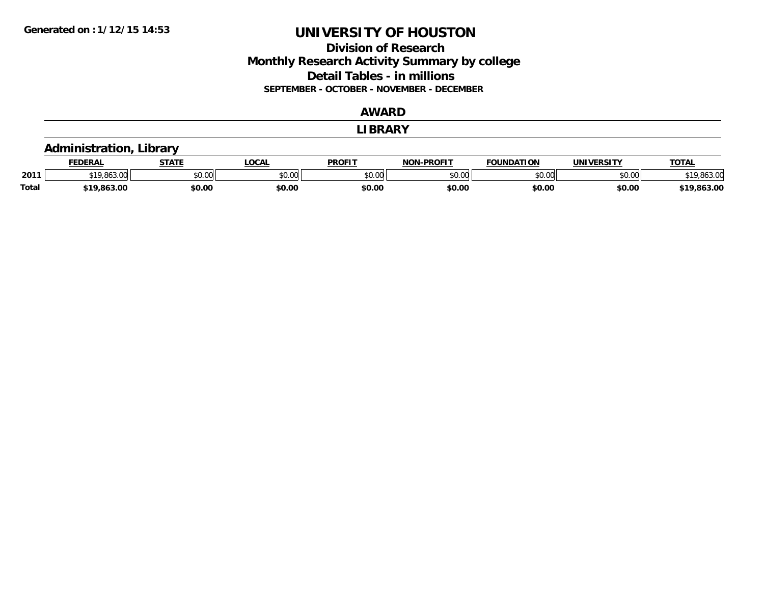Generated on :1/12/15 14:53

# UNIVERSITY OF HOUSTON

## Division of Research
## Monthly Research Activity Summary by college
## Detail Tables - in millions
### SEPTEMBER - OCTOBER - NOVEMBER - DECEMBER

## AWARD

## LIBRARY

### Administration, Library

| | FEDERAL | STATE | LOCAL | PROFIT | NON-PROFIT | FOUNDATION | UNIVERSITY | TOTAL |
|---|---|---|---|---|---|---|---|---|
| 2011 | $19,863.00 | $0.00 | $0.00 | $0.00 | $0.00 | $0.00 | $0.00 | $19,863.00 |
| **Total** | **$19,863.00** | **$0.00** | **$0.00** | **$0.00** | **$0.00** | **$0.00** | **$0.00** | **$19,863.00** |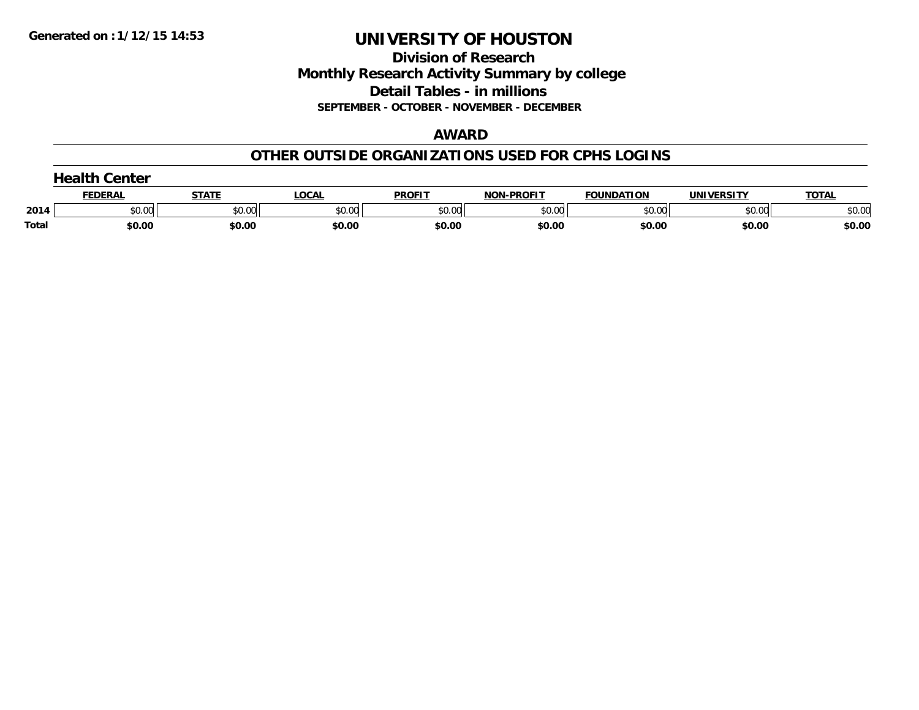Generated on :1/12/15 14:53

# UNIVERSITY OF HOUSTON

## Division of Research
## Monthly Research Activity Summary by college
## Detail Tables - in millions
### SEPTEMBER - OCTOBER - NOVEMBER - DECEMBER

## AWARD

## OTHER OUTSIDE ORGANIZATIONS USED FOR CPHS LOGINS

### Health Center

| | FEDERAL | STATE | LOCAL | PROFIT | NON-PROFIT | FOUNDATION | UNIVERSITY | TOTAL |
|---|---|---|---|---|---|---|---|---|
| 2014 | $0.00 | $0.00 | $0.00 | $0.00 | $0.00 | $0.00 | $0.00 | $0.00 |
| **Total** | **$0.00** | **$0.00** | **$0.00** | **$0.00** | **$0.00** | **$0.00** | **$0.00** | **$0.00** |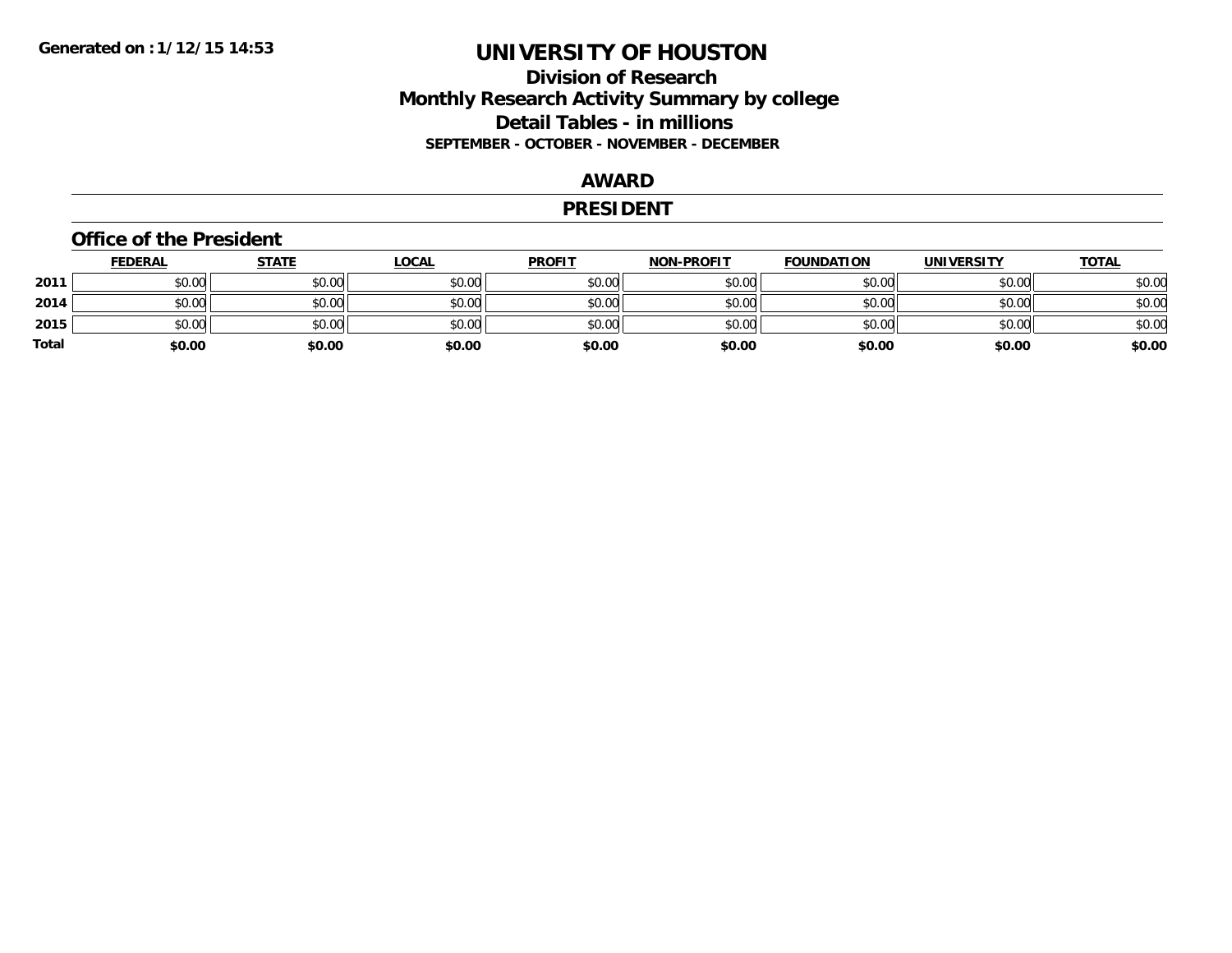Generated on :1/12/15 14:53

# UNIVERSITY OF HOUSTON

## Division of Research
## Monthly Research Activity Summary by college
## Detail Tables - in millions

**SEPTEMBER - OCTOBER - NOVEMBER - DECEMBER**

## AWARD

## PRESIDENT

### Office of the President

| | FEDERAL | STATE | LOCAL | PROFIT | NON-PROFIT | FOUNDATION | UNIVERSITY | TOTAL |
|---|---|---|---|---|---|---|---|---|
| 2011 | $0.00 | $0.00 | $0.00 | $0.00 | $0.00 | $0.00 | $0.00 | $0.00 |
| 2014 | $0.00 | $0.00 | $0.00 | $0.00 | $0.00 | $0.00 | $0.00 | $0.00 |
| 2015 | $0.00 | $0.00 | $0.00 | $0.00 | $0.00 | $0.00 | $0.00 | $0.00 |
| **Total** | **$0.00** | **$0.00** | **$0.00** | **$0.00** | **$0.00** | **$0.00** | **$0.00** | **$0.00** |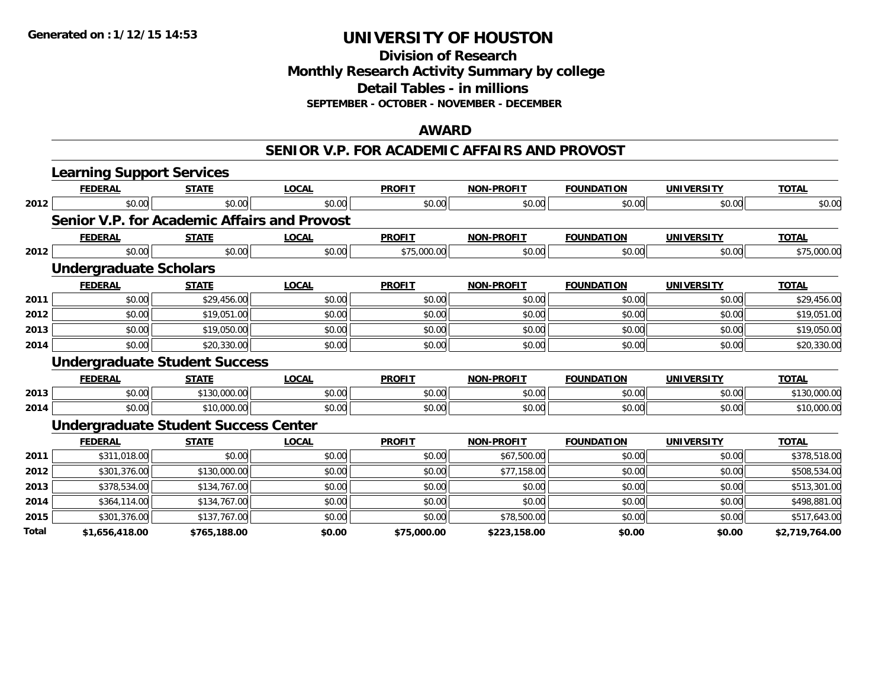**Generated on :1/12/15 14:53**

# UNIVERSITY OF HOUSTON

## Division of Research
## Monthly Research Activity Summary by college
## Detail Tables - in millions
### SEPTEMBER - OCTOBER - NOVEMBER - DECEMBER

## AWARD

## SENIOR V.P. FOR ACADEMIC AFFAIRS AND PROVOST

### Learning Support Services

| | FEDERAL | STATE | LOCAL | PROFIT | NON-PROFIT | FOUNDATION | UNIVERSITY | TOTAL |
|---|---|---|---|---|---|---|---|---|
| 2012 | $0.00 | $0.00 | $0.00 | $0.00 | $0.00 | $0.00 | $0.00 | $0.00 |

### Senior V.P. for Academic Affairs and Provost

| | FEDERAL | STATE | LOCAL | PROFIT | NON-PROFIT | FOUNDATION | UNIVERSITY | TOTAL |
|---|---|---|---|---|---|---|---|---|
| 2012 | $0.00 | $0.00 | $0.00 | $75,000.00 | $0.00 | $0.00 | $0.00 | $75,000.00 |

### Undergraduate Scholars

| | FEDERAL | STATE | LOCAL | PROFIT | NON-PROFIT | FOUNDATION | UNIVERSITY | TOTAL |
|---|---|---|---|---|---|---|---|---|
| 2011 | $0.00 | $29,456.00 | $0.00 | $0.00 | $0.00 | $0.00 | $0.00 | $29,456.00 |
| 2012 | $0.00 | $19,051.00 | $0.00 | $0.00 | $0.00 | $0.00 | $0.00 | $19,051.00 |
| 2013 | $0.00 | $19,050.00 | $0.00 | $0.00 | $0.00 | $0.00 | $0.00 | $19,050.00 |
| 2014 | $0.00 | $20,330.00 | $0.00 | $0.00 | $0.00 | $0.00 | $0.00 | $20,330.00 |

### Undergraduate Student Success

| | FEDERAL | STATE | LOCAL | PROFIT | NON-PROFIT | FOUNDATION | UNIVERSITY | TOTAL |
|---|---|---|---|---|---|---|---|---|
| 2013 | $0.00 | $130,000.00 | $0.00 | $0.00 | $0.00 | $0.00 | $0.00 | $130,000.00 |
| 2014 | $0.00 | $10,000.00 | $0.00 | $0.00 | $0.00 | $0.00 | $0.00 | $10,000.00 |

### Undergraduate Student Success Center

| | FEDERAL | STATE | LOCAL | PROFIT | NON-PROFIT | FOUNDATION | UNIVERSITY | TOTAL |
|---|---|---|---|---|---|---|---|---|
| 2011 | $311,018.00 | $0.00 | $0.00 | $0.00 | $67,500.00 | $0.00 | $0.00 | $378,518.00 |
| 2012 | $301,376.00 | $130,000.00 | $0.00 | $0.00 | $77,158.00 | $0.00 | $0.00 | $508,534.00 |
| 2013 | $378,534.00 | $134,767.00 | $0.00 | $0.00 | $0.00 | $0.00 | $0.00 | $513,301.00 |
| 2014 | $364,114.00 | $134,767.00 | $0.00 | $0.00 | $0.00 | $0.00 | $0.00 | $498,881.00 |
| 2015 | $301,376.00 | $137,767.00 | $0.00 | $0.00 | $78,500.00 | $0.00 | $0.00 | $517,643.00 |
| **Total** | **$1,656,418.00** | **$765,188.00** | **$0.00** | **$75,000.00** | **$223,158.00** | **$0.00** | **$0.00** | **$2,719,764.00** |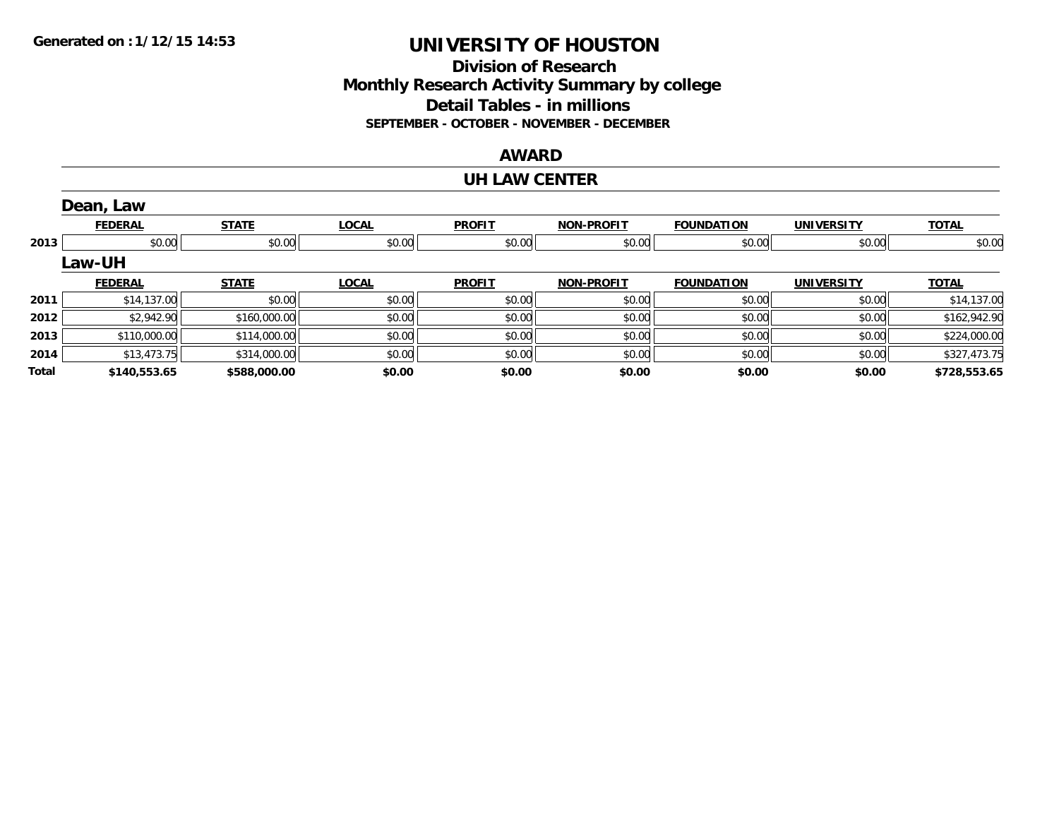# UNIVERSITY OF HOUSTON

## Division of Research
## Monthly Research Activity Summary by college
## Detail Tables - in millions

**SEPTEMBER - OCTOBER - NOVEMBER - DECEMBER**

Generated on : 1/12/15 14:53

### AWARD

### UH LAW CENTER

#### Dean, Law

| | FEDERAL | STATE | LOCAL | PROFIT | NON-PROFIT | FOUNDATION | UNIVERSITY | TOTAL |
|---|---|---|---|---|---|---|---|---|
| 2013 | $0.00 | $0.00 | $0.00 | $0.00 | $0.00 | $0.00 | $0.00 | $0.00 |

#### Law-UH

| | FEDERAL | STATE | LOCAL | PROFIT | NON-PROFIT | FOUNDATION | UNIVERSITY | TOTAL |
|---|---|---|---|---|---|---|---|---|
| 2011 | $14,137.00 | $0.00 | $0.00 | $0.00 | $0.00 | $0.00 | $0.00 | $14,137.00 |
| 2012 | $2,942.90 | $160,000.00 | $0.00 | $0.00 | $0.00 | $0.00 | $0.00 | $162,942.90 |
| 2013 | $110,000.00 | $114,000.00 | $0.00 | $0.00 | $0.00 | $0.00 | $0.00 | $224,000.00 |
| 2014 | $13,473.75 | $314,000.00 | $0.00 | $0.00 | $0.00 | $0.00 | $0.00 | $327,473.75 |
| **Total** | **$140,553.65** | **$588,000.00** | **$0.00** | **$0.00** | **$0.00** | **$0.00** | **$0.00** | **$728,553.65** |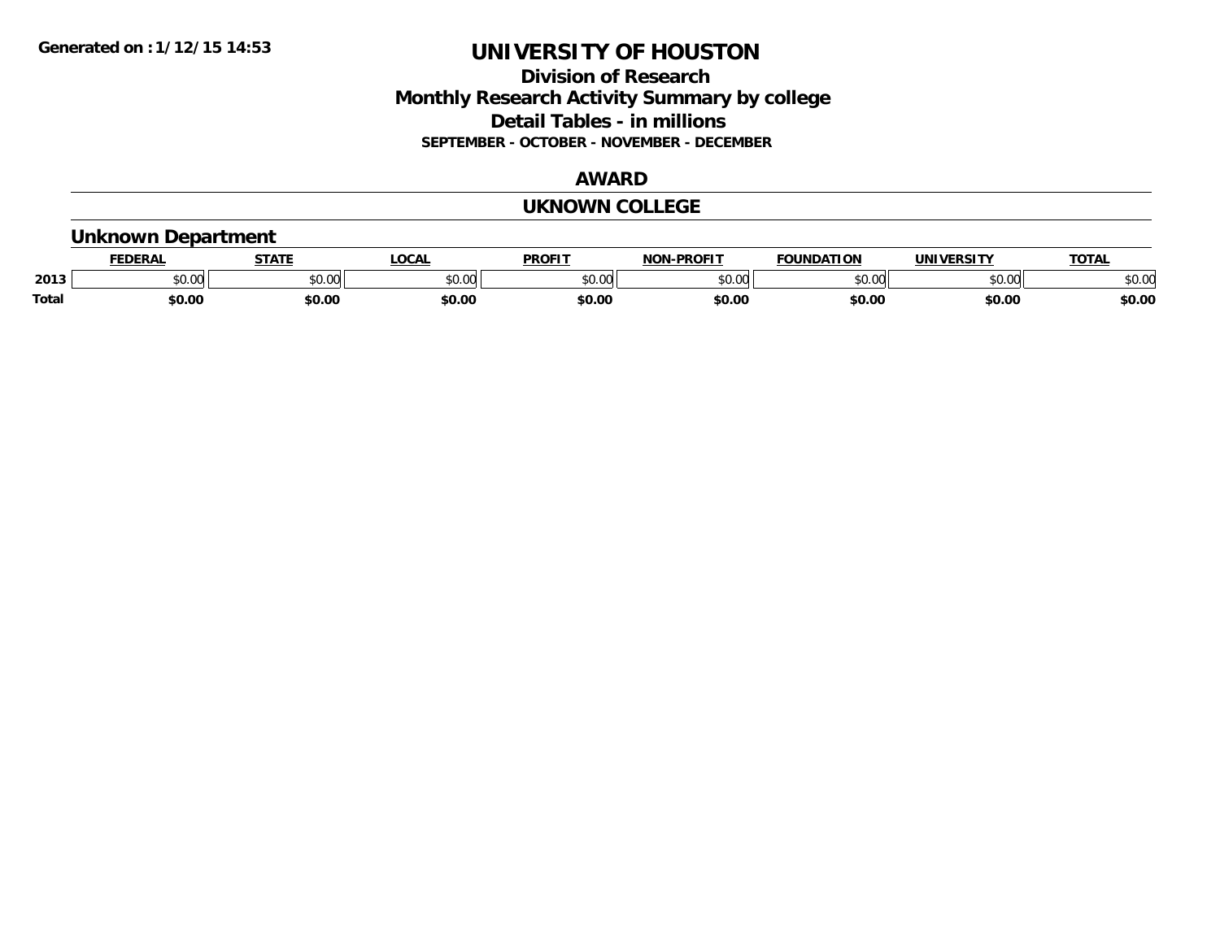Generated on :1/12/15 14:53

# UNIVERSITY OF HOUSTON

## Division of Research
## Monthly Research Activity Summary by college
## Detail Tables - in millions
### SEPTEMBER - OCTOBER - NOVEMBER - DECEMBER

## AWARD

## UKNOWN COLLEGE

### Unknown Department

| | FEDERAL | STATE | LOCAL | PROFIT | NON-PROFIT | FOUNDATION | UNIVERSITY | TOTAL |
|---|---|---|---|---|---|---|---|---|
| 2013 | $0.00 | $0.00 | $0.00 | $0.00 | $0.00 | $0.00 | $0.00 | $0.00 |
| **Total** | **$0.00** | **$0.00** | **$0.00** | **$0.00** | **$0.00** | **$0.00** | **$0.00** | **$0.00** |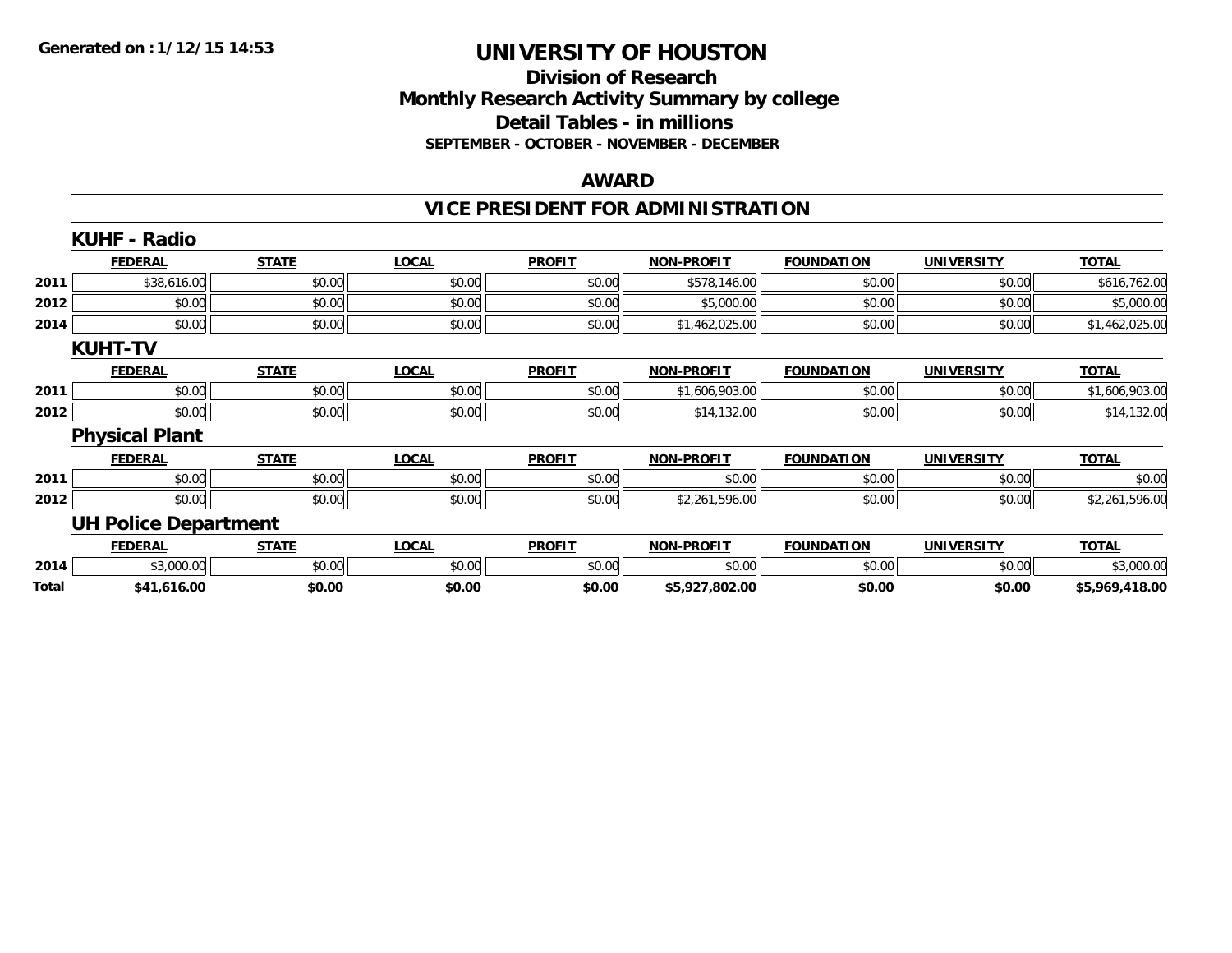# UNIVERSITY OF HOUSTON

## Division of Research
## Monthly Research Activity Summary by college
## Detail Tables - in millions
### SEPTEMBER - OCTOBER - NOVEMBER - DECEMBER

Generated on : 1/12/15 14:53

## AWARD

## VICE PRESIDENT FOR ADMINISTRATION

### KUHF - Radio

| | FEDERAL | STATE | LOCAL | PROFIT | NON-PROFIT | FOUNDATION | UNIVERSITY | TOTAL |
|---|---|---|---|---|---|---|---|---|
| 2011 | $38,616.00 | $0.00 | $0.00 | $0.00 | $578,146.00 | $0.00 | $0.00 | $616,762.00 |
| 2012 | $0.00 | $0.00 | $0.00 | $0.00 | $5,000.00 | $0.00 | $0.00 | $5,000.00 |
| 2014 | $0.00 | $0.00 | $0.00 | $0.00 | $1,462,025.00 | $0.00 | $0.00 | $1,462,025.00 |

### KUHT-TV

| | FEDERAL | STATE | LOCAL | PROFIT | NON-PROFIT | FOUNDATION | UNIVERSITY | TOTAL |
|---|---|---|---|---|---|---|---|---|
| 2011 | $0.00 | $0.00 | $0.00 | $0.00 | $1,606,903.00 | $0.00 | $0.00 | $1,606,903.00 |
| 2012 | $0.00 | $0.00 | $0.00 | $0.00 | $14,132.00 | $0.00 | $0.00 | $14,132.00 |

### Physical Plant

| | FEDERAL | STATE | LOCAL | PROFIT | NON-PROFIT | FOUNDATION | UNIVERSITY | TOTAL |
|---|---|---|---|---|---|---|---|---|
| 2011 | $0.00 | $0.00 | $0.00 | $0.00 | $0.00 | $0.00 | $0.00 | $0.00 |
| 2012 | $0.00 | $0.00 | $0.00 | $0.00 | $2,261,596.00 | $0.00 | $0.00 | $2,261,596.00 |

### UH Police Department

| | FEDERAL | STATE | LOCAL | PROFIT | NON-PROFIT | FOUNDATION | UNIVERSITY | TOTAL |
|---|---|---|---|---|---|---|---|---|
| 2014 | $3,000.00 | $0.00 | $0.00 | $0.00 | $0.00 | $0.00 | $0.00 | $3,000.00 |
| **Total** | **$41,616.00** | **$0.00** | **$0.00** | **$0.00** | **$5,927,802.00** | **$0.00** | **$0.00** | **$5,969,418.00** |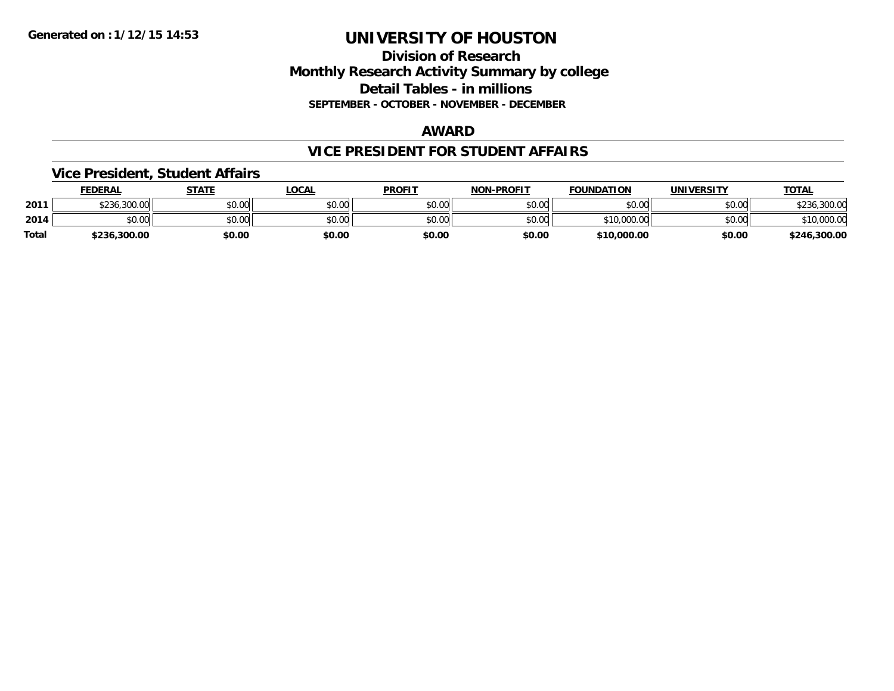# UNIVERSITY OF HOUSTON

## Division of Research
## Monthly Research Activity Summary by college
## Detail Tables - in millions
### SEPTEMBER - OCTOBER - NOVEMBER - DECEMBER

Generated on : 1/12/15 14:53

## AWARD

## VICE PRESIDENT FOR STUDENT AFFAIRS

### Vice President, Student Affairs

| | FEDERAL | STATE | LOCAL | PROFIT | NON-PROFIT | FOUNDATION | UNIVERSITY | TOTAL |
|---|---|---|---|---|---|---|---|---|
| 2011 | $236,300.00 | $0.00 | $0.00 | $0.00 | $0.00 | $0.00 | $0.00 | $236,300.00 |
| 2014 | $0.00 | $0.00 | $0.00 | $0.00 | $0.00 | $10,000.00 | $0.00 | $10,000.00 |
| **Total** | **$236,300.00** | **$0.00** | **$0.00** | **$0.00** | **$0.00** | **$10,000.00** | **$0.00** | **$246,300.00** |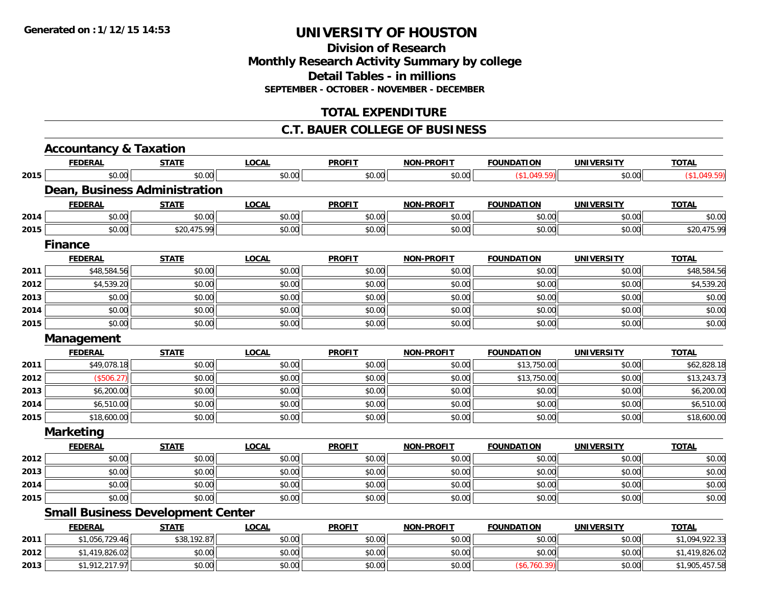# UNIVERSITY OF HOUSTON

## Division of Research
## Monthly Research Activity Summary by college
## Detail Tables - in millions
### SEPTEMBER - OCTOBER - NOVEMBER - DECEMBER

## TOTAL EXPENDITURE

## C.T. BAUER COLLEGE OF BUSINESS

### Accountancy & Taxation

| | FEDERAL | STATE | LOCAL | PROFIT | NON-PROFIT | FOUNDATION | UNIVERSITY | TOTAL |
|---|---|---|---|---|---|---|---|---|
| 2015 | $0.00 | $0.00 | $0.00 | $0.00 | $0.00 | ($1,049.59) | $0.00 | ($1,049.59) |

### Dean, Business Administration

| | FEDERAL | STATE | LOCAL | PROFIT | NON-PROFIT | FOUNDATION | UNIVERSITY | TOTAL |
|---|---|---|---|---|---|---|---|---|
| 2014 | $0.00 | $0.00 | $0.00 | $0.00 | $0.00 | $0.00 | $0.00 | $0.00 |
| 2015 | $0.00 | $20,475.99 | $0.00 | $0.00 | $0.00 | $0.00 | $0.00 | $20,475.99 |

### Finance

| | FEDERAL | STATE | LOCAL | PROFIT | NON-PROFIT | FOUNDATION | UNIVERSITY | TOTAL |
|---|---|---|---|---|---|---|---|---|
| 2011 | $48,584.56 | $0.00 | $0.00 | $0.00 | $0.00 | $0.00 | $0.00 | $48,584.56 |
| 2012 | $4,539.20 | $0.00 | $0.00 | $0.00 | $0.00 | $0.00 | $0.00 | $4,539.20 |
| 2013 | $0.00 | $0.00 | $0.00 | $0.00 | $0.00 | $0.00 | $0.00 | $0.00 |
| 2014 | $0.00 | $0.00 | $0.00 | $0.00 | $0.00 | $0.00 | $0.00 | $0.00 |
| 2015 | $0.00 | $0.00 | $0.00 | $0.00 | $0.00 | $0.00 | $0.00 | $0.00 |

### Management

| | FEDERAL | STATE | LOCAL | PROFIT | NON-PROFIT | FOUNDATION | UNIVERSITY | TOTAL |
|---|---|---|---|---|---|---|---|---|
| 2011 | $49,078.18 | $0.00 | $0.00 | $0.00 | $0.00 | $13,750.00 | $0.00 | $62,828.18 |
| 2012 | ($506.27) | $0.00 | $0.00 | $0.00 | $0.00 | $13,750.00 | $0.00 | $13,243.73 |
| 2013 | $6,200.00 | $0.00 | $0.00 | $0.00 | $0.00 | $0.00 | $0.00 | $6,200.00 |
| 2014 | $6,510.00 | $0.00 | $0.00 | $0.00 | $0.00 | $0.00 | $0.00 | $6,510.00 |
| 2015 | $18,600.00 | $0.00 | $0.00 | $0.00 | $0.00 | $0.00 | $0.00 | $18,600.00 |

### Marketing

| | FEDERAL | STATE | LOCAL | PROFIT | NON-PROFIT | FOUNDATION | UNIVERSITY | TOTAL |
|---|---|---|---|---|---|---|---|---|
| 2012 | $0.00 | $0.00 | $0.00 | $0.00 | $0.00 | $0.00 | $0.00 | $0.00 |
| 2013 | $0.00 | $0.00 | $0.00 | $0.00 | $0.00 | $0.00 | $0.00 | $0.00 |
| 2014 | $0.00 | $0.00 | $0.00 | $0.00 | $0.00 | $0.00 | $0.00 | $0.00 |
| 2015 | $0.00 | $0.00 | $0.00 | $0.00 | $0.00 | $0.00 | $0.00 | $0.00 |

### Small Business Development Center

| | FEDERAL | STATE | LOCAL | PROFIT | NON-PROFIT | FOUNDATION | UNIVERSITY | TOTAL |
|---|---|---|---|---|---|---|---|---|
| 2011 | $1,056,729.46 | $38,192.87 | $0.00 | $0.00 | $0.00 | $0.00 | $0.00 | $1,094,922.33 |
| 2012 | $1,419,826.02 | $0.00 | $0.00 | $0.00 | $0.00 | $0.00 | $0.00 | $1,419,826.02 |
| 2013 | $1,912,217.97 | $0.00 | $0.00 | $0.00 | $0.00 | ($6,760.39) | $0.00 | $1,905,457.58 |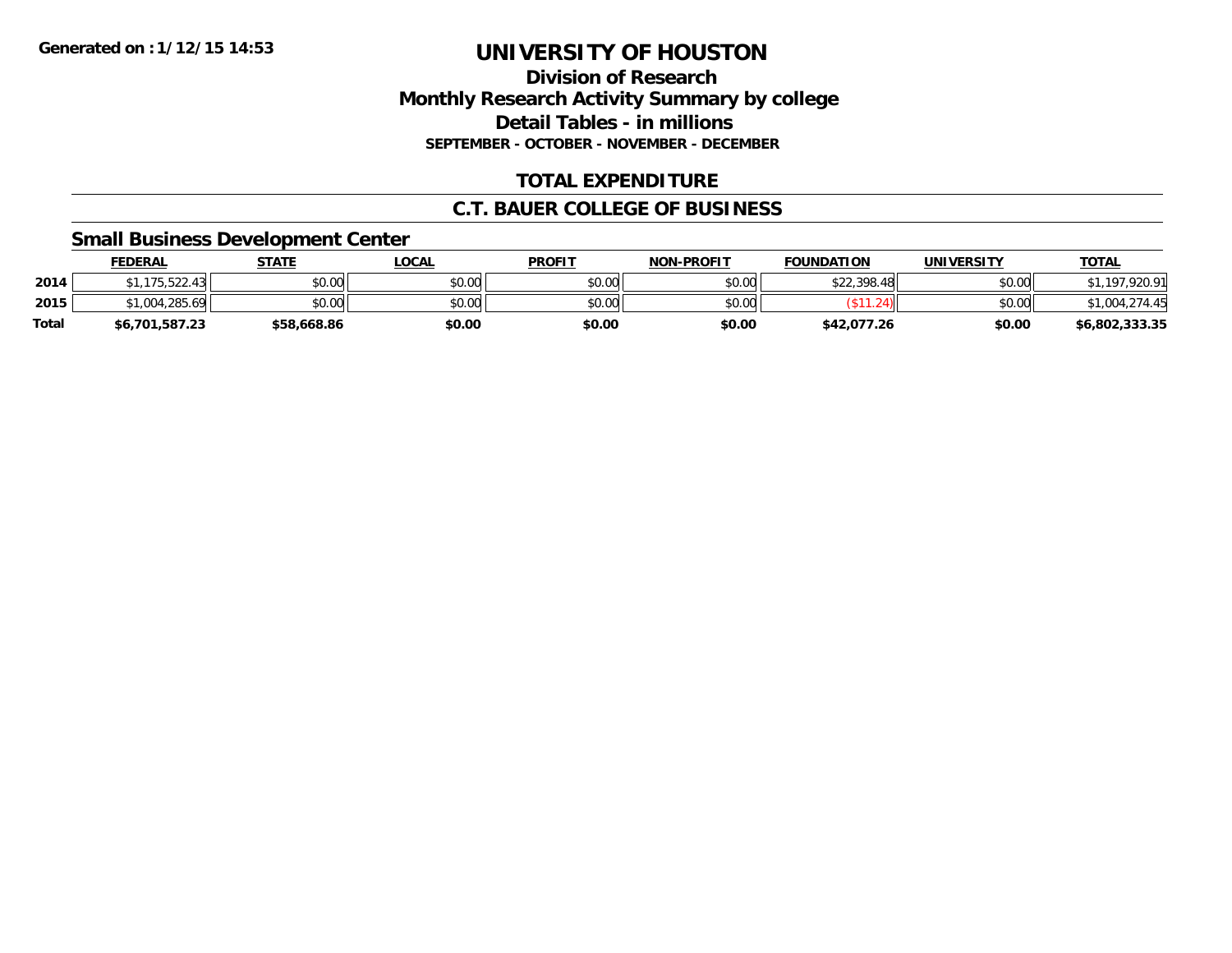**Generated on :1/12/15 14:53**

# UNIVERSITY OF HOUSTON

## Division of Research
## Monthly Research Activity Summary by college
## Detail Tables - in millions
### SEPTEMBER - OCTOBER - NOVEMBER - DECEMBER

## TOTAL EXPENDITURE

## C.T. BAUER COLLEGE OF BUSINESS

### Small Business Development Center

| | FEDERAL | STATE | LOCAL | PROFIT | NON-PROFIT | FOUNDATION | UNIVERSITY | TOTAL |
|---|---|---|---|---|---|---|---|---|
| 2014 | $1,175,522.43 | $0.00 | $0.00 | $0.00 | $0.00 | $22,398.48 | $0.00 | $1,197,920.91 |
| 2015 | $1,004,285.69 | $0.00 | $0.00 | $0.00 | $0.00 | ($11.24) | $0.00 | $1,004,274.45 |
| **Total** | **$6,701,587.23** | **$58,668.86** | **$0.00** | **$0.00** | **$0.00** | **$42,077.26** | **$0.00** | **$6,802,333.35** |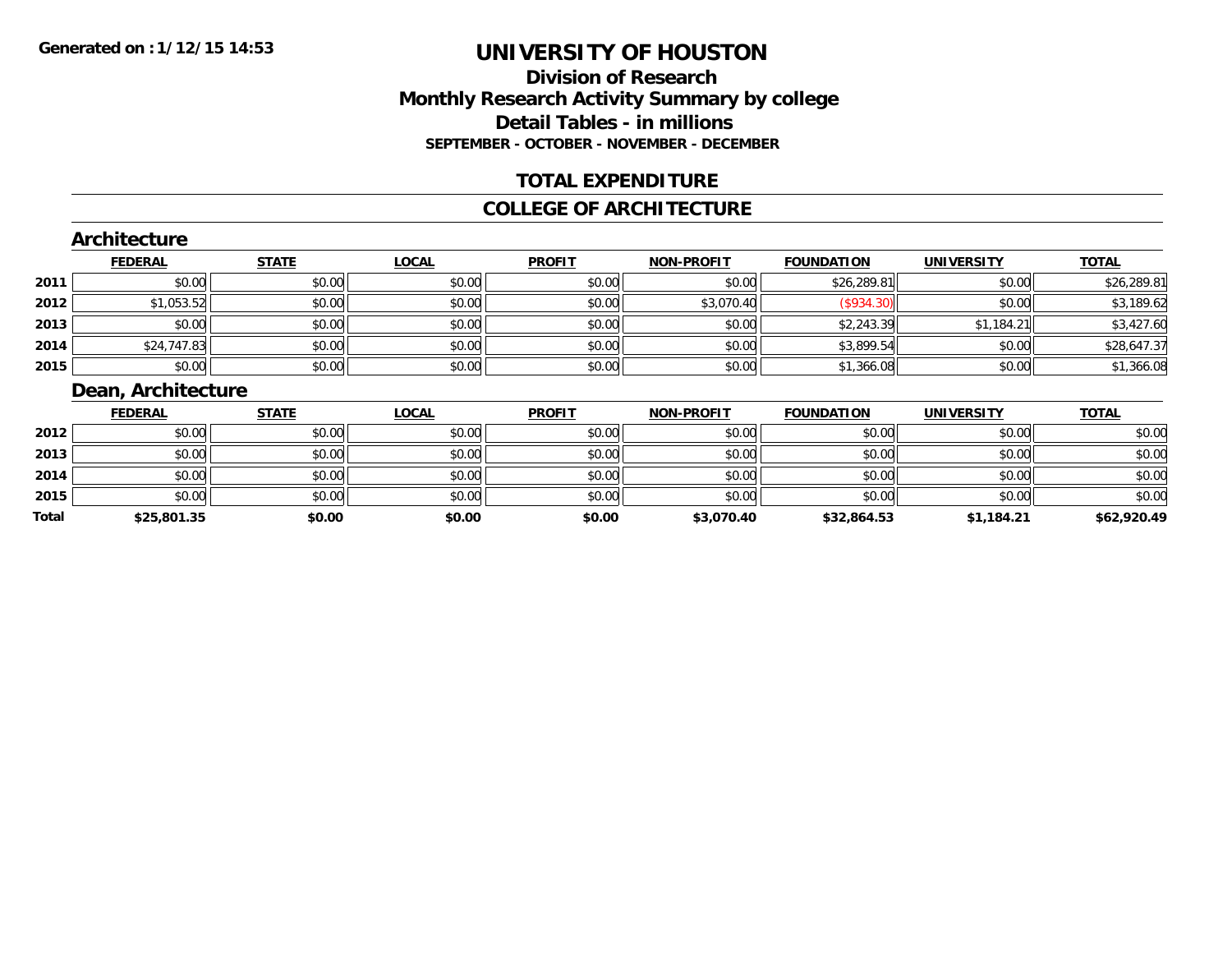**Generated on :1/12/15 14:53**

# UNIVERSITY OF HOUSTON

## Division of Research
## Monthly Research Activity Summary by college
## Detail Tables - in millions
### SEPTEMBER - OCTOBER - NOVEMBER - DECEMBER

## TOTAL EXPENDITURE

## COLLEGE OF ARCHITECTURE

### Architecture

| | FEDERAL | STATE | LOCAL | PROFIT | NON-PROFIT | FOUNDATION | UNIVERSITY | TOTAL |
|---|---|---|---|---|---|---|---|---|
| 2011 | $0.00 | $0.00 | $0.00 | $0.00 | $0.00 | $26,289.81 | $0.00 | $26,289.81 |
| 2012 | $1,053.52 | $0.00 | $0.00 | $0.00 | $3,070.40 | ($934.30) | $0.00 | $3,189.62 |
| 2013 | $0.00 | $0.00 | $0.00 | $0.00 | $0.00 | $2,243.39 | $1,184.21 | $3,427.60 |
| 2014 | $24,747.83 | $0.00 | $0.00 | $0.00 | $0.00 | $3,899.54 | $0.00 | $28,647.37 |
| 2015 | $0.00 | $0.00 | $0.00 | $0.00 | $0.00 | $1,366.08 | $0.00 | $1,366.08 |

### Dean, Architecture

| | FEDERAL | STATE | LOCAL | PROFIT | NON-PROFIT | FOUNDATION | UNIVERSITY | TOTAL |
|---|---|---|---|---|---|---|---|---|
| 2012 | $0.00 | $0.00 | $0.00 | $0.00 | $0.00 | $0.00 | $0.00 | $0.00 |
| 2013 | $0.00 | $0.00 | $0.00 | $0.00 | $0.00 | $0.00 | $0.00 | $0.00 |
| 2014 | $0.00 | $0.00 | $0.00 | $0.00 | $0.00 | $0.00 | $0.00 | $0.00 |
| 2015 | $0.00 | $0.00 | $0.00 | $0.00 | $0.00 | $0.00 | $0.00 | $0.00 |
| **Total** | **$25,801.35** | **$0.00** | **$0.00** | **$0.00** | **$3,070.40** | **$32,864.53** | **$1,184.21** | **$62,920.49** |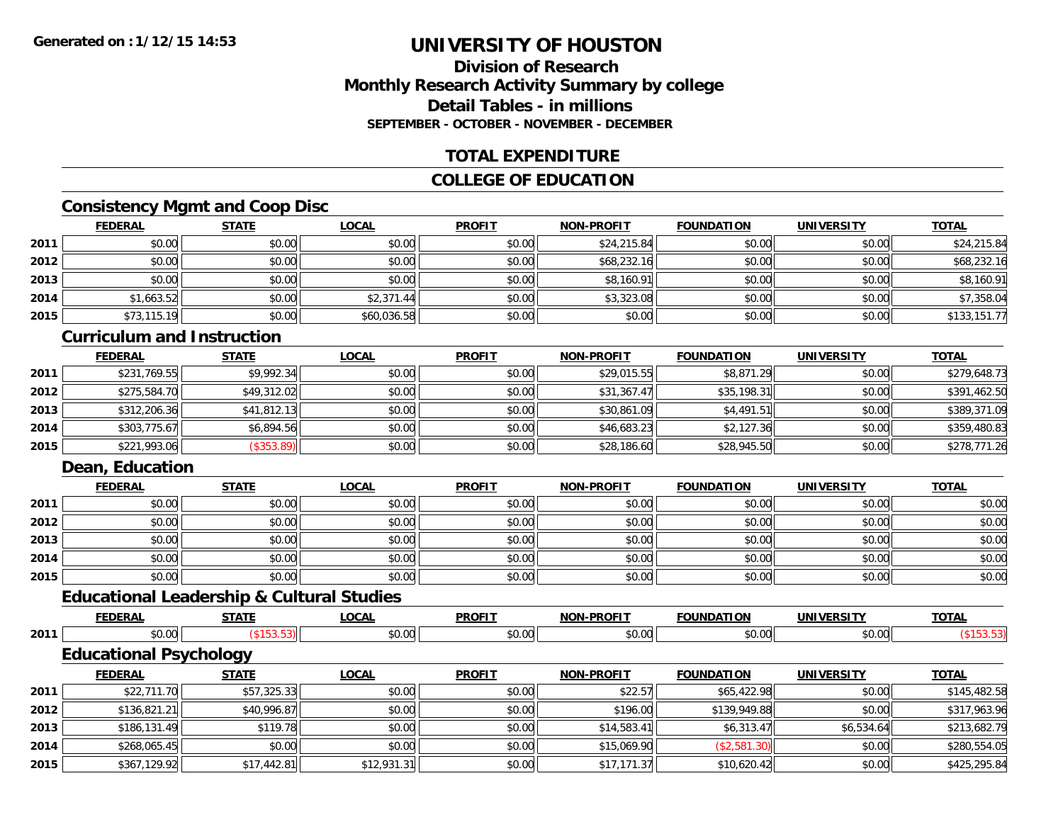# UNIVERSITY OF HOUSTON

## Division of Research
## Monthly Research Activity Summary by college
## Detail Tables - in millions
**SEPTEMBER - OCTOBER - NOVEMBER - DECEMBER**

## TOTAL EXPENDITURE

## COLLEGE OF EDUCATION

### Consistency Mgmt and Coop Disc

| | FEDERAL | STATE | LOCAL | PROFIT | NON-PROFIT | FOUNDATION | UNIVERSITY | TOTAL |
|---|---|---|---|---|---|---|---|---|
| 2011 | $0.00 | $0.00 | $0.00 | $0.00 | $24,215.84 | $0.00 | $0.00 | $24,215.84 |
| 2012 | $0.00 | $0.00 | $0.00 | $0.00 | $68,232.16 | $0.00 | $0.00 | $68,232.16 |
| 2013 | $0.00 | $0.00 | $0.00 | $0.00 | $8,160.91 | $0.00 | $0.00 | $8,160.91 |
| 2014 | $1,663.52 | $0.00 | $2,371.44 | $0.00 | $3,323.08 | $0.00 | $0.00 | $7,358.04 |
| 2015 | $73,115.19 | $0.00 | $60,036.58 | $0.00 | $0.00 | $0.00 | $0.00 | $133,151.77 |

### Curriculum and Instruction

| | FEDERAL | STATE | LOCAL | PROFIT | NON-PROFIT | FOUNDATION | UNIVERSITY | TOTAL |
|---|---|---|---|---|---|---|---|---|
| 2011 | $231,769.55 | $9,992.34 | $0.00 | $0.00 | $29,015.55 | $8,871.29 | $0.00 | $279,648.73 |
| 2012 | $275,584.70 | $49,312.02 | $0.00 | $0.00 | $31,367.47 | $35,198.31 | $0.00 | $391,462.50 |
| 2013 | $312,206.36 | $41,812.13 | $0.00 | $0.00 | $30,861.09 | $4,491.51 | $0.00 | $389,371.09 |
| 2014 | $303,775.67 | $6,894.56 | $0.00 | $0.00 | $46,683.23 | $2,127.36 | $0.00 | $359,480.83 |
| 2015 | $221,993.06 | ($353.89) | $0.00 | $0.00 | $28,186.60 | $28,945.50 | $0.00 | $278,771.26 |

### Dean, Education

| | FEDERAL | STATE | LOCAL | PROFIT | NON-PROFIT | FOUNDATION | UNIVERSITY | TOTAL |
|---|---|---|---|---|---|---|---|---|
| 2011 | $0.00 | $0.00 | $0.00 | $0.00 | $0.00 | $0.00 | $0.00 | $0.00 |
| 2012 | $0.00 | $0.00 | $0.00 | $0.00 | $0.00 | $0.00 | $0.00 | $0.00 |
| 2013 | $0.00 | $0.00 | $0.00 | $0.00 | $0.00 | $0.00 | $0.00 | $0.00 |
| 2014 | $0.00 | $0.00 | $0.00 | $0.00 | $0.00 | $0.00 | $0.00 | $0.00 |
| 2015 | $0.00 | $0.00 | $0.00 | $0.00 | $0.00 | $0.00 | $0.00 | $0.00 |

### Educational Leadership & Cultural Studies

| | FEDERAL | STATE | LOCAL | PROFIT | NON-PROFIT | FOUNDATION | UNIVERSITY | TOTAL |
|---|---|---|---|---|---|---|---|---|
| 2011 | $0.00 | ($153.53) | $0.00 | $0.00 | $0.00 | $0.00 | $0.00 | ($153.53) |

### Educational Psychology

| | FEDERAL | STATE | LOCAL | PROFIT | NON-PROFIT | FOUNDATION | UNIVERSITY | TOTAL |
|---|---|---|---|---|---|---|---|---|
| 2011 | $22,711.70 | $57,325.33 | $0.00 | $0.00 | $22.57 | $65,422.98 | $0.00 | $145,482.58 |
| 2012 | $136,821.21 | $40,996.87 | $0.00 | $0.00 | $196.00 | $139,949.88 | $0.00 | $317,963.96 |
| 2013 | $186,131.49 | $119.78 | $0.00 | $0.00 | $14,583.41 | $6,313.47 | $6,534.64 | $213,682.79 |
| 2014 | $268,065.45 | $0.00 | $0.00 | $0.00 | $15,069.90 | ($2,581.30) | $0.00 | $280,554.05 |
| 2015 | $367,129.92 | $17,442.81 | $12,931.31 | $0.00 | $17,171.37 | $10,620.42 | $0.00 | $425,295.84 |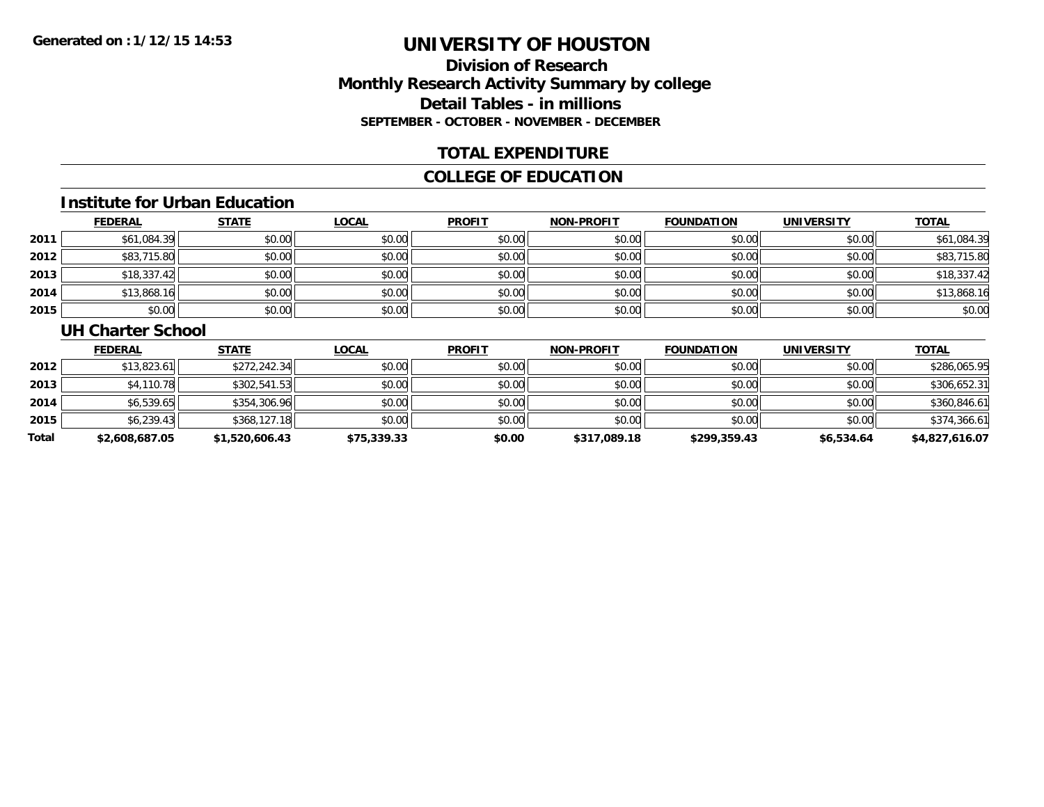**Generated on :1/12/15 14:53**

# UNIVERSITY OF HOUSTON

## Division of Research
## Monthly Research Activity Summary by college
## Detail Tables - in millions
### SEPTEMBER - OCTOBER - NOVEMBER - DECEMBER

## TOTAL EXPENDITURE

## COLLEGE OF EDUCATION

### Institute for Urban Education

| | FEDERAL | STATE | LOCAL | PROFIT | NON-PROFIT | FOUNDATION | UNIVERSITY | TOTAL |
|---|---|---|---|---|---|---|---|---|
| 2011 | $61,084.39 | $0.00 | $0.00 | $0.00 | $0.00 | $0.00 | $0.00 | $61,084.39 |
| 2012 | $83,715.80 | $0.00 | $0.00 | $0.00 | $0.00 | $0.00 | $0.00 | $83,715.80 |
| 2013 | $18,337.42 | $0.00 | $0.00 | $0.00 | $0.00 | $0.00 | $0.00 | $18,337.42 |
| 2014 | $13,868.16 | $0.00 | $0.00 | $0.00 | $0.00 | $0.00 | $0.00 | $13,868.16 |
| 2015 | $0.00 | $0.00 | $0.00 | $0.00 | $0.00 | $0.00 | $0.00 | $0.00 |

### UH Charter School

| | FEDERAL | STATE | LOCAL | PROFIT | NON-PROFIT | FOUNDATION | UNIVERSITY | TOTAL |
|---|---|---|---|---|---|---|---|---|
| 2012 | $13,823.61 | $272,242.34 | $0.00 | $0.00 | $0.00 | $0.00 | $0.00 | $286,065.95 |
| 2013 | $4,110.78 | $302,541.53 | $0.00 | $0.00 | $0.00 | $0.00 | $0.00 | $306,652.31 |
| 2014 | $6,539.65 | $354,306.96 | $0.00 | $0.00 | $0.00 | $0.00 | $0.00 | $360,846.61 |
| 2015 | $6,239.43 | $368,127.18 | $0.00 | $0.00 | $0.00 | $0.00 | $0.00 | $374,366.61 |
| **Total** | **$2,608,687.05** | **$1,520,606.43** | **$75,339.33** | **$0.00** | **$317,089.18** | **$299,359.43** | **$6,534.64** | **$4,827,616.07** |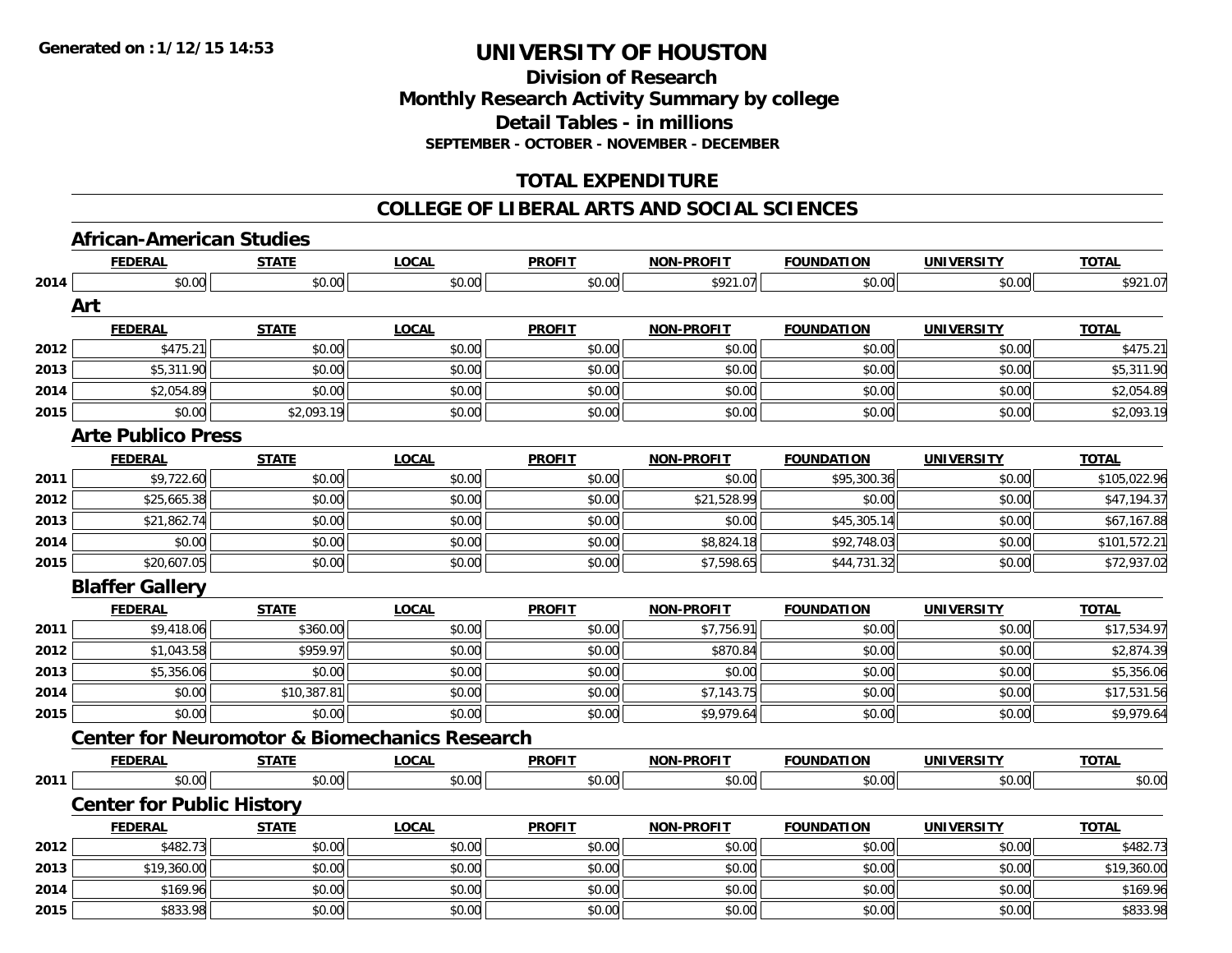**Generated on : 1/12/15 14:53**

# UNIVERSITY OF HOUSTON

## Division of Research
## Monthly Research Activity Summary by college
## Detail Tables - in millions
**SEPTEMBER - OCTOBER - NOVEMBER - DECEMBER**

## TOTAL EXPENDITURE

## COLLEGE OF LIBERAL ARTS AND SOCIAL SCIENCES

### African-American Studies

| | FEDERAL | STATE | LOCAL | PROFIT | NON-PROFIT | FOUNDATION | UNIVERSITY | TOTAL |
|---|---|---|---|---|---|---|---|---|
| 2014 | $0.00 | $0.00 | $0.00 | $0.00 | $921.07 | $0.00 | $0.00 | $921.07 |

### Art

| | FEDERAL | STATE | LOCAL | PROFIT | NON-PROFIT | FOUNDATION | UNIVERSITY | TOTAL |
|---|---|---|---|---|---|---|---|---|
| 2012 | $475.21 | $0.00 | $0.00 | $0.00 | $0.00 | $0.00 | $0.00 | $475.21 |
| 2013 | $5,311.90 | $0.00 | $0.00 | $0.00 | $0.00 | $0.00 | $0.00 | $5,311.90 |
| 2014 | $2,054.89 | $0.00 | $0.00 | $0.00 | $0.00 | $0.00 | $0.00 | $2,054.89 |
| 2015 | $0.00 | $2,093.19 | $0.00 | $0.00 | $0.00 | $0.00 | $0.00 | $2,093.19 |

### Arte Publico Press

| | FEDERAL | STATE | LOCAL | PROFIT | NON-PROFIT | FOUNDATION | UNIVERSITY | TOTAL |
|---|---|---|---|---|---|---|---|---|
| 2011 | $9,722.60 | $0.00 | $0.00 | $0.00 | $0.00 | $95,300.36 | $0.00 | $105,022.96 |
| 2012 | $25,665.38 | $0.00 | $0.00 | $0.00 | $21,528.99 | $0.00 | $0.00 | $47,194.37 |
| 2013 | $21,862.74 | $0.00 | $0.00 | $0.00 | $0.00 | $45,305.14 | $0.00 | $67,167.88 |
| 2014 | $0.00 | $0.00 | $0.00 | $0.00 | $8,824.18 | $92,748.03 | $0.00 | $101,572.21 |
| 2015 | $20,607.05 | $0.00 | $0.00 | $0.00 | $7,598.65 | $44,731.32 | $0.00 | $72,937.02 |

### Blaffer Gallery

| | FEDERAL | STATE | LOCAL | PROFIT | NON-PROFIT | FOUNDATION | UNIVERSITY | TOTAL |
|---|---|---|---|---|---|---|---|---|
| 2011 | $9,418.06 | $360.00 | $0.00 | $0.00 | $7,756.91 | $0.00 | $0.00 | $17,534.97 |
| 2012 | $1,043.58 | $959.97 | $0.00 | $0.00 | $870.84 | $0.00 | $0.00 | $2,874.39 |
| 2013 | $5,356.06 | $0.00 | $0.00 | $0.00 | $0.00 | $0.00 | $0.00 | $5,356.06 |
| 2014 | $0.00 | $10,387.81 | $0.00 | $0.00 | $7,143.75 | $0.00 | $0.00 | $17,531.56 |
| 2015 | $0.00 | $0.00 | $0.00 | $0.00 | $9,979.64 | $0.00 | $0.00 | $9,979.64 |

### Center for Neuromotor & Biomechanics Research

| | FEDERAL | STATE | LOCAL | PROFIT | NON-PROFIT | FOUNDATION | UNIVERSITY | TOTAL |
|---|---|---|---|---|---|---|---|---|
| 2011 | $0.00 | $0.00 | $0.00 | $0.00 | $0.00 | $0.00 | $0.00 | $0.00 |

### Center for Public History

| | FEDERAL | STATE | LOCAL | PROFIT | NON-PROFIT | FOUNDATION | UNIVERSITY | TOTAL |
|---|---|---|---|---|---|---|---|---|
| 2012 | $482.73 | $0.00 | $0.00 | $0.00 | $0.00 | $0.00 | $0.00 | $482.73 |
| 2013 | $19,360.00 | $0.00 | $0.00 | $0.00 | $0.00 | $0.00 | $0.00 | $19,360.00 |
| 2014 | $169.96 | $0.00 | $0.00 | $0.00 | $0.00 | $0.00 | $0.00 | $169.96 |
| 2015 | $833.98 | $0.00 | $0.00 | $0.00 | $0.00 | $0.00 | $0.00 | $833.98 |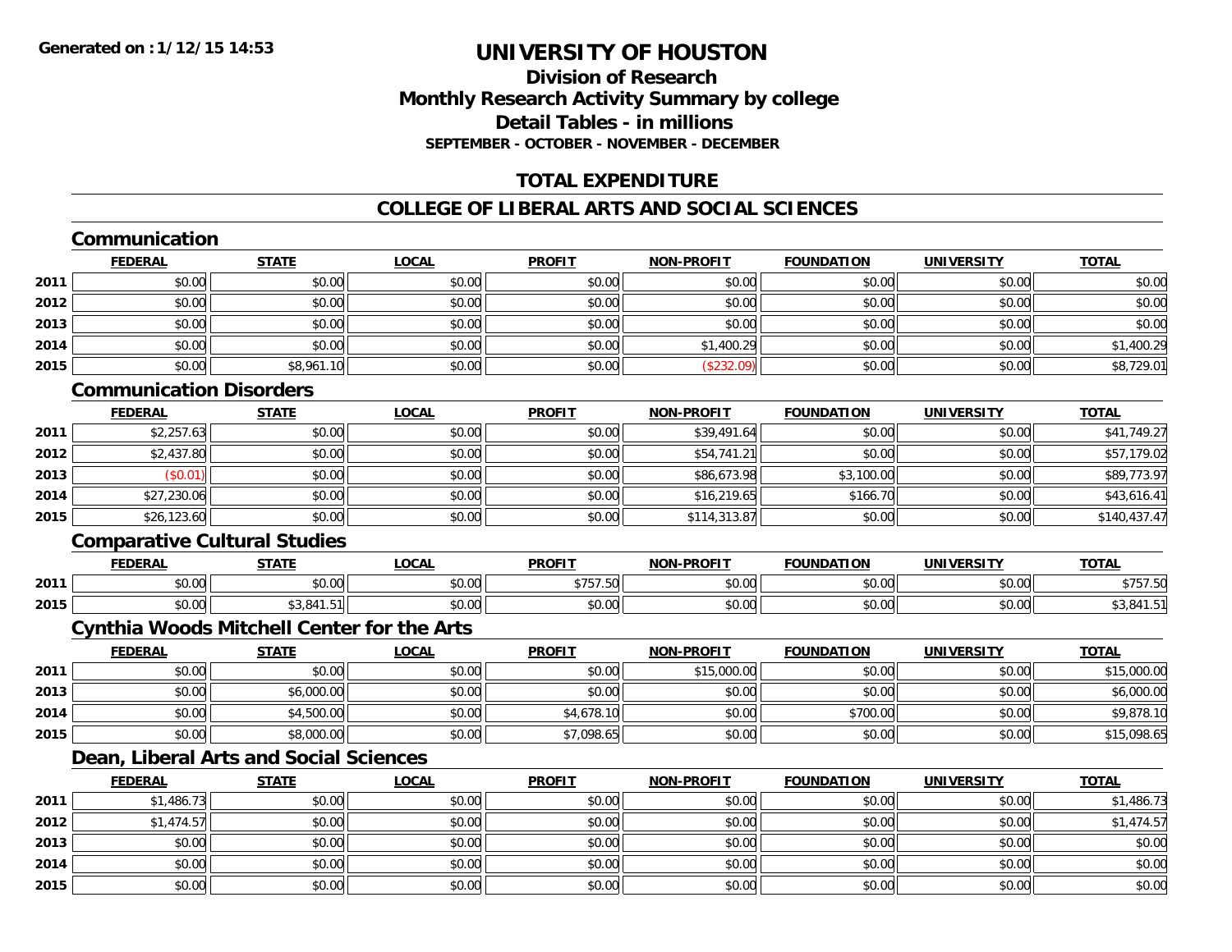# UNIVERSITY OF HOUSTON

## Division of Research
## Monthly Research Activity Summary by college
## Detail Tables - in millions
### SEPTEMBER - OCTOBER - NOVEMBER - DECEMBER

## TOTAL EXPENDITURE

## COLLEGE OF LIBERAL ARTS AND SOCIAL SCIENCES

### Communication

| | FEDERAL | STATE | LOCAL | PROFIT | NON-PROFIT | FOUNDATION | UNIVERSITY | TOTAL |
|---|---|---|---|---|---|---|---|---|
| 2011 | $0.00 | $0.00 | $0.00 | $0.00 | $0.00 | $0.00 | $0.00 | $0.00 |
| 2012 | $0.00 | $0.00 | $0.00 | $0.00 | $0.00 | $0.00 | $0.00 | $0.00 |
| 2013 | $0.00 | $0.00 | $0.00 | $0.00 | $0.00 | $0.00 | $0.00 | $0.00 |
| 2014 | $0.00 | $0.00 | $0.00 | $0.00 | $1,400.29 | $0.00 | $0.00 | $1,400.29 |
| 2015 | $0.00 | $8,961.10 | $0.00 | $0.00 | ($232.09) | $0.00 | $0.00 | $8,729.01 |

### Communication Disorders

| | FEDERAL | STATE | LOCAL | PROFIT | NON-PROFIT | FOUNDATION | UNIVERSITY | TOTAL |
|---|---|---|---|---|---|---|---|---|
| 2011 | $2,257.63 | $0.00 | $0.00 | $0.00 | $39,491.64 | $0.00 | $0.00 | $41,749.27 |
| 2012 | $2,437.80 | $0.00 | $0.00 | $0.00 | $54,741.21 | $0.00 | $0.00 | $57,179.02 |
| 2013 | ($0.01) | $0.00 | $0.00 | $0.00 | $86,673.98 | $3,100.00 | $0.00 | $89,773.97 |
| 2014 | $27,230.06 | $0.00 | $0.00 | $0.00 | $16,219.65 | $166.70 | $0.00 | $43,616.41 |
| 2015 | $26,123.60 | $0.00 | $0.00 | $0.00 | $114,313.87 | $0.00 | $0.00 | $140,437.47 |

### Comparative Cultural Studies

| | FEDERAL | STATE | LOCAL | PROFIT | NON-PROFIT | FOUNDATION | UNIVERSITY | TOTAL |
|---|---|---|---|---|---|---|---|---|
| 2011 | $0.00 | $0.00 | $0.00 | $757.50 | $0.00 | $0.00 | $0.00 | $757.50 |
| 2015 | $0.00 | $3,841.51 | $0.00 | $0.00 | $0.00 | $0.00 | $0.00 | $3,841.51 |

### Cynthia Woods Mitchell Center for the Arts

| | FEDERAL | STATE | LOCAL | PROFIT | NON-PROFIT | FOUNDATION | UNIVERSITY | TOTAL |
|---|---|---|---|---|---|---|---|---|
| 2011 | $0.00 | $0.00 | $0.00 | $0.00 | $15,000.00 | $0.00 | $0.00 | $15,000.00 |
| 2013 | $0.00 | $6,000.00 | $0.00 | $0.00 | $0.00 | $0.00 | $0.00 | $6,000.00 |
| 2014 | $0.00 | $4,500.00 | $0.00 | $4,678.10 | $0.00 | $700.00 | $0.00 | $9,878.10 |
| 2015 | $0.00 | $8,000.00 | $0.00 | $7,098.65 | $0.00 | $0.00 | $0.00 | $15,098.65 |

### Dean, Liberal Arts and Social Sciences

| | FEDERAL | STATE | LOCAL | PROFIT | NON-PROFIT | FOUNDATION | UNIVERSITY | TOTAL |
|---|---|---|---|---|---|---|---|---|
| 2011 | $1,486.73 | $0.00 | $0.00 | $0.00 | $0.00 | $0.00 | $0.00 | $1,486.73 |
| 2012 | $1,474.57 | $0.00 | $0.00 | $0.00 | $0.00 | $0.00 | $0.00 | $1,474.57 |
| 2013 | $0.00 | $0.00 | $0.00 | $0.00 | $0.00 | $0.00 | $0.00 | $0.00 |
| 2014 | $0.00 | $0.00 | $0.00 | $0.00 | $0.00 | $0.00 | $0.00 | $0.00 |
| 2015 | $0.00 | $0.00 | $0.00 | $0.00 | $0.00 | $0.00 | $0.00 | $0.00 |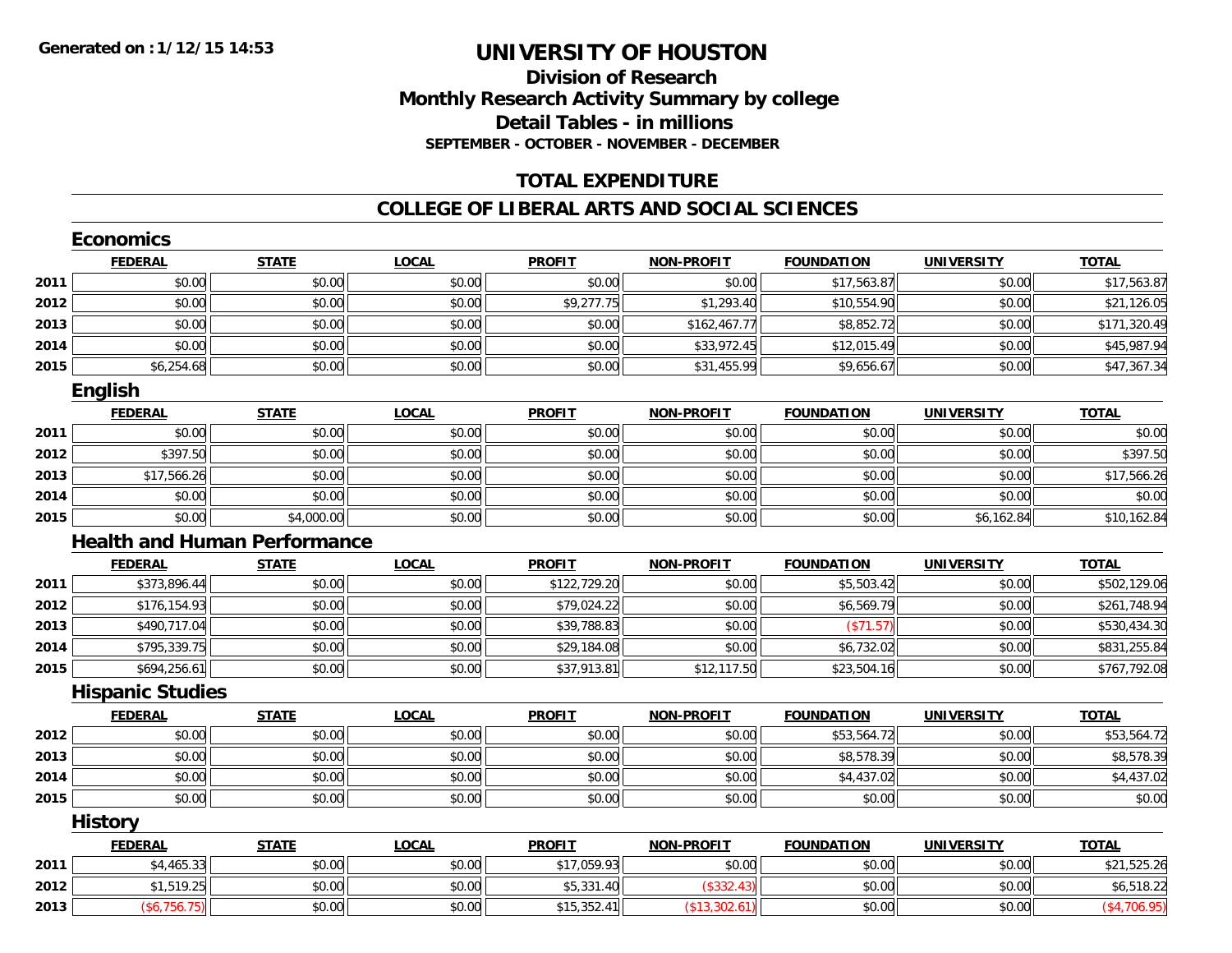**Generated on :1/12/15 14:53**

# UNIVERSITY OF HOUSTON

## Division of Research
## Monthly Research Activity Summary by college
## Detail Tables - in millions
### SEPTEMBER - OCTOBER - NOVEMBER - DECEMBER

## TOTAL EXPENDITURE

## COLLEGE OF LIBERAL ARTS AND SOCIAL SCIENCES

### Economics

| | FEDERAL | STATE | LOCAL | PROFIT | NON-PROFIT | FOUNDATION | UNIVERSITY | TOTAL |
|---|---|---|---|---|---|---|---|---|
| 2011 | $0.00 | $0.00 | $0.00 | $0.00 | $0.00 | $17,563.87 | $0.00 | $17,563.87 |
| 2012 | $0.00 | $0.00 | $0.00 | $9,277.75 | $1,293.40 | $10,554.90 | $0.00 | $21,126.05 |
| 2013 | $0.00 | $0.00 | $0.00 | $0.00 | $162,467.77 | $8,852.72 | $0.00 | $171,320.49 |
| 2014 | $0.00 | $0.00 | $0.00 | $0.00 | $33,972.45 | $12,015.49 | $0.00 | $45,987.94 |
| 2015 | $6,254.68 | $0.00 | $0.00 | $0.00 | $31,455.99 | $9,656.67 | $0.00 | $47,367.34 |

### English

| | FEDERAL | STATE | LOCAL | PROFIT | NON-PROFIT | FOUNDATION | UNIVERSITY | TOTAL |
|---|---|---|---|---|---|---|---|---|
| 2011 | $0.00 | $0.00 | $0.00 | $0.00 | $0.00 | $0.00 | $0.00 | $0.00 |
| 2012 | $397.50 | $0.00 | $0.00 | $0.00 | $0.00 | $0.00 | $0.00 | $397.50 |
| 2013 | $17,566.26 | $0.00 | $0.00 | $0.00 | $0.00 | $0.00 | $0.00 | $17,566.26 |
| 2014 | $0.00 | $0.00 | $0.00 | $0.00 | $0.00 | $0.00 | $0.00 | $0.00 |
| 2015 | $0.00 | $4,000.00 | $0.00 | $0.00 | $0.00 | $0.00 | $6,162.84 | $10,162.84 |

### Health and Human Performance

| | FEDERAL | STATE | LOCAL | PROFIT | NON-PROFIT | FOUNDATION | UNIVERSITY | TOTAL |
|---|---|---|---|---|---|---|---|---|
| 2011 | $373,896.44 | $0.00 | $0.00 | $122,729.20 | $0.00 | $5,503.42 | $0.00 | $502,129.06 |
| 2012 | $176,154.93 | $0.00 | $0.00 | $79,024.22 | $0.00 | $6,569.79 | $0.00 | $261,748.94 |
| 2013 | $490,717.04 | $0.00 | $0.00 | $39,788.83 | $0.00 | ($71.57) | $0.00 | $530,434.30 |
| 2014 | $795,339.75 | $0.00 | $0.00 | $29,184.08 | $0.00 | $6,732.02 | $0.00 | $831,255.84 |
| 2015 | $694,256.61 | $0.00 | $0.00 | $37,913.81 | $12,117.50 | $23,504.16 | $0.00 | $767,792.08 |

### Hispanic Studies

| | FEDERAL | STATE | LOCAL | PROFIT | NON-PROFIT | FOUNDATION | UNIVERSITY | TOTAL |
|---|---|---|---|---|---|---|---|---|
| 2012 | $0.00 | $0.00 | $0.00 | $0.00 | $0.00 | $53,564.72 | $0.00 | $53,564.72 |
| 2013 | $0.00 | $0.00 | $0.00 | $0.00 | $0.00 | $8,578.39 | $0.00 | $8,578.39 |
| 2014 | $0.00 | $0.00 | $0.00 | $0.00 | $0.00 | $4,437.02 | $0.00 | $4,437.02 |
| 2015 | $0.00 | $0.00 | $0.00 | $0.00 | $0.00 | $0.00 | $0.00 | $0.00 |

### History

| | FEDERAL | STATE | LOCAL | PROFIT | NON-PROFIT | FOUNDATION | UNIVERSITY | TOTAL |
|---|---|---|---|---|---|---|---|---|
| 2011 | $4,465.33 | $0.00 | $0.00 | $17,059.93 | $0.00 | $0.00 | $0.00 | $21,525.26 |
| 2012 | $1,519.25 | $0.00 | $0.00 | $5,331.40 | ($332.43) | $0.00 | $0.00 | $6,518.22 |
| 2013 | ($6,756.75) | $0.00 | $0.00 | $15,352.41 | ($13,302.61) | $0.00 | $0.00 | ($4,706.95) |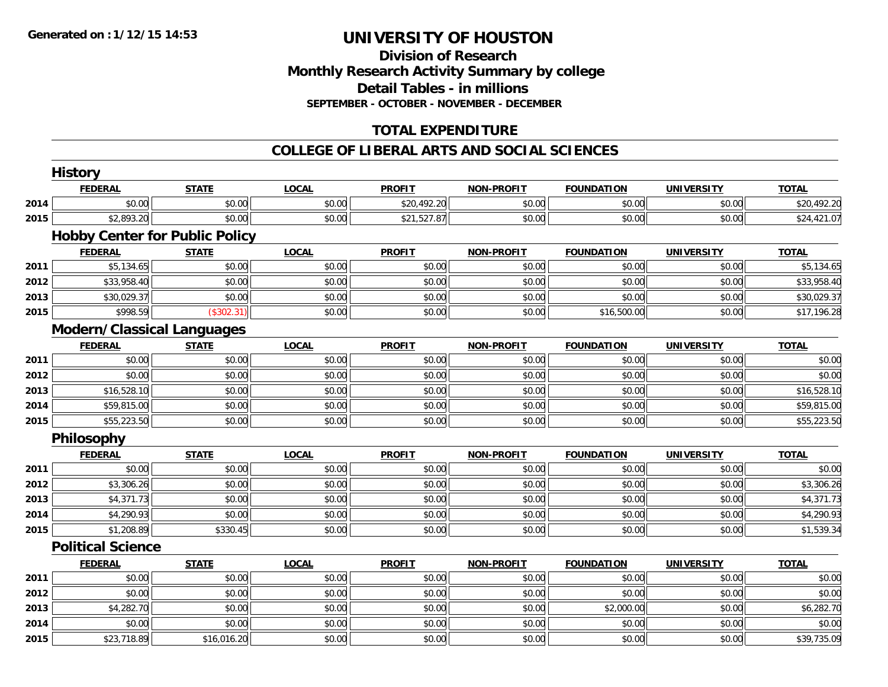Generated on :1/12/15 14:53

# UNIVERSITY OF HOUSTON

## Division of Research
## Monthly Research Activity Summary by college
## Detail Tables - in millions
### SEPTEMBER - OCTOBER - NOVEMBER - DECEMBER

## TOTAL EXPENDITURE

## COLLEGE OF LIBERAL ARTS AND SOCIAL SCIENCES

### History

| | FEDERAL | STATE | LOCAL | PROFIT | NON-PROFIT | FOUNDATION | UNIVERSITY | TOTAL |
|---|---|---|---|---|---|---|---|---|
| 2014 | $0.00 | $0.00 | $0.00 | $20,492.20 | $0.00 | $0.00 | $0.00 | $20,492.20 |
| 2015 | $2,893.20 | $0.00 | $0.00 | $21,527.87 | $0.00 | $0.00 | $0.00 | $24,421.07 |

### Hobby Center for Public Policy

| | FEDERAL | STATE | LOCAL | PROFIT | NON-PROFIT | FOUNDATION | UNIVERSITY | TOTAL |
|---|---|---|---|---|---|---|---|---|
| 2011 | $5,134.65 | $0.00 | $0.00 | $0.00 | $0.00 | $0.00 | $0.00 | $5,134.65 |
| 2012 | $33,958.40 | $0.00 | $0.00 | $0.00 | $0.00 | $0.00 | $0.00 | $33,958.40 |
| 2013 | $30,029.37 | $0.00 | $0.00 | $0.00 | $0.00 | $0.00 | $0.00 | $30,029.37 |
| 2015 | $998.59 | ($302.31) | $0.00 | $0.00 | $0.00 | $16,500.00 | $0.00 | $17,196.28 |

### Modern/Classical Languages

| | FEDERAL | STATE | LOCAL | PROFIT | NON-PROFIT | FOUNDATION | UNIVERSITY | TOTAL |
|---|---|---|---|---|---|---|---|---|
| 2011 | $0.00 | $0.00 | $0.00 | $0.00 | $0.00 | $0.00 | $0.00 | $0.00 |
| 2012 | $0.00 | $0.00 | $0.00 | $0.00 | $0.00 | $0.00 | $0.00 | $0.00 |
| 2013 | $16,528.10 | $0.00 | $0.00 | $0.00 | $0.00 | $0.00 | $0.00 | $16,528.10 |
| 2014 | $59,815.00 | $0.00 | $0.00 | $0.00 | $0.00 | $0.00 | $0.00 | $59,815.00 |
| 2015 | $55,223.50 | $0.00 | $0.00 | $0.00 | $0.00 | $0.00 | $0.00 | $55,223.50 |

### Philosophy

| | FEDERAL | STATE | LOCAL | PROFIT | NON-PROFIT | FOUNDATION | UNIVERSITY | TOTAL |
|---|---|---|---|---|---|---|---|---|
| 2011 | $0.00 | $0.00 | $0.00 | $0.00 | $0.00 | $0.00 | $0.00 | $0.00 |
| 2012 | $3,306.26 | $0.00 | $0.00 | $0.00 | $0.00 | $0.00 | $0.00 | $3,306.26 |
| 2013 | $4,371.73 | $0.00 | $0.00 | $0.00 | $0.00 | $0.00 | $0.00 | $4,371.73 |
| 2014 | $4,290.93 | $0.00 | $0.00 | $0.00 | $0.00 | $0.00 | $0.00 | $4,290.93 |
| 2015 | $1,208.89 | $330.45 | $0.00 | $0.00 | $0.00 | $0.00 | $0.00 | $1,539.34 |

### Political Science

| | FEDERAL | STATE | LOCAL | PROFIT | NON-PROFIT | FOUNDATION | UNIVERSITY | TOTAL |
|---|---|---|---|---|---|---|---|---|
| 2011 | $0.00 | $0.00 | $0.00 | $0.00 | $0.00 | $0.00 | $0.00 | $0.00 |
| 2012 | $0.00 | $0.00 | $0.00 | $0.00 | $0.00 | $0.00 | $0.00 | $0.00 |
| 2013 | $4,282.70 | $0.00 | $0.00 | $0.00 | $0.00 | $2,000.00 | $0.00 | $6,282.70 |
| 2014 | $0.00 | $0.00 | $0.00 | $0.00 | $0.00 | $0.00 | $0.00 | $0.00 |
| 2015 | $23,718.89 | $16,016.20 | $0.00 | $0.00 | $0.00 | $0.00 | $0.00 | $39,735.09 |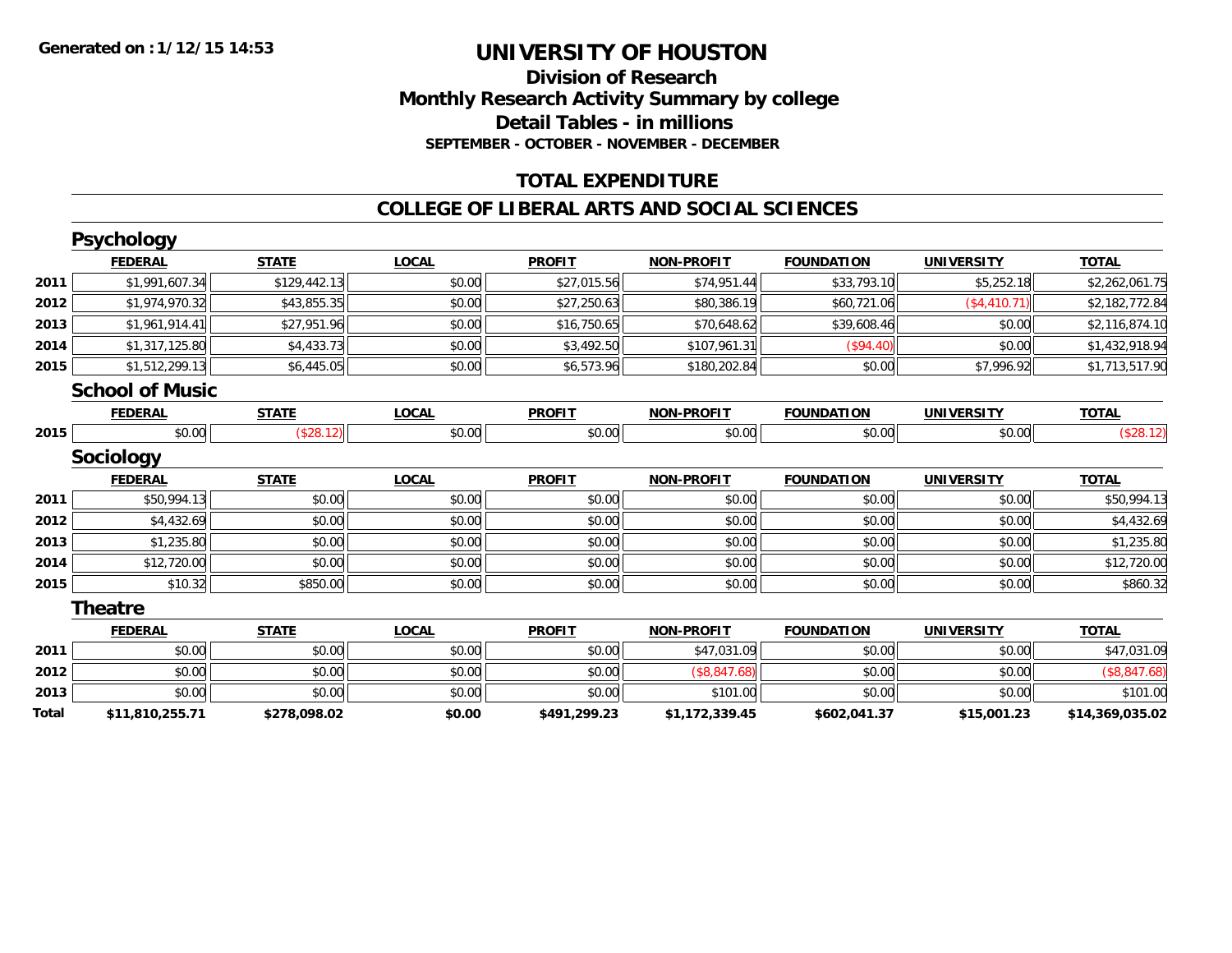Generated on :1/12/15 14:53

# UNIVERSITY OF HOUSTON

## Division of Research
## Monthly Research Activity Summary by college
## Detail Tables - in millions
### SEPTEMBER - OCTOBER - NOVEMBER - DECEMBER

## TOTAL EXPENDITURE

## COLLEGE OF LIBERAL ARTS AND SOCIAL SCIENCES

### Psychology

| | FEDERAL | STATE | LOCAL | PROFIT | NON-PROFIT | FOUNDATION | UNIVERSITY | TOTAL |
|---|---|---|---|---|---|---|---|---|
| 2011 | $1,991,607.34 | $129,442.13 | $0.00 | $27,015.56 | $74,951.44 | $33,793.10 | $5,252.18 | $2,262,061.75 |
| 2012 | $1,974,970.32 | $43,855.35 | $0.00 | $27,250.63 | $80,386.19 | $60,721.06 | ($4,410.71) | $2,182,772.84 |
| 2013 | $1,961,914.41 | $27,951.96 | $0.00 | $16,750.65 | $70,648.62 | $39,608.46 | $0.00 | $2,116,874.10 |
| 2014 | $1,317,125.80 | $4,433.73 | $0.00 | $3,492.50 | $107,961.31 | ($94.40) | $0.00 | $1,432,918.94 |
| 2015 | $1,512,299.13 | $6,445.05 | $0.00 | $6,573.96 | $180,202.84 | $0.00 | $7,996.92 | $1,713,517.90 |

### School of Music

| | FEDERAL | STATE | LOCAL | PROFIT | NON-PROFIT | FOUNDATION | UNIVERSITY | TOTAL |
|---|---|---|---|---|---|---|---|---|
| 2015 | $0.00 | ($28.12) | $0.00 | $0.00 | $0.00 | $0.00 | $0.00 | ($28.12) |

### Sociology

| | FEDERAL | STATE | LOCAL | PROFIT | NON-PROFIT | FOUNDATION | UNIVERSITY | TOTAL |
|---|---|---|---|---|---|---|---|---|
| 2011 | $50,994.13 | $0.00 | $0.00 | $0.00 | $0.00 | $0.00 | $0.00 | $50,994.13 |
| 2012 | $4,432.69 | $0.00 | $0.00 | $0.00 | $0.00 | $0.00 | $0.00 | $4,432.69 |
| 2013 | $1,235.80 | $0.00 | $0.00 | $0.00 | $0.00 | $0.00 | $0.00 | $1,235.80 |
| 2014 | $12,720.00 | $0.00 | $0.00 | $0.00 | $0.00 | $0.00 | $0.00 | $12,720.00 |
| 2015 | $10.32 | $850.00 | $0.00 | $0.00 | $0.00 | $0.00 | $0.00 | $860.32 |

### Theatre

| | FEDERAL | STATE | LOCAL | PROFIT | NON-PROFIT | FOUNDATION | UNIVERSITY | TOTAL |
|---|---|---|---|---|---|---|---|---|
| 2011 | $0.00 | $0.00 | $0.00 | $0.00 | $47,031.09 | $0.00 | $0.00 | $47,031.09 |
| 2012 | $0.00 | $0.00 | $0.00 | $0.00 | ($8,847.68) | $0.00 | $0.00 | ($8,847.68) |
| 2013 | $0.00 | $0.00 | $0.00 | $0.00 | $101.00 | $0.00 | $0.00 | $101.00 |
| **Total** | **$11,810,255.71** | **$278,098.02** | **$0.00** | **$491,299.23** | **$1,172,339.45** | **$602,041.37** | **$15,001.23** | **$14,369,035.02** |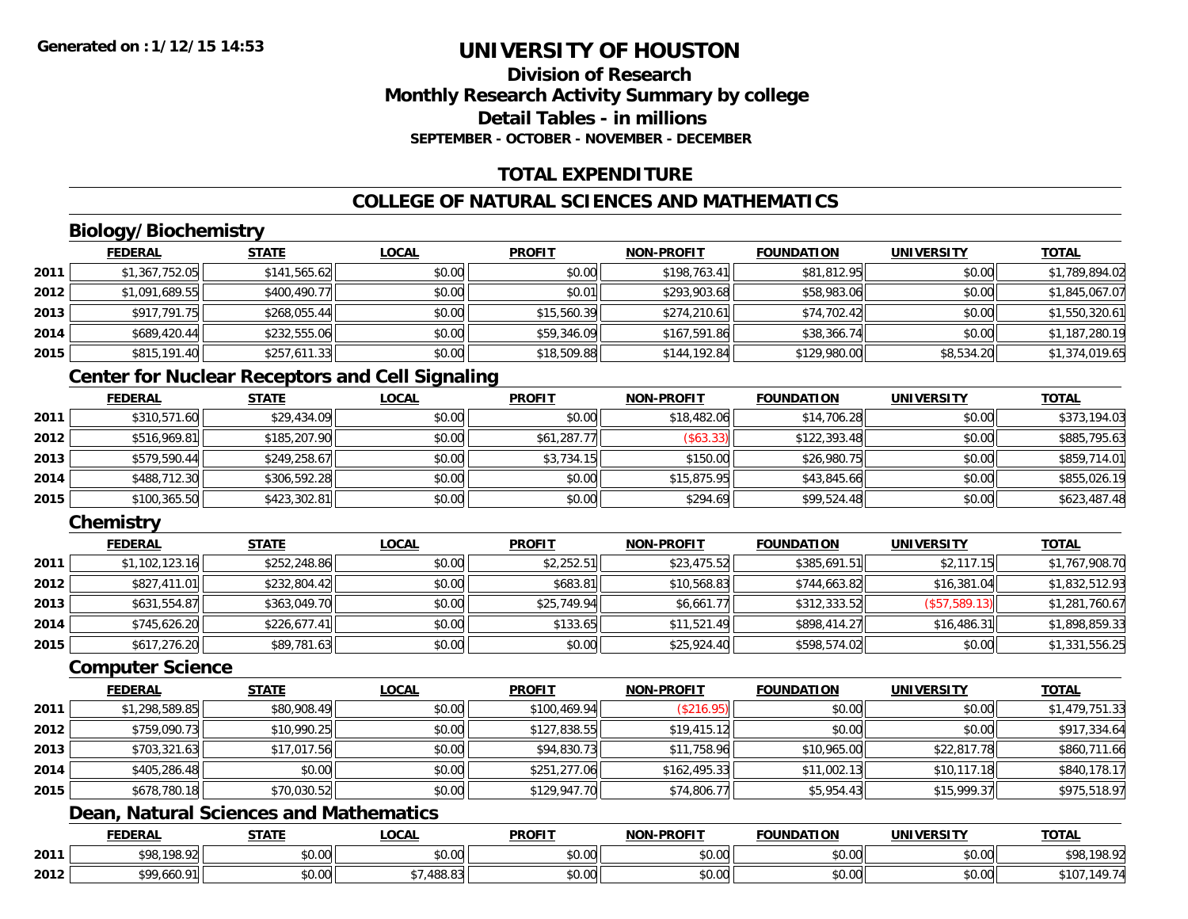# UNIVERSITY OF HOUSTON

## Division of Research
## Monthly Research Activity Summary by college
## Detail Tables - in millions
### SEPTEMBER - OCTOBER - NOVEMBER - DECEMBER

## TOTAL EXPENDITURE

## COLLEGE OF NATURAL SCIENCES AND MATHEMATICS

### Biology/Biochemistry

| | FEDERAL | STATE | LOCAL | PROFIT | NON-PROFIT | FOUNDATION | UNIVERSITY | TOTAL |
|---|---|---|---|---|---|---|---|---|
| 2011 | $1,367,752.05 | $141,565.62 | $0.00 | $0.00 | $198,763.41 | $81,812.95 | $0.00 | $1,789,894.02 |
| 2012 | $1,091,689.55 | $400,490.77 | $0.00 | $0.01 | $293,903.68 | $58,983.06 | $0.00 | $1,845,067.07 |
| 2013 | $917,791.75 | $268,055.44 | $0.00 | $15,560.39 | $274,210.61 | $74,702.42 | $0.00 | $1,550,320.61 |
| 2014 | $689,420.44 | $232,555.06 | $0.00 | $59,346.09 | $167,591.86 | $38,366.74 | $0.00 | $1,187,280.19 |
| 2015 | $815,191.40 | $257,611.33 | $0.00 | $18,509.88 | $144,192.84 | $129,980.00 | $8,534.20 | $1,374,019.65 |

### Center for Nuclear Receptors and Cell Signaling

| | FEDERAL | STATE | LOCAL | PROFIT | NON-PROFIT | FOUNDATION | UNIVERSITY | TOTAL |
|---|---|---|---|---|---|---|---|---|
| 2011 | $310,571.60 | $29,434.09 | $0.00 | $0.00 | $18,482.06 | $14,706.28 | $0.00 | $373,194.03 |
| 2012 | $516,969.81 | $185,207.90 | $0.00 | $61,287.77 | ($63.33) | $122,393.48 | $0.00 | $885,795.63 |
| 2013 | $579,590.44 | $249,258.67 | $0.00 | $3,734.15 | $150.00 | $26,980.75 | $0.00 | $859,714.01 |
| 2014 | $488,712.30 | $306,592.28 | $0.00 | $0.00 | $15,875.95 | $43,845.66 | $0.00 | $855,026.19 |
| 2015 | $100,365.50 | $423,302.81 | $0.00 | $0.00 | $294.69 | $99,524.48 | $0.00 | $623,487.48 |

### Chemistry

| | FEDERAL | STATE | LOCAL | PROFIT | NON-PROFIT | FOUNDATION | UNIVERSITY | TOTAL |
|---|---|---|---|---|---|---|---|---|
| 2011 | $1,102,123.16 | $252,248.86 | $0.00 | $2,252.51 | $23,475.52 | $385,691.51 | $2,117.15 | $1,767,908.70 |
| 2012 | $827,411.01 | $232,804.42 | $0.00 | $683.81 | $10,568.83 | $744,663.82 | $16,381.04 | $1,832,512.93 |
| 2013 | $631,554.87 | $363,049.70 | $0.00 | $25,749.94 | $6,661.77 | $312,333.52 | ($57,589.13) | $1,281,760.67 |
| 2014 | $745,626.20 | $226,677.41 | $0.00 | $133.65 | $11,521.49 | $898,414.27 | $16,486.31 | $1,898,859.33 |
| 2015 | $617,276.20 | $89,781.63 | $0.00 | $0.00 | $25,924.40 | $598,574.02 | $0.00 | $1,331,556.25 |

### Computer Science

| | FEDERAL | STATE | LOCAL | PROFIT | NON-PROFIT | FOUNDATION | UNIVERSITY | TOTAL |
|---|---|---|---|---|---|---|---|---|
| 2011 | $1,298,589.85 | $80,908.49 | $0.00 | $100,469.94 | ($216.95) | $0.00 | $0.00 | $1,479,751.33 |
| 2012 | $759,090.73 | $10,990.25 | $0.00 | $127,838.55 | $19,415.12 | $0.00 | $0.00 | $917,334.64 |
| 2013 | $703,321.63 | $17,017.56 | $0.00 | $94,830.73 | $11,758.96 | $10,965.00 | $22,817.78 | $860,711.66 |
| 2014 | $405,286.48 | $0.00 | $0.00 | $251,277.06 | $162,495.33 | $11,002.13 | $10,117.18 | $840,178.17 |
| 2015 | $678,780.18 | $70,030.52 | $0.00 | $129,947.70 | $74,806.77 | $5,954.43 | $15,999.37 | $975,518.97 |

### Dean, Natural Sciences and Mathematics

| | FEDERAL | STATE | LOCAL | PROFIT | NON-PROFIT | FOUNDATION | UNIVERSITY | TOTAL |
|---|---|---|---|---|---|---|---|---|
| 2011 | $98,198.92 | $0.00 | $0.00 | $0.00 | $0.00 | $0.00 | $0.00 | $98,198.92 |
| 2012 | $99,660.91 | $0.00 | $7,488.83 | $0.00 | $0.00 | $0.00 | $0.00 | $107,149.74 |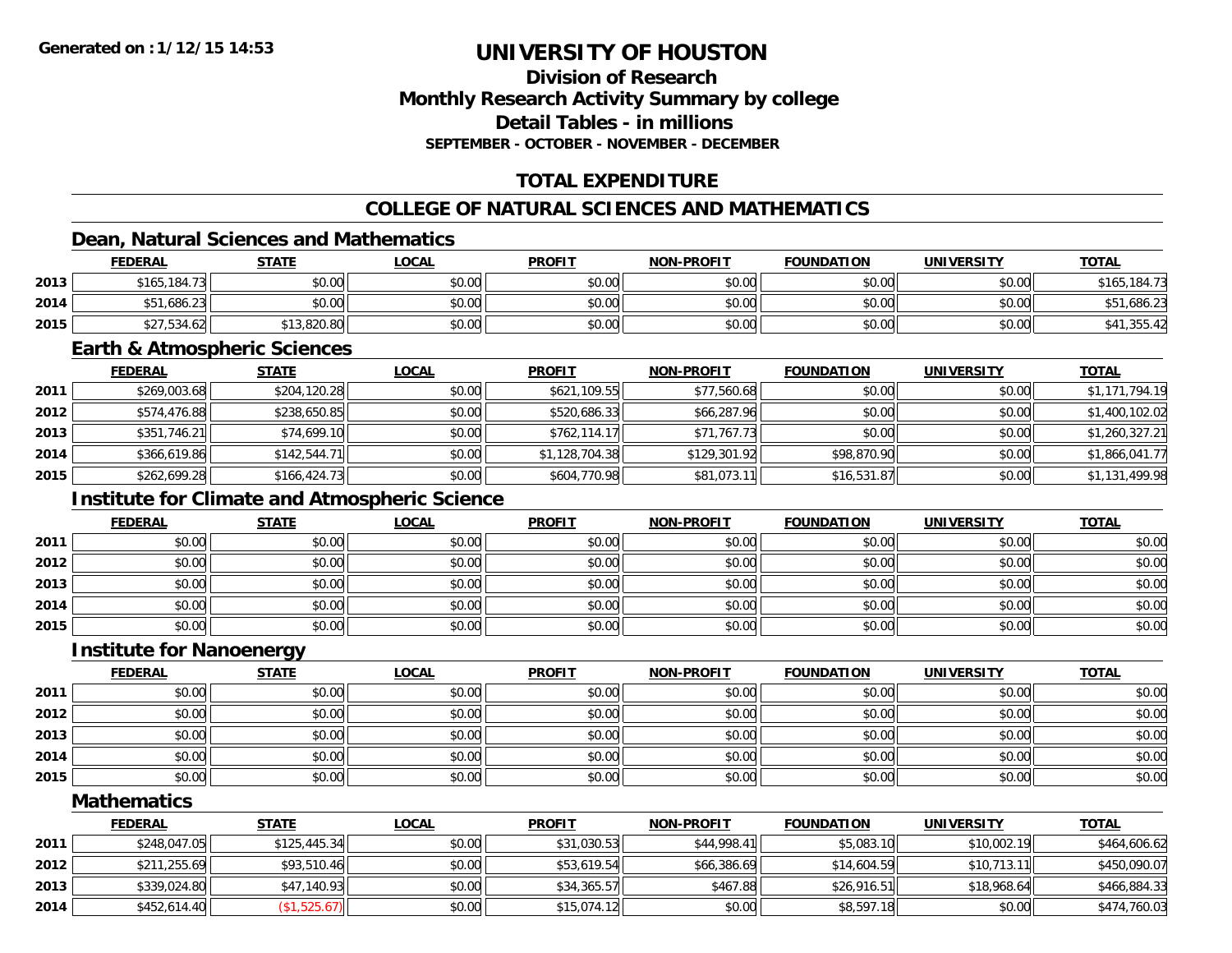**Generated on :1/12/15 14:53**

# UNIVERSITY OF HOUSTON

## Division of Research
## Monthly Research Activity Summary by college
## Detail Tables - in millions
### SEPTEMBER - OCTOBER - NOVEMBER - DECEMBER

## TOTAL EXPENDITURE

## COLLEGE OF NATURAL SCIENCES AND MATHEMATICS

### Dean, Natural Sciences and Mathematics

| | FEDERAL | STATE | LOCAL | PROFIT | NON-PROFIT | FOUNDATION | UNIVERSITY | TOTAL |
|---|---|---|---|---|---|---|---|---|
| 2013 | $165,184.73 | $0.00 | $0.00 | $0.00 | $0.00 | $0.00 | $0.00 | $165,184.73 |
| 2014 | $51,686.23 | $0.00 | $0.00 | $0.00 | $0.00 | $0.00 | $0.00 | $51,686.23 |
| 2015 | $27,534.62 | $13,820.80 | $0.00 | $0.00 | $0.00 | $0.00 | $0.00 | $41,355.42 |

### Earth & Atmospheric Sciences

| | FEDERAL | STATE | LOCAL | PROFIT | NON-PROFIT | FOUNDATION | UNIVERSITY | TOTAL |
|---|---|---|---|---|---|---|---|---|
| 2011 | $269,003.68 | $204,120.28 | $0.00 | $621,109.55 | $77,560.68 | $0.00 | $0.00 | $1,171,794.19 |
| 2012 | $574,476.88 | $238,650.85 | $0.00 | $520,686.33 | $66,287.96 | $0.00 | $0.00 | $1,400,102.02 |
| 2013 | $351,746.21 | $74,699.10 | $0.00 | $762,114.17 | $71,767.73 | $0.00 | $0.00 | $1,260,327.21 |
| 2014 | $366,619.86 | $142,544.71 | $0.00 | $1,128,704.38 | $129,301.92 | $98,870.90 | $0.00 | $1,866,041.77 |
| 2015 | $262,699.28 | $166,424.73 | $0.00 | $604,770.98 | $81,073.11 | $16,531.87 | $0.00 | $1,131,499.98 |

### Institute for Climate and Atmospheric Science

| | FEDERAL | STATE | LOCAL | PROFIT | NON-PROFIT | FOUNDATION | UNIVERSITY | TOTAL |
|---|---|---|---|---|---|---|---|---|
| 2011 | $0.00 | $0.00 | $0.00 | $0.00 | $0.00 | $0.00 | $0.00 | $0.00 |
| 2012 | $0.00 | $0.00 | $0.00 | $0.00 | $0.00 | $0.00 | $0.00 | $0.00 |
| 2013 | $0.00 | $0.00 | $0.00 | $0.00 | $0.00 | $0.00 | $0.00 | $0.00 |
| 2014 | $0.00 | $0.00 | $0.00 | $0.00 | $0.00 | $0.00 | $0.00 | $0.00 |
| 2015 | $0.00 | $0.00 | $0.00 | $0.00 | $0.00 | $0.00 | $0.00 | $0.00 |

### Institute for Nanoenergy

| | FEDERAL | STATE | LOCAL | PROFIT | NON-PROFIT | FOUNDATION | UNIVERSITY | TOTAL |
|---|---|---|---|---|---|---|---|---|
| 2011 | $0.00 | $0.00 | $0.00 | $0.00 | $0.00 | $0.00 | $0.00 | $0.00 |
| 2012 | $0.00 | $0.00 | $0.00 | $0.00 | $0.00 | $0.00 | $0.00 | $0.00 |
| 2013 | $0.00 | $0.00 | $0.00 | $0.00 | $0.00 | $0.00 | $0.00 | $0.00 |
| 2014 | $0.00 | $0.00 | $0.00 | $0.00 | $0.00 | $0.00 | $0.00 | $0.00 |
| 2015 | $0.00 | $0.00 | $0.00 | $0.00 | $0.00 | $0.00 | $0.00 | $0.00 |

### Mathematics

| | FEDERAL | STATE | LOCAL | PROFIT | NON-PROFIT | FOUNDATION | UNIVERSITY | TOTAL |
|---|---|---|---|---|---|---|---|---|
| 2011 | $248,047.05 | $125,445.34 | $0.00 | $31,030.53 | $44,998.41 | $5,083.10 | $10,002.19 | $464,606.62 |
| 2012 | $211,255.69 | $93,510.46 | $0.00 | $53,619.54 | $66,386.69 | $14,604.59 | $10,713.11 | $450,090.07 |
| 2013 | $339,024.80 | $47,140.93 | $0.00 | $34,365.57 | $467.88 | $26,916.51 | $18,968.64 | $466,884.33 |
| 2014 | $452,614.40 | ($1,525.67) | $0.00 | $15,074.12 | $0.00 | $8,597.18 | $0.00 | $474,760.03 |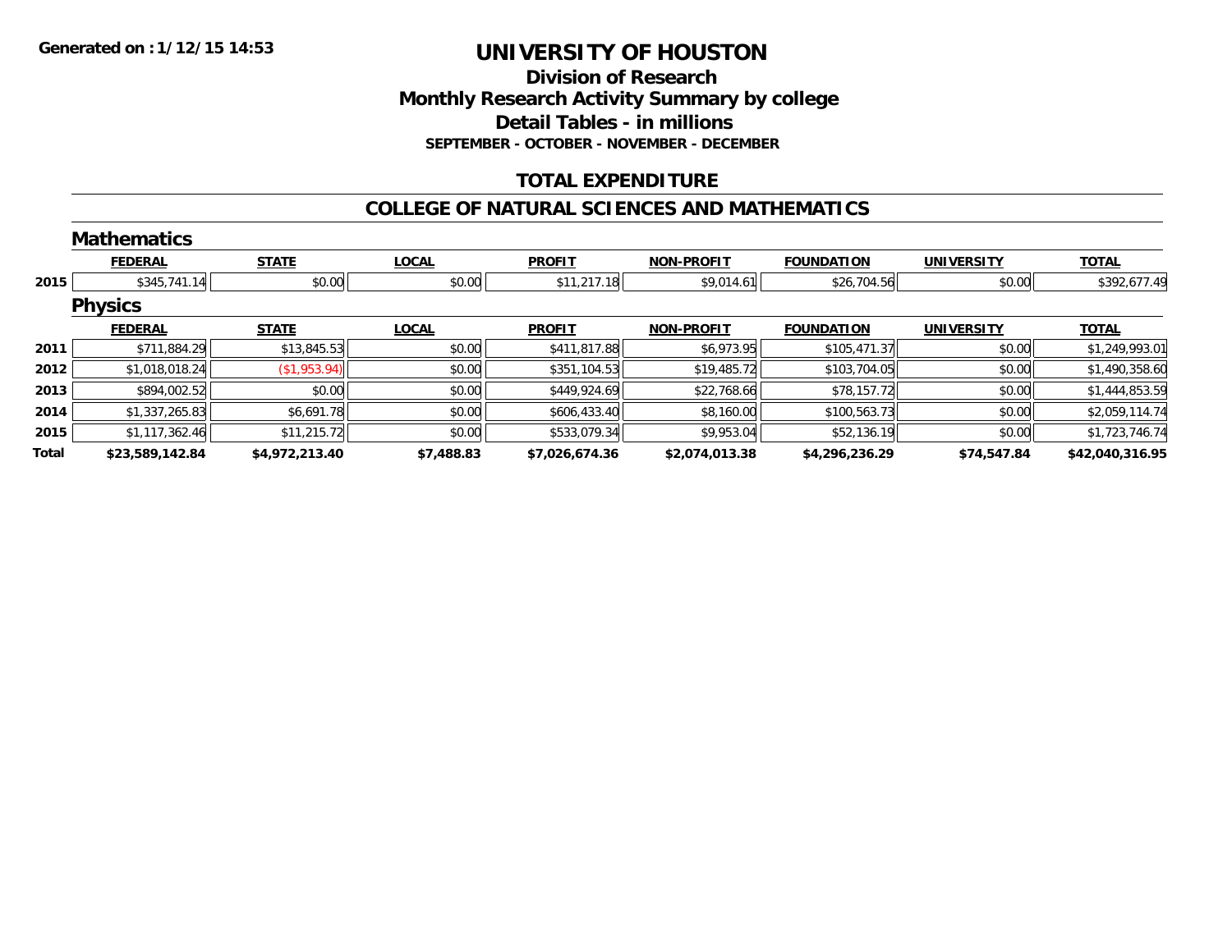**Generated on :1/12/15 14:53**

# UNIVERSITY OF HOUSTON

## Division of Research
## Monthly Research Activity Summary by college
## Detail Tables - in millions
### SEPTEMBER - OCTOBER - NOVEMBER - DECEMBER

## TOTAL EXPENDITURE

## COLLEGE OF NATURAL SCIENCES AND MATHEMATICS

### Mathematics

| | FEDERAL | STATE | LOCAL | PROFIT | NON-PROFIT | FOUNDATION | UNIVERSITY | TOTAL |
|---|---|---|---|---|---|---|---|---|
| 2015 | $345,741.14 | $0.00 | $0.00 | $11,217.18 | $9,014.61 | $26,704.56 | $0.00 | $392,677.49 |

### Physics

| | FEDERAL | STATE | LOCAL | PROFIT | NON-PROFIT | FOUNDATION | UNIVERSITY | TOTAL |
|---|---|---|---|---|---|---|---|---|
| 2011 | $711,884.29 | $13,845.53 | $0.00 | $411,817.88 | $6,973.95 | $105,471.37 | $0.00 | $1,249,993.01 |
| 2012 | $1,018,018.24 | ($1,953.94) | $0.00 | $351,104.53 | $19,485.72 | $103,704.05 | $0.00 | $1,490,358.60 |
| 2013 | $894,002.52 | $0.00 | $0.00 | $449,924.69 | $22,768.66 | $78,157.72 | $0.00 | $1,444,853.59 |
| 2014 | $1,337,265.83 | $6,691.78 | $0.00 | $606,433.40 | $8,160.00 | $100,563.73 | $0.00 | $2,059,114.74 |
| 2015 | $1,117,362.46 | $11,215.72 | $0.00 | $533,079.34 | $9,953.04 | $52,136.19 | $0.00 | $1,723,746.74 |
| **Total** | **$23,589,142.84** | **$4,972,213.40** | **$7,488.83** | **$7,026,674.36** | **$2,074,013.38** | **$4,296,236.29** | **$74,547.84** | **$42,040,316.95** |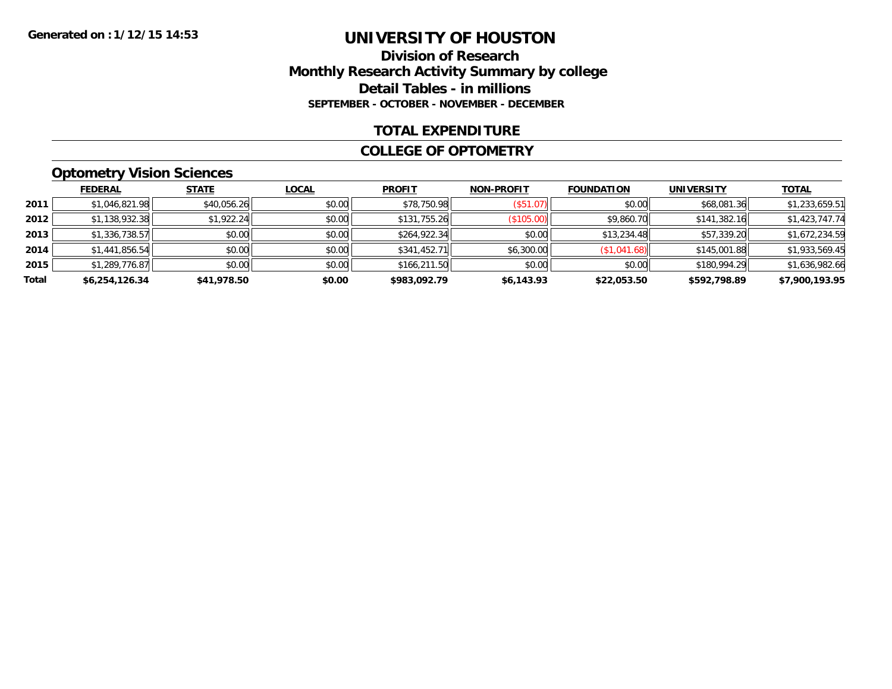Generated on :1/12/15 14:53

# UNIVERSITY OF HOUSTON

## Division of Research
## Monthly Research Activity Summary by college
## Detail Tables - in millions
### SEPTEMBER - OCTOBER - NOVEMBER - DECEMBER

## TOTAL EXPENDITURE

## COLLEGE OF OPTOMETRY

### Optometry Vision Sciences

| | FEDERAL | STATE | LOCAL | PROFIT | NON-PROFIT | FOUNDATION | UNIVERSITY | TOTAL |
|---|---|---|---|---|---|---|---|---|
| 2011 | $1,046,821.98 | $40,056.26 | $0.00 | $78,750.98 | ($51.07) | $0.00 | $68,081.36 | $1,233,659.51 |
| 2012 | $1,138,932.38 | $1,922.24 | $0.00 | $131,755.26 | ($105.00) | $9,860.70 | $141,382.16 | $1,423,747.74 |
| 2013 | $1,336,738.57 | $0.00 | $0.00 | $264,922.34 | $0.00 | $13,234.48 | $57,339.20 | $1,672,234.59 |
| 2014 | $1,441,856.54 | $0.00 | $0.00 | $341,452.71 | $6,300.00 | ($1,041.68) | $145,001.88 | $1,933,569.45 |
| 2015 | $1,289,776.87 | $0.00 | $0.00 | $166,211.50 | $0.00 | $0.00 | $180,994.29 | $1,636,982.66 |
| **Total** | **$6,254,126.34** | **$41,978.50** | **$0.00** | **$983,092.79** | **$6,143.93** | **$22,053.50** | **$592,798.89** | **$7,900,193.95** |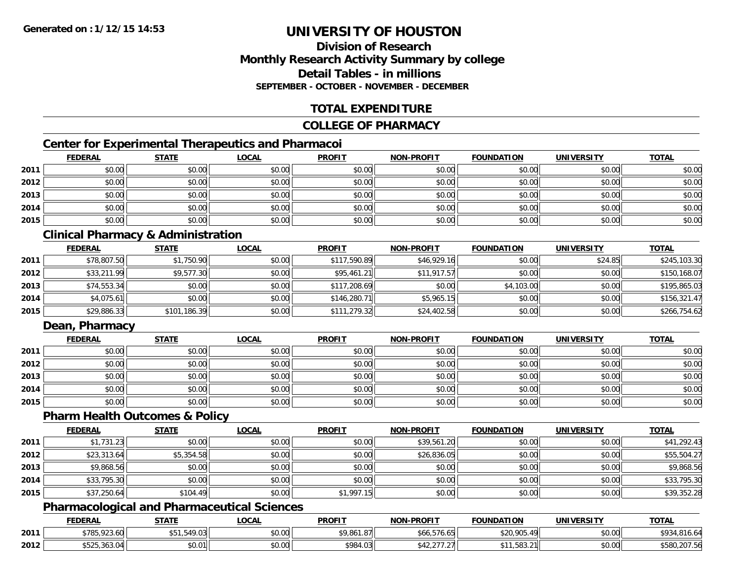**Generated on :1/12/15 14:53**

# UNIVERSITY OF HOUSTON

## Division of Research
## Monthly Research Activity Summary by college
## Detail Tables - in millions
### SEPTEMBER - OCTOBER - NOVEMBER - DECEMBER

## TOTAL EXPENDITURE

## COLLEGE OF PHARMACY

### Center for Experimental Therapeutics and Pharmacoi

| | FEDERAL | STATE | LOCAL | PROFIT | NON-PROFIT | FOUNDATION | UNIVERSITY | TOTAL |
|---|---|---|---|---|---|---|---|---|
| 2011 | $0.00 | $0.00 | $0.00 | $0.00 | $0.00 | $0.00 | $0.00 | $0.00 |
| 2012 | $0.00 | $0.00 | $0.00 | $0.00 | $0.00 | $0.00 | $0.00 | $0.00 |
| 2013 | $0.00 | $0.00 | $0.00 | $0.00 | $0.00 | $0.00 | $0.00 | $0.00 |
| 2014 | $0.00 | $0.00 | $0.00 | $0.00 | $0.00 | $0.00 | $0.00 | $0.00 |
| 2015 | $0.00 | $0.00 | $0.00 | $0.00 | $0.00 | $0.00 | $0.00 | $0.00 |

### Clinical Pharmacy & Administration

| | FEDERAL | STATE | LOCAL | PROFIT | NON-PROFIT | FOUNDATION | UNIVERSITY | TOTAL |
|---|---|---|---|---|---|---|---|---|
| 2011 | $78,807.50 | $1,750.90 | $0.00 | $117,590.89 | $46,929.16 | $0.00 | $24.85 | $245,103.30 |
| 2012 | $33,211.99 | $9,577.30 | $0.00 | $95,461.21 | $11,917.57 | $0.00 | $0.00 | $150,168.07 |
| 2013 | $74,553.34 | $0.00 | $0.00 | $117,208.69 | $0.00 | $4,103.00 | $0.00 | $195,865.03 |
| 2014 | $4,075.61 | $0.00 | $0.00 | $146,280.71 | $5,965.15 | $0.00 | $0.00 | $156,321.47 |
| 2015 | $29,886.33 | $101,186.39 | $0.00 | $111,279.32 | $24,402.58 | $0.00 | $0.00 | $266,754.62 |

### Dean, Pharmacy

| | FEDERAL | STATE | LOCAL | PROFIT | NON-PROFIT | FOUNDATION | UNIVERSITY | TOTAL |
|---|---|---|---|---|---|---|---|---|
| 2011 | $0.00 | $0.00 | $0.00 | $0.00 | $0.00 | $0.00 | $0.00 | $0.00 |
| 2012 | $0.00 | $0.00 | $0.00 | $0.00 | $0.00 | $0.00 | $0.00 | $0.00 |
| 2013 | $0.00 | $0.00 | $0.00 | $0.00 | $0.00 | $0.00 | $0.00 | $0.00 |
| 2014 | $0.00 | $0.00 | $0.00 | $0.00 | $0.00 | $0.00 | $0.00 | $0.00 |
| 2015 | $0.00 | $0.00 | $0.00 | $0.00 | $0.00 | $0.00 | $0.00 | $0.00 |

### Pharm Health Outcomes & Policy

| | FEDERAL | STATE | LOCAL | PROFIT | NON-PROFIT | FOUNDATION | UNIVERSITY | TOTAL |
|---|---|---|---|---|---|---|---|---|
| 2011 | $1,731.23 | $0.00 | $0.00 | $0.00 | $39,561.20 | $0.00 | $0.00 | $41,292.43 |
| 2012 | $23,313.64 | $5,354.58 | $0.00 | $0.00 | $26,836.05 | $0.00 | $0.00 | $55,504.27 |
| 2013 | $9,868.56 | $0.00 | $0.00 | $0.00 | $0.00 | $0.00 | $0.00 | $9,868.56 |
| 2014 | $33,795.30 | $0.00 | $0.00 | $0.00 | $0.00 | $0.00 | $0.00 | $33,795.30 |
| 2015 | $37,250.64 | $104.49 | $0.00 | $1,997.15 | $0.00 | $0.00 | $0.00 | $39,352.28 |

### Pharmacological and Pharmaceutical Sciences

| | FEDERAL | STATE | LOCAL | PROFIT | NON-PROFIT | FOUNDATION | UNIVERSITY | TOTAL |
|---|---|---|---|---|---|---|---|---|
| 2011 | $785,923.60 | $51,549.03 | $0.00 | $9,861.87 | $66,576.65 | $20,905.49 | $0.00 | $934,816.64 |
| 2012 | $525,363.04 | $0.01 | $0.00 | $984.03 | $42,277.27 | $11,583.21 | $0.00 | $580,207.56 |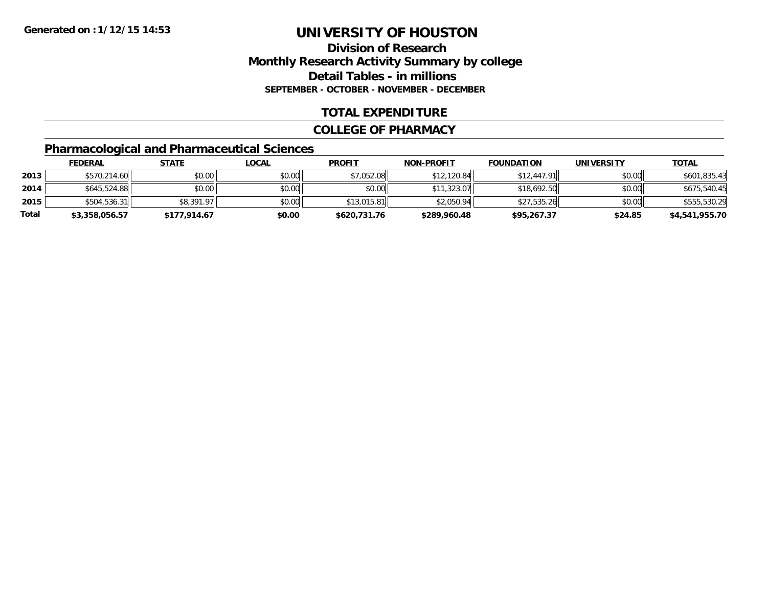**Generated on :1/12/15 14:53**

# UNIVERSITY OF HOUSTON

## Division of Research
## Monthly Research Activity Summary by college
## Detail Tables - in millions
### SEPTEMBER - OCTOBER - NOVEMBER - DECEMBER

## TOTAL EXPENDITURE

## COLLEGE OF PHARMACY

### Pharmacological and Pharmaceutical Sciences

| | FEDERAL | STATE | LOCAL | PROFIT | NON-PROFIT | FOUNDATION | UNIVERSITY | TOTAL |
|---|---|---|---|---|---|---|---|---|
| 2013 | $570,214.60 | $0.00 | $0.00 | $7,052.08 | $12,120.84 | $12,447.91 | $0.00 | $601,835.43 |
| 2014 | $645,524.88 | $0.00 | $0.00 | $0.00 | $11,323.07 | $18,692.50 | $0.00 | $675,540.45 |
| 2015 | $504,536.31 | $8,391.97 | $0.00 | $13,015.81 | $2,050.94 | $27,535.26 | $0.00 | $555,530.29 |
| **Total** | **$3,358,056.57** | **$177,914.67** | **$0.00** | **$620,731.76** | **$289,960.48** | **$95,267.37** | **$24.85** | **$4,541,955.70** |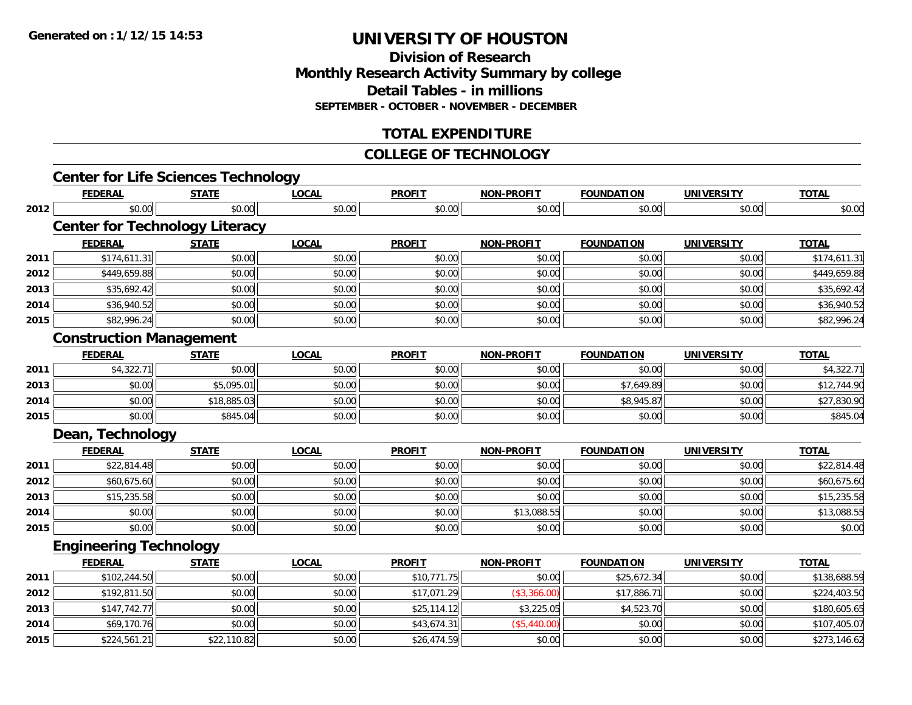Generated on :1/12/15 14:53

# UNIVERSITY OF HOUSTON

## Division of Research
## Monthly Research Activity Summary by college
## Detail Tables - in millions
### SEPTEMBER - OCTOBER - NOVEMBER - DECEMBER

## TOTAL EXPENDITURE

## COLLEGE OF TECHNOLOGY

### Center for Life Sciences Technology

| | FEDERAL | STATE | LOCAL | PROFIT | NON-PROFIT | FOUNDATION | UNIVERSITY | TOTAL |
|---|---|---|---|---|---|---|---|---|
| 2012 | $0.00 | $0.00 | $0.00 | $0.00 | $0.00 | $0.00 | $0.00 | $0.00 |

### Center for Technology Literacy

| | FEDERAL | STATE | LOCAL | PROFIT | NON-PROFIT | FOUNDATION | UNIVERSITY | TOTAL |
|---|---|---|---|---|---|---|---|---|
| 2011 | $174,611.31 | $0.00 | $0.00 | $0.00 | $0.00 | $0.00 | $0.00 | $174,611.31 |
| 2012 | $449,659.88 | $0.00 | $0.00 | $0.00 | $0.00 | $0.00 | $0.00 | $449,659.88 |
| 2013 | $35,692.42 | $0.00 | $0.00 | $0.00 | $0.00 | $0.00 | $0.00 | $35,692.42 |
| 2014 | $36,940.52 | $0.00 | $0.00 | $0.00 | $0.00 | $0.00 | $0.00 | $36,940.52 |
| 2015 | $82,996.24 | $0.00 | $0.00 | $0.00 | $0.00 | $0.00 | $0.00 | $82,996.24 |

### Construction Management

| | FEDERAL | STATE | LOCAL | PROFIT | NON-PROFIT | FOUNDATION | UNIVERSITY | TOTAL |
|---|---|---|---|---|---|---|---|---|
| 2011 | $4,322.71 | $0.00 | $0.00 | $0.00 | $0.00 | $0.00 | $0.00 | $4,322.71 |
| 2013 | $0.00 | $5,095.01 | $0.00 | $0.00 | $0.00 | $7,649.89 | $0.00 | $12,744.90 |
| 2014 | $0.00 | $18,885.03 | $0.00 | $0.00 | $0.00 | $8,945.87 | $0.00 | $27,830.90 |
| 2015 | $0.00 | $845.04 | $0.00 | $0.00 | $0.00 | $0.00 | $0.00 | $845.04 |

### Dean, Technology

| | FEDERAL | STATE | LOCAL | PROFIT | NON-PROFIT | FOUNDATION | UNIVERSITY | TOTAL |
|---|---|---|---|---|---|---|---|---|
| 2011 | $22,814.48 | $0.00 | $0.00 | $0.00 | $0.00 | $0.00 | $0.00 | $22,814.48 |
| 2012 | $60,675.60 | $0.00 | $0.00 | $0.00 | $0.00 | $0.00 | $0.00 | $60,675.60 |
| 2013 | $15,235.58 | $0.00 | $0.00 | $0.00 | $0.00 | $0.00 | $0.00 | $15,235.58 |
| 2014 | $0.00 | $0.00 | $0.00 | $0.00 | $13,088.55 | $0.00 | $0.00 | $13,088.55 |
| 2015 | $0.00 | $0.00 | $0.00 | $0.00 | $0.00 | $0.00 | $0.00 | $0.00 |

### Engineering Technology

| | FEDERAL | STATE | LOCAL | PROFIT | NON-PROFIT | FOUNDATION | UNIVERSITY | TOTAL |
|---|---|---|---|---|---|---|---|---|
| 2011 | $102,244.50 | $0.00 | $0.00 | $10,771.75 | $0.00 | $25,672.34 | $0.00 | $138,688.59 |
| 2012 | $192,811.50 | $0.00 | $0.00 | $17,071.29 | ($3,366.00) | $17,886.71 | $0.00 | $224,403.50 |
| 2013 | $147,742.77 | $0.00 | $0.00 | $25,114.12 | $3,225.05 | $4,523.70 | $0.00 | $180,605.65 |
| 2014 | $69,170.76 | $0.00 | $0.00 | $43,674.31 | ($5,440.00) | $0.00 | $0.00 | $107,405.07 |
| 2015 | $224,561.21 | $22,110.82 | $0.00 | $26,474.59 | $0.00 | $0.00 | $0.00 | $273,146.62 |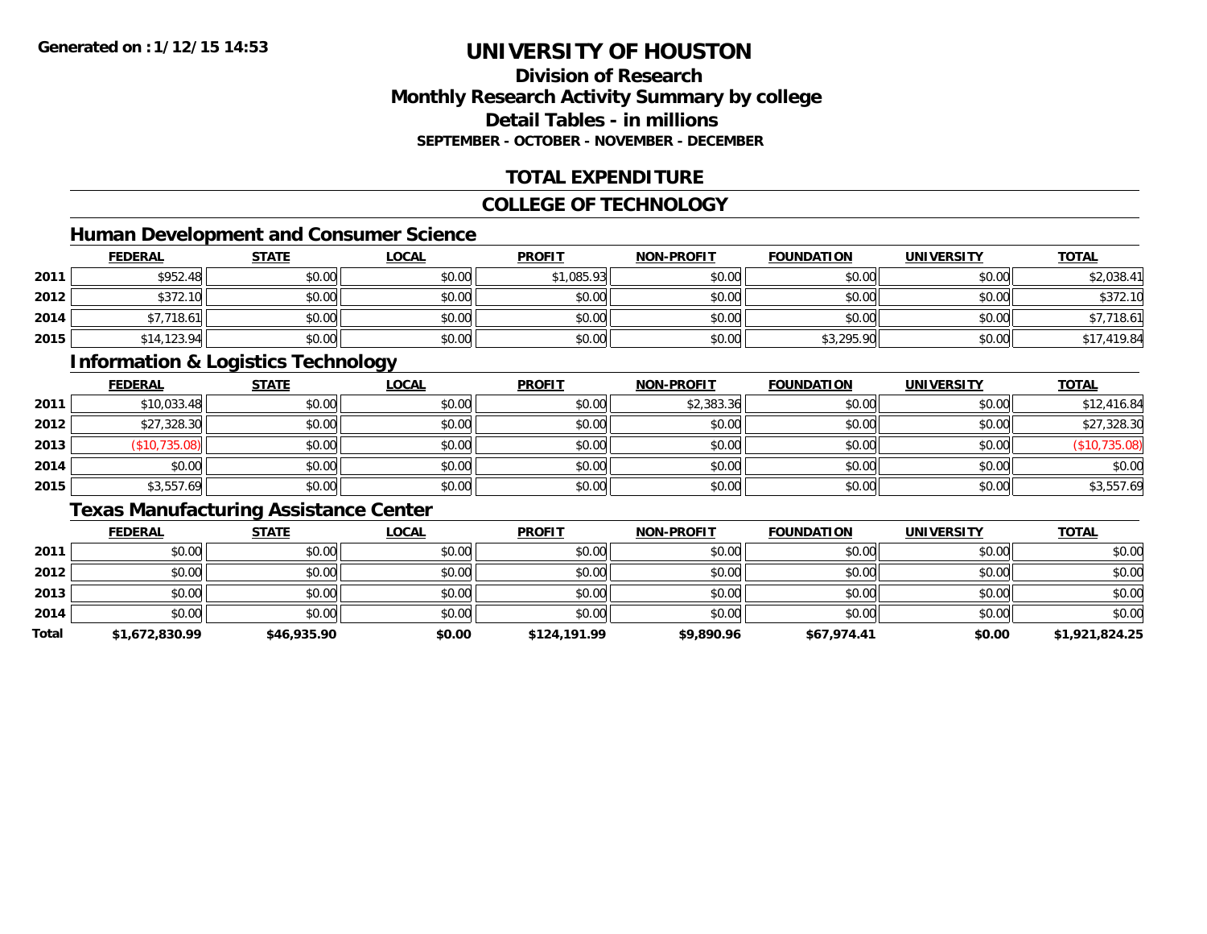Generated on :1/12/15 14:53

# UNIVERSITY OF HOUSTON

## Division of Research
## Monthly Research Activity Summary by college
## Detail Tables - in millions
### SEPTEMBER - OCTOBER - NOVEMBER - DECEMBER

## TOTAL EXPENDITURE

## COLLEGE OF TECHNOLOGY

### Human Development and Consumer Science

| | FEDERAL | STATE | LOCAL | PROFIT | NON-PROFIT | FOUNDATION | UNIVERSITY | TOTAL |
|---|---|---|---|---|---|---|---|---|
| 2011 | $952.48 | $0.00 | $0.00 | $1,085.93 | $0.00 | $0.00 | $0.00 | $2,038.41 |
| 2012 | $372.10 | $0.00 | $0.00 | $0.00 | $0.00 | $0.00 | $0.00 | $372.10 |
| 2014 | $7,718.61 | $0.00 | $0.00 | $0.00 | $0.00 | $0.00 | $0.00 | $7,718.61 |
| 2015 | $14,123.94 | $0.00 | $0.00 | $0.00 | $0.00 | $3,295.90 | $0.00 | $17,419.84 |

### Information & Logistics Technology

| | FEDERAL | STATE | LOCAL | PROFIT | NON-PROFIT | FOUNDATION | UNIVERSITY | TOTAL |
|---|---|---|---|---|---|---|---|---|
| 2011 | $10,033.48 | $0.00 | $0.00 | $0.00 | $2,383.36 | $0.00 | $0.00 | $12,416.84 |
| 2012 | $27,328.30 | $0.00 | $0.00 | $0.00 | $0.00 | $0.00 | $0.00 | $27,328.30 |
| 2013 | ($10,735.08) | $0.00 | $0.00 | $0.00 | $0.00 | $0.00 | $0.00 | ($10,735.08) |
| 2014 | $0.00 | $0.00 | $0.00 | $0.00 | $0.00 | $0.00 | $0.00 | $0.00 |
| 2015 | $3,557.69 | $0.00 | $0.00 | $0.00 | $0.00 | $0.00 | $0.00 | $3,557.69 |

### Texas Manufacturing Assistance Center

| | FEDERAL | STATE | LOCAL | PROFIT | NON-PROFIT | FOUNDATION | UNIVERSITY | TOTAL |
|---|---|---|---|---|---|---|---|---|
| 2011 | $0.00 | $0.00 | $0.00 | $0.00 | $0.00 | $0.00 | $0.00 | $0.00 |
| 2012 | $0.00 | $0.00 | $0.00 | $0.00 | $0.00 | $0.00 | $0.00 | $0.00 |
| 2013 | $0.00 | $0.00 | $0.00 | $0.00 | $0.00 | $0.00 | $0.00 | $0.00 |
| 2014 | $0.00 | $0.00 | $0.00 | $0.00 | $0.00 | $0.00 | $0.00 | $0.00 |
| **Total** | **$1,672,830.99** | **$46,935.90** | **$0.00** | **$124,191.99** | **$9,890.96** | **$67,974.41** | **$0.00** | **$1,921,824.25** |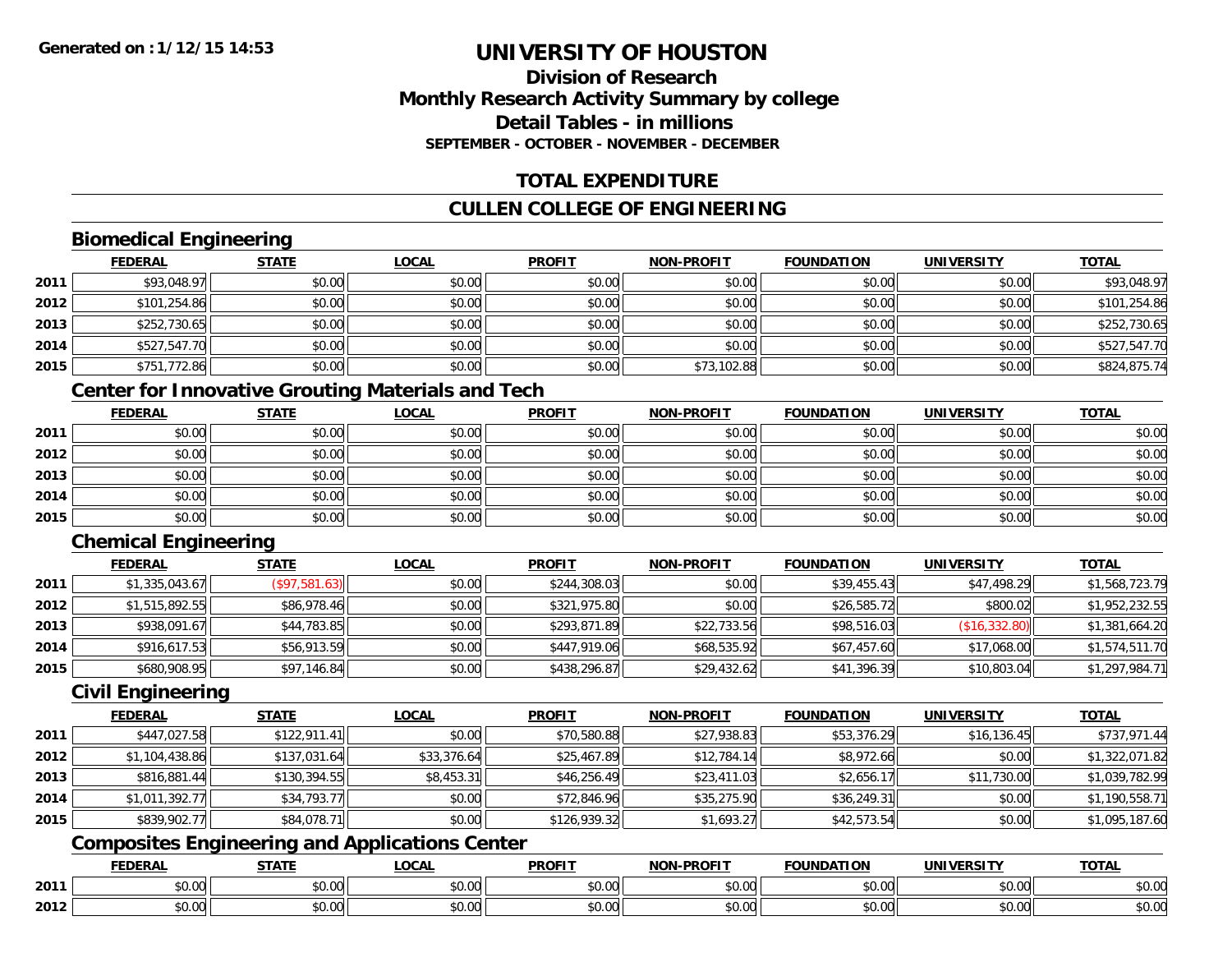Generated on :1/12/15 14:53

# UNIVERSITY OF HOUSTON

## Division of Research
## Monthly Research Activity Summary by college
## Detail Tables - in millions
### SEPTEMBER - OCTOBER - NOVEMBER - DECEMBER

## TOTAL EXPENDITURE

## CULLEN COLLEGE OF ENGINEERING

### Biomedical Engineering

| | FEDERAL | STATE | LOCAL | PROFIT | NON-PROFIT | FOUNDATION | UNIVERSITY | TOTAL |
|---|---|---|---|---|---|---|---|---|
| 2011 | $93,048.97 | $0.00 | $0.00 | $0.00 | $0.00 | $0.00 | $0.00 | $93,048.97 |
| 2012 | $101,254.86 | $0.00 | $0.00 | $0.00 | $0.00 | $0.00 | $0.00 | $101,254.86 |
| 2013 | $252,730.65 | $0.00 | $0.00 | $0.00 | $0.00 | $0.00 | $0.00 | $252,730.65 |
| 2014 | $527,547.70 | $0.00 | $0.00 | $0.00 | $0.00 | $0.00 | $0.00 | $527,547.70 |
| 2015 | $751,772.86 | $0.00 | $0.00 | $0.00 | $73,102.88 | $0.00 | $0.00 | $824,875.74 |

### Center for Innovative Grouting Materials and Tech

| | FEDERAL | STATE | LOCAL | PROFIT | NON-PROFIT | FOUNDATION | UNIVERSITY | TOTAL |
|---|---|---|---|---|---|---|---|---|
| 2011 | $0.00 | $0.00 | $0.00 | $0.00 | $0.00 | $0.00 | $0.00 | $0.00 |
| 2012 | $0.00 | $0.00 | $0.00 | $0.00 | $0.00 | $0.00 | $0.00 | $0.00 |
| 2013 | $0.00 | $0.00 | $0.00 | $0.00 | $0.00 | $0.00 | $0.00 | $0.00 |
| 2014 | $0.00 | $0.00 | $0.00 | $0.00 | $0.00 | $0.00 | $0.00 | $0.00 |
| 2015 | $0.00 | $0.00 | $0.00 | $0.00 | $0.00 | $0.00 | $0.00 | $0.00 |

### Chemical Engineering

| | FEDERAL | STATE | LOCAL | PROFIT | NON-PROFIT | FOUNDATION | UNIVERSITY | TOTAL |
|---|---|---|---|---|---|---|---|---|
| 2011 | $1,335,043.67 | ($97,581.63) | $0.00 | $244,308.03 | $0.00 | $39,455.43 | $47,498.29 | $1,568,723.79 |
| 2012 | $1,515,892.55 | $86,978.46 | $0.00 | $321,975.80 | $0.00 | $26,585.72 | $800.02 | $1,952,232.55 |
| 2013 | $938,091.67 | $44,783.85 | $0.00 | $293,871.89 | $22,733.56 | $98,516.03 | ($16,332.80) | $1,381,664.20 |
| 2014 | $916,617.53 | $56,913.59 | $0.00 | $447,919.06 | $68,535.92 | $67,457.60 | $17,068.00 | $1,574,511.70 |
| 2015 | $680,908.95 | $97,146.84 | $0.00 | $438,296.87 | $29,432.62 | $41,396.39 | $10,803.04 | $1,297,984.71 |

### Civil Engineering

| | FEDERAL | STATE | LOCAL | PROFIT | NON-PROFIT | FOUNDATION | UNIVERSITY | TOTAL |
|---|---|---|---|---|---|---|---|---|
| 2011 | $447,027.58 | $122,911.41 | $0.00 | $70,580.88 | $27,938.83 | $53,376.29 | $16,136.45 | $737,971.44 |
| 2012 | $1,104,438.86 | $137,031.64 | $33,376.64 | $25,467.89 | $12,784.14 | $8,972.66 | $0.00 | $1,322,071.82 |
| 2013 | $816,881.44 | $130,394.55 | $8,453.31 | $46,256.49 | $23,411.03 | $2,656.17 | $11,730.00 | $1,039,782.99 |
| 2014 | $1,011,392.77 | $34,793.77 | $0.00 | $72,846.96 | $35,275.90 | $36,249.31 | $0.00 | $1,190,558.71 |
| 2015 | $839,902.77 | $84,078.71 | $0.00 | $126,939.32 | $1,693.27 | $42,573.54 | $0.00 | $1,095,187.60 |

### Composites Engineering and Applications Center

| | FEDERAL | STATE | LOCAL | PROFIT | NON-PROFIT | FOUNDATION | UNIVERSITY | TOTAL |
|---|---|---|---|---|---|---|---|---|
| 2011 | $0.00 | $0.00 | $0.00 | $0.00 | $0.00 | $0.00 | $0.00 | $0.00 |
| 2012 | $0.00 | $0.00 | $0.00 | $0.00 | $0.00 | $0.00 | $0.00 | $0.00 |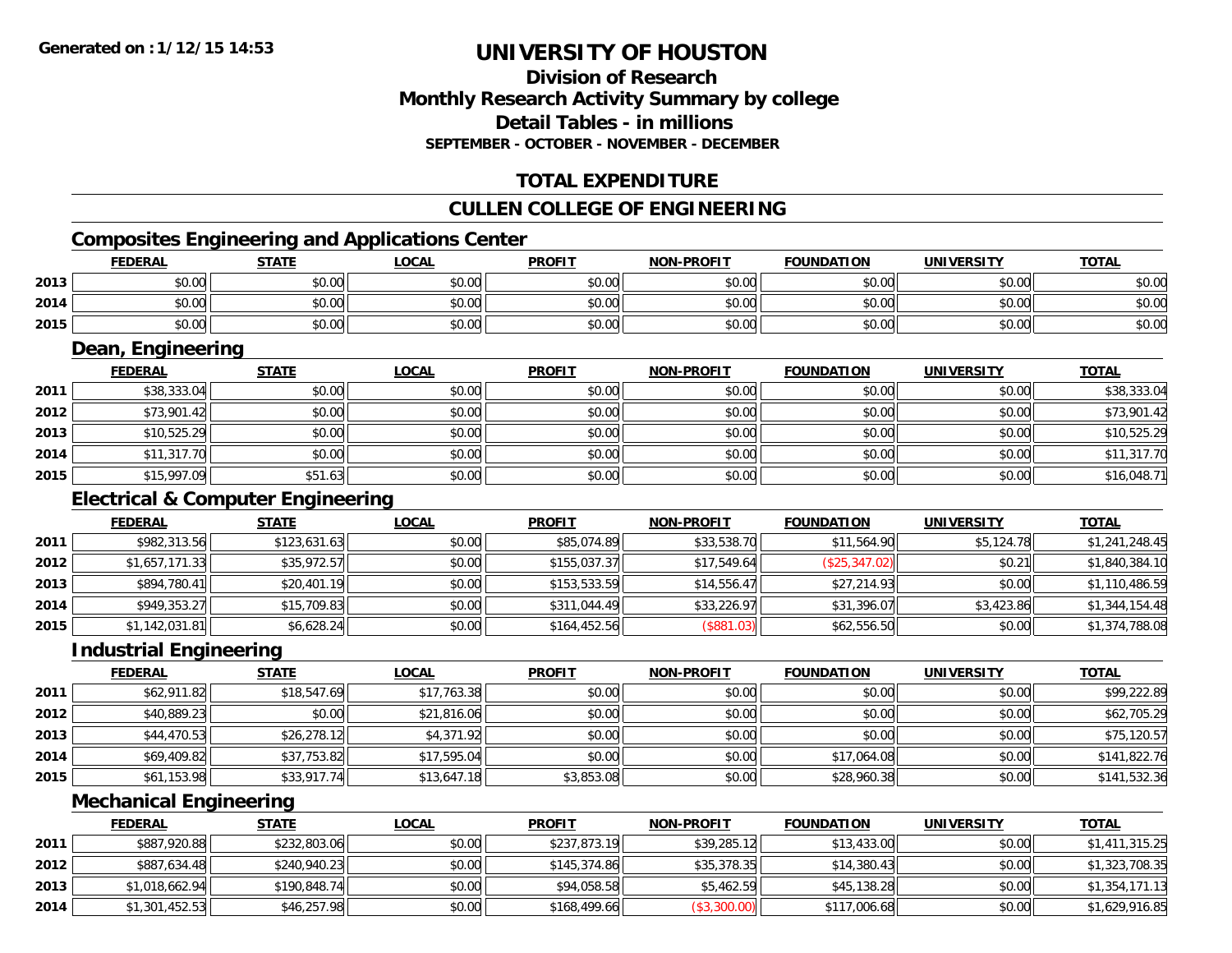Generated on :1/12/15 14:53

# UNIVERSITY OF HOUSTON

## Division of Research
## Monthly Research Activity Summary by college
## Detail Tables - in millions
### SEPTEMBER - OCTOBER - NOVEMBER - DECEMBER

## TOTAL EXPENDITURE

## CULLEN COLLEGE OF ENGINEERING

### Composites Engineering and Applications Center

| | FEDERAL | STATE | LOCAL | PROFIT | NON-PROFIT | FOUNDATION | UNIVERSITY | TOTAL |
|---|---|---|---|---|---|---|---|---|
| 2013 | $0.00 | $0.00 | $0.00 | $0.00 | $0.00 | $0.00 | $0.00 | $0.00 |
| 2014 | $0.00 | $0.00 | $0.00 | $0.00 | $0.00 | $0.00 | $0.00 | $0.00 |
| 2015 | $0.00 | $0.00 | $0.00 | $0.00 | $0.00 | $0.00 | $0.00 | $0.00 |

### Dean, Engineering

| | FEDERAL | STATE | LOCAL | PROFIT | NON-PROFIT | FOUNDATION | UNIVERSITY | TOTAL |
|---|---|---|---|---|---|---|---|---|
| 2011 | $38,333.04 | $0.00 | $0.00 | $0.00 | $0.00 | $0.00 | $0.00 | $38,333.04 |
| 2012 | $73,901.42 | $0.00 | $0.00 | $0.00 | $0.00 | $0.00 | $0.00 | $73,901.42 |
| 2013 | $10,525.29 | $0.00 | $0.00 | $0.00 | $0.00 | $0.00 | $0.00 | $10,525.29 |
| 2014 | $11,317.70 | $0.00 | $0.00 | $0.00 | $0.00 | $0.00 | $0.00 | $11,317.70 |
| 2015 | $15,997.09 | $51.63 | $0.00 | $0.00 | $0.00 | $0.00 | $0.00 | $16,048.71 |

### Electrical & Computer Engineering

| | FEDERAL | STATE | LOCAL | PROFIT | NON-PROFIT | FOUNDATION | UNIVERSITY | TOTAL |
|---|---|---|---|---|---|---|---|---|
| 2011 | $982,313.56 | $123,631.63 | $0.00 | $85,074.89 | $33,538.70 | $11,564.90 | $5,124.78 | $1,241,248.45 |
| 2012 | $1,657,171.33 | $35,972.57 | $0.00 | $155,037.37 | $17,549.64 | ($25,347.02) | $0.21 | $1,840,384.10 |
| 2013 | $894,780.41 | $20,401.19 | $0.00 | $153,533.59 | $14,556.47 | $27,214.93 | $0.00 | $1,110,486.59 |
| 2014 | $949,353.27 | $15,709.83 | $0.00 | $311,044.49 | $33,226.97 | $31,396.07 | $3,423.86 | $1,344,154.48 |
| 2015 | $1,142,031.81 | $6,628.24 | $0.00 | $164,452.56 | ($881.03) | $62,556.50 | $0.00 | $1,374,788.08 |

### Industrial Engineering

| | FEDERAL | STATE | LOCAL | PROFIT | NON-PROFIT | FOUNDATION | UNIVERSITY | TOTAL |
|---|---|---|---|---|---|---|---|---|
| 2011 | $62,911.82 | $18,547.69 | $17,763.38 | $0.00 | $0.00 | $0.00 | $0.00 | $99,222.89 |
| 2012 | $40,889.23 | $0.00 | $21,816.06 | $0.00 | $0.00 | $0.00 | $0.00 | $62,705.29 |
| 2013 | $44,470.53 | $26,278.12 | $4,371.92 | $0.00 | $0.00 | $0.00 | $0.00 | $75,120.57 |
| 2014 | $69,409.82 | $37,753.82 | $17,595.04 | $0.00 | $0.00 | $17,064.08 | $0.00 | $141,822.76 |
| 2015 | $61,153.98 | $33,917.74 | $13,647.18 | $3,853.08 | $0.00 | $28,960.38 | $0.00 | $141,532.36 |

### Mechanical Engineering

| | FEDERAL | STATE | LOCAL | PROFIT | NON-PROFIT | FOUNDATION | UNIVERSITY | TOTAL |
|---|---|---|---|---|---|---|---|---|
| 2011 | $887,920.88 | $232,803.06 | $0.00 | $237,873.19 | $39,285.12 | $13,433.00 | $0.00 | $1,411,315.25 |
| 2012 | $887,634.48 | $240,940.23 | $0.00 | $145,374.86 | $35,378.35 | $14,380.43 | $0.00 | $1,323,708.35 |
| 2013 | $1,018,662.94 | $190,848.74 | $0.00 | $94,058.58 | $5,462.59 | $45,138.28 | $0.00 | $1,354,171.13 |
| 2014 | $1,301,452.53 | $46,257.98 | $0.00 | $168,499.66 | ($3,300.00) | $117,006.68 | $0.00 | $1,629,916.85 |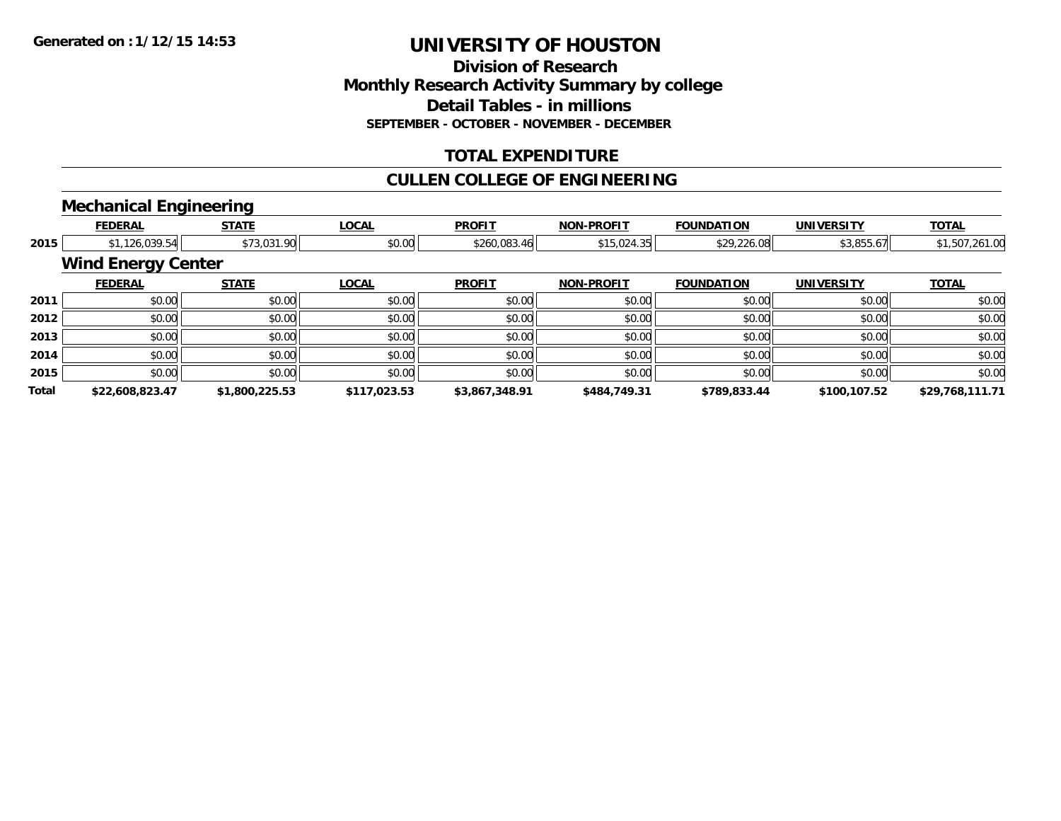**Generated on :1/12/15 14:53**

# UNIVERSITY OF HOUSTON

## Division of Research
## Monthly Research Activity Summary by college
## Detail Tables - in millions
**SEPTEMBER - OCTOBER - NOVEMBER - DECEMBER**

## TOTAL EXPENDITURE

## CULLEN COLLEGE OF ENGINEERING

### Mechanical Engineering

| | FEDERAL | STATE | LOCAL | PROFIT | NON-PROFIT | FOUNDATION | UNIVERSITY | TOTAL |
|---|---|---|---|---|---|---|---|---|
| 2015 | $1,126,039.54 | $73,031.90 | $0.00 | $260,083.46 | $15,024.35 | $29,226.08 | $3,855.67 | $1,507,261.00 |

### Wind Energy Center

| | FEDERAL | STATE | LOCAL | PROFIT | NON-PROFIT | FOUNDATION | UNIVERSITY | TOTAL |
|---|---|---|---|---|---|---|---|---|
| 2011 | $0.00 | $0.00 | $0.00 | $0.00 | $0.00 | $0.00 | $0.00 | $0.00 |
| 2012 | $0.00 | $0.00 | $0.00 | $0.00 | $0.00 | $0.00 | $0.00 | $0.00 |
| 2013 | $0.00 | $0.00 | $0.00 | $0.00 | $0.00 | $0.00 | $0.00 | $0.00 |
| 2014 | $0.00 | $0.00 | $0.00 | $0.00 | $0.00 | $0.00 | $0.00 | $0.00 |
| 2015 | $0.00 | $0.00 | $0.00 | $0.00 | $0.00 | $0.00 | $0.00 | $0.00 |
| **Total** | **$22,608,823.47** | **$1,800,225.53** | **$117,023.53** | **$3,867,348.91** | **$484,749.31** | **$789,833.44** | **$100,107.52** | **$29,768,111.71** |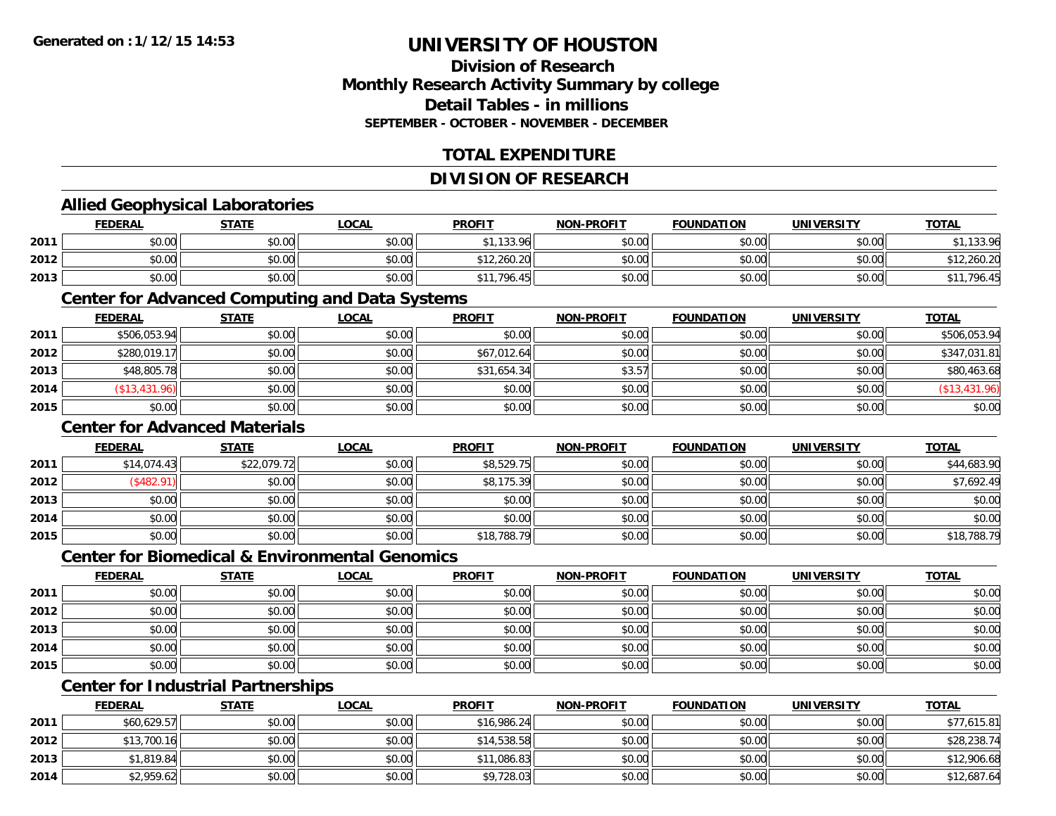Generated on : 1/12/15 14:53

# UNIVERSITY OF HOUSTON

## Division of Research
## Monthly Research Activity Summary by college
## Detail Tables - in millions
### SEPTEMBER - OCTOBER - NOVEMBER - DECEMBER

## TOTAL EXPENDITURE

## DIVISION OF RESEARCH

### Allied Geophysical Laboratories

| | FEDERAL | STATE | LOCAL | PROFIT | NON-PROFIT | FOUNDATION | UNIVERSITY | TOTAL |
|---|---|---|---|---|---|---|---|---|
| 2011 | $0.00 | $0.00 | $0.00 | $1,133.96 | $0.00 | $0.00 | $0.00 | $1,133.96 |
| 2012 | $0.00 | $0.00 | $0.00 | $12,260.20 | $0.00 | $0.00 | $0.00 | $12,260.20 |
| 2013 | $0.00 | $0.00 | $0.00 | $11,796.45 | $0.00 | $0.00 | $0.00 | $11,796.45 |

### Center for Advanced Computing and Data Systems

| | FEDERAL | STATE | LOCAL | PROFIT | NON-PROFIT | FOUNDATION | UNIVERSITY | TOTAL |
|---|---|---|---|---|---|---|---|---|
| 2011 | $506,053.94 | $0.00 | $0.00 | $0.00 | $0.00 | $0.00 | $0.00 | $506,053.94 |
| 2012 | $280,019.17 | $0.00 | $0.00 | $67,012.64 | $0.00 | $0.00 | $0.00 | $347,031.81 |
| 2013 | $48,805.78 | $0.00 | $0.00 | $31,654.34 | $3.57 | $0.00 | $0.00 | $80,463.68 |
| 2014 | ($13,431.96) | $0.00 | $0.00 | $0.00 | $0.00 | $0.00 | $0.00 | ($13,431.96) |
| 2015 | $0.00 | $0.00 | $0.00 | $0.00 | $0.00 | $0.00 | $0.00 | $0.00 |

### Center for Advanced Materials

| | FEDERAL | STATE | LOCAL | PROFIT | NON-PROFIT | FOUNDATION | UNIVERSITY | TOTAL |
|---|---|---|---|---|---|---|---|---|
| 2011 | $14,074.43 | $22,079.72 | $0.00 | $8,529.75 | $0.00 | $0.00 | $0.00 | $44,683.90 |
| 2012 | ($482.91) | $0.00 | $0.00 | $8,175.39 | $0.00 | $0.00 | $0.00 | $7,692.49 |
| 2013 | $0.00 | $0.00 | $0.00 | $0.00 | $0.00 | $0.00 | $0.00 | $0.00 |
| 2014 | $0.00 | $0.00 | $0.00 | $0.00 | $0.00 | $0.00 | $0.00 | $0.00 |
| 2015 | $0.00 | $0.00 | $0.00 | $18,788.79 | $0.00 | $0.00 | $0.00 | $18,788.79 |

### Center for Biomedical & Environmental Genomics

| | FEDERAL | STATE | LOCAL | PROFIT | NON-PROFIT | FOUNDATION | UNIVERSITY | TOTAL |
|---|---|---|---|---|---|---|---|---|
| 2011 | $0.00 | $0.00 | $0.00 | $0.00 | $0.00 | $0.00 | $0.00 | $0.00 |
| 2012 | $0.00 | $0.00 | $0.00 | $0.00 | $0.00 | $0.00 | $0.00 | $0.00 |
| 2013 | $0.00 | $0.00 | $0.00 | $0.00 | $0.00 | $0.00 | $0.00 | $0.00 |
| 2014 | $0.00 | $0.00 | $0.00 | $0.00 | $0.00 | $0.00 | $0.00 | $0.00 |
| 2015 | $0.00 | $0.00 | $0.00 | $0.00 | $0.00 | $0.00 | $0.00 | $0.00 |

### Center for Industrial Partnerships

| | FEDERAL | STATE | LOCAL | PROFIT | NON-PROFIT | FOUNDATION | UNIVERSITY | TOTAL |
|---|---|---|---|---|---|---|---|---|
| 2011 | $60,629.57 | $0.00 | $0.00 | $16,986.24 | $0.00 | $0.00 | $0.00 | $77,615.81 |
| 2012 | $13,700.16 | $0.00 | $0.00 | $14,538.58 | $0.00 | $0.00 | $0.00 | $28,238.74 |
| 2013 | $1,819.84 | $0.00 | $0.00 | $11,086.83 | $0.00 | $0.00 | $0.00 | $12,906.68 |
| 2014 | $2,959.62 | $0.00 | $0.00 | $9,728.03 | $0.00 | $0.00 | $0.00 | $12,687.64 |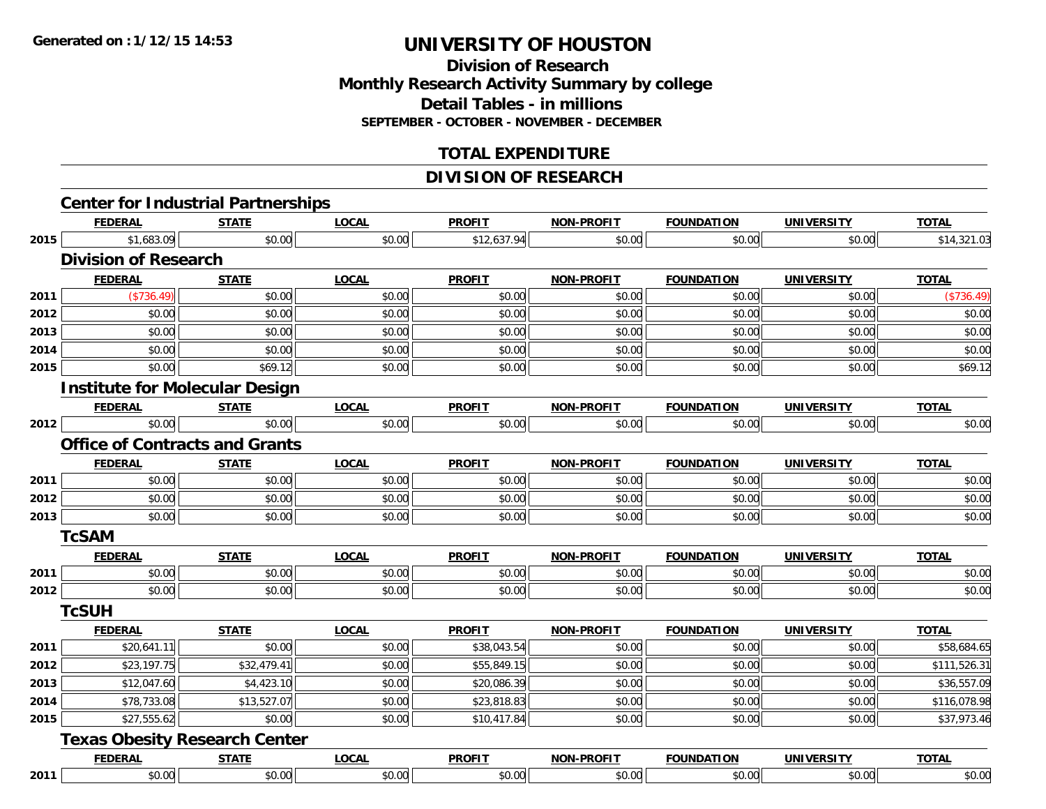Generated on :1/12/15 14:53

# UNIVERSITY OF HOUSTON

## Division of Research
## Monthly Research Activity Summary by college
## Detail Tables - in millions
### SEPTEMBER - OCTOBER - NOVEMBER - DECEMBER

## TOTAL EXPENDITURE

## DIVISION OF RESEARCH

### Center for Industrial Partnerships

| | FEDERAL | STATE | LOCAL | PROFIT | NON-PROFIT | FOUNDATION | UNIVERSITY | TOTAL |
|---|---|---|---|---|---|---|---|---|
| 2015 | $1,683.09 | $0.00 | $0.00 | $12,637.94 | $0.00 | $0.00 | $0.00 | $14,321.03 |

### Division of Research

| | FEDERAL | STATE | LOCAL | PROFIT | NON-PROFIT | FOUNDATION | UNIVERSITY | TOTAL |
|---|---|---|---|---|---|---|---|---|
| 2011 | ($736.49) | $0.00 | $0.00 | $0.00 | $0.00 | $0.00 | $0.00 | ($736.49) |
| 2012 | $0.00 | $0.00 | $0.00 | $0.00 | $0.00 | $0.00 | $0.00 | $0.00 |
| 2013 | $0.00 | $0.00 | $0.00 | $0.00 | $0.00 | $0.00 | $0.00 | $0.00 |
| 2014 | $0.00 | $0.00 | $0.00 | $0.00 | $0.00 | $0.00 | $0.00 | $0.00 |
| 2015 | $0.00 | $69.12 | $0.00 | $0.00 | $0.00 | $0.00 | $0.00 | $69.12 |

### Institute for Molecular Design

| | FEDERAL | STATE | LOCAL | PROFIT | NON-PROFIT | FOUNDATION | UNIVERSITY | TOTAL |
|---|---|---|---|---|---|---|---|---|
| 2012 | $0.00 | $0.00 | $0.00 | $0.00 | $0.00 | $0.00 | $0.00 | $0.00 |

### Office of Contracts and Grants

| | FEDERAL | STATE | LOCAL | PROFIT | NON-PROFIT | FOUNDATION | UNIVERSITY | TOTAL |
|---|---|---|---|---|---|---|---|---|
| 2011 | $0.00 | $0.00 | $0.00 | $0.00 | $0.00 | $0.00 | $0.00 | $0.00 |
| 2012 | $0.00 | $0.00 | $0.00 | $0.00 | $0.00 | $0.00 | $0.00 | $0.00 |
| 2013 | $0.00 | $0.00 | $0.00 | $0.00 | $0.00 | $0.00 | $0.00 | $0.00 |

### TcSAM

| | FEDERAL | STATE | LOCAL | PROFIT | NON-PROFIT | FOUNDATION | UNIVERSITY | TOTAL |
|---|---|---|---|---|---|---|---|---|
| 2011 | $0.00 | $0.00 | $0.00 | $0.00 | $0.00 | $0.00 | $0.00 | $0.00 |
| 2012 | $0.00 | $0.00 | $0.00 | $0.00 | $0.00 | $0.00 | $0.00 | $0.00 |

### TcSUH

| | FEDERAL | STATE | LOCAL | PROFIT | NON-PROFIT | FOUNDATION | UNIVERSITY | TOTAL |
|---|---|---|---|---|---|---|---|---|
| 2011 | $20,641.11 | $0.00 | $0.00 | $38,043.54 | $0.00 | $0.00 | $0.00 | $58,684.65 |
| 2012 | $23,197.75 | $32,479.41 | $0.00 | $55,849.15 | $0.00 | $0.00 | $0.00 | $111,526.31 |
| 2013 | $12,047.60 | $4,423.10 | $0.00 | $20,086.39 | $0.00 | $0.00 | $0.00 | $36,557.09 |
| 2014 | $78,733.08 | $13,527.07 | $0.00 | $23,818.83 | $0.00 | $0.00 | $0.00 | $116,078.98 |
| 2015 | $27,555.62 | $0.00 | $0.00 | $10,417.84 | $0.00 | $0.00 | $0.00 | $37,973.46 |

### Texas Obesity Research Center

| | FEDERAL | STATE | LOCAL | PROFIT | NON-PROFIT | FOUNDATION | UNIVERSITY | TOTAL |
|---|---|---|---|---|---|---|---|---|
| 2011 | $0.00 | $0.00 | $0.00 | $0.00 | $0.00 | $0.00 | $0.00 | $0.00 |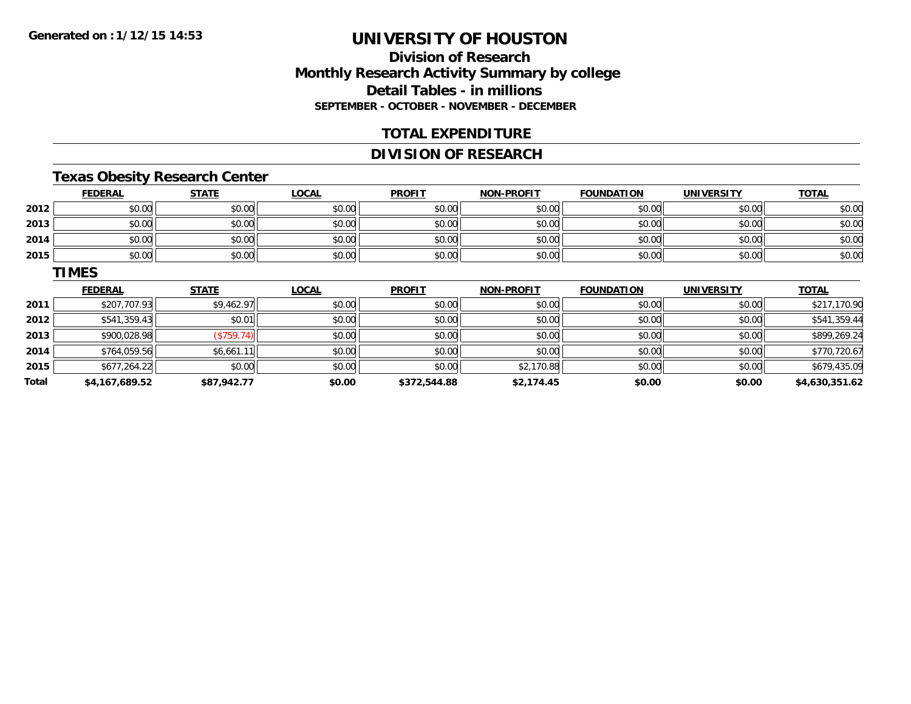Generated on :1/12/15 14:53

# UNIVERSITY OF HOUSTON

## Division of Research
## Monthly Research Activity Summary by college
## Detail Tables - in millions
### SEPTEMBER - OCTOBER - NOVEMBER - DECEMBER

## TOTAL EXPENDITURE

## DIVISION OF RESEARCH

### Texas Obesity Research Center

| | FEDERAL | STATE | LOCAL | PROFIT | NON-PROFIT | FOUNDATION | UNIVERSITY | TOTAL |
|---|---|---|---|---|---|---|---|---|
| 2012 | $0.00 | $0.00 | $0.00 | $0.00 | $0.00 | $0.00 | $0.00 | $0.00 |
| 2013 | $0.00 | $0.00 | $0.00 | $0.00 | $0.00 | $0.00 | $0.00 | $0.00 |
| 2014 | $0.00 | $0.00 | $0.00 | $0.00 | $0.00 | $0.00 | $0.00 | $0.00 |
| 2015 | $0.00 | $0.00 | $0.00 | $0.00 | $0.00 | $0.00 | $0.00 | $0.00 |

### TIMES

| | FEDERAL | STATE | LOCAL | PROFIT | NON-PROFIT | FOUNDATION | UNIVERSITY | TOTAL |
|---|---|---|---|---|---|---|---|---|
| 2011 | $207,707.93 | $9,462.97 | $0.00 | $0.00 | $0.00 | $0.00 | $0.00 | $217,170.90 |
| 2012 | $541,359.43 | $0.01 | $0.00 | $0.00 | $0.00 | $0.00 | $0.00 | $541,359.44 |
| 2013 | $900,028.98 | ($759.74) | $0.00 | $0.00 | $0.00 | $0.00 | $0.00 | $899,269.24 |
| 2014 | $764,059.56 | $6,661.11 | $0.00 | $0.00 | $0.00 | $0.00 | $0.00 | $770,720.67 |
| 2015 | $677,264.22 | $0.00 | $0.00 | $0.00 | $2,170.88 | $0.00 | $0.00 | $679,435.09 |
| **Total** | **$4,167,689.52** | **$87,942.77** | **$0.00** | **$372,544.88** | **$2,174.45** | **$0.00** | **$0.00** | **$4,630,351.62** |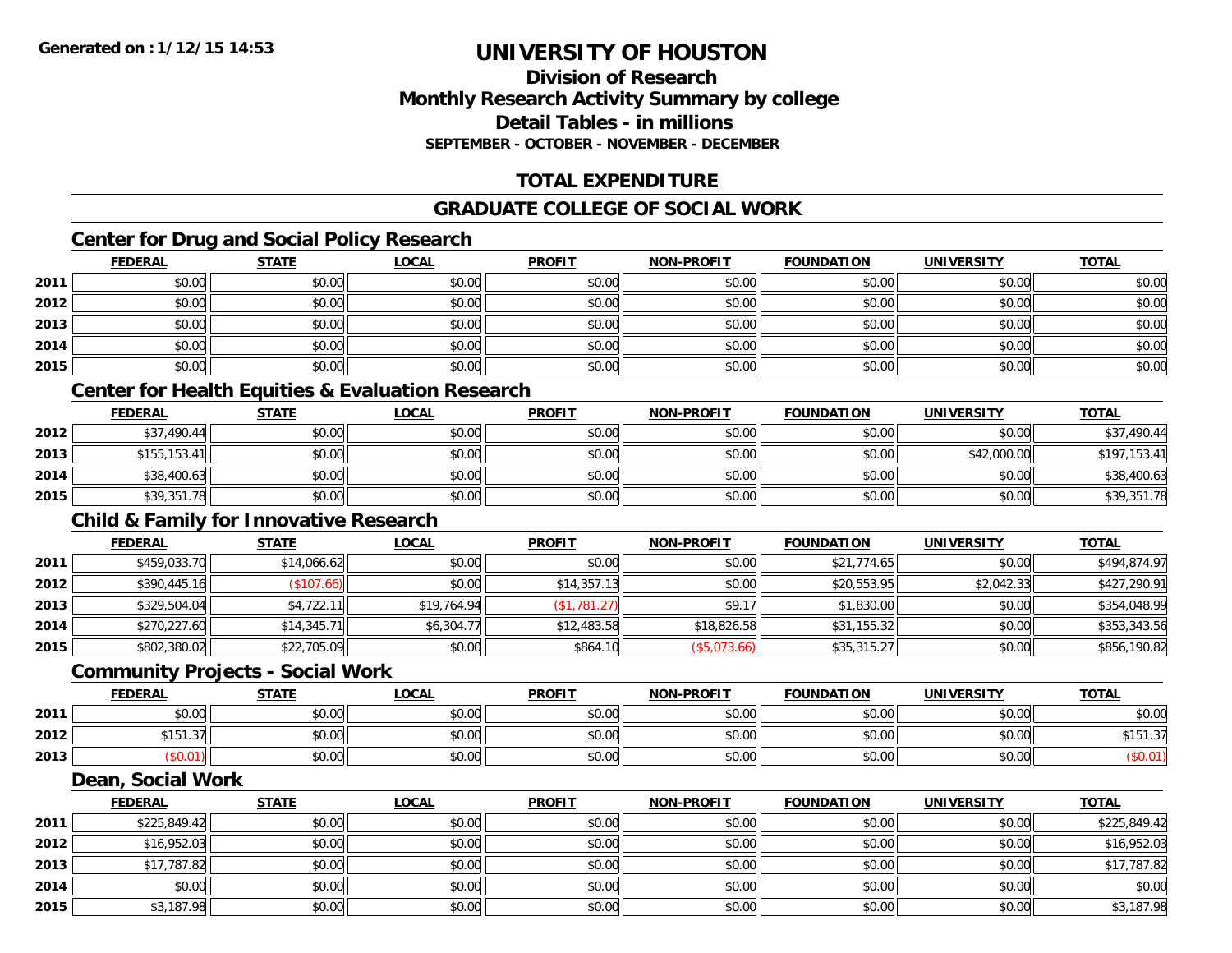Generated on :1/12/15 14:53

# UNIVERSITY OF HOUSTON

## Division of Research
## Monthly Research Activity Summary by college
## Detail Tables - in millions
### SEPTEMBER - OCTOBER - NOVEMBER - DECEMBER

## TOTAL EXPENDITURE

## GRADUATE COLLEGE OF SOCIAL WORK

### Center for Drug and Social Policy Research

| | FEDERAL | STATE | LOCAL | PROFIT | NON-PROFIT | FOUNDATION | UNIVERSITY | TOTAL |
|---|---|---|---|---|---|---|---|---|
| 2011 | $0.00 | $0.00 | $0.00 | $0.00 | $0.00 | $0.00 | $0.00 | $0.00 |
| 2012 | $0.00 | $0.00 | $0.00 | $0.00 | $0.00 | $0.00 | $0.00 | $0.00 |
| 2013 | $0.00 | $0.00 | $0.00 | $0.00 | $0.00 | $0.00 | $0.00 | $0.00 |
| 2014 | $0.00 | $0.00 | $0.00 | $0.00 | $0.00 | $0.00 | $0.00 | $0.00 |
| 2015 | $0.00 | $0.00 | $0.00 | $0.00 | $0.00 | $0.00 | $0.00 | $0.00 |

### Center for Health Equities & Evaluation Research

| | FEDERAL | STATE | LOCAL | PROFIT | NON-PROFIT | FOUNDATION | UNIVERSITY | TOTAL |
|---|---|---|---|---|---|---|---|---|
| 2012 | $37,490.44 | $0.00 | $0.00 | $0.00 | $0.00 | $0.00 | $0.00 | $37,490.44 |
| 2013 | $155,153.41 | $0.00 | $0.00 | $0.00 | $0.00 | $0.00 | $42,000.00 | $197,153.41 |
| 2014 | $38,400.63 | $0.00 | $0.00 | $0.00 | $0.00 | $0.00 | $0.00 | $38,400.63 |
| 2015 | $39,351.78 | $0.00 | $0.00 | $0.00 | $0.00 | $0.00 | $0.00 | $39,351.78 |

### Child & Family for Innovative Research

| | FEDERAL | STATE | LOCAL | PROFIT | NON-PROFIT | FOUNDATION | UNIVERSITY | TOTAL |
|---|---|---|---|---|---|---|---|---|
| 2011 | $459,033.70 | $14,066.62 | $0.00 | $0.00 | $0.00 | $21,774.65 | $0.00 | $494,874.97 |
| 2012 | $390,445.16 | ($107.66) | $0.00 | $14,357.13 | $0.00 | $20,553.95 | $2,042.33 | $427,290.91 |
| 2013 | $329,504.04 | $4,722.11 | $19,764.94 | ($1,781.27) | $9.17 | $1,830.00 | $0.00 | $354,048.99 |
| 2014 | $270,227.60 | $14,345.71 | $6,304.77 | $12,483.58 | $18,826.58 | $31,155.32 | $0.00 | $353,343.56 |
| 2015 | $802,380.02 | $22,705.09 | $0.00 | $864.10 | ($5,073.66) | $35,315.27 | $0.00 | $856,190.82 |

### Community Projects - Social Work

| | FEDERAL | STATE | LOCAL | PROFIT | NON-PROFIT | FOUNDATION | UNIVERSITY | TOTAL |
|---|---|---|---|---|---|---|---|---|
| 2011 | $0.00 | $0.00 | $0.00 | $0.00 | $0.00 | $0.00 | $0.00 | $0.00 |
| 2012 | $151.37 | $0.00 | $0.00 | $0.00 | $0.00 | $0.00 | $0.00 | $151.37 |
| 2013 | ($0.01) | $0.00 | $0.00 | $0.00 | $0.00 | $0.00 | $0.00 | ($0.01) |

### Dean, Social Work

| | FEDERAL | STATE | LOCAL | PROFIT | NON-PROFIT | FOUNDATION | UNIVERSITY | TOTAL |
|---|---|---|---|---|---|---|---|---|
| 2011 | $225,849.42 | $0.00 | $0.00 | $0.00 | $0.00 | $0.00 | $0.00 | $225,849.42 |
| 2012 | $16,952.03 | $0.00 | $0.00 | $0.00 | $0.00 | $0.00 | $0.00 | $16,952.03 |
| 2013 | $17,787.82 | $0.00 | $0.00 | $0.00 | $0.00 | $0.00 | $0.00 | $17,787.82 |
| 2014 | $0.00 | $0.00 | $0.00 | $0.00 | $0.00 | $0.00 | $0.00 | $0.00 |
| 2015 | $3,187.98 | $0.00 | $0.00 | $0.00 | $0.00 | $0.00 | $0.00 | $3,187.98 |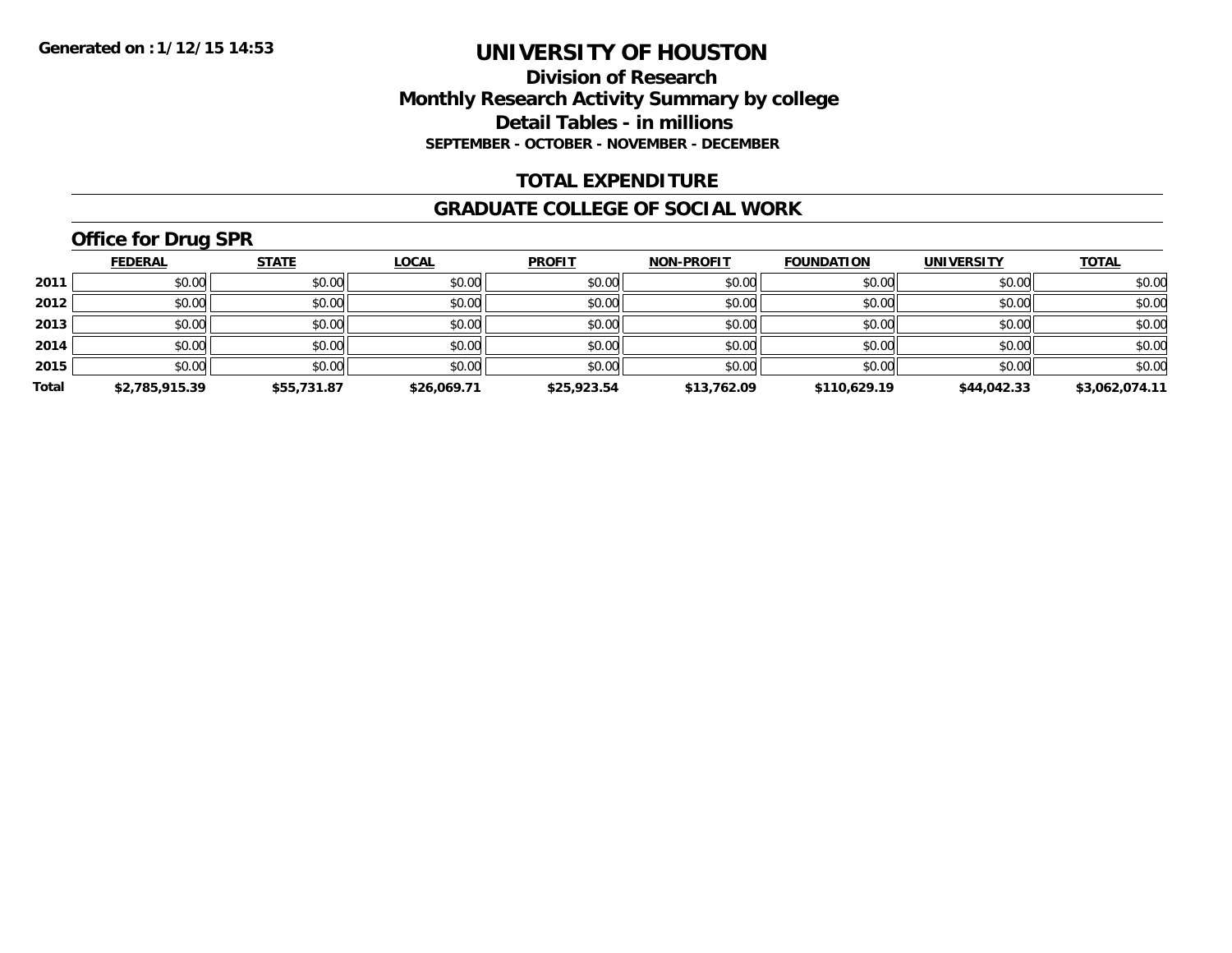Generated on :1/12/15 14:53

# UNIVERSITY OF HOUSTON

## Division of Research
## Monthly Research Activity Summary by college
## Detail Tables - in millions
### SEPTEMBER - OCTOBER - NOVEMBER - DECEMBER

## TOTAL EXPENDITURE

## GRADUATE COLLEGE OF SOCIAL WORK

### Office for Drug SPR

| | FEDERAL | STATE | LOCAL | PROFIT | NON-PROFIT | FOUNDATION | UNIVERSITY | TOTAL |
|---|---|---|---|---|---|---|---|---|
| 2011 | $0.00 | $0.00 | $0.00 | $0.00 | $0.00 | $0.00 | $0.00 | $0.00 |
| 2012 | $0.00 | $0.00 | $0.00 | $0.00 | $0.00 | $0.00 | $0.00 | $0.00 |
| 2013 | $0.00 | $0.00 | $0.00 | $0.00 | $0.00 | $0.00 | $0.00 | $0.00 |
| 2014 | $0.00 | $0.00 | $0.00 | $0.00 | $0.00 | $0.00 | $0.00 | $0.00 |
| 2015 | $0.00 | $0.00 | $0.00 | $0.00 | $0.00 | $0.00 | $0.00 | $0.00 |
| **Total** | **$2,785,915.39** | **$55,731.87** | **$26,069.71** | **$25,923.54** | **$13,762.09** | **$110,629.19** | **$44,042.33** | **$3,062,074.11** |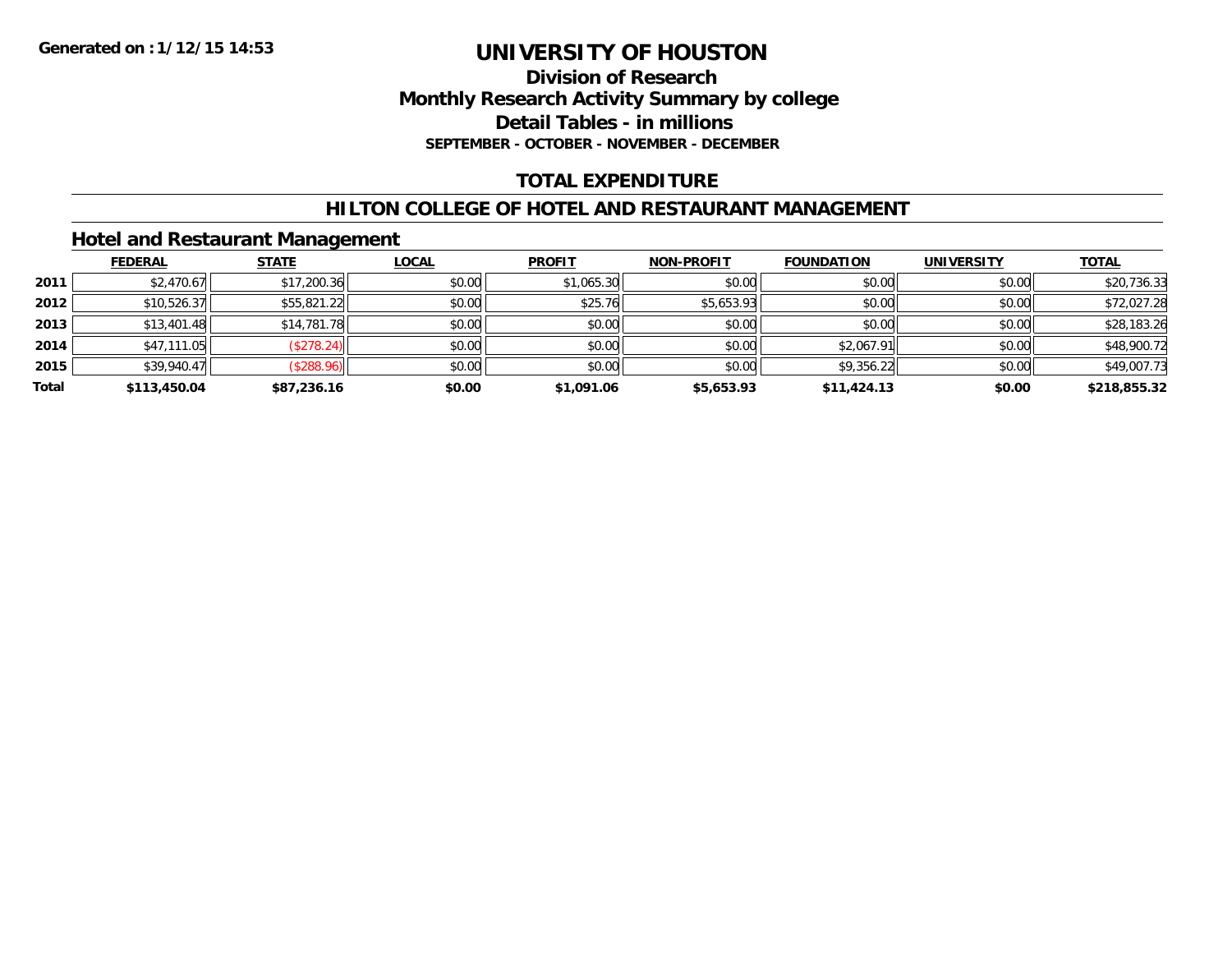**Generated on :1/12/15 14:53**

# UNIVERSITY OF HOUSTON

## Division of Research
## Monthly Research Activity Summary by college
## Detail Tables - in millions
### SEPTEMBER - OCTOBER - NOVEMBER - DECEMBER

## TOTAL EXPENDITURE

## HILTON COLLEGE OF HOTEL AND RESTAURANT MANAGEMENT

### Hotel and Restaurant Management

| | FEDERAL | STATE | LOCAL | PROFIT | NON-PROFIT | FOUNDATION | UNIVERSITY | TOTAL |
|---|---|---|---|---|---|---|---|---|
| 2011 | $2,470.67 | $17,200.36 | $0.00 | $1,065.30 | $0.00 | $0.00 | $0.00 | $20,736.33 |
| 2012 | $10,526.37 | $55,821.22 | $0.00 | $25.76 | $5,653.93 | $0.00 | $0.00 | $72,027.28 |
| 2013 | $13,401.48 | $14,781.78 | $0.00 | $0.00 | $0.00 | $0.00 | $0.00 | $28,183.26 |
| 2014 | $47,111.05 | ($278.24) | $0.00 | $0.00 | $0.00 | $2,067.91 | $0.00 | $48,900.72 |
| 2015 | $39,940.47 | ($288.96) | $0.00 | $0.00 | $0.00 | $9,356.22 | $0.00 | $49,007.73 |
| **Total** | **$113,450.04** | **$87,236.16** | **$0.00** | **$1,091.06** | **$5,653.93** | **$11,424.13** | **$0.00** | **$218,855.32** |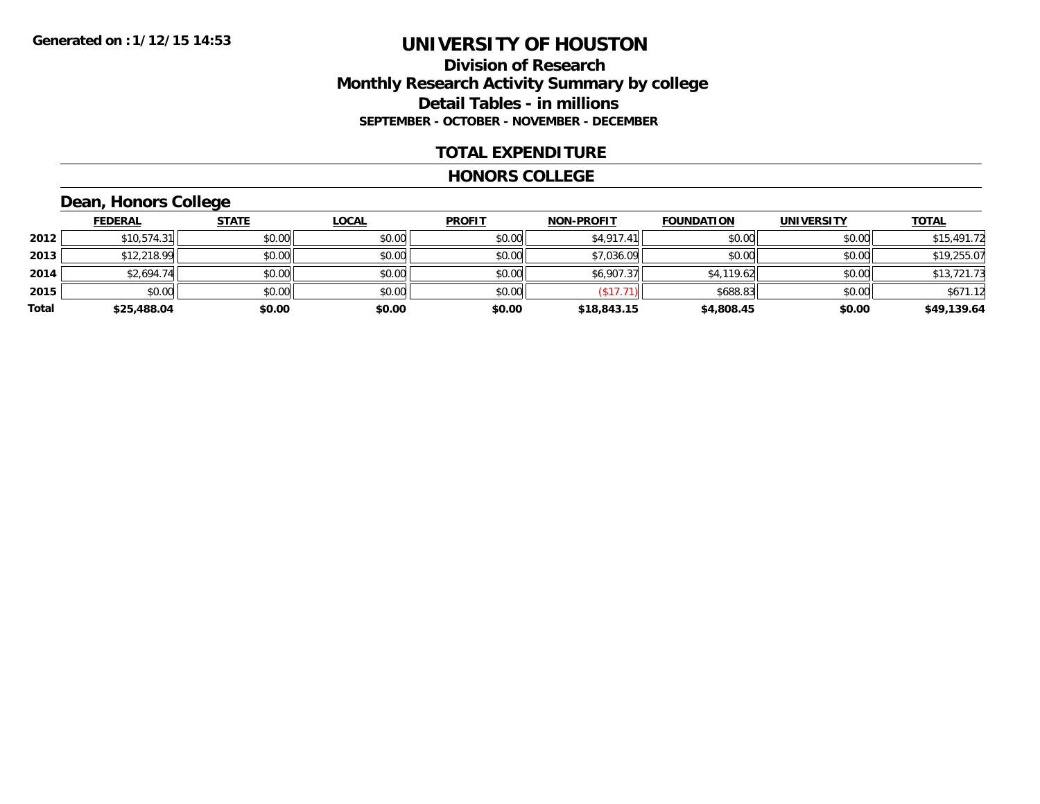**Generated on :1/12/15 14:53**

# UNIVERSITY OF HOUSTON

## Division of Research
## Monthly Research Activity Summary by college
## Detail Tables - in millions
### SEPTEMBER - OCTOBER - NOVEMBER - DECEMBER

## TOTAL EXPENDITURE

## HONORS COLLEGE

### Dean, Honors College

| | FEDERAL | STATE | LOCAL | PROFIT | NON-PROFIT | FOUNDATION | UNIVERSITY | TOTAL |
|---|---|---|---|---|---|---|---|---|
| 2012 | $10,574.31 | $0.00 | $0.00 | $0.00 | $4,917.41 | $0.00 | $0.00 | $15,491.72 |
| 2013 | $12,218.99 | $0.00 | $0.00 | $0.00 | $7,036.09 | $0.00 | $0.00 | $19,255.07 |
| 2014 | $2,694.74 | $0.00 | $0.00 | $0.00 | $6,907.37 | $4,119.62 | $0.00 | $13,721.73 |
| 2015 | $0.00 | $0.00 | $0.00 | $0.00 | ($17.71) | $688.83 | $0.00 | $671.12 |
| **Total** | **$25,488.04** | **$0.00** | **$0.00** | **$0.00** | **$18,843.15** | **$4,808.45** | **$0.00** | **$49,139.64** |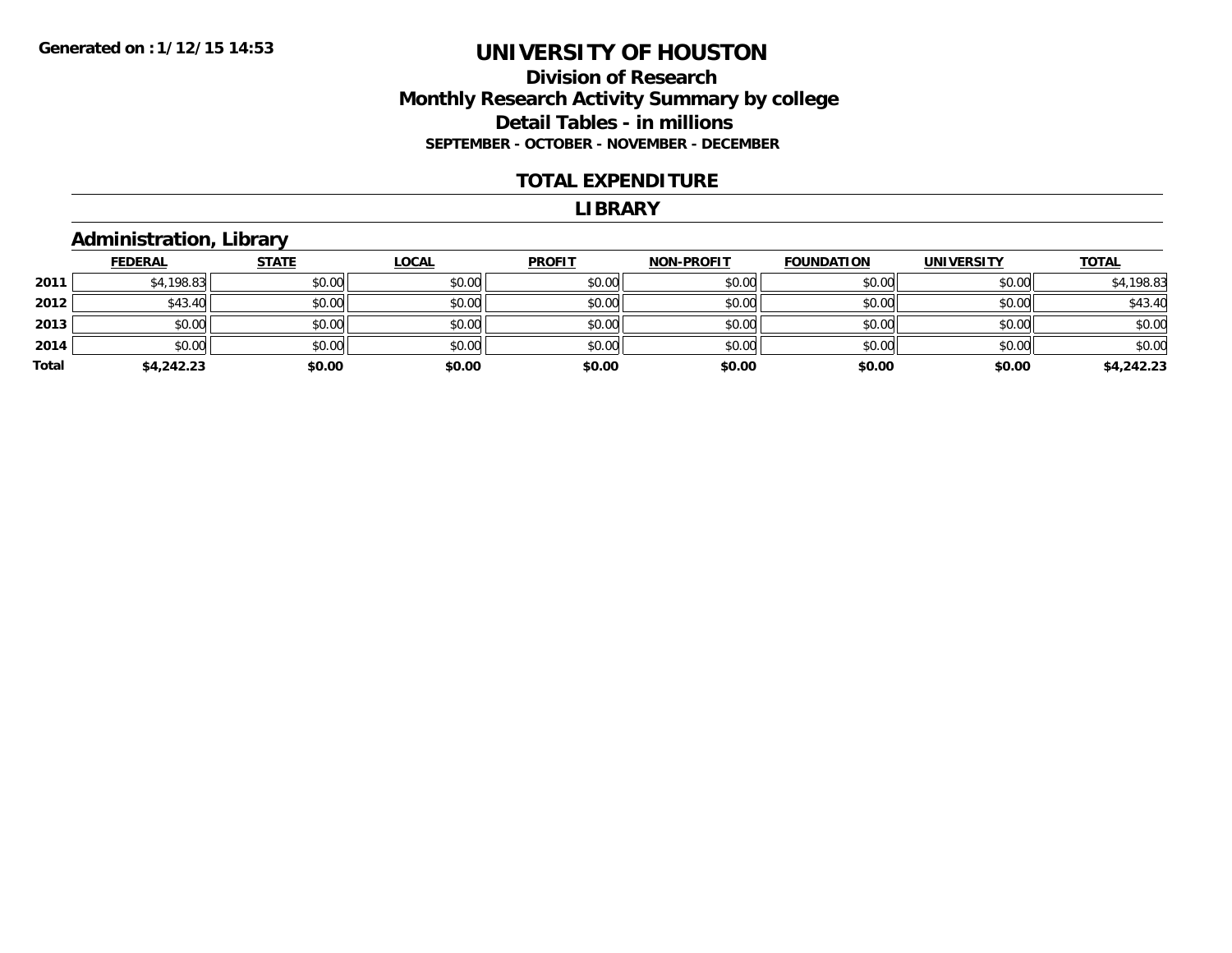**Generated on :1/12/15 14:53**

# UNIVERSITY OF HOUSTON

## Division of Research
## Monthly Research Activity Summary by college
## Detail Tables - in millions
### SEPTEMBER - OCTOBER - NOVEMBER - DECEMBER

### TOTAL EXPENDITURE

### LIBRARY

### Administration, Library

| | FEDERAL | STATE | LOCAL | PROFIT | NON-PROFIT | FOUNDATION | UNIVERSITY | TOTAL |
|---|---|---|---|---|---|---|---|---|
| 2011 | $4,198.83 | $0.00 | $0.00 | $0.00 | $0.00 | $0.00 | $0.00 | $4,198.83 |
| 2012 | $43.40 | $0.00 | $0.00 | $0.00 | $0.00 | $0.00 | $0.00 | $43.40 |
| 2013 | $0.00 | $0.00 | $0.00 | $0.00 | $0.00 | $0.00 | $0.00 | $0.00 |
| 2014 | $0.00 | $0.00 | $0.00 | $0.00 | $0.00 | $0.00 | $0.00 | $0.00 |
| **Total** | **$4,242.23** | **$0.00** | **$0.00** | **$0.00** | **$0.00** | **$0.00** | **$0.00** | **$4,242.23** |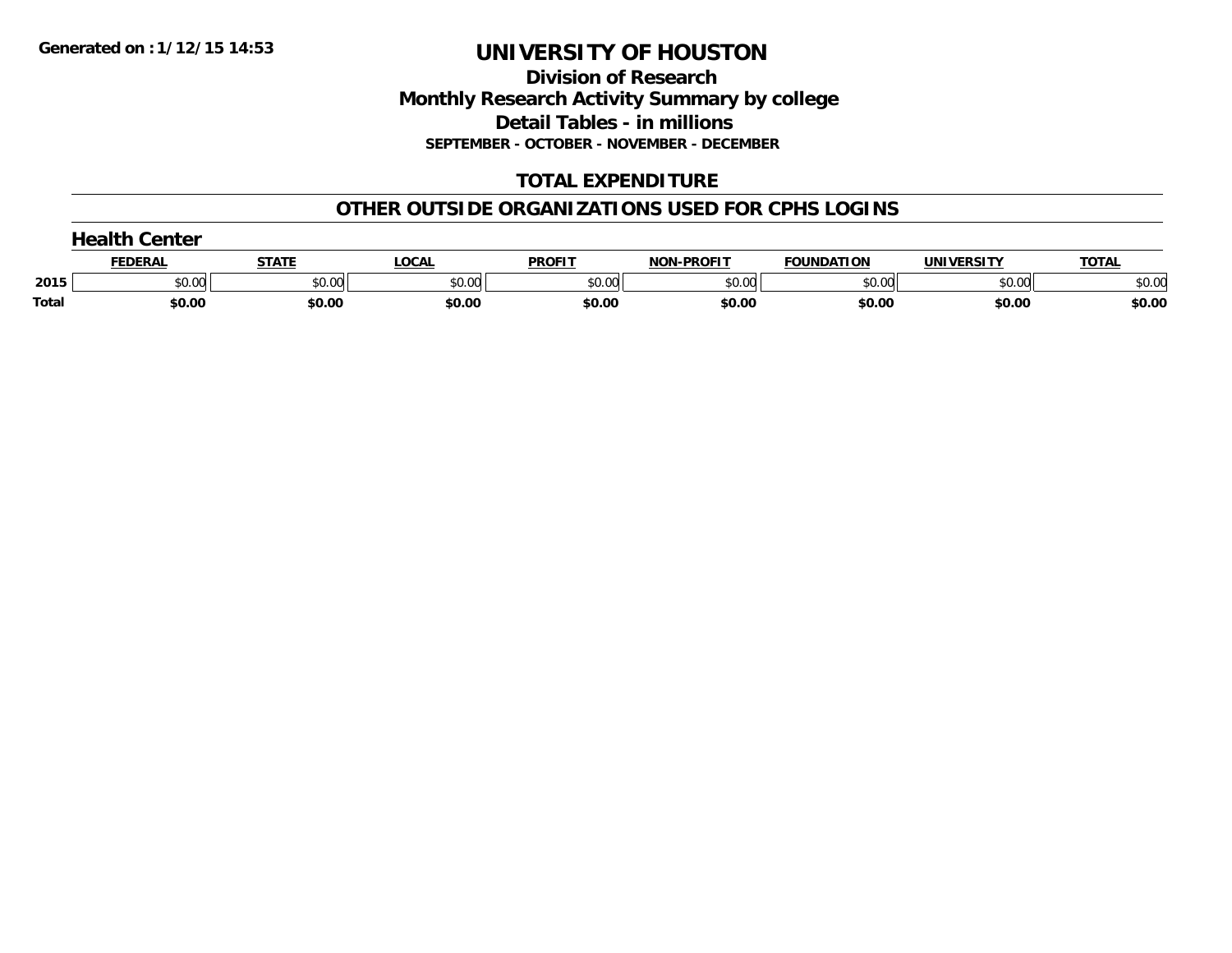Generated on :1/12/15 14:53

# UNIVERSITY OF HOUSTON

## Division of Research

## Monthly Research Activity Summary by college

## Detail Tables - in millions

**SEPTEMBER - OCTOBER - NOVEMBER - DECEMBER**

## TOTAL EXPENDITURE

## OTHER OUTSIDE ORGANIZATIONS USED FOR CPHS LOGINS

### Health Center

| | FEDERAL | STATE | LOCAL | PROFIT | NON-PROFIT | FOUNDATION | UNIVERSITY | TOTAL |
|---|---|---|---|---|---|---|---|---|
| 2015 | $0.00 | $0.00 | $0.00 | $0.00 | $0.00 | $0.00 | $0.00 | $0.00 |
| Total | $0.00 | $0.00 | $0.00 | $0.00 | $0.00 | $0.00 | $0.00 | $0.00 |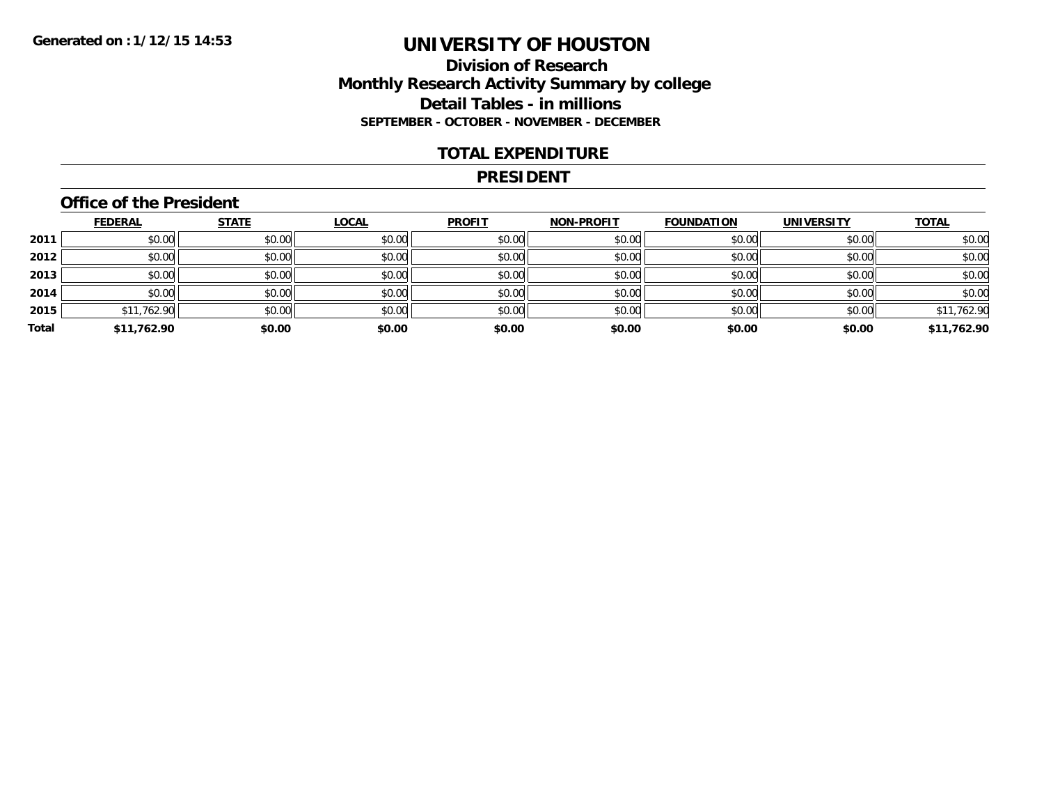Generated on :1/12/15 14:53

# UNIVERSITY OF HOUSTON

## Division of Research
## Monthly Research Activity Summary by college
## Detail Tables - in millions
### SEPTEMBER - OCTOBER - NOVEMBER - DECEMBER

## TOTAL EXPENDITURE

## PRESIDENT

### Office of the President

| | FEDERAL | STATE | LOCAL | PROFIT | NON-PROFIT | FOUNDATION | UNIVERSITY | TOTAL |
|---|---|---|---|---|---|---|---|---|
| 2011 | $0.00 | $0.00 | $0.00 | $0.00 | $0.00 | $0.00 | $0.00 | $0.00 |
| 2012 | $0.00 | $0.00 | $0.00 | $0.00 | $0.00 | $0.00 | $0.00 | $0.00 |
| 2013 | $0.00 | $0.00 | $0.00 | $0.00 | $0.00 | $0.00 | $0.00 | $0.00 |
| 2014 | $0.00 | $0.00 | $0.00 | $0.00 | $0.00 | $0.00 | $0.00 | $0.00 |
| 2015 | $11,762.90 | $0.00 | $0.00 | $0.00 | $0.00 | $0.00 | $0.00 | $11,762.90 |
| **Total** | **$11,762.90** | **$0.00** | **$0.00** | **$0.00** | **$0.00** | **$0.00** | **$0.00** | **$11,762.90** |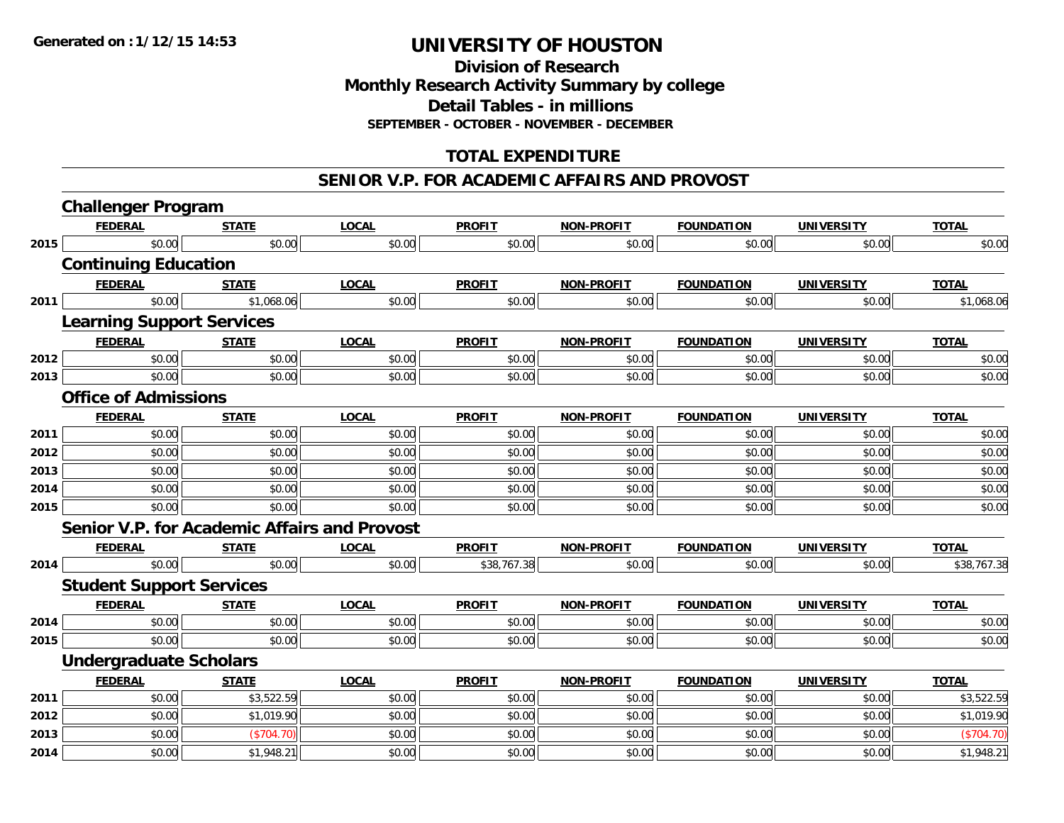Generated on :1/12/15 14:53

# UNIVERSITY OF HOUSTON

## Division of Research
## Monthly Research Activity Summary by college
## Detail Tables - in millions
### SEPTEMBER - OCTOBER - NOVEMBER - DECEMBER

## TOTAL EXPENDITURE

## SENIOR V.P. FOR ACADEMIC AFFAIRS AND PROVOST

### Challenger Program

| | FEDERAL | STATE | LOCAL | PROFIT | NON-PROFIT | FOUNDATION | UNIVERSITY | TOTAL |
|---|---|---|---|---|---|---|---|---|
| 2015 | $0.00 | $0.00 | $0.00 | $0.00 | $0.00 | $0.00 | $0.00 | $0.00 |

### Continuing Education

| | FEDERAL | STATE | LOCAL | PROFIT | NON-PROFIT | FOUNDATION | UNIVERSITY | TOTAL |
|---|---|---|---|---|---|---|---|---|
| 2011 | $0.00 | $1,068.06 | $0.00 | $0.00 | $0.00 | $0.00 | $0.00 | $1,068.06 |

### Learning Support Services

| | FEDERAL | STATE | LOCAL | PROFIT | NON-PROFIT | FOUNDATION | UNIVERSITY | TOTAL |
|---|---|---|---|---|---|---|---|---|
| 2012 | $0.00 | $0.00 | $0.00 | $0.00 | $0.00 | $0.00 | $0.00 | $0.00 |
| 2013 | $0.00 | $0.00 | $0.00 | $0.00 | $0.00 | $0.00 | $0.00 | $0.00 |

### Office of Admissions

| | FEDERAL | STATE | LOCAL | PROFIT | NON-PROFIT | FOUNDATION | UNIVERSITY | TOTAL |
|---|---|---|---|---|---|---|---|---|
| 2011 | $0.00 | $0.00 | $0.00 | $0.00 | $0.00 | $0.00 | $0.00 | $0.00 |
| 2012 | $0.00 | $0.00 | $0.00 | $0.00 | $0.00 | $0.00 | $0.00 | $0.00 |
| 2013 | $0.00 | $0.00 | $0.00 | $0.00 | $0.00 | $0.00 | $0.00 | $0.00 |
| 2014 | $0.00 | $0.00 | $0.00 | $0.00 | $0.00 | $0.00 | $0.00 | $0.00 |
| 2015 | $0.00 | $0.00 | $0.00 | $0.00 | $0.00 | $0.00 | $0.00 | $0.00 |

### Senior V.P. for Academic Affairs and Provost

| | FEDERAL | STATE | LOCAL | PROFIT | NON-PROFIT | FOUNDATION | UNIVERSITY | TOTAL |
|---|---|---|---|---|---|---|---|---|
| 2014 | $0.00 | $0.00 | $0.00 | $38,767.38 | $0.00 | $0.00 | $0.00 | $38,767.38 |

### Student Support Services

| | FEDERAL | STATE | LOCAL | PROFIT | NON-PROFIT | FOUNDATION | UNIVERSITY | TOTAL |
|---|---|---|---|---|---|---|---|---|
| 2014 | $0.00 | $0.00 | $0.00 | $0.00 | $0.00 | $0.00 | $0.00 | $0.00 |
| 2015 | $0.00 | $0.00 | $0.00 | $0.00 | $0.00 | $0.00 | $0.00 | $0.00 |

### Undergraduate Scholars

| | FEDERAL | STATE | LOCAL | PROFIT | NON-PROFIT | FOUNDATION | UNIVERSITY | TOTAL |
|---|---|---|---|---|---|---|---|---|
| 2011 | $0.00 | $3,522.59 | $0.00 | $0.00 | $0.00 | $0.00 | $0.00 | $3,522.59 |
| 2012 | $0.00 | $1,019.90 | $0.00 | $0.00 | $0.00 | $0.00 | $0.00 | $1,019.90 |
| 2013 | $0.00 | ($704.70) | $0.00 | $0.00 | $0.00 | $0.00 | $0.00 | ($704.70) |
| 2014 | $0.00 | $1,948.21 | $0.00 | $0.00 | $0.00 | $0.00 | $0.00 | $1,948.21 |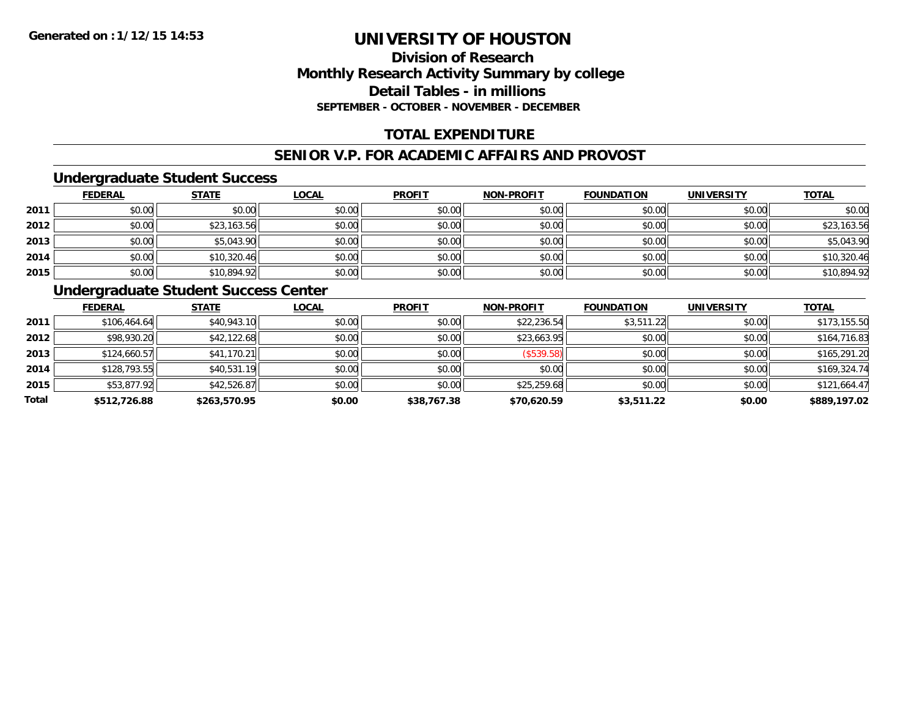Generated on :1/12/15 14:53

# UNIVERSITY OF HOUSTON

## Division of Research
## Monthly Research Activity Summary by college
## Detail Tables - in millions
### SEPTEMBER - OCTOBER - NOVEMBER - DECEMBER

## TOTAL EXPENDITURE

## SENIOR V.P. FOR ACADEMIC AFFAIRS AND PROVOST

### Undergraduate Student Success

| | FEDERAL | STATE | LOCAL | PROFIT | NON-PROFIT | FOUNDATION | UNIVERSITY | TOTAL |
|---|---|---|---|---|---|---|---|---|
| 2011 | $0.00 | $0.00 | $0.00 | $0.00 | $0.00 | $0.00 | $0.00 | $0.00 |
| 2012 | $0.00 | $23,163.56 | $0.00 | $0.00 | $0.00 | $0.00 | $0.00 | $23,163.56 |
| 2013 | $0.00 | $5,043.90 | $0.00 | $0.00 | $0.00 | $0.00 | $0.00 | $5,043.90 |
| 2014 | $0.00 | $10,320.46 | $0.00 | $0.00 | $0.00 | $0.00 | $0.00 | $10,320.46 |
| 2015 | $0.00 | $10,894.92 | $0.00 | $0.00 | $0.00 | $0.00 | $0.00 | $10,894.92 |

### Undergraduate Student Success Center

| | FEDERAL | STATE | LOCAL | PROFIT | NON-PROFIT | FOUNDATION | UNIVERSITY | TOTAL |
|---|---|---|---|---|---|---|---|---|
| 2011 | $106,464.64 | $40,943.10 | $0.00 | $0.00 | $22,236.54 | $3,511.22 | $0.00 | $173,155.50 |
| 2012 | $98,930.20 | $42,122.68 | $0.00 | $0.00 | $23,663.95 | $0.00 | $0.00 | $164,716.83 |
| 2013 | $124,660.57 | $41,170.21 | $0.00 | $0.00 | ($539.58) | $0.00 | $0.00 | $165,291.20 |
| 2014 | $128,793.55 | $40,531.19 | $0.00 | $0.00 | $0.00 | $0.00 | $0.00 | $169,324.74 |
| 2015 | $53,877.92 | $42,526.87 | $0.00 | $0.00 | $25,259.68 | $0.00 | $0.00 | $121,664.47 |
| **Total** | **$512,726.88** | **$263,570.95** | **$0.00** | **$38,767.38** | **$70,620.59** | **$3,511.22** | **$0.00** | **$889,197.02** |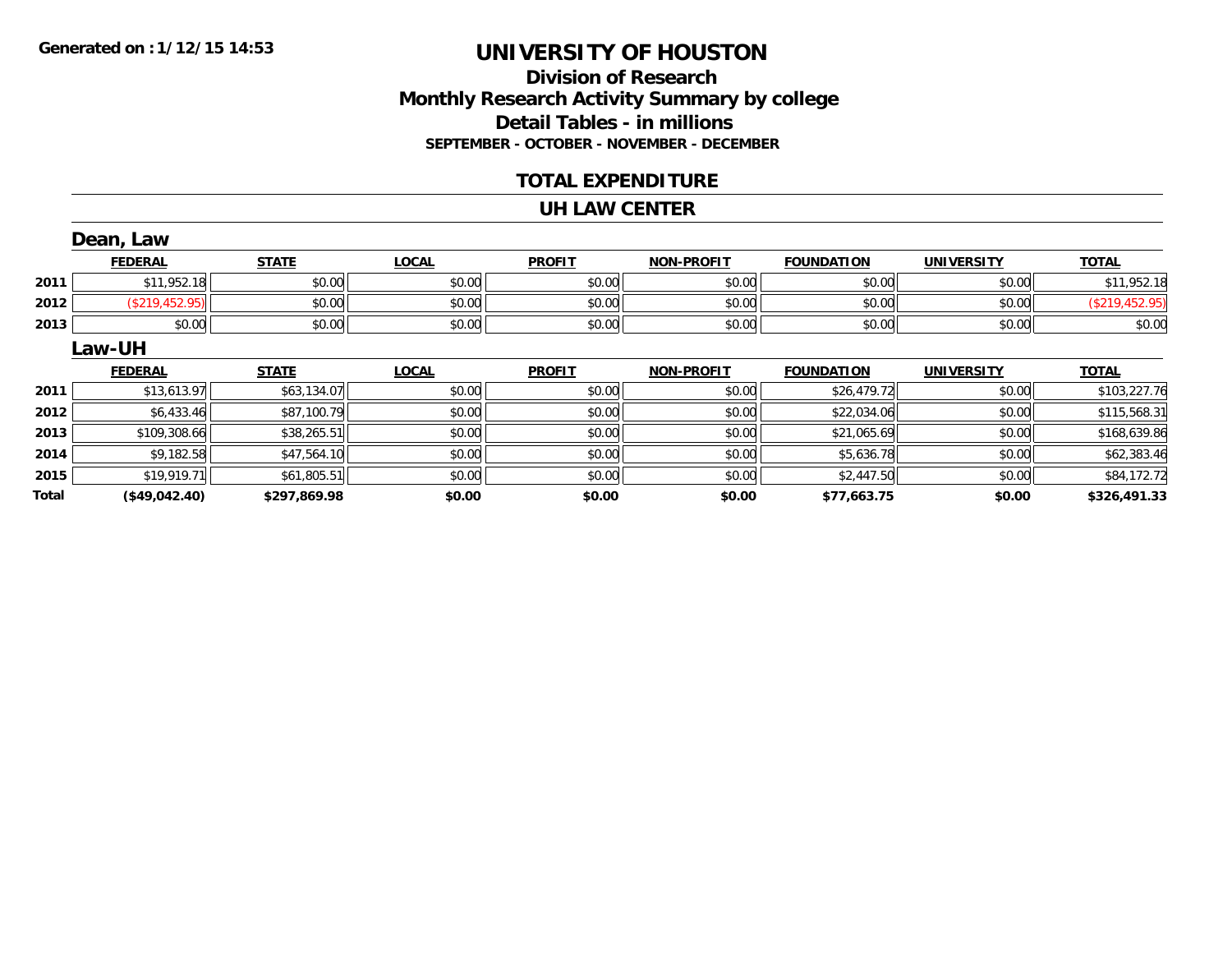**Generated on :1/12/15 14:53**

# UNIVERSITY OF HOUSTON

## Division of Research
## Monthly Research Activity Summary by college
## Detail Tables - in millions

**SEPTEMBER - OCTOBER - NOVEMBER - DECEMBER**

## TOTAL EXPENDITURE

## UH LAW CENTER

### Dean, Law

| | FEDERAL | STATE | LOCAL | PROFIT | NON-PROFIT | FOUNDATION | UNIVERSITY | TOTAL |
|---|---|---|---|---|---|---|---|---|
| 2011 | $11,952.18 | $0.00 | $0.00 | $0.00 | $0.00 | $0.00 | $0.00 | $11,952.18 |
| 2012 | ($219,452.95) | $0.00 | $0.00 | $0.00 | $0.00 | $0.00 | $0.00 | ($219,452.95) |
| 2013 | $0.00 | $0.00 | $0.00 | $0.00 | $0.00 | $0.00 | $0.00 | $0.00 |

### Law-UH

| | FEDERAL | STATE | LOCAL | PROFIT | NON-PROFIT | FOUNDATION | UNIVERSITY | TOTAL |
|---|---|---|---|---|---|---|---|---|
| 2011 | $13,613.97 | $63,134.07 | $0.00 | $0.00 | $0.00 | $26,479.72 | $0.00 | $103,227.76 |
| 2012 | $6,433.46 | $87,100.79 | $0.00 | $0.00 | $0.00 | $22,034.06 | $0.00 | $115,568.31 |
| 2013 | $109,308.66 | $38,265.51 | $0.00 | $0.00 | $0.00 | $21,065.69 | $0.00 | $168,639.86 |
| 2014 | $9,182.58 | $47,564.10 | $0.00 | $0.00 | $0.00 | $5,636.78 | $0.00 | $62,383.46 |
| 2015 | $19,919.71 | $61,805.51 | $0.00 | $0.00 | $0.00 | $2,447.50 | $0.00 | $84,172.72 |
| **Total** | **($49,042.40)** | **$297,869.98** | **$0.00** | **$0.00** | **$0.00** | **$77,663.75** | **$0.00** | **$326,491.33** |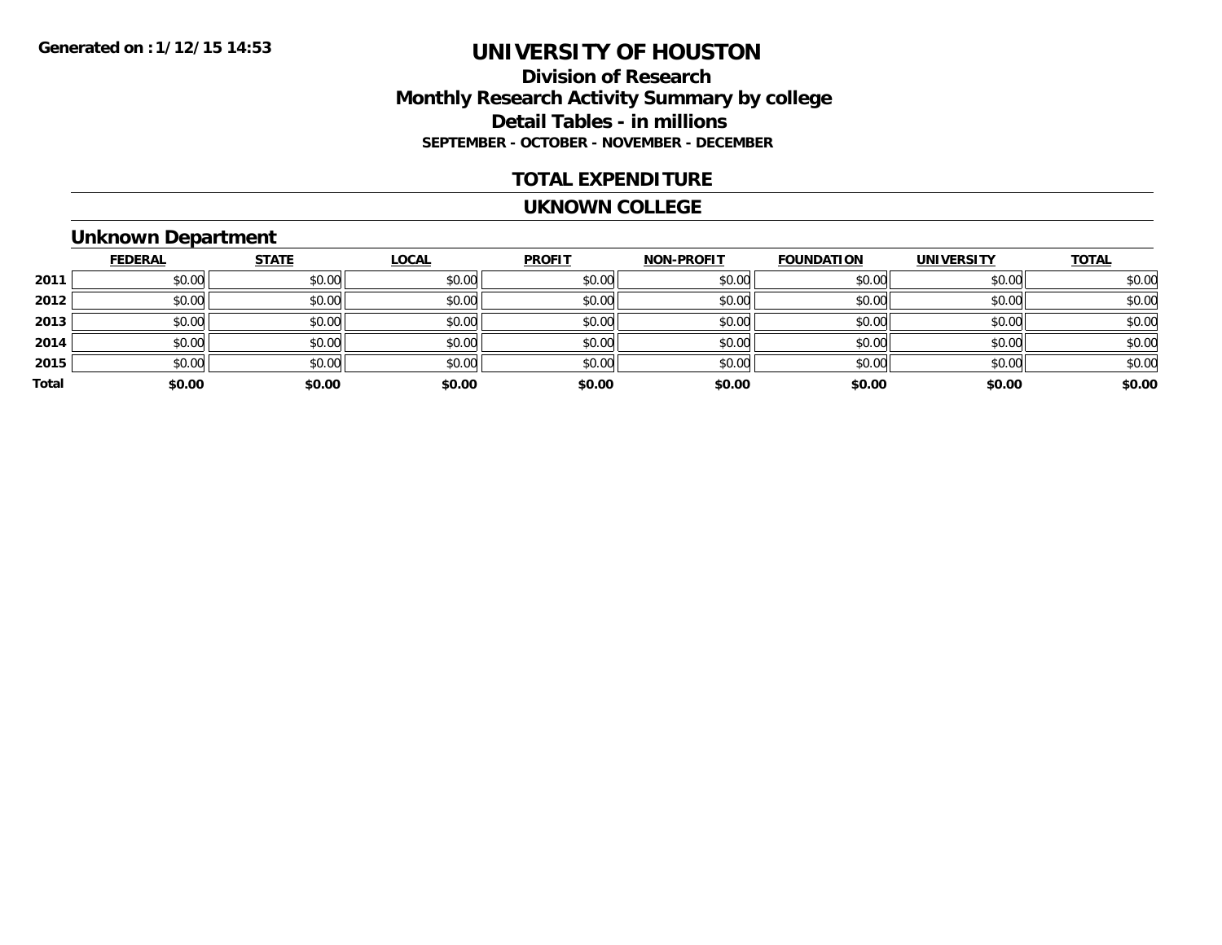**Generated on :1/12/15 14:53**

# UNIVERSITY OF HOUSTON

## Division of Research
## Monthly Research Activity Summary by college
## Detail Tables - in millions
### SEPTEMBER - OCTOBER - NOVEMBER - DECEMBER

## TOTAL EXPENDITURE

## UKNOWN COLLEGE

### Unknown Department

| | FEDERAL | STATE | LOCAL | PROFIT | NON-PROFIT | FOUNDATION | UNIVERSITY | TOTAL |
|---|---|---|---|---|---|---|---|---|
| 2011 | $0.00 | $0.00 | $0.00 | $0.00 | $0.00 | $0.00 | $0.00 | $0.00 |
| 2012 | $0.00 | $0.00 | $0.00 | $0.00 | $0.00 | $0.00 | $0.00 | $0.00 |
| 2013 | $0.00 | $0.00 | $0.00 | $0.00 | $0.00 | $0.00 | $0.00 | $0.00 |
| 2014 | $0.00 | $0.00 | $0.00 | $0.00 | $0.00 | $0.00 | $0.00 | $0.00 |
| 2015 | $0.00 | $0.00 | $0.00 | $0.00 | $0.00 | $0.00 | $0.00 | $0.00 |
| **Total** | **$0.00** | **$0.00** | **$0.00** | **$0.00** | **$0.00** | **$0.00** | **$0.00** | **$0.00** |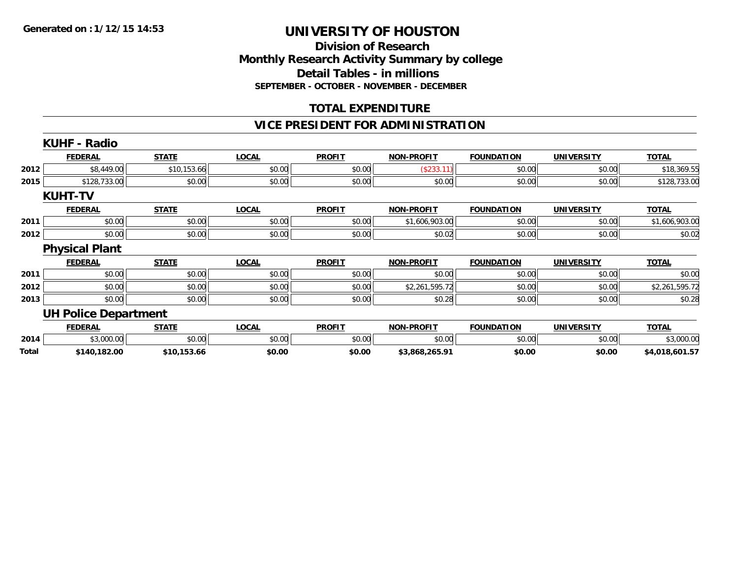Generated on :1/12/15 14:53

# UNIVERSITY OF HOUSTON

## Division of Research
## Monthly Research Activity Summary by college
## Detail Tables - in millions
### SEPTEMBER - OCTOBER - NOVEMBER - DECEMBER

## TOTAL EXPENDITURE

## VICE PRESIDENT FOR ADMINISTRATION

### KUHF - Radio

| | FEDERAL | STATE | LOCAL | PROFIT | NON-PROFIT | FOUNDATION | UNIVERSITY | TOTAL |
|---|---|---|---|---|---|---|---|---|
| 2012 | $8,449.00 | $10,153.66 | $0.00 | $0.00 | ($233.11) | $0.00 | $0.00 | $18,369.55 |
| 2015 | $128,733.00 | $0.00 | $0.00 | $0.00 | $0.00 | $0.00 | $0.00 | $128,733.00 |

### KUHT-TV

| | FEDERAL | STATE | LOCAL | PROFIT | NON-PROFIT | FOUNDATION | UNIVERSITY | TOTAL |
|---|---|---|---|---|---|---|---|---|
| 2011 | $0.00 | $0.00 | $0.00 | $0.00 | $1,606,903.00 | $0.00 | $0.00 | $1,606,903.00 |
| 2012 | $0.00 | $0.00 | $0.00 | $0.00 | $0.02 | $0.00 | $0.00 | $0.02 |

### Physical Plant

| | FEDERAL | STATE | LOCAL | PROFIT | NON-PROFIT | FOUNDATION | UNIVERSITY | TOTAL |
|---|---|---|---|---|---|---|---|---|
| 2011 | $0.00 | $0.00 | $0.00 | $0.00 | $0.00 | $0.00 | $0.00 | $0.00 |
| 2012 | $0.00 | $0.00 | $0.00 | $0.00 | $2,261,595.72 | $0.00 | $0.00 | $2,261,595.72 |
| 2013 | $0.00 | $0.00 | $0.00 | $0.00 | $0.28 | $0.00 | $0.00 | $0.28 |

### UH Police Department

| | FEDERAL | STATE | LOCAL | PROFIT | NON-PROFIT | FOUNDATION | UNIVERSITY | TOTAL |
|---|---|---|---|---|---|---|---|---|
| 2014 | $3,000.00 | $0.00 | $0.00 | $0.00 | $0.00 | $0.00 | $0.00 | $3,000.00 |
| **Total** | **$140,182.00** | **$10,153.66** | **$0.00** | **$0.00** | **$3,868,265.91** | **$0.00** | **$0.00** | **$4,018,601.57** |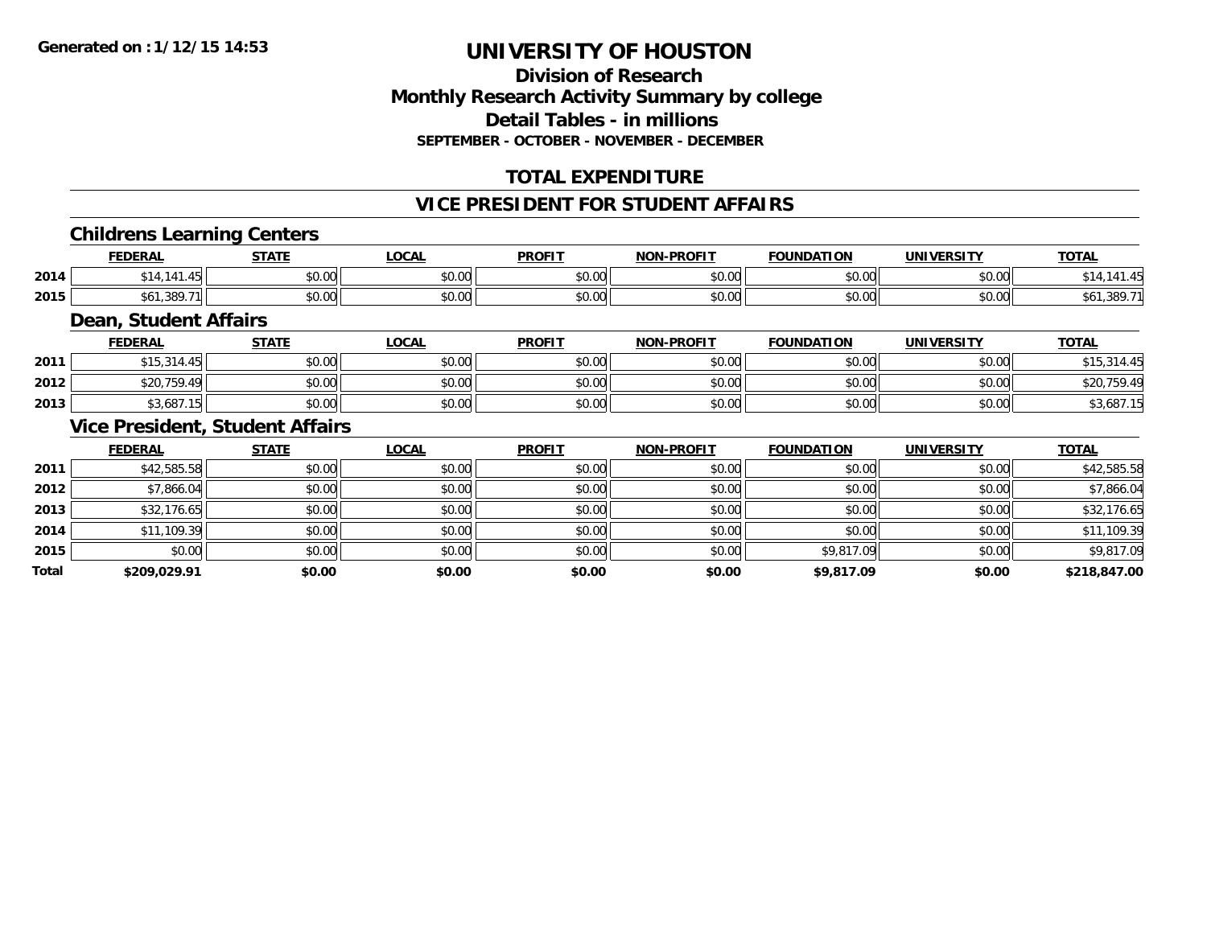# UNIVERSITY OF HOUSTON

## Division of Research
## Monthly Research Activity Summary by college
## Detail Tables - in millions
### SEPTEMBER - OCTOBER - NOVEMBER - DECEMBER

## TOTAL EXPENDITURE

## VICE PRESIDENT FOR STUDENT AFFAIRS

### Childrens Learning Centers

| | FEDERAL | STATE | LOCAL | PROFIT | NON-PROFIT | FOUNDATION | UNIVERSITY | TOTAL |
|---|---|---|---|---|---|---|---|---|
| 2014 | $14,141.45 | $0.00 | $0.00 | $0.00 | $0.00 | $0.00 | $0.00 | $14,141.45 |
| 2015 | $61,389.71 | $0.00 | $0.00 | $0.00 | $0.00 | $0.00 | $0.00 | $61,389.71 |

### Dean, Student Affairs

| | FEDERAL | STATE | LOCAL | PROFIT | NON-PROFIT | FOUNDATION | UNIVERSITY | TOTAL |
|---|---|---|---|---|---|---|---|---|
| 2011 | $15,314.45 | $0.00 | $0.00 | $0.00 | $0.00 | $0.00 | $0.00 | $15,314.45 |
| 2012 | $20,759.49 | $0.00 | $0.00 | $0.00 | $0.00 | $0.00 | $0.00 | $20,759.49 |
| 2013 | $3,687.15 | $0.00 | $0.00 | $0.00 | $0.00 | $0.00 | $0.00 | $3,687.15 |

### Vice President, Student Affairs

| | FEDERAL | STATE | LOCAL | PROFIT | NON-PROFIT | FOUNDATION | UNIVERSITY | TOTAL |
|---|---|---|---|---|---|---|---|---|
| 2011 | $42,585.58 | $0.00 | $0.00 | $0.00 | $0.00 | $0.00 | $0.00 | $42,585.58 |
| 2012 | $7,866.04 | $0.00 | $0.00 | $0.00 | $0.00 | $0.00 | $0.00 | $7,866.04 |
| 2013 | $32,176.65 | $0.00 | $0.00 | $0.00 | $0.00 | $0.00 | $0.00 | $32,176.65 |
| 2014 | $11,109.39 | $0.00 | $0.00 | $0.00 | $0.00 | $0.00 | $0.00 | $11,109.39 |
| 2015 | $0.00 | $0.00 | $0.00 | $0.00 | $0.00 | $9,817.09 | $0.00 | $9,817.09 |
| **Total** | **$209,029.91** | **$0.00** | **$0.00** | **$0.00** | **$0.00** | **$9,817.09** | **$0.00** | **$218,847.00** |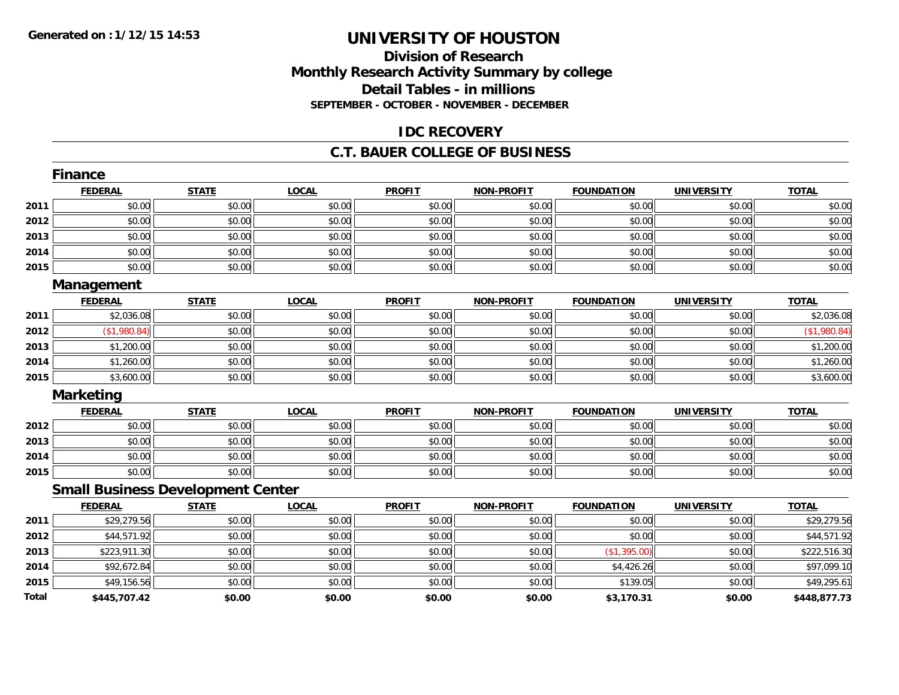Generated on :1/12/15 14:53

# UNIVERSITY OF HOUSTON

## Division of Research
## Monthly Research Activity Summary by college
## Detail Tables - in millions
### SEPTEMBER - OCTOBER - NOVEMBER - DECEMBER

## IDC RECOVERY

## C.T. BAUER COLLEGE OF BUSINESS

### Finance

| | FEDERAL | STATE | LOCAL | PROFIT | NON-PROFIT | FOUNDATION | UNIVERSITY | TOTAL |
|---|---|---|---|---|---|---|---|---|
| 2011 | $0.00 | $0.00 | $0.00 | $0.00 | $0.00 | $0.00 | $0.00 | $0.00 |
| 2012 | $0.00 | $0.00 | $0.00 | $0.00 | $0.00 | $0.00 | $0.00 | $0.00 |
| 2013 | $0.00 | $0.00 | $0.00 | $0.00 | $0.00 | $0.00 | $0.00 | $0.00 |
| 2014 | $0.00 | $0.00 | $0.00 | $0.00 | $0.00 | $0.00 | $0.00 | $0.00 |
| 2015 | $0.00 | $0.00 | $0.00 | $0.00 | $0.00 | $0.00 | $0.00 | $0.00 |

### Management

| | FEDERAL | STATE | LOCAL | PROFIT | NON-PROFIT | FOUNDATION | UNIVERSITY | TOTAL |
|---|---|---|---|---|---|---|---|---|
| 2011 | $2,036.08 | $0.00 | $0.00 | $0.00 | $0.00 | $0.00 | $0.00 | $2,036.08 |
| 2012 | ($1,980.84) | $0.00 | $0.00 | $0.00 | $0.00 | $0.00 | $0.00 | ($1,980.84) |
| 2013 | $1,200.00 | $0.00 | $0.00 | $0.00 | $0.00 | $0.00 | $0.00 | $1,200.00 |
| 2014 | $1,260.00 | $0.00 | $0.00 | $0.00 | $0.00 | $0.00 | $0.00 | $1,260.00 |
| 2015 | $3,600.00 | $0.00 | $0.00 | $0.00 | $0.00 | $0.00 | $0.00 | $3,600.00 |

### Marketing

| | FEDERAL | STATE | LOCAL | PROFIT | NON-PROFIT | FOUNDATION | UNIVERSITY | TOTAL |
|---|---|---|---|---|---|---|---|---|
| 2012 | $0.00 | $0.00 | $0.00 | $0.00 | $0.00 | $0.00 | $0.00 | $0.00 |
| 2013 | $0.00 | $0.00 | $0.00 | $0.00 | $0.00 | $0.00 | $0.00 | $0.00 |
| 2014 | $0.00 | $0.00 | $0.00 | $0.00 | $0.00 | $0.00 | $0.00 | $0.00 |
| 2015 | $0.00 | $0.00 | $0.00 | $0.00 | $0.00 | $0.00 | $0.00 | $0.00 |

### Small Business Development Center

| | FEDERAL | STATE | LOCAL | PROFIT | NON-PROFIT | FOUNDATION | UNIVERSITY | TOTAL |
|---|---|---|---|---|---|---|---|---|
| 2011 | $29,279.56 | $0.00 | $0.00 | $0.00 | $0.00 | $0.00 | $0.00 | $29,279.56 |
| 2012 | $44,571.92 | $0.00 | $0.00 | $0.00 | $0.00 | $0.00 | $0.00 | $44,571.92 |
| 2013 | $223,911.30 | $0.00 | $0.00 | $0.00 | $0.00 | ($1,395.00) | $0.00 | $222,516.30 |
| 2014 | $92,672.84 | $0.00 | $0.00 | $0.00 | $0.00 | $4,426.26 | $0.00 | $97,099.10 |
| 2015 | $49,156.56 | $0.00 | $0.00 | $0.00 | $0.00 | $139.05 | $0.00 | $49,295.61 |
| **Total** | **$445,707.42** | **$0.00** | **$0.00** | **$0.00** | **$0.00** | **$3,170.31** | **$0.00** | **$448,877.73** |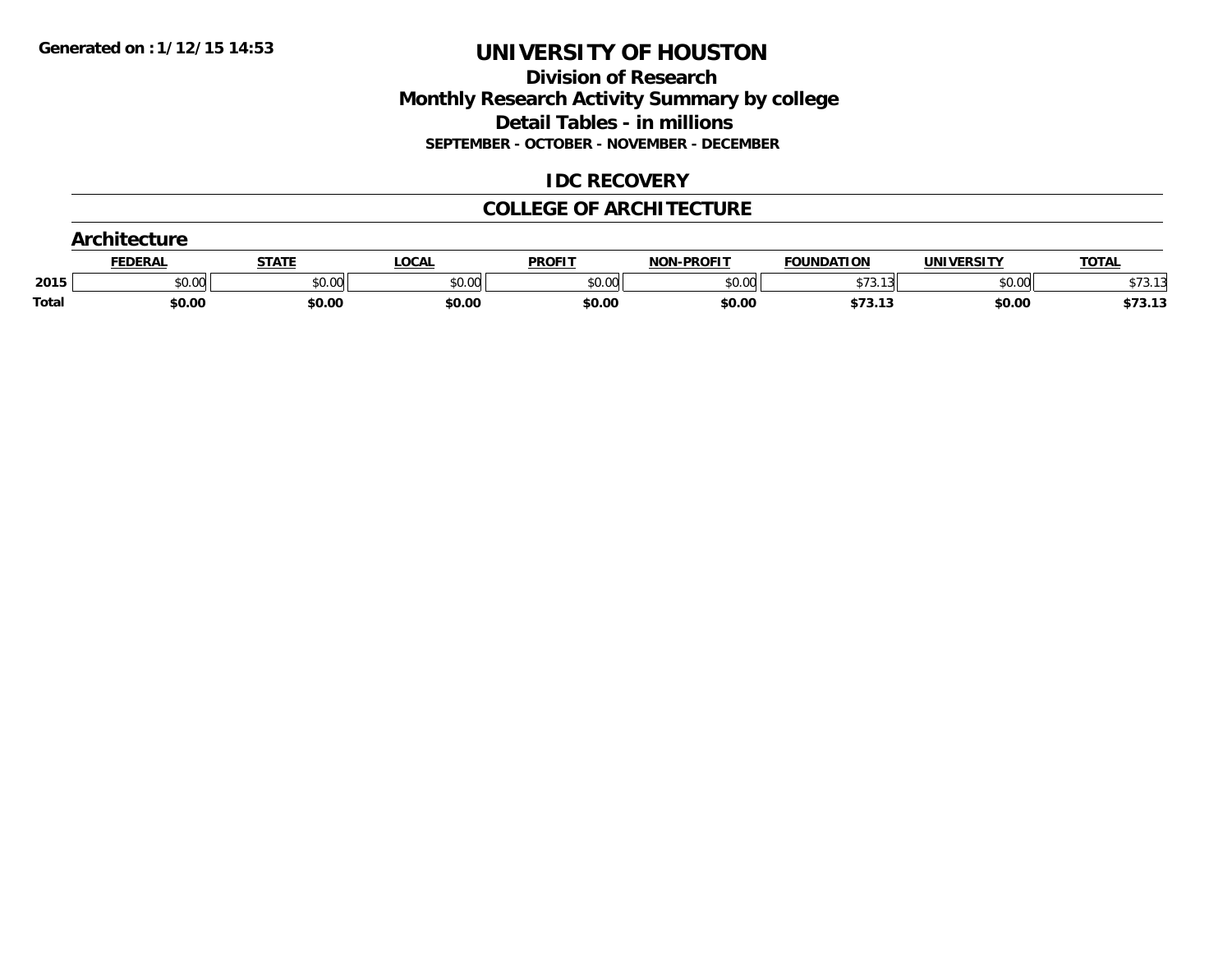**Generated on :1/12/15 14:53**

# UNIVERSITY OF HOUSTON

## Division of Research

## Monthly Research Activity Summary by college

## Detail Tables - in millions

**SEPTEMBER - OCTOBER - NOVEMBER - DECEMBER**

## IDC RECOVERY

## COLLEGE OF ARCHITECTURE

### Architecture

| | FEDERAL | STATE | LOCAL | PROFIT | NON-PROFIT | FOUNDATION | UNIVERSITY | TOTAL |
|---|---|---|---|---|---|---|---|---|
| 2015 | $0.00 | $0.00 | $0.00 | $0.00 | $0.00 | $73.13 | $0.00 | $73.13 |
| **Total** | **$0.00** | **$0.00** | **$0.00** | **$0.00** | **$0.00** | **$73.13** | **$0.00** | **$73.13** |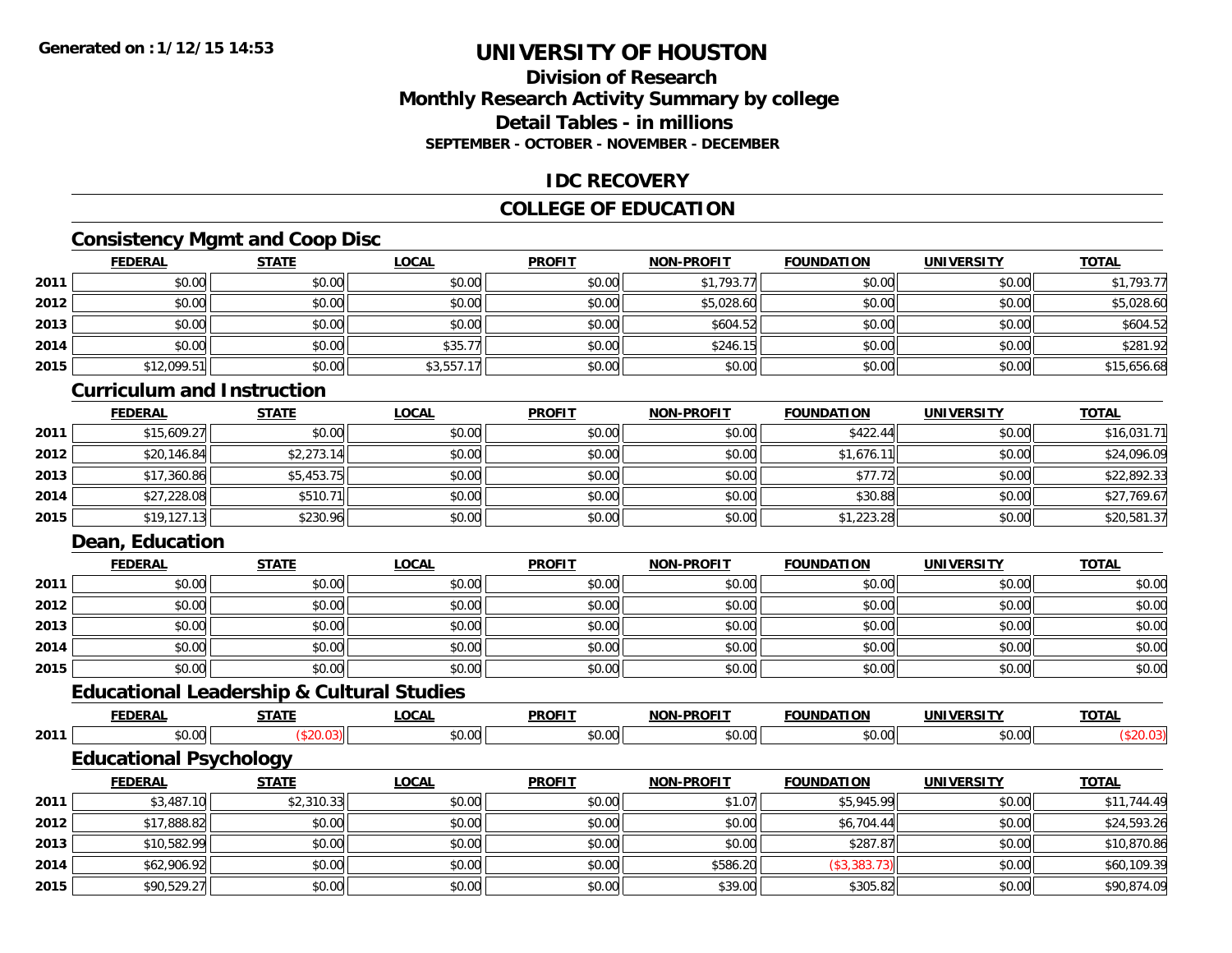Generated on : 1/12/15 14:53

# UNIVERSITY OF HOUSTON

## Division of Research
## Monthly Research Activity Summary by college
## Detail Tables - in millions
### SEPTEMBER - OCTOBER - NOVEMBER - DECEMBER

## IDC RECOVERY

## COLLEGE OF EDUCATION

### Consistency Mgmt and Coop Disc

| | FEDERAL | STATE | LOCAL | PROFIT | NON-PROFIT | FOUNDATION | UNIVERSITY | TOTAL |
|---|---|---|---|---|---|---|---|---|
| 2011 | $0.00 | $0.00 | $0.00 | $0.00 | $1,793.77 | $0.00 | $0.00 | $1,793.77 |
| 2012 | $0.00 | $0.00 | $0.00 | $0.00 | $5,028.60 | $0.00 | $0.00 | $5,028.60 |
| 2013 | $0.00 | $0.00 | $0.00 | $0.00 | $604.52 | $0.00 | $0.00 | $604.52 |
| 2014 | $0.00 | $0.00 | $35.77 | $0.00 | $246.15 | $0.00 | $0.00 | $281.92 |
| 2015 | $12,099.51 | $0.00 | $3,557.17 | $0.00 | $0.00 | $0.00 | $0.00 | $15,656.68 |

### Curriculum and Instruction

| | FEDERAL | STATE | LOCAL | PROFIT | NON-PROFIT | FOUNDATION | UNIVERSITY | TOTAL |
|---|---|---|---|---|---|---|---|---|
| 2011 | $15,609.27 | $0.00 | $0.00 | $0.00 | $0.00 | $422.44 | $0.00 | $16,031.71 |
| 2012 | $20,146.84 | $2,273.14 | $0.00 | $0.00 | $0.00 | $1,676.11 | $0.00 | $24,096.09 |
| 2013 | $17,360.86 | $5,453.75 | $0.00 | $0.00 | $0.00 | $77.72 | $0.00 | $22,892.33 |
| 2014 | $27,228.08 | $510.71 | $0.00 | $0.00 | $0.00 | $30.88 | $0.00 | $27,769.67 |
| 2015 | $19,127.13 | $230.96 | $0.00 | $0.00 | $0.00 | $1,223.28 | $0.00 | $20,581.37 |

### Dean, Education

| | FEDERAL | STATE | LOCAL | PROFIT | NON-PROFIT | FOUNDATION | UNIVERSITY | TOTAL |
|---|---|---|---|---|---|---|---|---|
| 2011 | $0.00 | $0.00 | $0.00 | $0.00 | $0.00 | $0.00 | $0.00 | $0.00 |
| 2012 | $0.00 | $0.00 | $0.00 | $0.00 | $0.00 | $0.00 | $0.00 | $0.00 |
| 2013 | $0.00 | $0.00 | $0.00 | $0.00 | $0.00 | $0.00 | $0.00 | $0.00 |
| 2014 | $0.00 | $0.00 | $0.00 | $0.00 | $0.00 | $0.00 | $0.00 | $0.00 |
| 2015 | $0.00 | $0.00 | $0.00 | $0.00 | $0.00 | $0.00 | $0.00 | $0.00 |

### Educational Leadership & Cultural Studies

| | FEDERAL | STATE | LOCAL | PROFIT | NON-PROFIT | FOUNDATION | UNIVERSITY | TOTAL |
|---|---|---|---|---|---|---|---|---|
| 2011 | $0.00 | ($20.03) | $0.00 | $0.00 | $0.00 | $0.00 | $0.00 | ($20.03) |

### Educational Psychology

| | FEDERAL | STATE | LOCAL | PROFIT | NON-PROFIT | FOUNDATION | UNIVERSITY | TOTAL |
|---|---|---|---|---|---|---|---|---|
| 2011 | $3,487.10 | $2,310.33 | $0.00 | $0.00 | $1.07 | $5,945.99 | $0.00 | $11,744.49 |
| 2012 | $17,888.82 | $0.00 | $0.00 | $0.00 | $0.00 | $6,704.44 | $0.00 | $24,593.26 |
| 2013 | $10,582.99 | $0.00 | $0.00 | $0.00 | $0.00 | $287.87 | $0.00 | $10,870.86 |
| 2014 | $62,906.92 | $0.00 | $0.00 | $0.00 | $586.20 | ($3,383.73) | $0.00 | $60,109.39 |
| 2015 | $90,529.27 | $0.00 | $0.00 | $0.00 | $39.00 | $305.82 | $0.00 | $90,874.09 |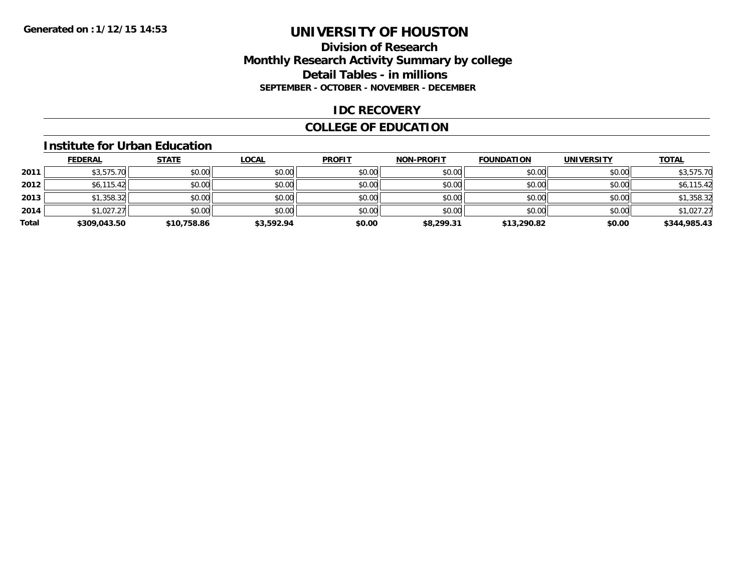Generated on :1/12/15 14:53

# UNIVERSITY OF HOUSTON

## Division of Research
## Monthly Research Activity Summary by college
## Detail Tables - in millions
### SEPTEMBER - OCTOBER - NOVEMBER - DECEMBER

## IDC RECOVERY

## COLLEGE OF EDUCATION

### Institute for Urban Education

| | FEDERAL | STATE | LOCAL | PROFIT | NON-PROFIT | FOUNDATION | UNIVERSITY | TOTAL |
|---|---|---|---|---|---|---|---|---|
| 2011 | $3,575.70 | $0.00 | $0.00 | $0.00 | $0.00 | $0.00 | $0.00 | $3,575.70 |
| 2012 | $6,115.42 | $0.00 | $0.00 | $0.00 | $0.00 | $0.00 | $0.00 | $6,115.42 |
| 2013 | $1,358.32 | $0.00 | $0.00 | $0.00 | $0.00 | $0.00 | $0.00 | $1,358.32 |
| 2014 | $1,027.27 | $0.00 | $0.00 | $0.00 | $0.00 | $0.00 | $0.00 | $1,027.27 |
| **Total** | **$309,043.50** | **$10,758.86** | **$3,592.94** | **$0.00** | **$8,299.31** | **$13,290.82** | **$0.00** | **$344,985.43** |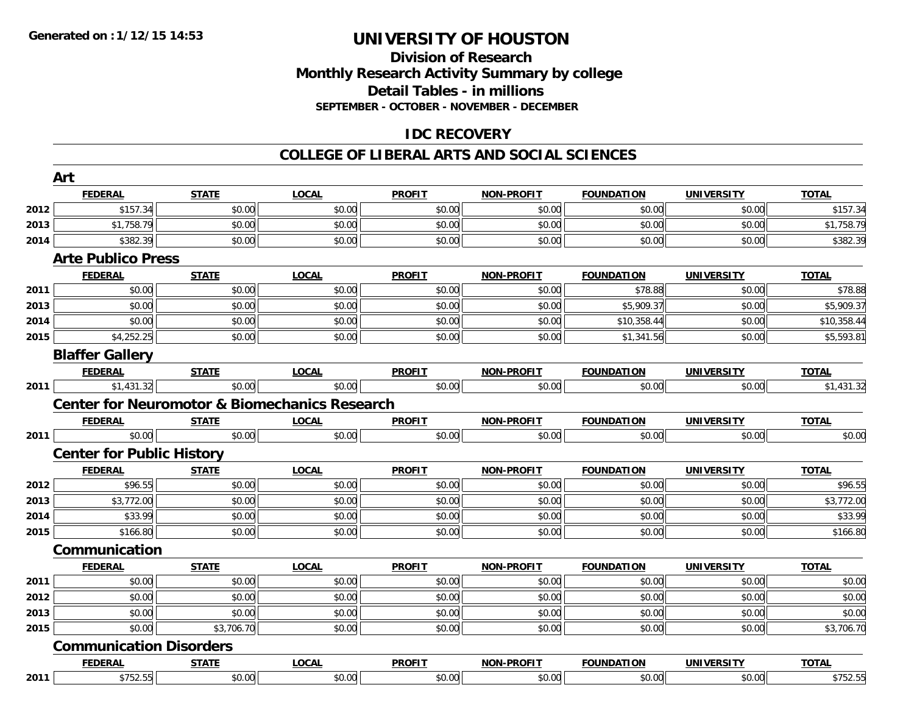Generated on :1/12/15 14:53

# UNIVERSITY OF HOUSTON

## Division of Research
## Monthly Research Activity Summary by college
## Detail Tables - in millions
### SEPTEMBER - OCTOBER - NOVEMBER - DECEMBER

## IDC RECOVERY

## COLLEGE OF LIBERAL ARTS AND SOCIAL SCIENCES

### Art

| | FEDERAL | STATE | LOCAL | PROFIT | NON-PROFIT | FOUNDATION | UNIVERSITY | TOTAL |
|---|---|---|---|---|---|---|---|---|
| 2012 | $157.34 | $0.00 | $0.00 | $0.00 | $0.00 | $0.00 | $0.00 | $157.34 |
| 2013 | $1,758.79 | $0.00 | $0.00 | $0.00 | $0.00 | $0.00 | $0.00 | $1,758.79 |
| 2014 | $382.39 | $0.00 | $0.00 | $0.00 | $0.00 | $0.00 | $0.00 | $382.39 |

### Arte Publico Press

| | FEDERAL | STATE | LOCAL | PROFIT | NON-PROFIT | FOUNDATION | UNIVERSITY | TOTAL |
|---|---|---|---|---|---|---|---|---|
| 2011 | $0.00 | $0.00 | $0.00 | $0.00 | $0.00 | $78.88 | $0.00 | $78.88 |
| 2013 | $0.00 | $0.00 | $0.00 | $0.00 | $0.00 | $5,909.37 | $0.00 | $5,909.37 |
| 2014 | $0.00 | $0.00 | $0.00 | $0.00 | $0.00 | $10,358.44 | $0.00 | $10,358.44 |
| 2015 | $4,252.25 | $0.00 | $0.00 | $0.00 | $0.00 | $1,341.56 | $0.00 | $5,593.81 |

### Blaffer Gallery

| | FEDERAL | STATE | LOCAL | PROFIT | NON-PROFIT | FOUNDATION | UNIVERSITY | TOTAL |
|---|---|---|---|---|---|---|---|---|
| 2011 | $1,431.32 | $0.00 | $0.00 | $0.00 | $0.00 | $0.00 | $0.00 | $1,431.32 |

### Center for Neuromotor & Biomechanics Research

| | FEDERAL | STATE | LOCAL | PROFIT | NON-PROFIT | FOUNDATION | UNIVERSITY | TOTAL |
|---|---|---|---|---|---|---|---|---|
| 2011 | $0.00 | $0.00 | $0.00 | $0.00 | $0.00 | $0.00 | $0.00 | $0.00 |

### Center for Public History

| | FEDERAL | STATE | LOCAL | PROFIT | NON-PROFIT | FOUNDATION | UNIVERSITY | TOTAL |
|---|---|---|---|---|---|---|---|---|
| 2012 | $96.55 | $0.00 | $0.00 | $0.00 | $0.00 | $0.00 | $0.00 | $96.55 |
| 2013 | $3,772.00 | $0.00 | $0.00 | $0.00 | $0.00 | $0.00 | $0.00 | $3,772.00 |
| 2014 | $33.99 | $0.00 | $0.00 | $0.00 | $0.00 | $0.00 | $0.00 | $33.99 |
| 2015 | $166.80 | $0.00 | $0.00 | $0.00 | $0.00 | $0.00 | $0.00 | $166.80 |

### Communication

| | FEDERAL | STATE | LOCAL | PROFIT | NON-PROFIT | FOUNDATION | UNIVERSITY | TOTAL |
|---|---|---|---|---|---|---|---|---|
| 2011 | $0.00 | $0.00 | $0.00 | $0.00 | $0.00 | $0.00 | $0.00 | $0.00 |
| 2012 | $0.00 | $0.00 | $0.00 | $0.00 | $0.00 | $0.00 | $0.00 | $0.00 |
| 2013 | $0.00 | $0.00 | $0.00 | $0.00 | $0.00 | $0.00 | $0.00 | $0.00 |
| 2015 | $0.00 | $3,706.70 | $0.00 | $0.00 | $0.00 | $0.00 | $0.00 | $3,706.70 |

### Communication Disorders

| | FEDERAL | STATE | LOCAL | PROFIT | NON-PROFIT | FOUNDATION | UNIVERSITY | TOTAL |
|---|---|---|---|---|---|---|---|---|
| 2011 | $752.55 | $0.00 | $0.00 | $0.00 | $0.00 | $0.00 | $0.00 | $752.55 |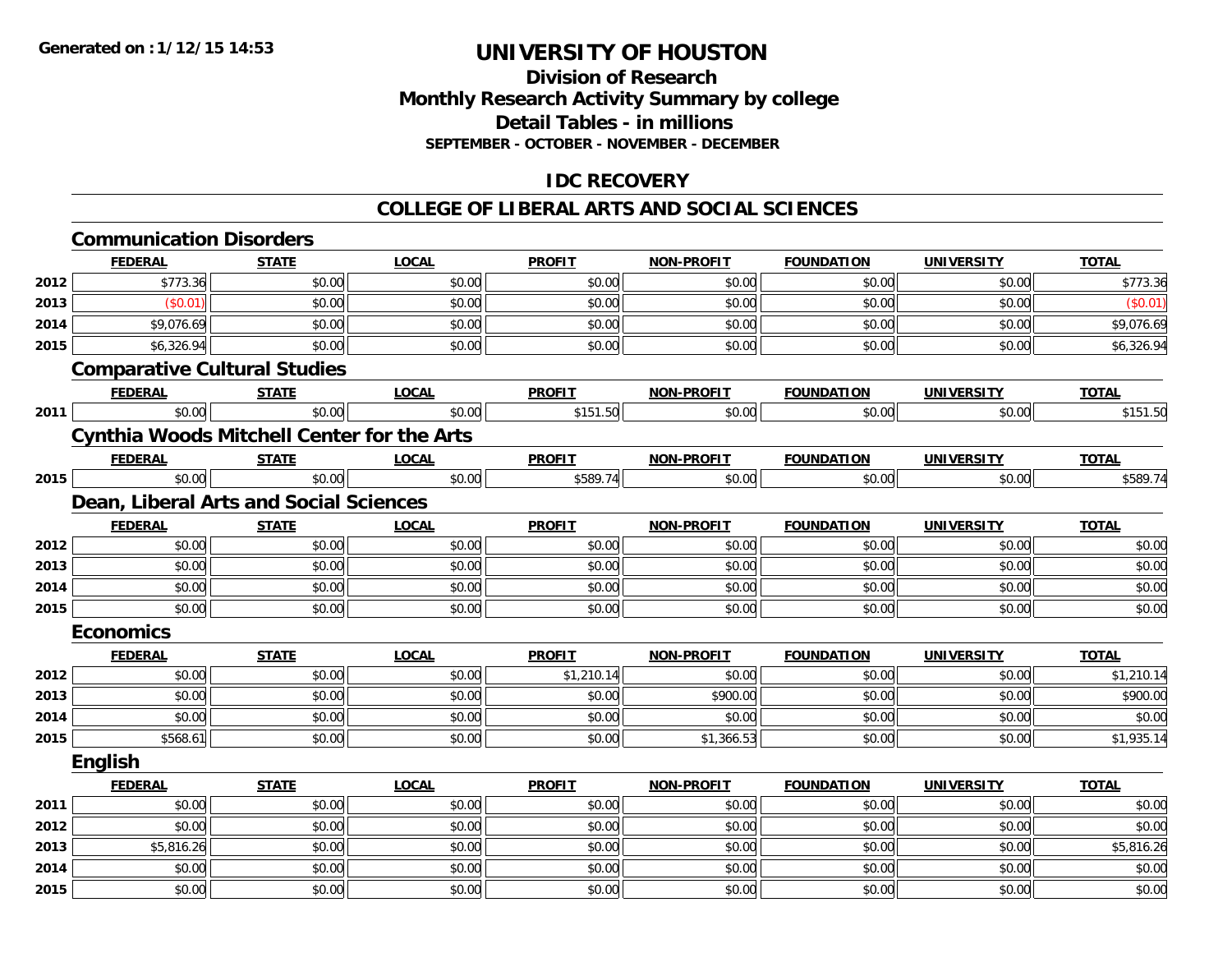# UNIVERSITY OF HOUSTON

## Division of Research
## Monthly Research Activity Summary by college
## Detail Tables - in millions
### SEPTEMBER - OCTOBER - NOVEMBER - DECEMBER

## IDC RECOVERY

## COLLEGE OF LIBERAL ARTS AND SOCIAL SCIENCES

### Communication Disorders

| | FEDERAL | STATE | LOCAL | PROFIT | NON-PROFIT | FOUNDATION | UNIVERSITY | TOTAL |
|---|---|---|---|---|---|---|---|---|
| 2012 | $773.36 | $0.00 | $0.00 | $0.00 | $0.00 | $0.00 | $0.00 | $773.36 |
| 2013 | ($0.01) | $0.00 | $0.00 | $0.00 | $0.00 | $0.00 | $0.00 | ($0.01) |
| 2014 | $9,076.69 | $0.00 | $0.00 | $0.00 | $0.00 | $0.00 | $0.00 | $9,076.69 |
| 2015 | $6,326.94 | $0.00 | $0.00 | $0.00 | $0.00 | $0.00 | $0.00 | $6,326.94 |

### Comparative Cultural Studies

| | FEDERAL | STATE | LOCAL | PROFIT | NON-PROFIT | FOUNDATION | UNIVERSITY | TOTAL |
|---|---|---|---|---|---|---|---|---|
| 2011 | $0.00 | $0.00 | $0.00 | $151.50 | $0.00 | $0.00 | $0.00 | $151.50 |

### Cynthia Woods Mitchell Center for the Arts

| | FEDERAL | STATE | LOCAL | PROFIT | NON-PROFIT | FOUNDATION | UNIVERSITY | TOTAL |
|---|---|---|---|---|---|---|---|---|
| 2015 | $0.00 | $0.00 | $0.00 | $589.74 | $0.00 | $0.00 | $0.00 | $589.74 |

### Dean, Liberal Arts and Social Sciences

| | FEDERAL | STATE | LOCAL | PROFIT | NON-PROFIT | FOUNDATION | UNIVERSITY | TOTAL |
|---|---|---|---|---|---|---|---|---|
| 2012 | $0.00 | $0.00 | $0.00 | $0.00 | $0.00 | $0.00 | $0.00 | $0.00 |
| 2013 | $0.00 | $0.00 | $0.00 | $0.00 | $0.00 | $0.00 | $0.00 | $0.00 |
| 2014 | $0.00 | $0.00 | $0.00 | $0.00 | $0.00 | $0.00 | $0.00 | $0.00 |
| 2015 | $0.00 | $0.00 | $0.00 | $0.00 | $0.00 | $0.00 | $0.00 | $0.00 |

### Economics

| | FEDERAL | STATE | LOCAL | PROFIT | NON-PROFIT | FOUNDATION | UNIVERSITY | TOTAL |
|---|---|---|---|---|---|---|---|---|
| 2012 | $0.00 | $0.00 | $0.00 | $1,210.14 | $0.00 | $0.00 | $0.00 | $1,210.14 |
| 2013 | $0.00 | $0.00 | $0.00 | $0.00 | $900.00 | $0.00 | $0.00 | $900.00 |
| 2014 | $0.00 | $0.00 | $0.00 | $0.00 | $0.00 | $0.00 | $0.00 | $0.00 |
| 2015 | $568.61 | $0.00 | $0.00 | $0.00 | $1,366.53 | $0.00 | $0.00 | $1,935.14 |

### English

| | FEDERAL | STATE | LOCAL | PROFIT | NON-PROFIT | FOUNDATION | UNIVERSITY | TOTAL |
|---|---|---|---|---|---|---|---|---|
| 2011 | $0.00 | $0.00 | $0.00 | $0.00 | $0.00 | $0.00 | $0.00 | $0.00 |
| 2012 | $0.00 | $0.00 | $0.00 | $0.00 | $0.00 | $0.00 | $0.00 | $0.00 |
| 2013 | $5,816.26 | $0.00 | $0.00 | $0.00 | $0.00 | $0.00 | $0.00 | $5,816.26 |
| 2014 | $0.00 | $0.00 | $0.00 | $0.00 | $0.00 | $0.00 | $0.00 | $0.00 |
| 2015 | $0.00 | $0.00 | $0.00 | $0.00 | $0.00 | $0.00 | $0.00 | $0.00 |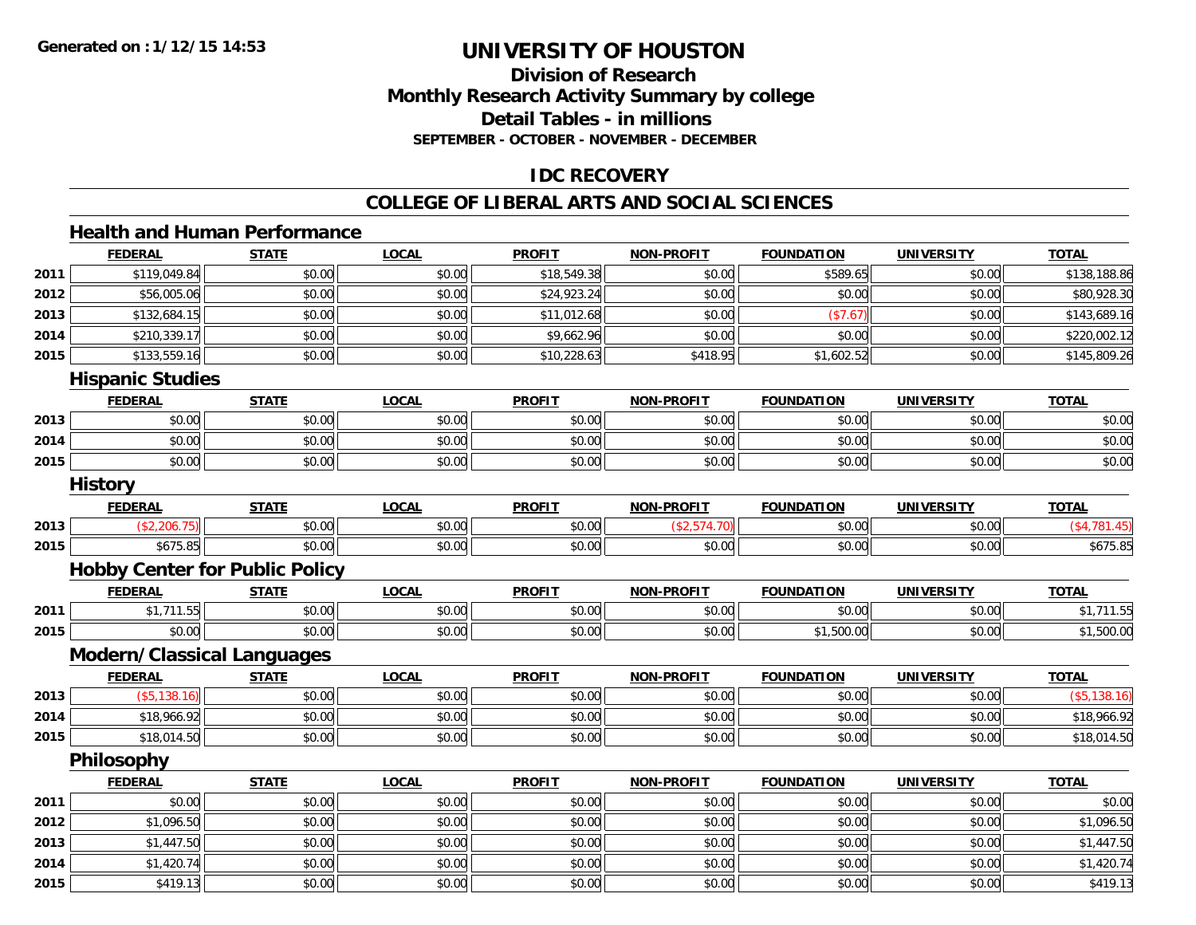# UNIVERSITY OF HOUSTON

## Division of Research
## Monthly Research Activity Summary by college
## Detail Tables - in millions
### SEPTEMBER - OCTOBER - NOVEMBER - DECEMBER

## IDC RECOVERY

## COLLEGE OF LIBERAL ARTS AND SOCIAL SCIENCES

### Health and Human Performance

| | FEDERAL | STATE | LOCAL | PROFIT | NON-PROFIT | FOUNDATION | UNIVERSITY | TOTAL |
|---|---|---|---|---|---|---|---|---|
| 2011 | $119,049.84 | $0.00 | $0.00 | $18,549.38 | $0.00 | $589.65 | $0.00 | $138,188.86 |
| 2012 | $56,005.06 | $0.00 | $0.00 | $24,923.24 | $0.00 | $0.00 | $0.00 | $80,928.30 |
| 2013 | $132,684.15 | $0.00 | $0.00 | $11,012.68 | $0.00 | ($7.67) | $0.00 | $143,689.16 |
| 2014 | $210,339.17 | $0.00 | $0.00 | $9,662.96 | $0.00 | $0.00 | $0.00 | $220,002.12 |
| 2015 | $133,559.16 | $0.00 | $0.00 | $10,228.63 | $418.95 | $1,602.52 | $0.00 | $145,809.26 |

### Hispanic Studies

| | FEDERAL | STATE | LOCAL | PROFIT | NON-PROFIT | FOUNDATION | UNIVERSITY | TOTAL |
|---|---|---|---|---|---|---|---|---|
| 2013 | $0.00 | $0.00 | $0.00 | $0.00 | $0.00 | $0.00 | $0.00 | $0.00 |
| 2014 | $0.00 | $0.00 | $0.00 | $0.00 | $0.00 | $0.00 | $0.00 | $0.00 |
| 2015 | $0.00 | $0.00 | $0.00 | $0.00 | $0.00 | $0.00 | $0.00 | $0.00 |

### History

| | FEDERAL | STATE | LOCAL | PROFIT | NON-PROFIT | FOUNDATION | UNIVERSITY | TOTAL |
|---|---|---|---|---|---|---|---|---|
| 2013 | ($2,206.75) | $0.00 | $0.00 | $0.00 | ($2,574.70) | $0.00 | $0.00 | ($4,781.45) |
| 2015 | $675.85 | $0.00 | $0.00 | $0.00 | $0.00 | $0.00 | $0.00 | $675.85 |

### Hobby Center for Public Policy

| | FEDERAL | STATE | LOCAL | PROFIT | NON-PROFIT | FOUNDATION | UNIVERSITY | TOTAL |
|---|---|---|---|---|---|---|---|---|
| 2011 | $1,711.55 | $0.00 | $0.00 | $0.00 | $0.00 | $0.00 | $0.00 | $1,711.55 |
| 2015 | $0.00 | $0.00 | $0.00 | $0.00 | $0.00 | $1,500.00 | $0.00 | $1,500.00 |

### Modern/Classical Languages

| | FEDERAL | STATE | LOCAL | PROFIT | NON-PROFIT | FOUNDATION | UNIVERSITY | TOTAL |
|---|---|---|---|---|---|---|---|---|
| 2013 | ($5,138.16) | $0.00 | $0.00 | $0.00 | $0.00 | $0.00 | $0.00 | ($5,138.16) |
| 2014 | $18,966.92 | $0.00 | $0.00 | $0.00 | $0.00 | $0.00 | $0.00 | $18,966.92 |
| 2015 | $18,014.50 | $0.00 | $0.00 | $0.00 | $0.00 | $0.00 | $0.00 | $18,014.50 |

### Philosophy

| | FEDERAL | STATE | LOCAL | PROFIT | NON-PROFIT | FOUNDATION | UNIVERSITY | TOTAL |
|---|---|---|---|---|---|---|---|---|
| 2011 | $0.00 | $0.00 | $0.00 | $0.00 | $0.00 | $0.00 | $0.00 | $0.00 |
| 2012 | $1,096.50 | $0.00 | $0.00 | $0.00 | $0.00 | $0.00 | $0.00 | $1,096.50 |
| 2013 | $1,447.50 | $0.00 | $0.00 | $0.00 | $0.00 | $0.00 | $0.00 | $1,447.50 |
| 2014 | $1,420.74 | $0.00 | $0.00 | $0.00 | $0.00 | $0.00 | $0.00 | $1,420.74 |
| 2015 | $419.13 | $0.00 | $0.00 | $0.00 | $0.00 | $0.00 | $0.00 | $419.13 |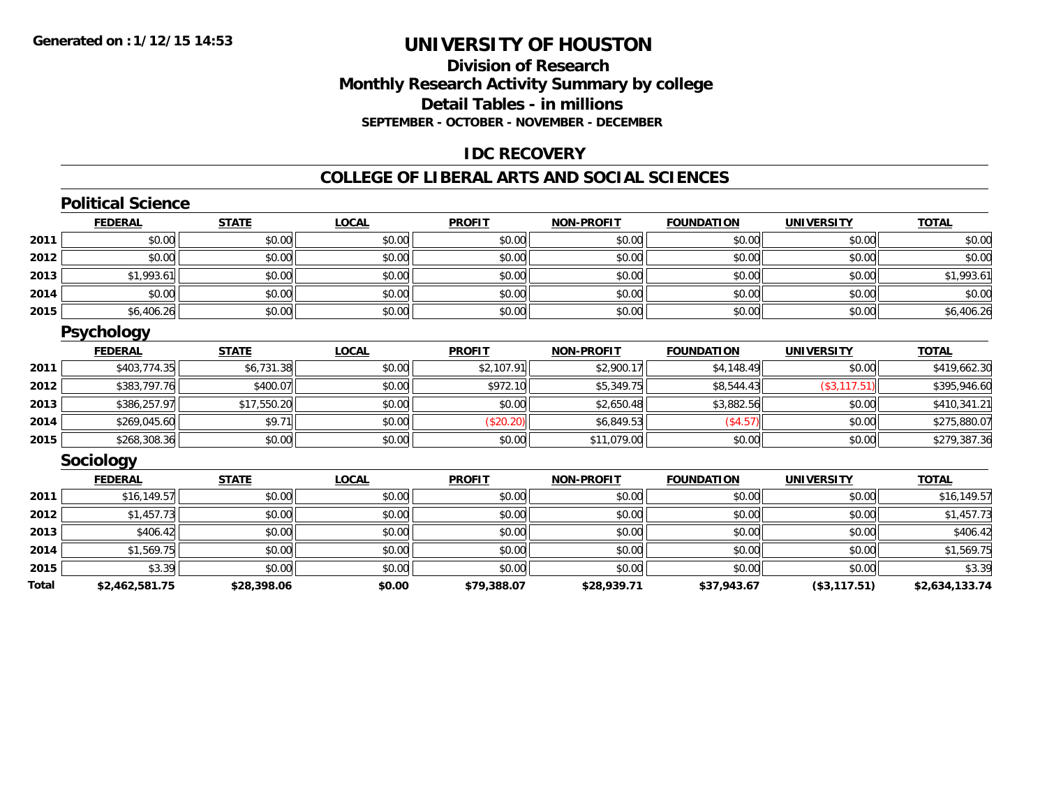Generated on :1/12/15 14:53

# UNIVERSITY OF HOUSTON

## Division of Research
## Monthly Research Activity Summary by college
## Detail Tables - in millions
### SEPTEMBER - OCTOBER - NOVEMBER - DECEMBER

## IDC RECOVERY

## COLLEGE OF LIBERAL ARTS AND SOCIAL SCIENCES

### Political Science

| | FEDERAL | STATE | LOCAL | PROFIT | NON-PROFIT | FOUNDATION | UNIVERSITY | TOTAL |
|---|---|---|---|---|---|---|---|---|
| 2011 | $0.00 | $0.00 | $0.00 | $0.00 | $0.00 | $0.00 | $0.00 | $0.00 |
| 2012 | $0.00 | $0.00 | $0.00 | $0.00 | $0.00 | $0.00 | $0.00 | $0.00 |
| 2013 | $1,993.61 | $0.00 | $0.00 | $0.00 | $0.00 | $0.00 | $0.00 | $1,993.61 |
| 2014 | $0.00 | $0.00 | $0.00 | $0.00 | $0.00 | $0.00 | $0.00 | $0.00 |
| 2015 | $6,406.26 | $0.00 | $0.00 | $0.00 | $0.00 | $0.00 | $0.00 | $6,406.26 |

### Psychology

| | FEDERAL | STATE | LOCAL | PROFIT | NON-PROFIT | FOUNDATION | UNIVERSITY | TOTAL |
|---|---|---|---|---|---|---|---|---|
| 2011 | $403,774.35 | $6,731.38 | $0.00 | $2,107.91 | $2,900.17 | $4,148.49 | $0.00 | $419,662.30 |
| 2012 | $383,797.76 | $400.07 | $0.00 | $972.10 | $5,349.75 | $8,544.43 | ($3,117.51) | $395,946.60 |
| 2013 | $386,257.97 | $17,550.20 | $0.00 | $0.00 | $2,650.48 | $3,882.56 | $0.00 | $410,341.21 |
| 2014 | $269,045.60 | $9.71 | $0.00 | ($20.20) | $6,849.53 | ($4.57) | $0.00 | $275,880.07 |
| 2015 | $268,308.36 | $0.00 | $0.00 | $0.00 | $11,079.00 | $0.00 | $0.00 | $279,387.36 |

### Sociology

| | FEDERAL | STATE | LOCAL | PROFIT | NON-PROFIT | FOUNDATION | UNIVERSITY | TOTAL |
|---|---|---|---|---|---|---|---|---|
| 2011 | $16,149.57 | $0.00 | $0.00 | $0.00 | $0.00 | $0.00 | $0.00 | $16,149.57 |
| 2012 | $1,457.73 | $0.00 | $0.00 | $0.00 | $0.00 | $0.00 | $0.00 | $1,457.73 |
| 2013 | $406.42 | $0.00 | $0.00 | $0.00 | $0.00 | $0.00 | $0.00 | $406.42 |
| 2014 | $1,569.75 | $0.00 | $0.00 | $0.00 | $0.00 | $0.00 | $0.00 | $1,569.75 |
| 2015 | $3.39 | $0.00 | $0.00 | $0.00 | $0.00 | $0.00 | $0.00 | $3.39 |
| **Total** | **$2,462,581.75** | **$28,398.06** | **$0.00** | **$79,388.07** | **$28,939.71** | **$37,943.67** | **($3,117.51)** | **$2,634,133.74** |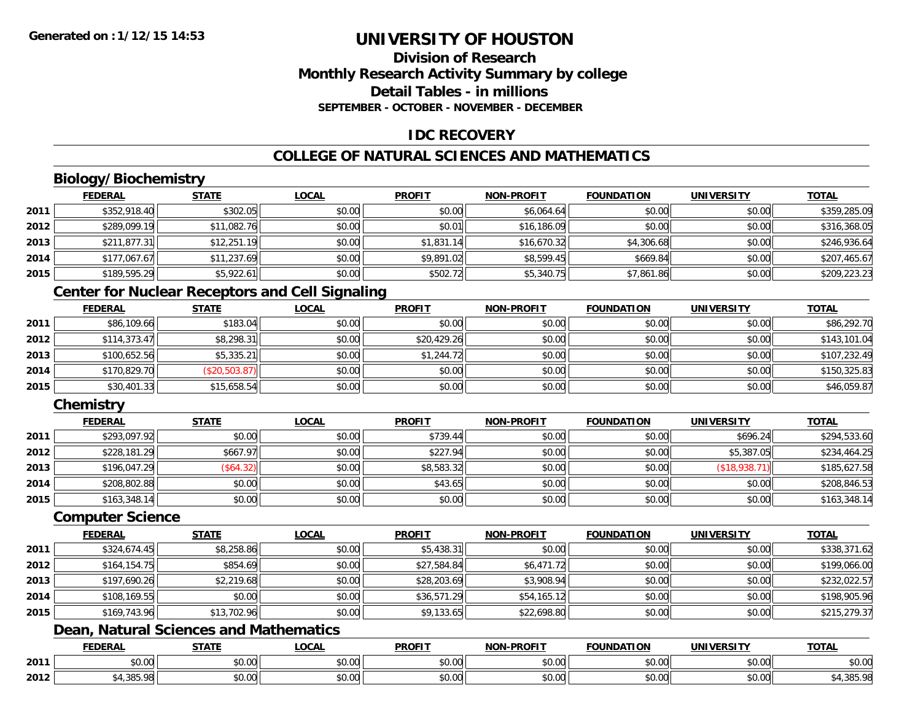**Generated on :1/12/15 14:53**

# UNIVERSITY OF HOUSTON

## Division of Research
## Monthly Research Activity Summary by college
## Detail Tables - in millions
### SEPTEMBER - OCTOBER - NOVEMBER - DECEMBER

## IDC RECOVERY

## COLLEGE OF NATURAL SCIENCES AND MATHEMATICS

### Biology/Biochemistry

| | FEDERAL | STATE | LOCAL | PROFIT | NON-PROFIT | FOUNDATION | UNIVERSITY | TOTAL |
|---|---|---|---|---|---|---|---|---|
| 2011 | $352,918.40 | $302.05 | $0.00 | $0.00 | $6,064.64 | $0.00 | $0.00 | $359,285.09 |
| 2012 | $289,099.19 | $11,082.76 | $0.00 | $0.01 | $16,186.09 | $0.00 | $0.00 | $316,368.05 |
| 2013 | $211,877.31 | $12,251.19 | $0.00 | $1,831.14 | $16,670.32 | $4,306.68 | $0.00 | $246,936.64 |
| 2014 | $177,067.67 | $11,237.69 | $0.00 | $9,891.02 | $8,599.45 | $669.84 | $0.00 | $207,465.67 |
| 2015 | $189,595.29 | $5,922.61 | $0.00 | $502.72 | $5,340.75 | $7,861.86 | $0.00 | $209,223.23 |

### Center for Nuclear Receptors and Cell Signaling

| | FEDERAL | STATE | LOCAL | PROFIT | NON-PROFIT | FOUNDATION | UNIVERSITY | TOTAL |
|---|---|---|---|---|---|---|---|---|
| 2011 | $86,109.66 | $183.04 | $0.00 | $0.00 | $0.00 | $0.00 | $0.00 | $86,292.70 |
| 2012 | $114,373.47 | $8,298.31 | $0.00 | $20,429.26 | $0.00 | $0.00 | $0.00 | $143,101.04 |
| 2013 | $100,652.56 | $5,335.21 | $0.00 | $1,244.72 | $0.00 | $0.00 | $0.00 | $107,232.49 |
| 2014 | $170,829.70 | ($20,503.87) | $0.00 | $0.00 | $0.00 | $0.00 | $0.00 | $150,325.83 |
| 2015 | $30,401.33 | $15,658.54 | $0.00 | $0.00 | $0.00 | $0.00 | $0.00 | $46,059.87 |

### Chemistry

| | FEDERAL | STATE | LOCAL | PROFIT | NON-PROFIT | FOUNDATION | UNIVERSITY | TOTAL |
|---|---|---|---|---|---|---|---|---|
| 2011 | $293,097.92 | $0.00 | $0.00 | $739.44 | $0.00 | $0.00 | $696.24 | $294,533.60 |
| 2012 | $228,181.29 | $667.97 | $0.00 | $227.94 | $0.00 | $0.00 | $5,387.05 | $234,464.25 |
| 2013 | $196,047.29 | ($64.32) | $0.00 | $8,583.32 | $0.00 | $0.00 | ($18,938.71) | $185,627.58 |
| 2014 | $208,802.88 | $0.00 | $0.00 | $43.65 | $0.00 | $0.00 | $0.00 | $208,846.53 |
| 2015 | $163,348.14 | $0.00 | $0.00 | $0.00 | $0.00 | $0.00 | $0.00 | $163,348.14 |

### Computer Science

| | FEDERAL | STATE | LOCAL | PROFIT | NON-PROFIT | FOUNDATION | UNIVERSITY | TOTAL |
|---|---|---|---|---|---|---|---|---|
| 2011 | $324,674.45 | $8,258.86 | $0.00 | $5,438.31 | $0.00 | $0.00 | $0.00 | $338,371.62 |
| 2012 | $164,154.75 | $854.69 | $0.00 | $27,584.84 | $6,471.72 | $0.00 | $0.00 | $199,066.00 |
| 2013 | $197,690.26 | $2,219.68 | $0.00 | $28,203.69 | $3,908.94 | $0.00 | $0.00 | $232,022.57 |
| 2014 | $108,169.55 | $0.00 | $0.00 | $36,571.29 | $54,165.12 | $0.00 | $0.00 | $198,905.96 |
| 2015 | $169,743.96 | $13,702.96 | $0.00 | $9,133.65 | $22,698.80 | $0.00 | $0.00 | $215,279.37 |

### Dean, Natural Sciences and Mathematics

| | FEDERAL | STATE | LOCAL | PROFIT | NON-PROFIT | FOUNDATION | UNIVERSITY | TOTAL |
|---|---|---|---|---|---|---|---|---|
| 2011 | $0.00 | $0.00 | $0.00 | $0.00 | $0.00 | $0.00 | $0.00 | $0.00 |
| 2012 | $4,385.98 | $0.00 | $0.00 | $0.00 | $0.00 | $0.00 | $0.00 | $4,385.98 |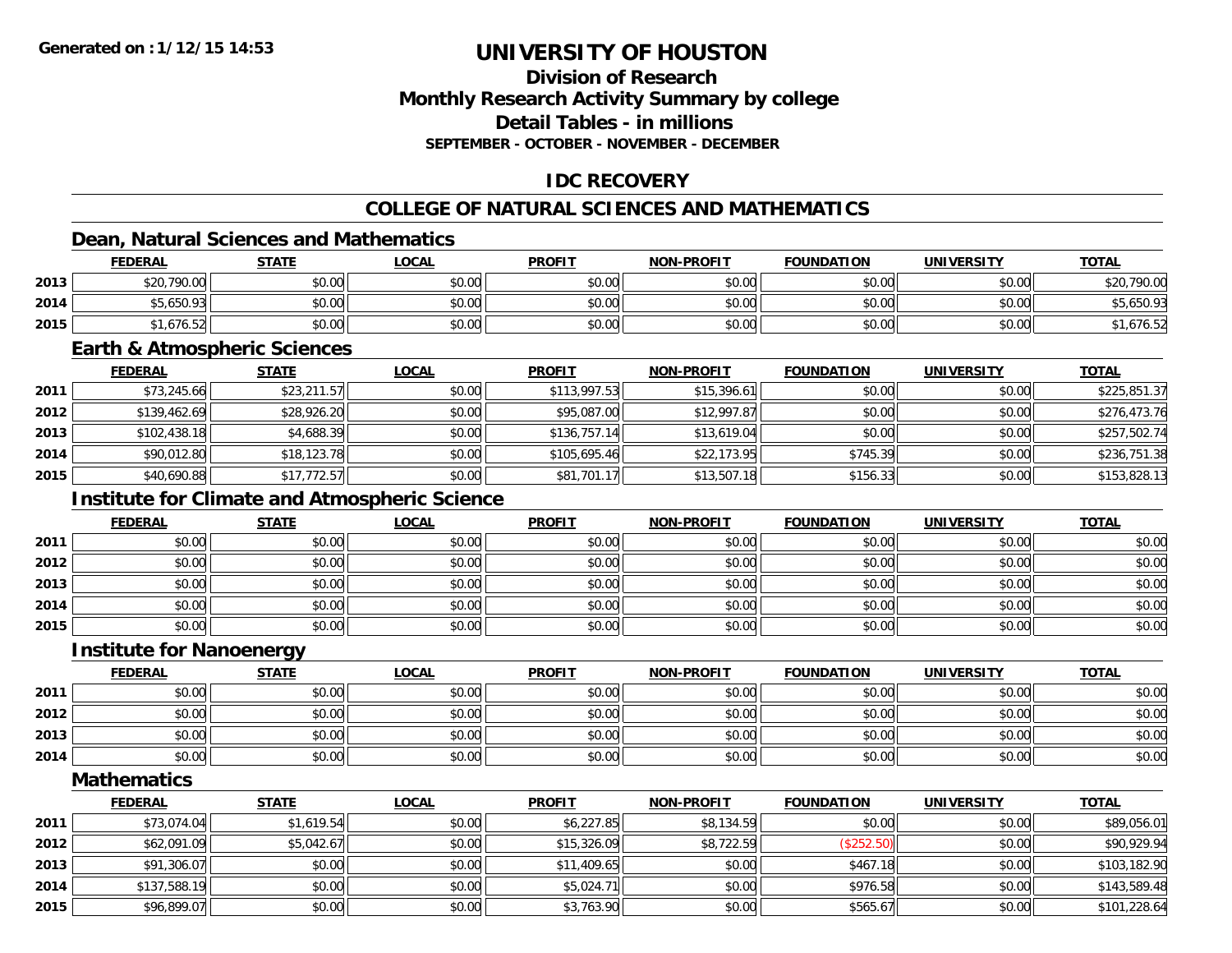**Generated on :1/12/15 14:53**

# UNIVERSITY OF HOUSTON

## Division of Research
## Monthly Research Activity Summary by college
## Detail Tables - in millions
### SEPTEMBER - OCTOBER - NOVEMBER - DECEMBER

## IDC RECOVERY

## COLLEGE OF NATURAL SCIENCES AND MATHEMATICS

### Dean, Natural Sciences and Mathematics

| | FEDERAL | STATE | LOCAL | PROFIT | NON-PROFIT | FOUNDATION | UNIVERSITY | TOTAL |
|---|---|---|---|---|---|---|---|---|
| 2013 | $20,790.00 | $0.00 | $0.00 | $0.00 | $0.00 | $0.00 | $0.00 | $20,790.00 |
| 2014 | $5,650.93 | $0.00 | $0.00 | $0.00 | $0.00 | $0.00 | $0.00 | $5,650.93 |
| 2015 | $1,676.52 | $0.00 | $0.00 | $0.00 | $0.00 | $0.00 | $0.00 | $1,676.52 |

### Earth & Atmospheric Sciences

| | FEDERAL | STATE | LOCAL | PROFIT | NON-PROFIT | FOUNDATION | UNIVERSITY | TOTAL |
|---|---|---|---|---|---|---|---|---|
| 2011 | $73,245.66 | $23,211.57 | $0.00 | $113,997.53 | $15,396.61 | $0.00 | $0.00 | $225,851.37 |
| 2012 | $139,462.69 | $28,926.20 | $0.00 | $95,087.00 | $12,997.87 | $0.00 | $0.00 | $276,473.76 |
| 2013 | $102,438.18 | $4,688.39 | $0.00 | $136,757.14 | $13,619.04 | $0.00 | $0.00 | $257,502.74 |
| 2014 | $90,012.80 | $18,123.78 | $0.00 | $105,695.46 | $22,173.95 | $745.39 | $0.00 | $236,751.38 |
| 2015 | $40,690.88 | $17,772.57 | $0.00 | $81,701.17 | $13,507.18 | $156.33 | $0.00 | $153,828.13 |

### Institute for Climate and Atmospheric Science

| | FEDERAL | STATE | LOCAL | PROFIT | NON-PROFIT | FOUNDATION | UNIVERSITY | TOTAL |
|---|---|---|---|---|---|---|---|---|
| 2011 | $0.00 | $0.00 | $0.00 | $0.00 | $0.00 | $0.00 | $0.00 | $0.00 |
| 2012 | $0.00 | $0.00 | $0.00 | $0.00 | $0.00 | $0.00 | $0.00 | $0.00 |
| 2013 | $0.00 | $0.00 | $0.00 | $0.00 | $0.00 | $0.00 | $0.00 | $0.00 |
| 2014 | $0.00 | $0.00 | $0.00 | $0.00 | $0.00 | $0.00 | $0.00 | $0.00 |
| 2015 | $0.00 | $0.00 | $0.00 | $0.00 | $0.00 | $0.00 | $0.00 | $0.00 |

### Institute for Nanoenergy

| | FEDERAL | STATE | LOCAL | PROFIT | NON-PROFIT | FOUNDATION | UNIVERSITY | TOTAL |
|---|---|---|---|---|---|---|---|---|
| 2011 | $0.00 | $0.00 | $0.00 | $0.00 | $0.00 | $0.00 | $0.00 | $0.00 |
| 2012 | $0.00 | $0.00 | $0.00 | $0.00 | $0.00 | $0.00 | $0.00 | $0.00 |
| 2013 | $0.00 | $0.00 | $0.00 | $0.00 | $0.00 | $0.00 | $0.00 | $0.00 |
| 2014 | $0.00 | $0.00 | $0.00 | $0.00 | $0.00 | $0.00 | $0.00 | $0.00 |

### Mathematics

| | FEDERAL | STATE | LOCAL | PROFIT | NON-PROFIT | FOUNDATION | UNIVERSITY | TOTAL |
|---|---|---|---|---|---|---|---|---|
| 2011 | $73,074.04 | $1,619.54 | $0.00 | $6,227.85 | $8,134.59 | $0.00 | $0.00 | $89,056.01 |
| 2012 | $62,091.09 | $5,042.67 | $0.00 | $15,326.09 | $8,722.59 | ($252.50) | $0.00 | $90,929.94 |
| 2013 | $91,306.07 | $0.00 | $0.00 | $11,409.65 | $0.00 | $467.18 | $0.00 | $103,182.90 |
| 2014 | $137,588.19 | $0.00 | $0.00 | $5,024.71 | $0.00 | $976.58 | $0.00 | $143,589.48 |
| 2015 | $96,899.07 | $0.00 | $0.00 | $3,763.90 | $0.00 | $565.67 | $0.00 | $101,228.64 |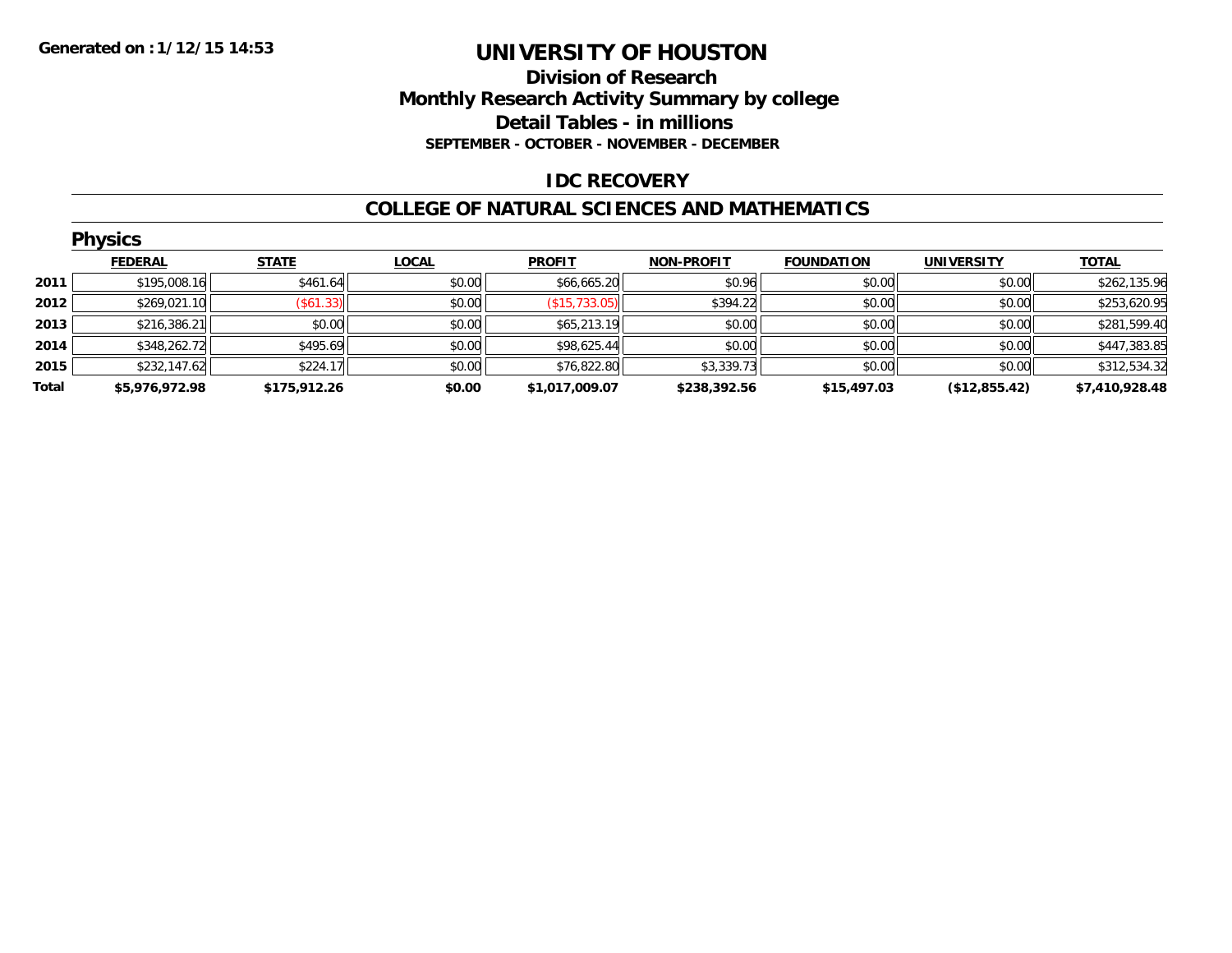Generated on :1/12/15 14:53

# UNIVERSITY OF HOUSTON

## Division of Research
## Monthly Research Activity Summary by college
## Detail Tables - in millions
### SEPTEMBER - OCTOBER - NOVEMBER - DECEMBER

## IDC RECOVERY

## COLLEGE OF NATURAL SCIENCES AND MATHEMATICS

### Physics

| | FEDERAL | STATE | LOCAL | PROFIT | NON-PROFIT | FOUNDATION | UNIVERSITY | TOTAL |
|---|---|---|---|---|---|---|---|---|
| 2011 | $195,008.16 | $461.64 | $0.00 | $66,665.20 | $0.96 | $0.00 | $0.00 | $262,135.96 |
| 2012 | $269,021.10 | ($61.33) | $0.00 | ($15,733.05) | $394.22 | $0.00 | $0.00 | $253,620.95 |
| 2013 | $216,386.21 | $0.00 | $0.00 | $65,213.19 | $0.00 | $0.00 | $0.00 | $281,599.40 |
| 2014 | $348,262.72 | $495.69 | $0.00 | $98,625.44 | $0.00 | $0.00 | $0.00 | $447,383.85 |
| 2015 | $232,147.62 | $224.17 | $0.00 | $76,822.80 | $3,339.73 | $0.00 | $0.00 | $312,534.32 |
| **Total** | **$5,976,972.98** | **$175,912.26** | **$0.00** | **$1,017,009.07** | **$238,392.56** | **$15,497.03** | **($12,855.42)** | **$7,410,928.48** |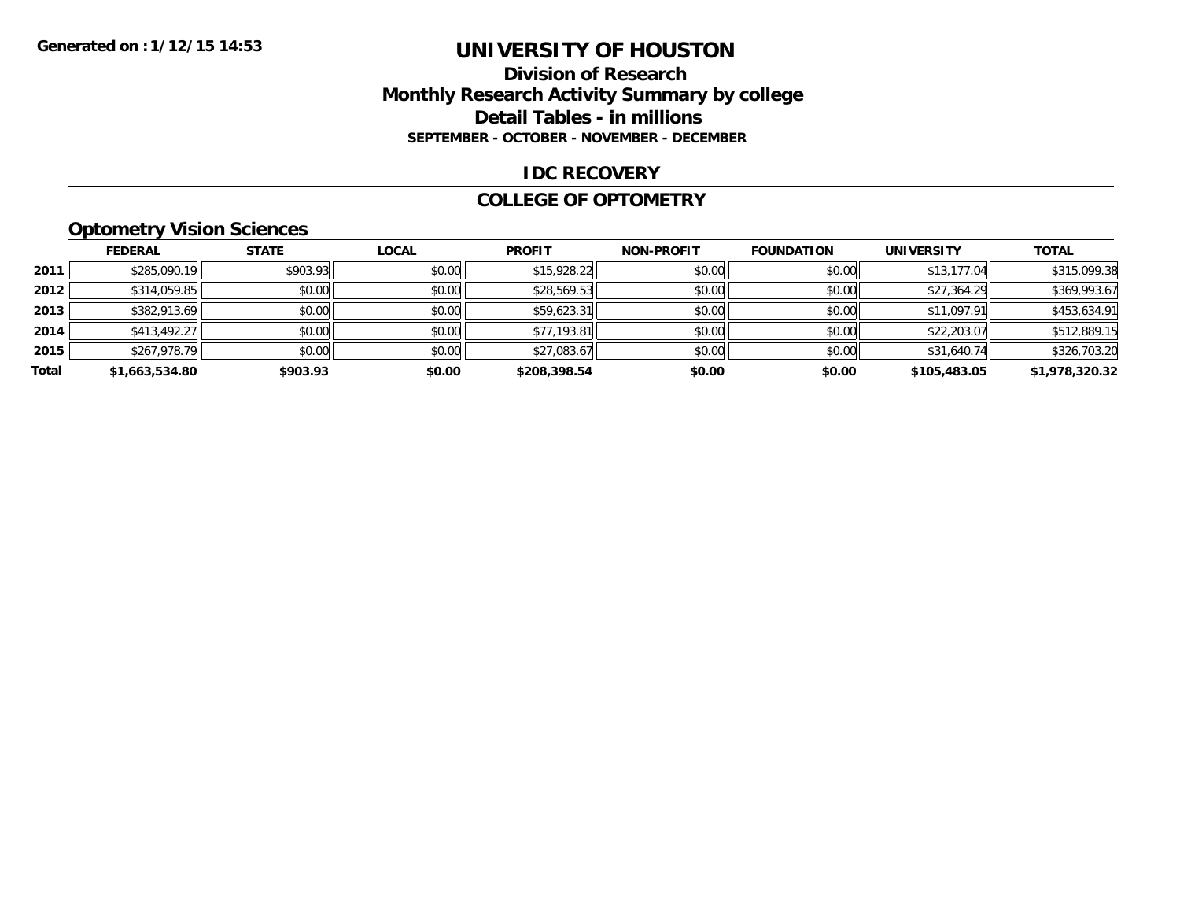# UNIVERSITY OF HOUSTON

## Division of Research
## Monthly Research Activity Summary by college
## Detail Tables - in millions
### SEPTEMBER - OCTOBER - NOVEMBER - DECEMBER

Generated on : 1/12/15 14:53

## IDC RECOVERY

## COLLEGE OF OPTOMETRY

### Optometry Vision Sciences

| | FEDERAL | STATE | LOCAL | PROFIT | NON-PROFIT | FOUNDATION | UNIVERSITY | TOTAL |
|---|---|---|---|---|---|---|---|---|
| 2011 | $285,090.19 | $903.93 | $0.00 | $15,928.22 | $0.00 | $0.00 | $13,177.04 | $315,099.38 |
| 2012 | $314,059.85 | $0.00 | $0.00 | $28,569.53 | $0.00 | $0.00 | $27,364.29 | $369,993.67 |
| 2013 | $382,913.69 | $0.00 | $0.00 | $59,623.31 | $0.00 | $0.00 | $11,097.91 | $453,634.91 |
| 2014 | $413,492.27 | $0.00 | $0.00 | $77,193.81 | $0.00 | $0.00 | $22,203.07 | $512,889.15 |
| 2015 | $267,978.79 | $0.00 | $0.00 | $27,083.67 | $0.00 | $0.00 | $31,640.74 | $326,703.20 |
| **Total** | **$1,663,534.80** | **$903.93** | **$0.00** | **$208,398.54** | **$0.00** | **$0.00** | **$105,483.05** | **$1,978,320.32** |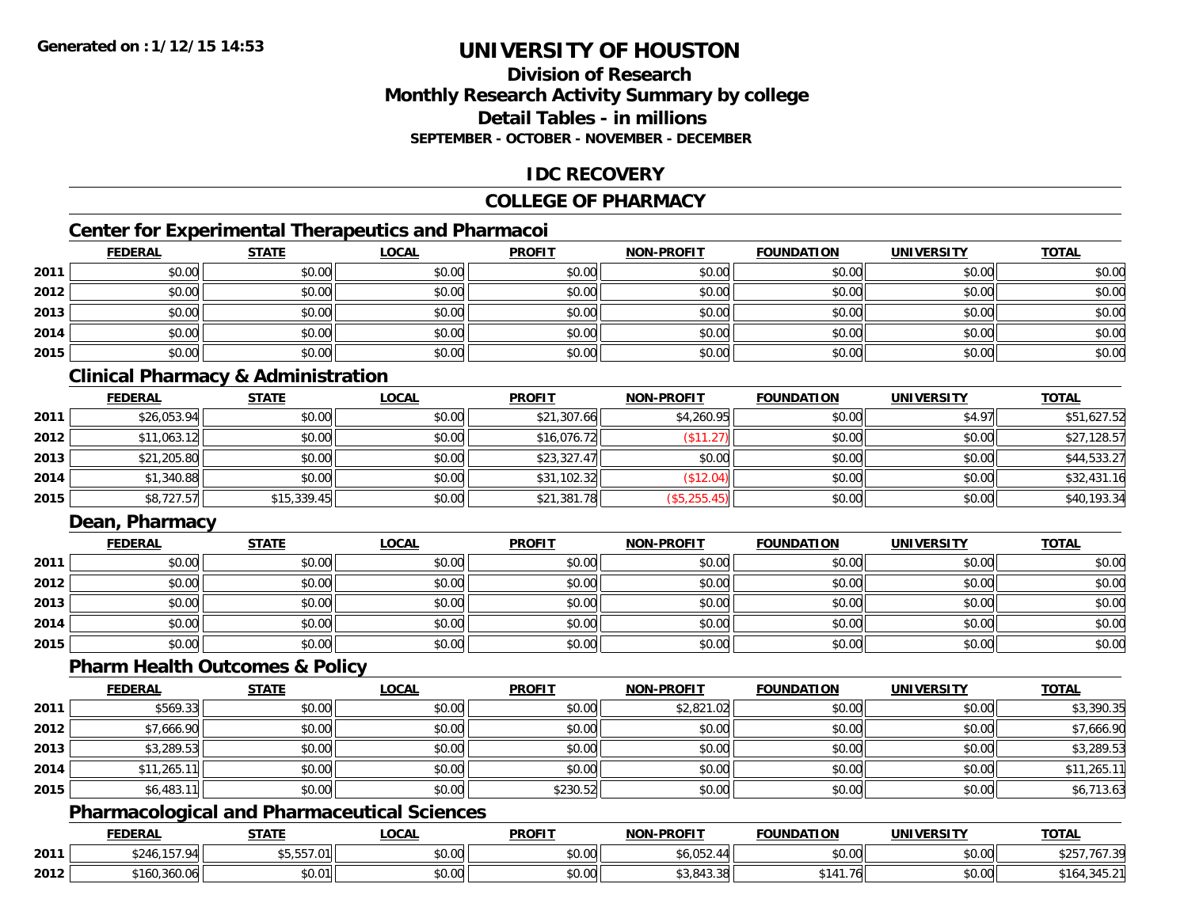# UNIVERSITY OF HOUSTON

## Division of Research
## Monthly Research Activity Summary by college
## Detail Tables - in millions
### SEPTEMBER - OCTOBER - NOVEMBER - DECEMBER

## IDC RECOVERY

## COLLEGE OF PHARMACY

### Center for Experimental Therapeutics and Pharmacoi

| | FEDERAL | STATE | LOCAL | PROFIT | NON-PROFIT | FOUNDATION | UNIVERSITY | TOTAL |
|---|---|---|---|---|---|---|---|---|
| 2011 | $0.00 | $0.00 | $0.00 | $0.00 | $0.00 | $0.00 | $0.00 | $0.00 |
| 2012 | $0.00 | $0.00 | $0.00 | $0.00 | $0.00 | $0.00 | $0.00 | $0.00 |
| 2013 | $0.00 | $0.00 | $0.00 | $0.00 | $0.00 | $0.00 | $0.00 | $0.00 |
| 2014 | $0.00 | $0.00 | $0.00 | $0.00 | $0.00 | $0.00 | $0.00 | $0.00 |
| 2015 | $0.00 | $0.00 | $0.00 | $0.00 | $0.00 | $0.00 | $0.00 | $0.00 |

### Clinical Pharmacy & Administration

| | FEDERAL | STATE | LOCAL | PROFIT | NON-PROFIT | FOUNDATION | UNIVERSITY | TOTAL |
|---|---|---|---|---|---|---|---|---|
| 2011 | $26,053.94 | $0.00 | $0.00 | $21,307.66 | $4,260.95 | $0.00 | $4.97 | $51,627.52 |
| 2012 | $11,063.12 | $0.00 | $0.00 | $16,076.72 | ($11.27) | $0.00 | $0.00 | $27,128.57 |
| 2013 | $21,205.80 | $0.00 | $0.00 | $23,327.47 | $0.00 | $0.00 | $0.00 | $44,533.27 |
| 2014 | $1,340.88 | $0.00 | $0.00 | $31,102.32 | ($12.04) | $0.00 | $0.00 | $32,431.16 |
| 2015 | $8,727.57 | $15,339.45 | $0.00 | $21,381.78 | ($5,255.45) | $0.00 | $0.00 | $40,193.34 |

### Dean, Pharmacy

| | FEDERAL | STATE | LOCAL | PROFIT | NON-PROFIT | FOUNDATION | UNIVERSITY | TOTAL |
|---|---|---|---|---|---|---|---|---|
| 2011 | $0.00 | $0.00 | $0.00 | $0.00 | $0.00 | $0.00 | $0.00 | $0.00 |
| 2012 | $0.00 | $0.00 | $0.00 | $0.00 | $0.00 | $0.00 | $0.00 | $0.00 |
| 2013 | $0.00 | $0.00 | $0.00 | $0.00 | $0.00 | $0.00 | $0.00 | $0.00 |
| 2014 | $0.00 | $0.00 | $0.00 | $0.00 | $0.00 | $0.00 | $0.00 | $0.00 |
| 2015 | $0.00 | $0.00 | $0.00 | $0.00 | $0.00 | $0.00 | $0.00 | $0.00 |

### Pharm Health Outcomes & Policy

| | FEDERAL | STATE | LOCAL | PROFIT | NON-PROFIT | FOUNDATION | UNIVERSITY | TOTAL |
|---|---|---|---|---|---|---|---|---|
| 2011 | $569.33 | $0.00 | $0.00 | $0.00 | $2,821.02 | $0.00 | $0.00 | $3,390.35 |
| 2012 | $7,666.90 | $0.00 | $0.00 | $0.00 | $0.00 | $0.00 | $0.00 | $7,666.90 |
| 2013 | $3,289.53 | $0.00 | $0.00 | $0.00 | $0.00 | $0.00 | $0.00 | $3,289.53 |
| 2014 | $11,265.11 | $0.00 | $0.00 | $0.00 | $0.00 | $0.00 | $0.00 | $11,265.11 |
| 2015 | $6,483.11 | $0.00 | $0.00 | $230.52 | $0.00 | $0.00 | $0.00 | $6,713.63 |

### Pharmacological and Pharmaceutical Sciences

| | FEDERAL | STATE | LOCAL | PROFIT | NON-PROFIT | FOUNDATION | UNIVERSITY | TOTAL |
|---|---|---|---|---|---|---|---|---|
| 2011 | $246,157.94 | $5,557.01 | $0.00 | $0.00 | $6,052.44 | $0.00 | $0.00 | $257,767.39 |
| 2012 | $160,360.06 | $0.01 | $0.00 | $0.00 | $3,843.38 | $141.76 | $0.00 | $164,345.21 |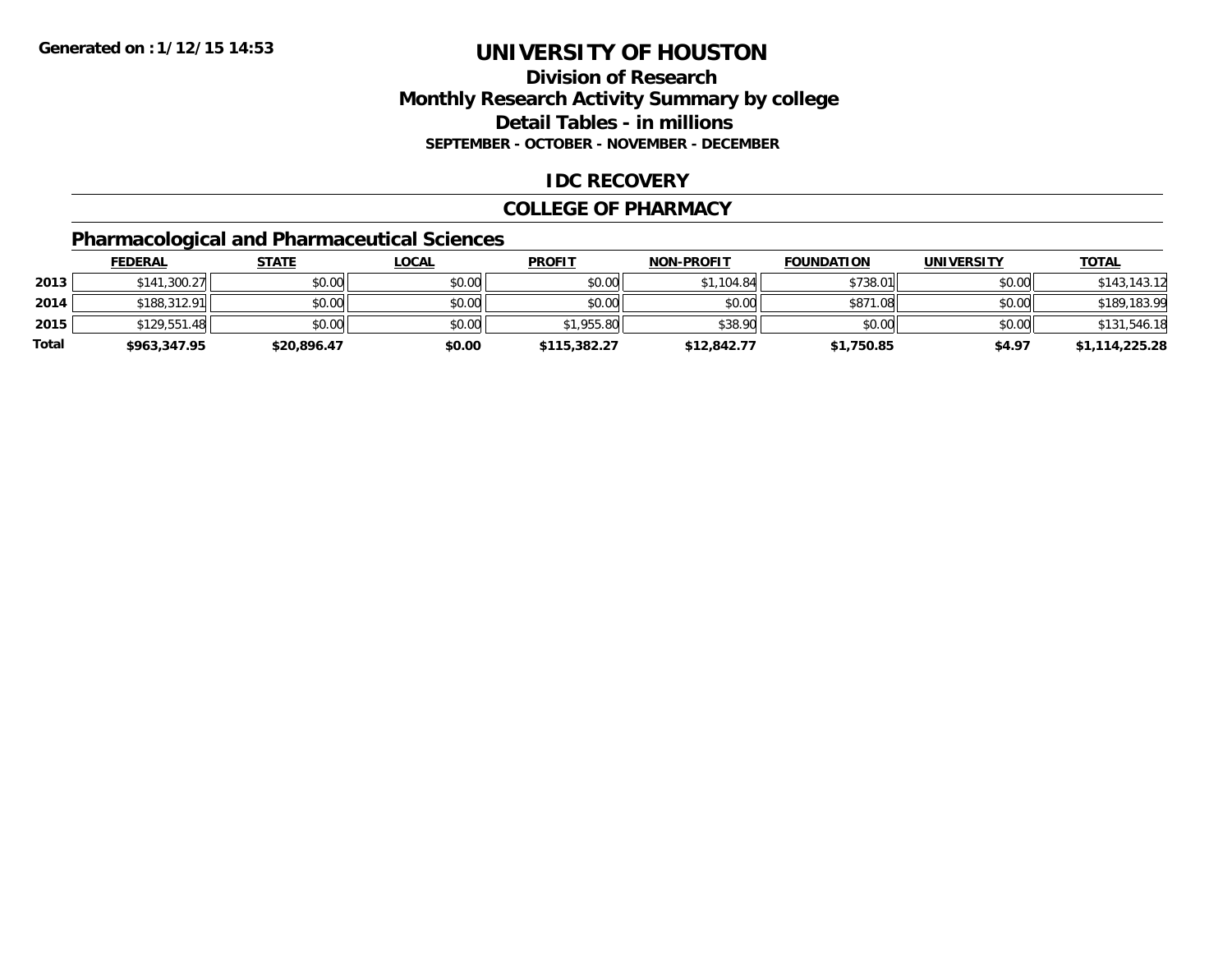# UNIVERSITY OF HOUSTON

## Division of Research
## Monthly Research Activity Summary by college
## Detail Tables - in millions
### SEPTEMBER - OCTOBER - NOVEMBER - DECEMBER

Generated on : 1/12/15 14:53

## IDC RECOVERY

## COLLEGE OF PHARMACY

### Pharmacological and Pharmaceutical Sciences

| | FEDERAL | STATE | LOCAL | PROFIT | NON-PROFIT | FOUNDATION | UNIVERSITY | TOTAL |
|---|---|---|---|---|---|---|---|---|
| 2013 | $141,300.27 | $0.00 | $0.00 | $0.00 | $1,104.84 | $738.01 | $0.00 | $143,143.12 |
| 2014 | $188,312.91 | $0.00 | $0.00 | $0.00 | $0.00 | $871.08 | $0.00 | $189,183.99 |
| 2015 | $129,551.48 | $0.00 | $0.00 | $1,955.80 | $38.90 | $0.00 | $0.00 | $131,546.18 |
| **Total** | **$963,347.95** | **$20,896.47** | **$0.00** | **$115,382.27** | **$12,842.77** | **$1,750.85** | **$4.97** | **$1,114,225.28** |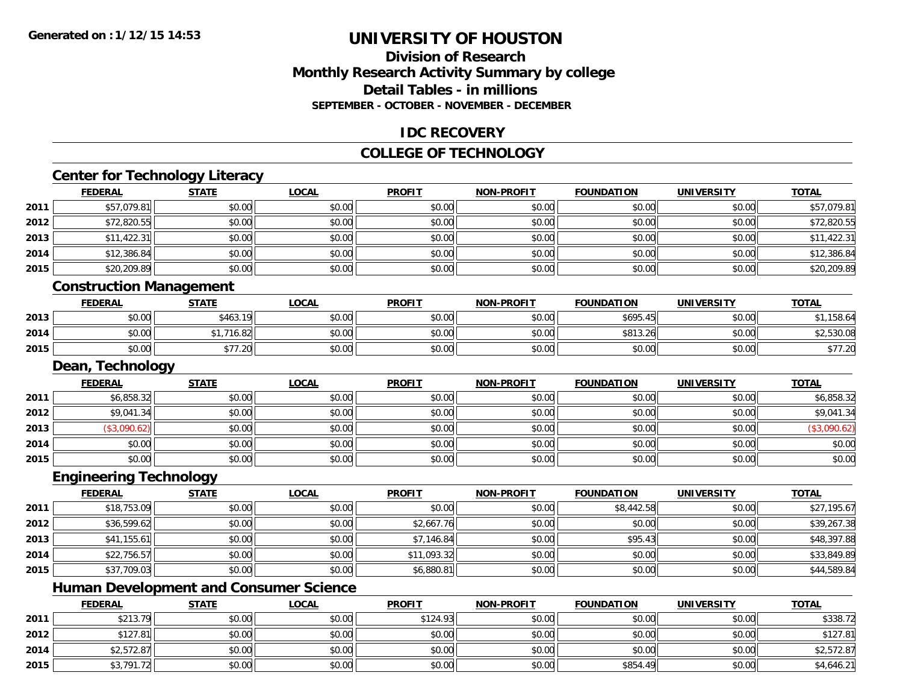# UNIVERSITY OF HOUSTON

## Division of Research
## Monthly Research Activity Summary by college
## Detail Tables - in millions
### SEPTEMBER - OCTOBER - NOVEMBER - DECEMBER

## IDC RECOVERY

## COLLEGE OF TECHNOLOGY

### Center for Technology Literacy

| | FEDERAL | STATE | LOCAL | PROFIT | NON-PROFIT | FOUNDATION | UNIVERSITY | TOTAL |
|---|---|---|---|---|---|---|---|---|
| 2011 | $57,079.81 | $0.00 | $0.00 | $0.00 | $0.00 | $0.00 | $0.00 | $57,079.81 |
| 2012 | $72,820.55 | $0.00 | $0.00 | $0.00 | $0.00 | $0.00 | $0.00 | $72,820.55 |
| 2013 | $11,422.31 | $0.00 | $0.00 | $0.00 | $0.00 | $0.00 | $0.00 | $11,422.31 |
| 2014 | $12,386.84 | $0.00 | $0.00 | $0.00 | $0.00 | $0.00 | $0.00 | $12,386.84 |
| 2015 | $20,209.89 | $0.00 | $0.00 | $0.00 | $0.00 | $0.00 | $0.00 | $20,209.89 |

### Construction Management

| | FEDERAL | STATE | LOCAL | PROFIT | NON-PROFIT | FOUNDATION | UNIVERSITY | TOTAL |
|---|---|---|---|---|---|---|---|---|
| 2013 | $0.00 | $463.19 | $0.00 | $0.00 | $0.00 | $695.45 | $0.00 | $1,158.64 |
| 2014 | $0.00 | $1,716.82 | $0.00 | $0.00 | $0.00 | $813.26 | $0.00 | $2,530.08 |
| 2015 | $0.00 | $77.20 | $0.00 | $0.00 | $0.00 | $0.00 | $0.00 | $77.20 |

### Dean, Technology

| | FEDERAL | STATE | LOCAL | PROFIT | NON-PROFIT | FOUNDATION | UNIVERSITY | TOTAL |
|---|---|---|---|---|---|---|---|---|
| 2011 | $6,858.32 | $0.00 | $0.00 | $0.00 | $0.00 | $0.00 | $0.00 | $6,858.32 |
| 2012 | $9,041.34 | $0.00 | $0.00 | $0.00 | $0.00 | $0.00 | $0.00 | $9,041.34 |
| 2013 | ($3,090.62) | $0.00 | $0.00 | $0.00 | $0.00 | $0.00 | $0.00 | ($3,090.62) |
| 2014 | $0.00 | $0.00 | $0.00 | $0.00 | $0.00 | $0.00 | $0.00 | $0.00 |
| 2015 | $0.00 | $0.00 | $0.00 | $0.00 | $0.00 | $0.00 | $0.00 | $0.00 |

### Engineering Technology

| | FEDERAL | STATE | LOCAL | PROFIT | NON-PROFIT | FOUNDATION | UNIVERSITY | TOTAL |
|---|---|---|---|---|---|---|---|---|
| 2011 | $18,753.09 | $0.00 | $0.00 | $0.00 | $0.00 | $8,442.58 | $0.00 | $27,195.67 |
| 2012 | $36,599.62 | $0.00 | $0.00 | $2,667.76 | $0.00 | $0.00 | $0.00 | $39,267.38 |
| 2013 | $41,155.61 | $0.00 | $0.00 | $7,146.84 | $0.00 | $95.43 | $0.00 | $48,397.88 |
| 2014 | $22,756.57 | $0.00 | $0.00 | $11,093.32 | $0.00 | $0.00 | $0.00 | $33,849.89 |
| 2015 | $37,709.03 | $0.00 | $0.00 | $6,880.81 | $0.00 | $0.00 | $0.00 | $44,589.84 |

### Human Development and Consumer Science

| | FEDERAL | STATE | LOCAL | PROFIT | NON-PROFIT | FOUNDATION | UNIVERSITY | TOTAL |
|---|---|---|---|---|---|---|---|---|
| 2011 | $213.79 | $0.00 | $0.00 | $124.93 | $0.00 | $0.00 | $0.00 | $338.72 |
| 2012 | $127.81 | $0.00 | $0.00 | $0.00 | $0.00 | $0.00 | $0.00 | $127.81 |
| 2014 | $2,572.87 | $0.00 | $0.00 | $0.00 | $0.00 | $0.00 | $0.00 | $2,572.87 |
| 2015 | $3,791.72 | $0.00 | $0.00 | $0.00 | $0.00 | $854.49 | $0.00 | $4,646.21 |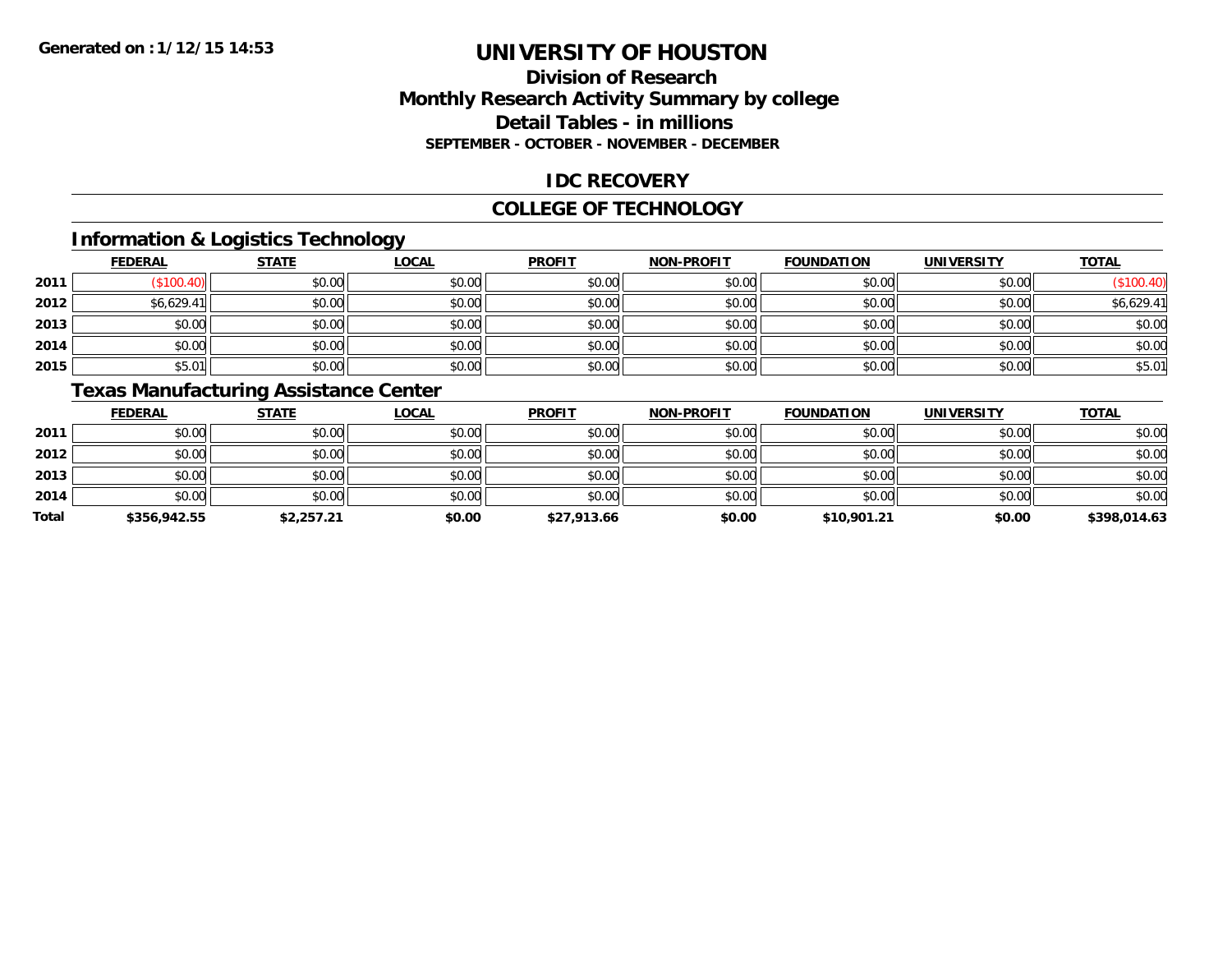Generated on :1/12/15 14:53

# UNIVERSITY OF HOUSTON

## Division of Research
## Monthly Research Activity Summary by college
## Detail Tables - in millions
### SEPTEMBER - OCTOBER - NOVEMBER - DECEMBER

## IDC RECOVERY

## COLLEGE OF TECHNOLOGY

### Information & Logistics Technology

| | FEDERAL | STATE | LOCAL | PROFIT | NON-PROFIT | FOUNDATION | UNIVERSITY | TOTAL |
|---|---|---|---|---|---|---|---|---|
| 2011 | ($100.40) | $0.00 | $0.00 | $0.00 | $0.00 | $0.00 | $0.00 | ($100.40) |
| 2012 | $6,629.41 | $0.00 | $0.00 | $0.00 | $0.00 | $0.00 | $0.00 | $6,629.41 |
| 2013 | $0.00 | $0.00 | $0.00 | $0.00 | $0.00 | $0.00 | $0.00 | $0.00 |
| 2014 | $0.00 | $0.00 | $0.00 | $0.00 | $0.00 | $0.00 | $0.00 | $0.00 |
| 2015 | $5.01 | $0.00 | $0.00 | $0.00 | $0.00 | $0.00 | $0.00 | $5.01 |

### Texas Manufacturing Assistance Center

| | FEDERAL | STATE | LOCAL | PROFIT | NON-PROFIT | FOUNDATION | UNIVERSITY | TOTAL |
|---|---|---|---|---|---|---|---|---|
| 2011 | $0.00 | $0.00 | $0.00 | $0.00 | $0.00 | $0.00 | $0.00 | $0.00 |
| 2012 | $0.00 | $0.00 | $0.00 | $0.00 | $0.00 | $0.00 | $0.00 | $0.00 |
| 2013 | $0.00 | $0.00 | $0.00 | $0.00 | $0.00 | $0.00 | $0.00 | $0.00 |
| 2014 | $0.00 | $0.00 | $0.00 | $0.00 | $0.00 | $0.00 | $0.00 | $0.00 |
| **Total** | **$356,942.55** | **$2,257.21** | **$0.00** | **$27,913.66** | **$0.00** | **$10,901.21** | **$0.00** | **$398,014.63** |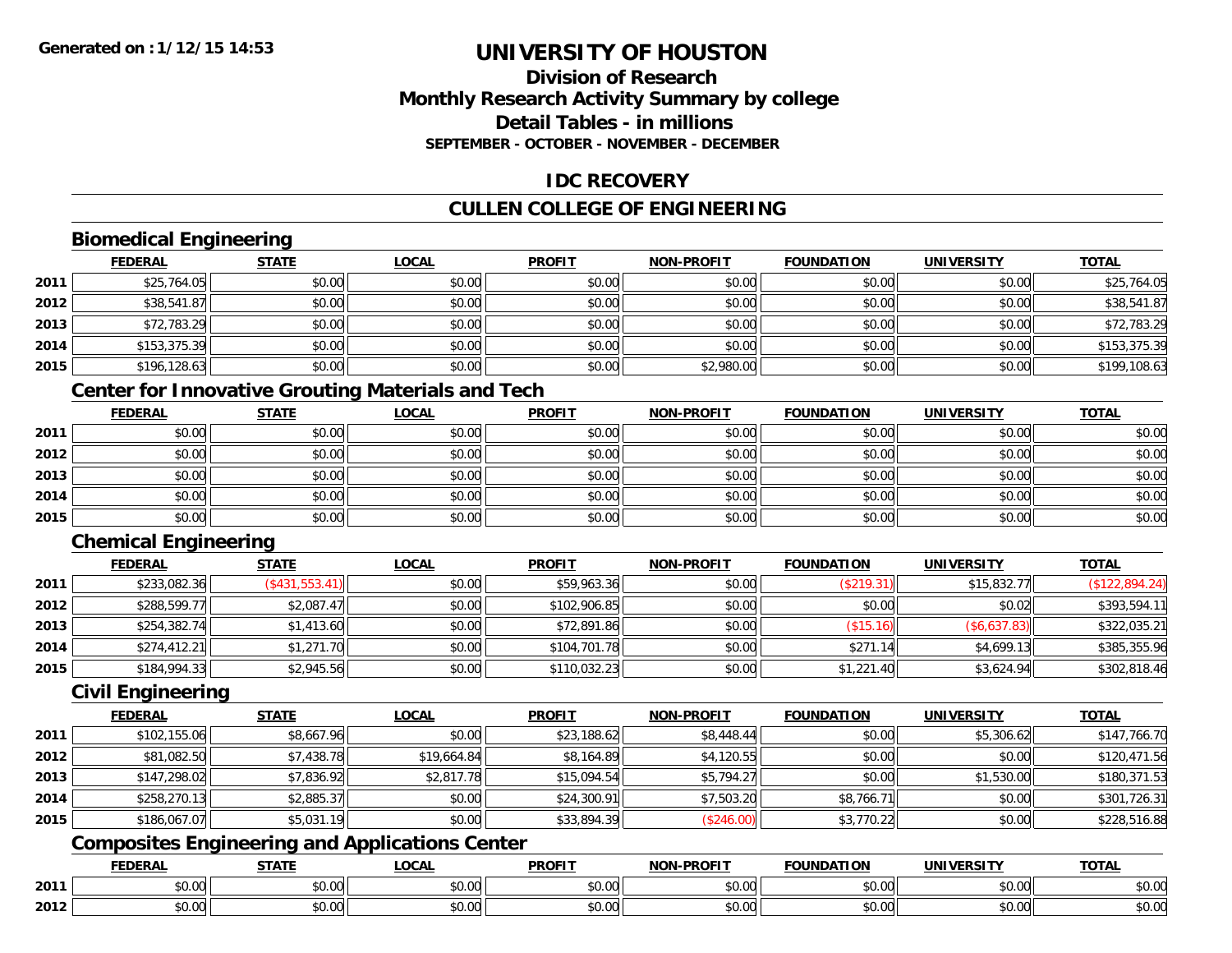# UNIVERSITY OF HOUSTON

## Division of Research
## Monthly Research Activity Summary by college
## Detail Tables - in millions
### SEPTEMBER - OCTOBER - NOVEMBER - DECEMBER

## IDC RECOVERY

## CULLEN COLLEGE OF ENGINEERING

### Biomedical Engineering

| | FEDERAL | STATE | LOCAL | PROFIT | NON-PROFIT | FOUNDATION | UNIVERSITY | TOTAL |
|---|---|---|---|---|---|---|---|---|
| 2011 | $25,764.05 | $0.00 | $0.00 | $0.00 | $0.00 | $0.00 | $0.00 | $25,764.05 |
| 2012 | $38,541.87 | $0.00 | $0.00 | $0.00 | $0.00 | $0.00 | $0.00 | $38,541.87 |
| 2013 | $72,783.29 | $0.00 | $0.00 | $0.00 | $0.00 | $0.00 | $0.00 | $72,783.29 |
| 2014 | $153,375.39 | $0.00 | $0.00 | $0.00 | $0.00 | $0.00 | $0.00 | $153,375.39 |
| 2015 | $196,128.63 | $0.00 | $0.00 | $0.00 | $2,980.00 | $0.00 | $0.00 | $199,108.63 |

### Center for Innovative Grouting Materials and Tech

| | FEDERAL | STATE | LOCAL | PROFIT | NON-PROFIT | FOUNDATION | UNIVERSITY | TOTAL |
|---|---|---|---|---|---|---|---|---|
| 2011 | $0.00 | $0.00 | $0.00 | $0.00 | $0.00 | $0.00 | $0.00 | $0.00 |
| 2012 | $0.00 | $0.00 | $0.00 | $0.00 | $0.00 | $0.00 | $0.00 | $0.00 |
| 2013 | $0.00 | $0.00 | $0.00 | $0.00 | $0.00 | $0.00 | $0.00 | $0.00 |
| 2014 | $0.00 | $0.00 | $0.00 | $0.00 | $0.00 | $0.00 | $0.00 | $0.00 |
| 2015 | $0.00 | $0.00 | $0.00 | $0.00 | $0.00 | $0.00 | $0.00 | $0.00 |

### Chemical Engineering

| | FEDERAL | STATE | LOCAL | PROFIT | NON-PROFIT | FOUNDATION | UNIVERSITY | TOTAL |
|---|---|---|---|---|---|---|---|---|
| 2011 | $233,082.36 | ($431,553.41) | $0.00 | $59,963.36 | $0.00 | ($219.31) | $15,832.77 | ($122,894.24) |
| 2012 | $288,599.77 | $2,087.47 | $0.00 | $102,906.85 | $0.00 | $0.00 | $0.02 | $393,594.11 |
| 2013 | $254,382.74 | $1,413.60 | $0.00 | $72,891.86 | $0.00 | ($15.16) | ($6,637.83) | $322,035.21 |
| 2014 | $274,412.21 | $1,271.70 | $0.00 | $104,701.78 | $0.00 | $271.14 | $4,699.13 | $385,355.96 |
| 2015 | $184,994.33 | $2,945.56 | $0.00 | $110,032.23 | $0.00 | $1,221.40 | $3,624.94 | $302,818.46 |

### Civil Engineering

| | FEDERAL | STATE | LOCAL | PROFIT | NON-PROFIT | FOUNDATION | UNIVERSITY | TOTAL |
|---|---|---|---|---|---|---|---|---|
| 2011 | $102,155.06 | $8,667.96 | $0.00 | $23,188.62 | $8,448.44 | $0.00 | $5,306.62 | $147,766.70 |
| 2012 | $81,082.50 | $7,438.78 | $19,664.84 | $8,164.89 | $4,120.55 | $0.00 | $0.00 | $120,471.56 |
| 2013 | $147,298.02 | $7,836.92 | $2,817.78 | $15,094.54 | $5,794.27 | $0.00 | $1,530.00 | $180,371.53 |
| 2014 | $258,270.13 | $2,885.37 | $0.00 | $24,300.91 | $7,503.20 | $8,766.71 | $0.00 | $301,726.31 |
| 2015 | $186,067.07 | $5,031.19 | $0.00 | $33,894.39 | ($246.00) | $3,770.22 | $0.00 | $228,516.88 |

### Composites Engineering and Applications Center

| | FEDERAL | STATE | LOCAL | PROFIT | NON-PROFIT | FOUNDATION | UNIVERSITY | TOTAL |
|---|---|---|---|---|---|---|---|---|
| 2011 | $0.00 | $0.00 | $0.00 | $0.00 | $0.00 | $0.00 | $0.00 | $0.00 |
| 2012 | $0.00 | $0.00 | $0.00 | $0.00 | $0.00 | $0.00 | $0.00 | $0.00 |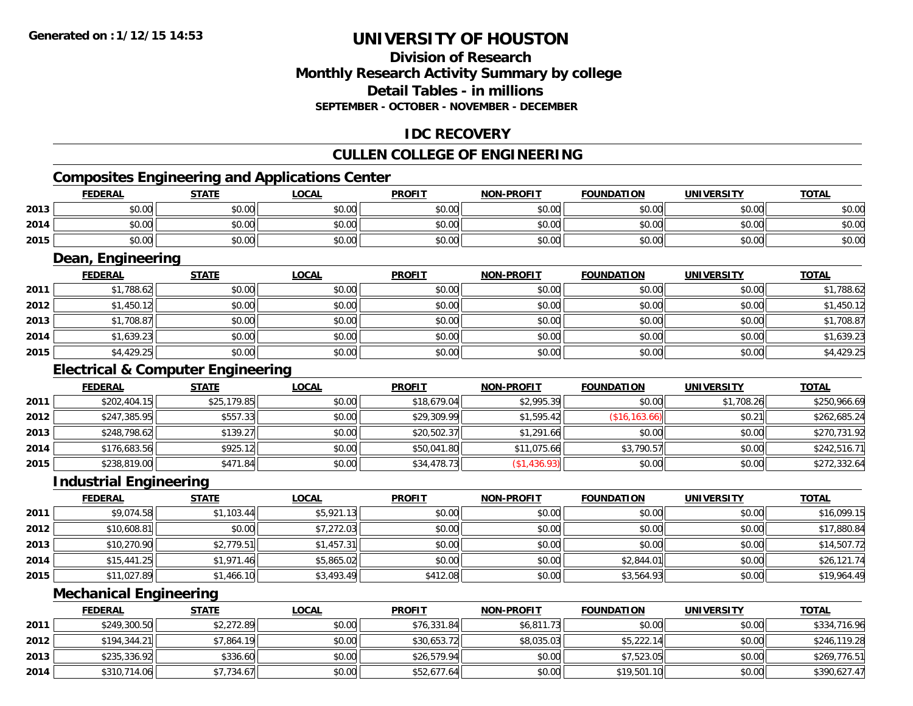**Generated on :1/12/15 14:53**

# UNIVERSITY OF HOUSTON

## Division of Research
## Monthly Research Activity Summary by college
## Detail Tables - in millions
### SEPTEMBER - OCTOBER - NOVEMBER - DECEMBER

## IDC RECOVERY

## CULLEN COLLEGE OF ENGINEERING

### Composites Engineering and Applications Center

| | FEDERAL | STATE | LOCAL | PROFIT | NON-PROFIT | FOUNDATION | UNIVERSITY | TOTAL |
|---|---|---|---|---|---|---|---|---|
| 2013 | $0.00 | $0.00 | $0.00 | $0.00 | $0.00 | $0.00 | $0.00 | $0.00 |
| 2014 | $0.00 | $0.00 | $0.00 | $0.00 | $0.00 | $0.00 | $0.00 | $0.00 |
| 2015 | $0.00 | $0.00 | $0.00 | $0.00 | $0.00 | $0.00 | $0.00 | $0.00 |

### Dean, Engineering

| | FEDERAL | STATE | LOCAL | PROFIT | NON-PROFIT | FOUNDATION | UNIVERSITY | TOTAL |
|---|---|---|---|---|---|---|---|---|
| 2011 | $1,788.62 | $0.00 | $0.00 | $0.00 | $0.00 | $0.00 | $0.00 | $1,788.62 |
| 2012 | $1,450.12 | $0.00 | $0.00 | $0.00 | $0.00 | $0.00 | $0.00 | $1,450.12 |
| 2013 | $1,708.87 | $0.00 | $0.00 | $0.00 | $0.00 | $0.00 | $0.00 | $1,708.87 |
| 2014 | $1,639.23 | $0.00 | $0.00 | $0.00 | $0.00 | $0.00 | $0.00 | $1,639.23 |
| 2015 | $4,429.25 | $0.00 | $0.00 | $0.00 | $0.00 | $0.00 | $0.00 | $4,429.25 |

### Electrical & Computer Engineering

| | FEDERAL | STATE | LOCAL | PROFIT | NON-PROFIT | FOUNDATION | UNIVERSITY | TOTAL |
|---|---|---|---|---|---|---|---|---|
| 2011 | $202,404.15 | $25,179.85 | $0.00 | $18,679.04 | $2,995.39 | $0.00 | $1,708.26 | $250,966.69 |
| 2012 | $247,385.95 | $557.33 | $0.00 | $29,309.99 | $1,595.42 | ($16,163.66) | $0.21 | $262,685.24 |
| 2013 | $248,798.62 | $139.27 | $0.00 | $20,502.37 | $1,291.66 | $0.00 | $0.00 | $270,731.92 |
| 2014 | $176,683.56 | $925.12 | $0.00 | $50,041.80 | $11,075.66 | $3,790.57 | $0.00 | $242,516.71 |
| 2015 | $238,819.00 | $471.84 | $0.00 | $34,478.73 | ($1,436.93) | $0.00 | $0.00 | $272,332.64 |

### Industrial Engineering

| | FEDERAL | STATE | LOCAL | PROFIT | NON-PROFIT | FOUNDATION | UNIVERSITY | TOTAL |
|---|---|---|---|---|---|---|---|---|
| 2011 | $9,074.58 | $1,103.44 | $5,921.13 | $0.00 | $0.00 | $0.00 | $0.00 | $16,099.15 |
| 2012 | $10,608.81 | $0.00 | $7,272.03 | $0.00 | $0.00 | $0.00 | $0.00 | $17,880.84 |
| 2013 | $10,270.90 | $2,779.51 | $1,457.31 | $0.00 | $0.00 | $0.00 | $0.00 | $14,507.72 |
| 2014 | $15,441.25 | $1,971.46 | $5,865.02 | $0.00 | $0.00 | $2,844.01 | $0.00 | $26,121.74 |
| 2015 | $11,027.89 | $1,466.10 | $3,493.49 | $412.08 | $0.00 | $3,564.93 | $0.00 | $19,964.49 |

### Mechanical Engineering

| | FEDERAL | STATE | LOCAL | PROFIT | NON-PROFIT | FOUNDATION | UNIVERSITY | TOTAL |
|---|---|---|---|---|---|---|---|---|
| 2011 | $249,300.50 | $2,272.89 | $0.00 | $76,331.84 | $6,811.73 | $0.00 | $0.00 | $334,716.96 |
| 2012 | $194,344.21 | $7,864.19 | $0.00 | $30,653.72 | $8,035.03 | $5,222.14 | $0.00 | $246,119.28 |
| 2013 | $235,336.92 | $336.60 | $0.00 | $26,579.94 | $0.00 | $7,523.05 | $0.00 | $269,776.51 |
| 2014 | $310,714.06 | $7,734.67 | $0.00 | $52,677.64 | $0.00 | $19,501.10 | $0.00 | $390,627.47 |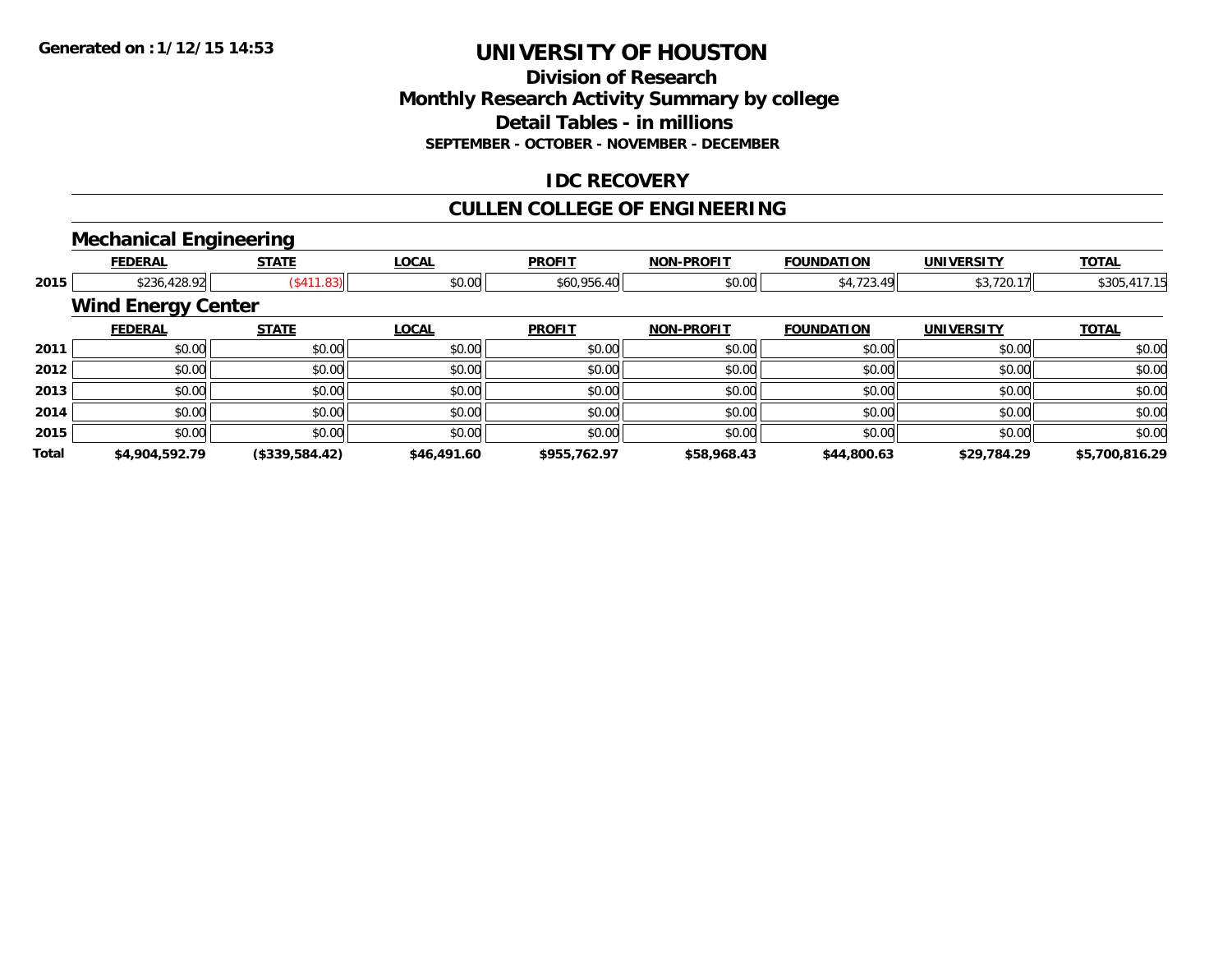**Generated on :1/12/15 14:53**

# UNIVERSITY OF HOUSTON

## Division of Research
## Monthly Research Activity Summary by college
## Detail Tables - in millions
### SEPTEMBER - OCTOBER - NOVEMBER - DECEMBER

## IDC RECOVERY

## CULLEN COLLEGE OF ENGINEERING

### Mechanical Engineering

| | FEDERAL | STATE | LOCAL | PROFIT | NON-PROFIT | FOUNDATION | UNIVERSITY | TOTAL |
|---|---|---|---|---|---|---|---|---|
| 2015 | $236,428.92 | ($411.83) | $0.00 | $60,956.40 | $0.00 | $4,723.49 | $3,720.17 | $305,417.15 |

### Wind Energy Center

| | FEDERAL | STATE | LOCAL | PROFIT | NON-PROFIT | FOUNDATION | UNIVERSITY | TOTAL |
|---|---|---|---|---|---|---|---|---|
| 2011 | $0.00 | $0.00 | $0.00 | $0.00 | $0.00 | $0.00 | $0.00 | $0.00 |
| 2012 | $0.00 | $0.00 | $0.00 | $0.00 | $0.00 | $0.00 | $0.00 | $0.00 |
| 2013 | $0.00 | $0.00 | $0.00 | $0.00 | $0.00 | $0.00 | $0.00 | $0.00 |
| 2014 | $0.00 | $0.00 | $0.00 | $0.00 | $0.00 | $0.00 | $0.00 | $0.00 |
| 2015 | $0.00 | $0.00 | $0.00 | $0.00 | $0.00 | $0.00 | $0.00 | $0.00 |
| **Total** | **$4,904,592.79** | **($339,584.42)** | **$46,491.60** | **$955,762.97** | **$58,968.43** | **$44,800.63** | **$29,784.29** | **$5,700,816.29** |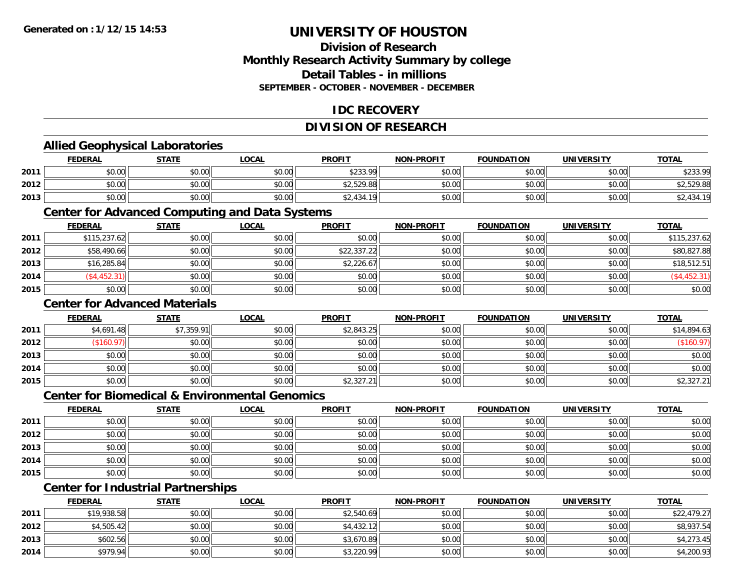# UNIVERSITY OF HOUSTON

## Division of Research
## Monthly Research Activity Summary by college
## Detail Tables - in millions
### SEPTEMBER - OCTOBER - NOVEMBER - DECEMBER

## IDC RECOVERY

## DIVISION OF RESEARCH

### Allied Geophysical Laboratories

| | FEDERAL | STATE | LOCAL | PROFIT | NON-PROFIT | FOUNDATION | UNIVERSITY | TOTAL |
|---|---|---|---|---|---|---|---|---|
| 2011 | $0.00 | $0.00 | $0.00 | $233.99 | $0.00 | $0.00 | $0.00 | $233.99 |
| 2012 | $0.00 | $0.00 | $0.00 | $2,529.88 | $0.00 | $0.00 | $0.00 | $2,529.88 |
| 2013 | $0.00 | $0.00 | $0.00 | $2,434.19 | $0.00 | $0.00 | $0.00 | $2,434.19 |

### Center for Advanced Computing and Data Systems

| | FEDERAL | STATE | LOCAL | PROFIT | NON-PROFIT | FOUNDATION | UNIVERSITY | TOTAL |
|---|---|---|---|---|---|---|---|---|
| 2011 | $115,237.62 | $0.00 | $0.00 | $0.00 | $0.00 | $0.00 | $0.00 | $115,237.62 |
| 2012 | $58,490.66 | $0.00 | $0.00 | $22,337.22 | $0.00 | $0.00 | $0.00 | $80,827.88 |
| 2013 | $16,285.84 | $0.00 | $0.00 | $2,226.67 | $0.00 | $0.00 | $0.00 | $18,512.51 |
| 2014 | ($4,452.31) | $0.00 | $0.00 | $0.00 | $0.00 | $0.00 | $0.00 | ($4,452.31) |
| 2015 | $0.00 | $0.00 | $0.00 | $0.00 | $0.00 | $0.00 | $0.00 | $0.00 |

### Center for Advanced Materials

| | FEDERAL | STATE | LOCAL | PROFIT | NON-PROFIT | FOUNDATION | UNIVERSITY | TOTAL |
|---|---|---|---|---|---|---|---|---|
| 2011 | $4,691.48 | $7,359.91 | $0.00 | $2,843.25 | $0.00 | $0.00 | $0.00 | $14,894.63 |
| 2012 | ($160.97) | $0.00 | $0.00 | $0.00 | $0.00 | $0.00 | $0.00 | ($160.97) |
| 2013 | $0.00 | $0.00 | $0.00 | $0.00 | $0.00 | $0.00 | $0.00 | $0.00 |
| 2014 | $0.00 | $0.00 | $0.00 | $0.00 | $0.00 | $0.00 | $0.00 | $0.00 |
| 2015 | $0.00 | $0.00 | $0.00 | $2,327.21 | $0.00 | $0.00 | $0.00 | $2,327.21 |

### Center for Biomedical & Environmental Genomics

| | FEDERAL | STATE | LOCAL | PROFIT | NON-PROFIT | FOUNDATION | UNIVERSITY | TOTAL |
|---|---|---|---|---|---|---|---|---|
| 2011 | $0.00 | $0.00 | $0.00 | $0.00 | $0.00 | $0.00 | $0.00 | $0.00 |
| 2012 | $0.00 | $0.00 | $0.00 | $0.00 | $0.00 | $0.00 | $0.00 | $0.00 |
| 2013 | $0.00 | $0.00 | $0.00 | $0.00 | $0.00 | $0.00 | $0.00 | $0.00 |
| 2014 | $0.00 | $0.00 | $0.00 | $0.00 | $0.00 | $0.00 | $0.00 | $0.00 |
| 2015 | $0.00 | $0.00 | $0.00 | $0.00 | $0.00 | $0.00 | $0.00 | $0.00 |

### Center for Industrial Partnerships

| | FEDERAL | STATE | LOCAL | PROFIT | NON-PROFIT | FOUNDATION | UNIVERSITY | TOTAL |
|---|---|---|---|---|---|---|---|---|
| 2011 | $19,938.58 | $0.00 | $0.00 | $2,540.69 | $0.00 | $0.00 | $0.00 | $22,479.27 |
| 2012 | $4,505.42 | $0.00 | $0.00 | $4,432.12 | $0.00 | $0.00 | $0.00 | $8,937.54 |
| 2013 | $602.56 | $0.00 | $0.00 | $3,670.89 | $0.00 | $0.00 | $0.00 | $4,273.45 |
| 2014 | $979.94 | $0.00 | $0.00 | $3,220.99 | $0.00 | $0.00 | $0.00 | $4,200.93 |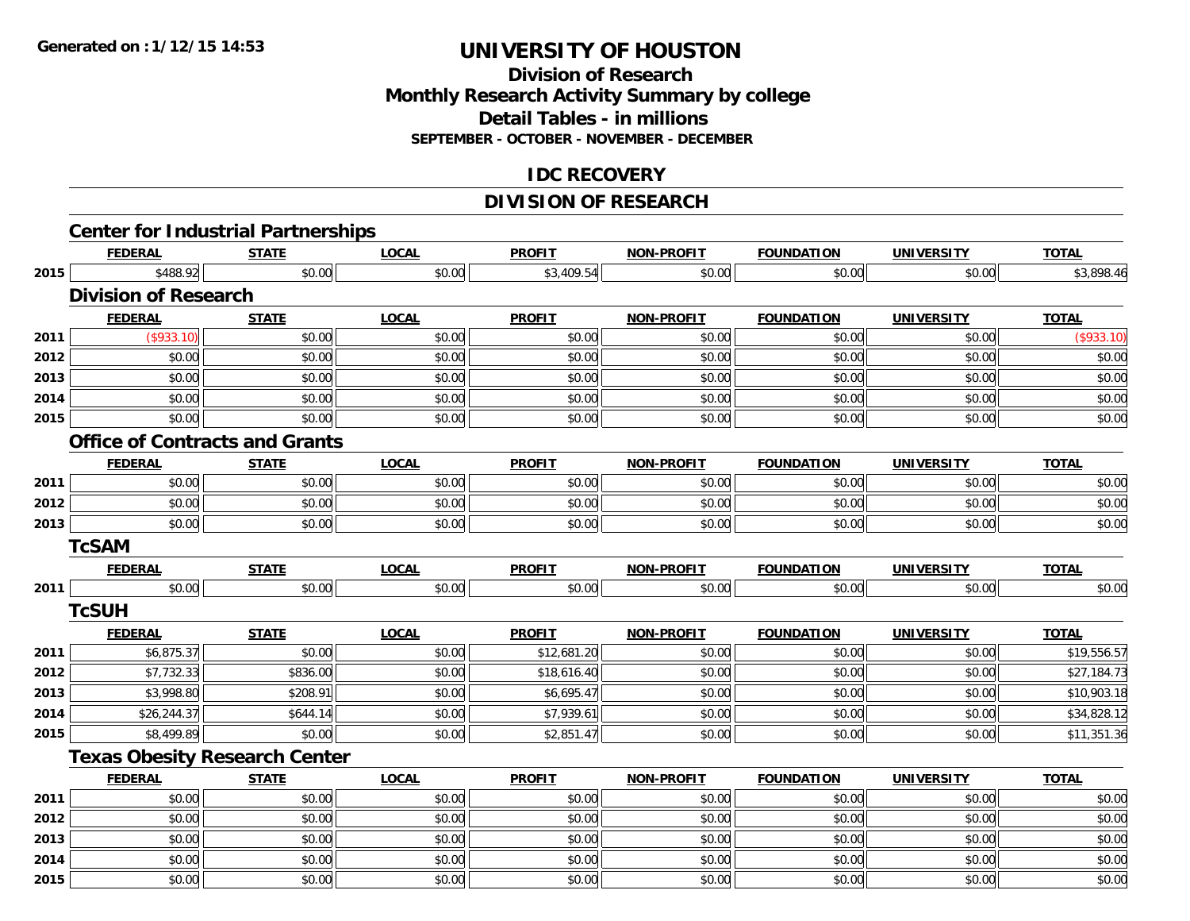Generated on :1/12/15 14:53

# UNIVERSITY OF HOUSTON

## Division of Research
## Monthly Research Activity Summary by college
## Detail Tables - in millions
### SEPTEMBER - OCTOBER - NOVEMBER - DECEMBER

## IDC RECOVERY

## DIVISION OF RESEARCH

### Center for Industrial Partnerships

| | FEDERAL | STATE | LOCAL | PROFIT | NON-PROFIT | FOUNDATION | UNIVERSITY | TOTAL |
|---|---|---|---|---|---|---|---|---|
| 2015 | $488.92 | $0.00 | $0.00 | $3,409.54 | $0.00 | $0.00 | $0.00 | $3,898.46 |

### Division of Research

| | FEDERAL | STATE | LOCAL | PROFIT | NON-PROFIT | FOUNDATION | UNIVERSITY | TOTAL |
|---|---|---|---|---|---|---|---|---|
| 2011 | ($933.10) | $0.00 | $0.00 | $0.00 | $0.00 | $0.00 | $0.00 | ($933.10) |
| 2012 | $0.00 | $0.00 | $0.00 | $0.00 | $0.00 | $0.00 | $0.00 | $0.00 |
| 2013 | $0.00 | $0.00 | $0.00 | $0.00 | $0.00 | $0.00 | $0.00 | $0.00 |
| 2014 | $0.00 | $0.00 | $0.00 | $0.00 | $0.00 | $0.00 | $0.00 | $0.00 |
| 2015 | $0.00 | $0.00 | $0.00 | $0.00 | $0.00 | $0.00 | $0.00 | $0.00 |

### Office of Contracts and Grants

| | FEDERAL | STATE | LOCAL | PROFIT | NON-PROFIT | FOUNDATION | UNIVERSITY | TOTAL |
|---|---|---|---|---|---|---|---|---|
| 2011 | $0.00 | $0.00 | $0.00 | $0.00 | $0.00 | $0.00 | $0.00 | $0.00 |
| 2012 | $0.00 | $0.00 | $0.00 | $0.00 | $0.00 | $0.00 | $0.00 | $0.00 |
| 2013 | $0.00 | $0.00 | $0.00 | $0.00 | $0.00 | $0.00 | $0.00 | $0.00 |

### TcSAM

| | FEDERAL | STATE | LOCAL | PROFIT | NON-PROFIT | FOUNDATION | UNIVERSITY | TOTAL |
|---|---|---|---|---|---|---|---|---|
| 2011 | $0.00 | $0.00 | $0.00 | $0.00 | $0.00 | $0.00 | $0.00 | $0.00 |

### TcSUH

| | FEDERAL | STATE | LOCAL | PROFIT | NON-PROFIT | FOUNDATION | UNIVERSITY | TOTAL |
|---|---|---|---|---|---|---|---|---|
| 2011 | $6,875.37 | $0.00 | $0.00 | $12,681.20 | $0.00 | $0.00 | $0.00 | $19,556.57 |
| 2012 | $7,732.33 | $836.00 | $0.00 | $18,616.40 | $0.00 | $0.00 | $0.00 | $27,184.73 |
| 2013 | $3,998.80 | $208.91 | $0.00 | $6,695.47 | $0.00 | $0.00 | $0.00 | $10,903.18 |
| 2014 | $26,244.37 | $644.14 | $0.00 | $7,939.61 | $0.00 | $0.00 | $0.00 | $34,828.12 |
| 2015 | $8,499.89 | $0.00 | $0.00 | $2,851.47 | $0.00 | $0.00 | $0.00 | $11,351.36 |

### Texas Obesity Research Center

| | FEDERAL | STATE | LOCAL | PROFIT | NON-PROFIT | FOUNDATION | UNIVERSITY | TOTAL |
|---|---|---|---|---|---|---|---|---|
| 2011 | $0.00 | $0.00 | $0.00 | $0.00 | $0.00 | $0.00 | $0.00 | $0.00 |
| 2012 | $0.00 | $0.00 | $0.00 | $0.00 | $0.00 | $0.00 | $0.00 | $0.00 |
| 2013 | $0.00 | $0.00 | $0.00 | $0.00 | $0.00 | $0.00 | $0.00 | $0.00 |
| 2014 | $0.00 | $0.00 | $0.00 | $0.00 | $0.00 | $0.00 | $0.00 | $0.00 |
| 2015 | $0.00 | $0.00 | $0.00 | $0.00 | $0.00 | $0.00 | $0.00 | $0.00 |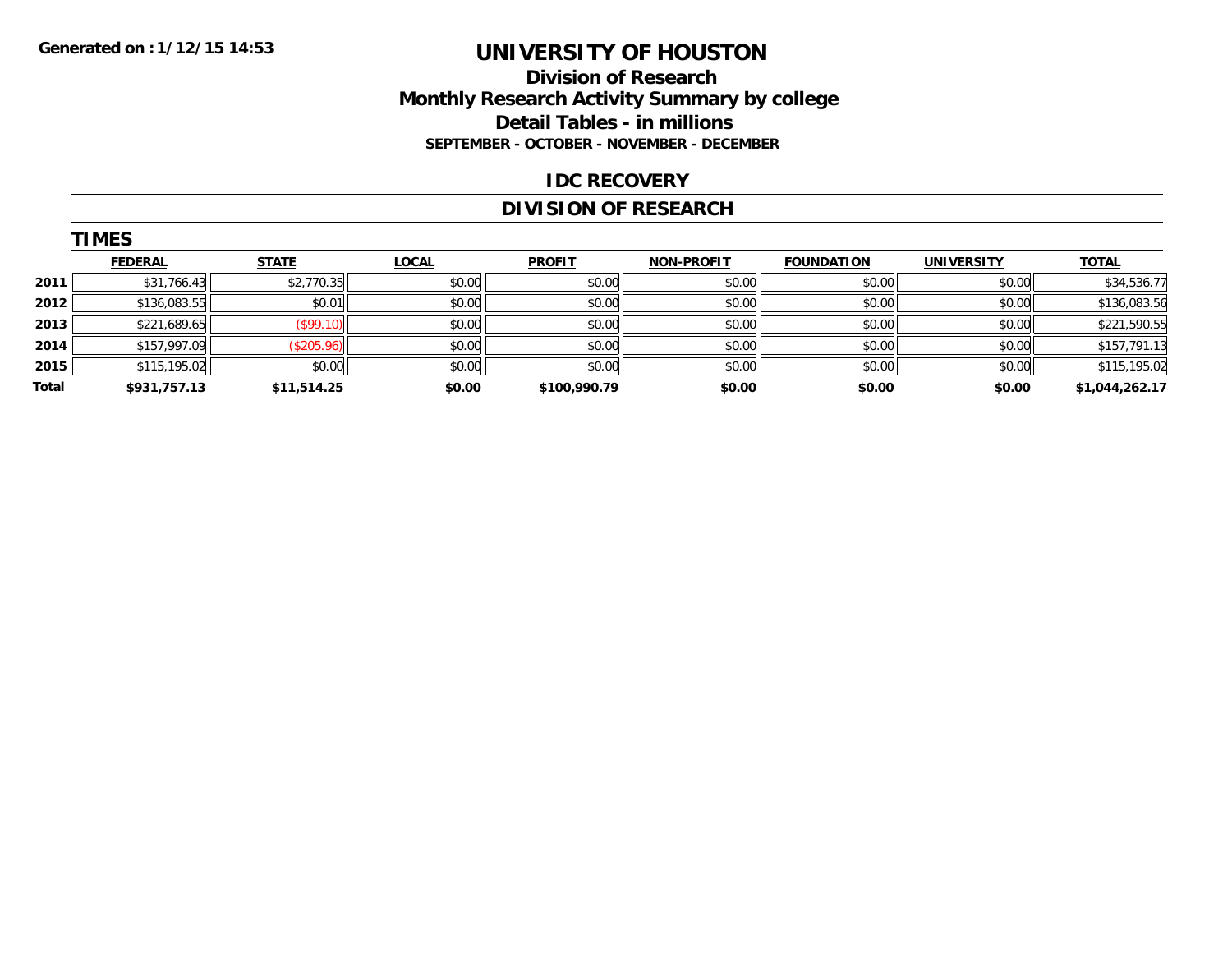Generated on :1/12/15 14:53

# UNIVERSITY OF HOUSTON

## Division of Research
## Monthly Research Activity Summary by college
## Detail Tables - in millions

**SEPTEMBER - OCTOBER - NOVEMBER - DECEMBER**

### IDC RECOVERY

### DIVISION OF RESEARCH

**TIMES**

| | FEDERAL | STATE | LOCAL | PROFIT | NON-PROFIT | FOUNDATION | UNIVERSITY | TOTAL |
|---|---|---|---|---|---|---|---|---|
| 2011 | $31,766.43 | $2,770.35 | $0.00 | $0.00 | $0.00 | $0.00 | $0.00 | $34,536.77 |
| 2012 | $136,083.55 | $0.01 | $0.00 | $0.00 | $0.00 | $0.00 | $0.00 | $136,083.56 |
| 2013 | $221,689.65 | ($99.10) | $0.00 | $0.00 | $0.00 | $0.00 | $0.00 | $221,590.55 |
| 2014 | $157,997.09 | ($205.96) | $0.00 | $0.00 | $0.00 | $0.00 | $0.00 | $157,791.13 |
| 2015 | $115,195.02 | $0.00 | $0.00 | $0.00 | $0.00 | $0.00 | $0.00 | $115,195.02 |
| **Total** | **$931,757.13** | **$11,514.25** | **$0.00** | **$100,990.79** | **$0.00** | **$0.00** | **$0.00** | **$1,044,262.17** |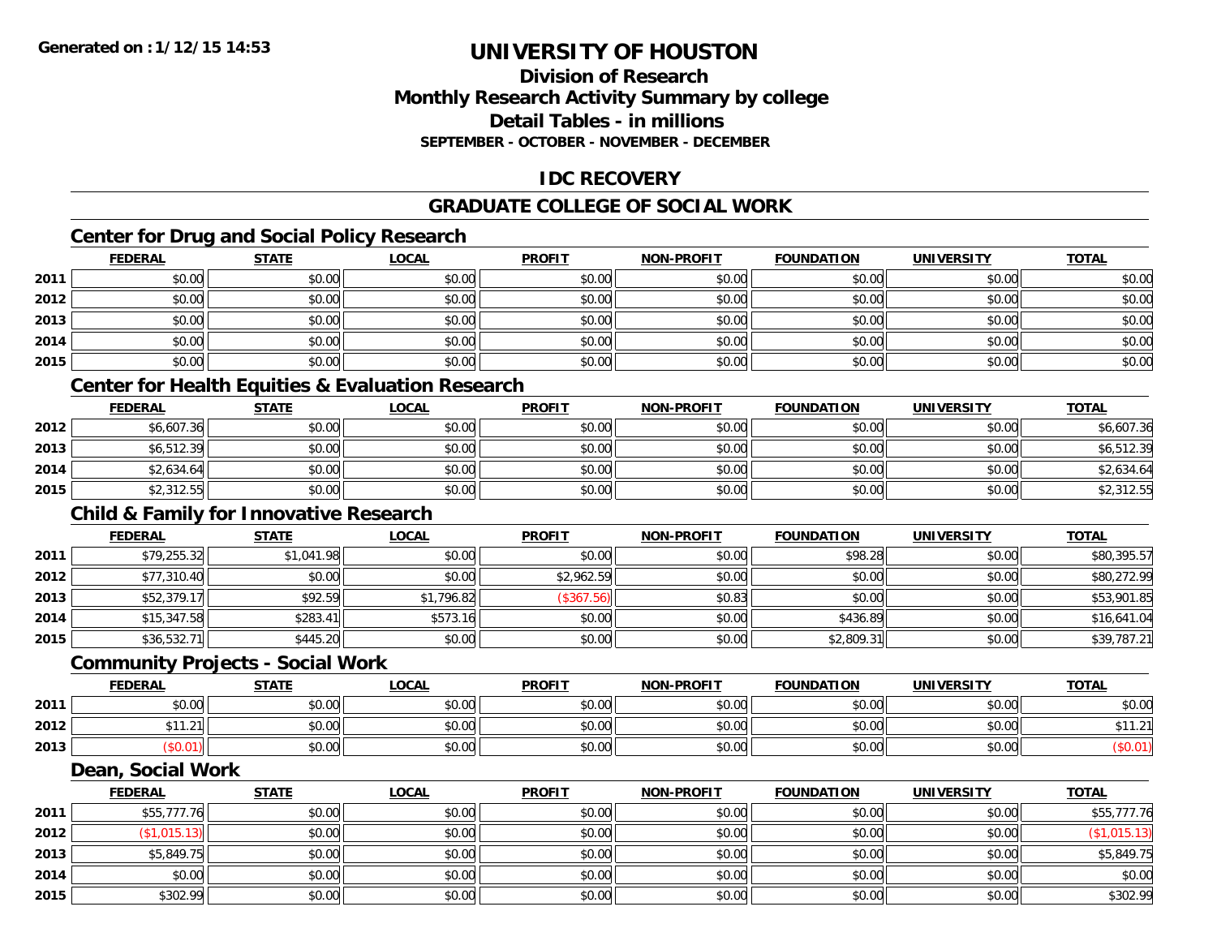**Generated on :1/12/15 14:53**

# UNIVERSITY OF HOUSTON

## Division of Research
## Monthly Research Activity Summary by college
## Detail Tables - in millions
### SEPTEMBER - OCTOBER - NOVEMBER - DECEMBER

## IDC RECOVERY

## GRADUATE COLLEGE OF SOCIAL WORK

### Center for Drug and Social Policy Research

| | FEDERAL | STATE | LOCAL | PROFIT | NON-PROFIT | FOUNDATION | UNIVERSITY | TOTAL |
|---|---|---|---|---|---|---|---|---|
| 2011 | $0.00 | $0.00 | $0.00 | $0.00 | $0.00 | $0.00 | $0.00 | $0.00 |
| 2012 | $0.00 | $0.00 | $0.00 | $0.00 | $0.00 | $0.00 | $0.00 | $0.00 |
| 2013 | $0.00 | $0.00 | $0.00 | $0.00 | $0.00 | $0.00 | $0.00 | $0.00 |
| 2014 | $0.00 | $0.00 | $0.00 | $0.00 | $0.00 | $0.00 | $0.00 | $0.00 |
| 2015 | $0.00 | $0.00 | $0.00 | $0.00 | $0.00 | $0.00 | $0.00 | $0.00 |

### Center for Health Equities & Evaluation Research

| | FEDERAL | STATE | LOCAL | PROFIT | NON-PROFIT | FOUNDATION | UNIVERSITY | TOTAL |
|---|---|---|---|---|---|---|---|---|
| 2012 | $6,607.36 | $0.00 | $0.00 | $0.00 | $0.00 | $0.00 | $0.00 | $6,607.36 |
| 2013 | $6,512.39 | $0.00 | $0.00 | $0.00 | $0.00 | $0.00 | $0.00 | $6,512.39 |
| 2014 | $2,634.64 | $0.00 | $0.00 | $0.00 | $0.00 | $0.00 | $0.00 | $2,634.64 |
| 2015 | $2,312.55 | $0.00 | $0.00 | $0.00 | $0.00 | $0.00 | $0.00 | $2,312.55 |

### Child & Family for Innovative Research

| | FEDERAL | STATE | LOCAL | PROFIT | NON-PROFIT | FOUNDATION | UNIVERSITY | TOTAL |
|---|---|---|---|---|---|---|---|---|
| 2011 | $79,255.32 | $1,041.98 | $0.00 | $0.00 | $0.00 | $98.28 | $0.00 | $80,395.57 |
| 2012 | $77,310.40 | $0.00 | $0.00 | $2,962.59 | $0.00 | $0.00 | $0.00 | $80,272.99 |
| 2013 | $52,379.17 | $92.59 | $1,796.82 | ($367.56) | $0.83 | $0.00 | $0.00 | $53,901.85 |
| 2014 | $15,347.58 | $283.41 | $573.16 | $0.00 | $0.00 | $436.89 | $0.00 | $16,641.04 |
| 2015 | $36,532.71 | $445.20 | $0.00 | $0.00 | $0.00 | $2,809.31 | $0.00 | $39,787.21 |

### Community Projects - Social Work

| | FEDERAL | STATE | LOCAL | PROFIT | NON-PROFIT | FOUNDATION | UNIVERSITY | TOTAL |
|---|---|---|---|---|---|---|---|---|
| 2011 | $0.00 | $0.00 | $0.00 | $0.00 | $0.00 | $0.00 | $0.00 | $0.00 |
| 2012 | $11.21 | $0.00 | $0.00 | $0.00 | $0.00 | $0.00 | $0.00 | $11.21 |
| 2013 | ($0.01) | $0.00 | $0.00 | $0.00 | $0.00 | $0.00 | $0.00 | ($0.01) |

### Dean, Social Work

| | FEDERAL | STATE | LOCAL | PROFIT | NON-PROFIT | FOUNDATION | UNIVERSITY | TOTAL |
|---|---|---|---|---|---|---|---|---|
| 2011 | $55,777.76 | $0.00 | $0.00 | $0.00 | $0.00 | $0.00 | $0.00 | $55,777.76 |
| 2012 | ($1,015.13) | $0.00 | $0.00 | $0.00 | $0.00 | $0.00 | $0.00 | ($1,015.13) |
| 2013 | $5,849.75 | $0.00 | $0.00 | $0.00 | $0.00 | $0.00 | $0.00 | $5,849.75 |
| 2014 | $0.00 | $0.00 | $0.00 | $0.00 | $0.00 | $0.00 | $0.00 | $0.00 |
| 2015 | $302.99 | $0.00 | $0.00 | $0.00 | $0.00 | $0.00 | $0.00 | $302.99 |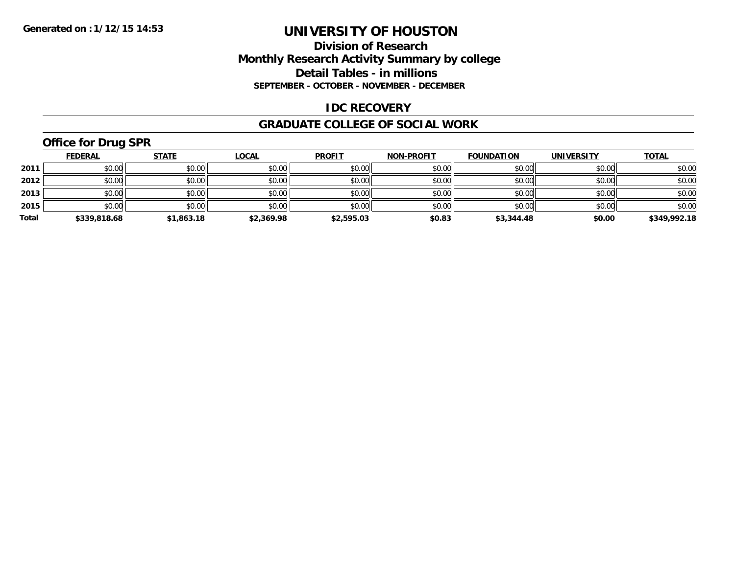**Generated on :1/12/15 14:53**

# UNIVERSITY OF HOUSTON

## Division of Research
## Monthly Research Activity Summary by college
## Detail Tables - in millions
### SEPTEMBER - OCTOBER - NOVEMBER - DECEMBER

## IDC RECOVERY

## GRADUATE COLLEGE OF SOCIAL WORK

### Office for Drug SPR

| | FEDERAL | STATE | LOCAL | PROFIT | NON-PROFIT | FOUNDATION | UNIVERSITY | TOTAL |
|---|---|---|---|---|---|---|---|---|
| 2011 | $0.00 | $0.00 | $0.00 | $0.00 | $0.00 | $0.00 | $0.00 | $0.00 |
| 2012 | $0.00 | $0.00 | $0.00 | $0.00 | $0.00 | $0.00 | $0.00 | $0.00 |
| 2013 | $0.00 | $0.00 | $0.00 | $0.00 | $0.00 | $0.00 | $0.00 | $0.00 |
| 2015 | $0.00 | $0.00 | $0.00 | $0.00 | $0.00 | $0.00 | $0.00 | $0.00 |
| **Total** | **$339,818.68** | **$1,863.18** | **$2,369.98** | **$2,595.03** | **$0.83** | **$3,344.48** | **$0.00** | **$349,992.18** |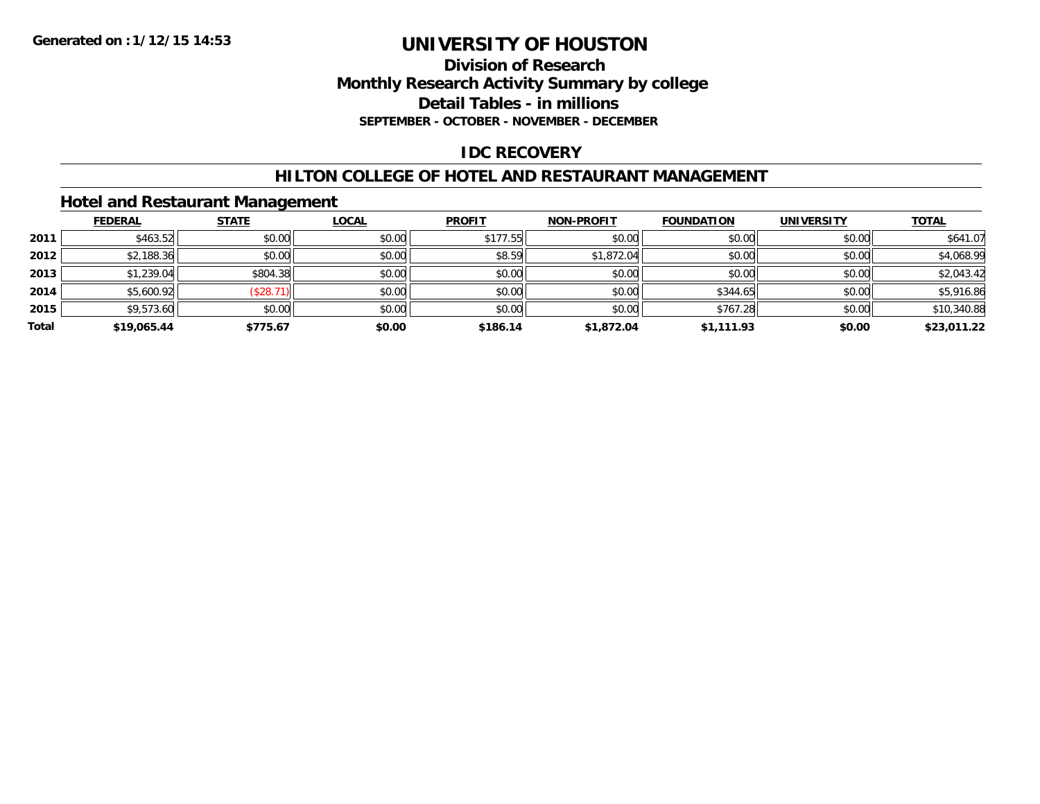Generated on :1/12/15 14:53

# UNIVERSITY OF HOUSTON

## Division of Research
## Monthly Research Activity Summary by college
## Detail Tables - in millions
### SEPTEMBER - OCTOBER - NOVEMBER - DECEMBER

## IDC RECOVERY

## HILTON COLLEGE OF HOTEL AND RESTAURANT MANAGEMENT

### Hotel and Restaurant Management

| | FEDERAL | STATE | LOCAL | PROFIT | NON-PROFIT | FOUNDATION | UNIVERSITY | TOTAL |
|---|---|---|---|---|---|---|---|---|
| 2011 | $463.52 | $0.00 | $0.00 | $177.55 | $0.00 | $0.00 | $0.00 | $641.07 |
| 2012 | $2,188.36 | $0.00 | $0.00 | $8.59 | $1,872.04 | $0.00 | $0.00 | $4,068.99 |
| 2013 | $1,239.04 | $804.38 | $0.00 | $0.00 | $0.00 | $0.00 | $0.00 | $2,043.42 |
| 2014 | $5,600.92 | ($28.71) | $0.00 | $0.00 | $0.00 | $344.65 | $0.00 | $5,916.86 |
| 2015 | $9,573.60 | $0.00 | $0.00 | $0.00 | $0.00 | $767.28 | $0.00 | $10,340.88 |
| **Total** | **$19,065.44** | **$775.67** | **$0.00** | **$186.14** | **$1,872.04** | **$1,111.93** | **$0.00** | **$23,011.22** |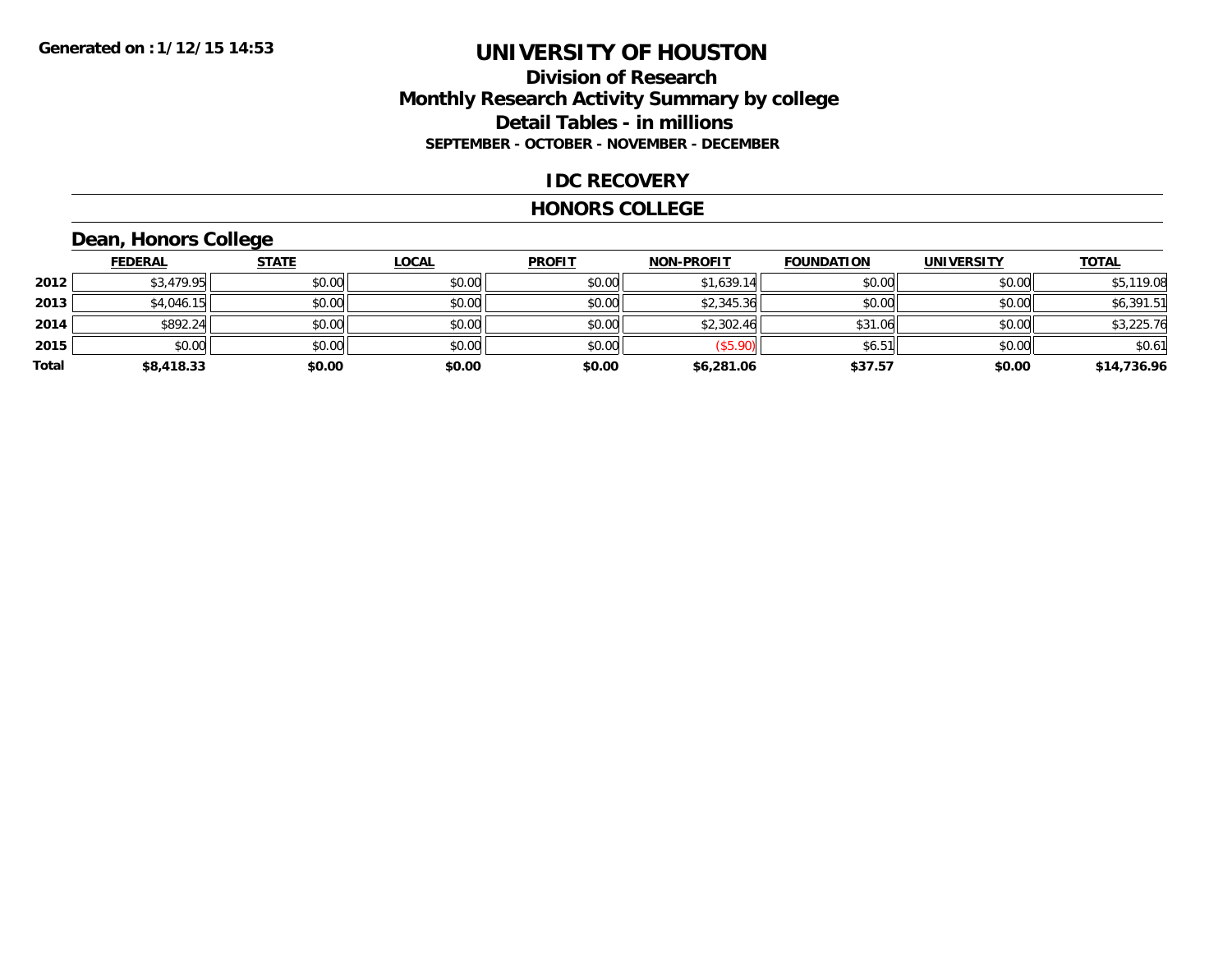**Generated on :1/12/15 14:53**

# UNIVERSITY OF HOUSTON

## Division of Research
## Monthly Research Activity Summary by college
## Detail Tables - in millions
### SEPTEMBER - OCTOBER - NOVEMBER - DECEMBER

## IDC RECOVERY

## HONORS COLLEGE

### Dean, Honors College

| | FEDERAL | STATE | LOCAL | PROFIT | NON-PROFIT | FOUNDATION | UNIVERSITY | TOTAL |
|---|---|---|---|---|---|---|---|---|
| 2012 | $3,479.95 | $0.00 | $0.00 | $0.00 | $1,639.14 | $0.00 | $0.00 | $5,119.08 |
| 2013 | $4,046.15 | $0.00 | $0.00 | $0.00 | $2,345.36 | $0.00 | $0.00 | $6,391.51 |
| 2014 | $892.24 | $0.00 | $0.00 | $0.00 | $2,302.46 | $31.06 | $0.00 | $3,225.76 |
| 2015 | $0.00 | $0.00 | $0.00 | $0.00 | ($5.90) | $6.51 | $0.00 | $0.61 |
| **Total** | **$8,418.33** | **$0.00** | **$0.00** | **$0.00** | **$6,281.06** | **$37.57** | **$0.00** | **$14,736.96** |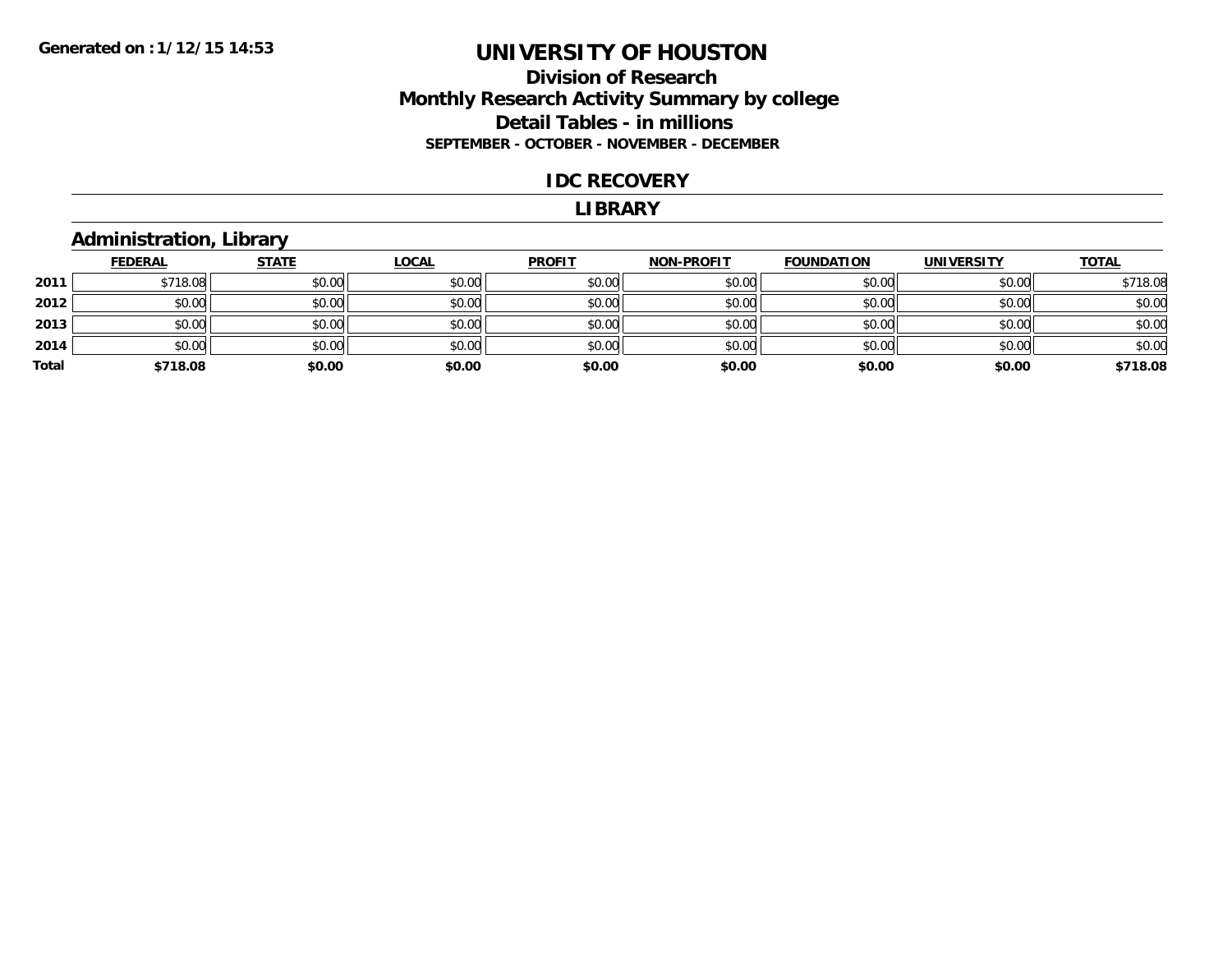Generated on :1/12/15 14:53

# UNIVERSITY OF HOUSTON

## Division of Research
## Monthly Research Activity Summary by college
## Detail Tables - in millions
### SEPTEMBER - OCTOBER - NOVEMBER - DECEMBER

### IDC RECOVERY

### LIBRARY

### Administration, Library

| | FEDERAL | STATE | LOCAL | PROFIT | NON-PROFIT | FOUNDATION | UNIVERSITY | TOTAL |
|---|---|---|---|---|---|---|---|---|
| 2011 | $718.08 | $0.00 | $0.00 | $0.00 | $0.00 | $0.00 | $0.00 | $718.08 |
| 2012 | $0.00 | $0.00 | $0.00 | $0.00 | $0.00 | $0.00 | $0.00 | $0.00 |
| 2013 | $0.00 | $0.00 | $0.00 | $0.00 | $0.00 | $0.00 | $0.00 | $0.00 |
| 2014 | $0.00 | $0.00 | $0.00 | $0.00 | $0.00 | $0.00 | $0.00 | $0.00 |
| **Total** | **$718.08** | **$0.00** | **$0.00** | **$0.00** | **$0.00** | **$0.00** | **$0.00** | **$718.08** |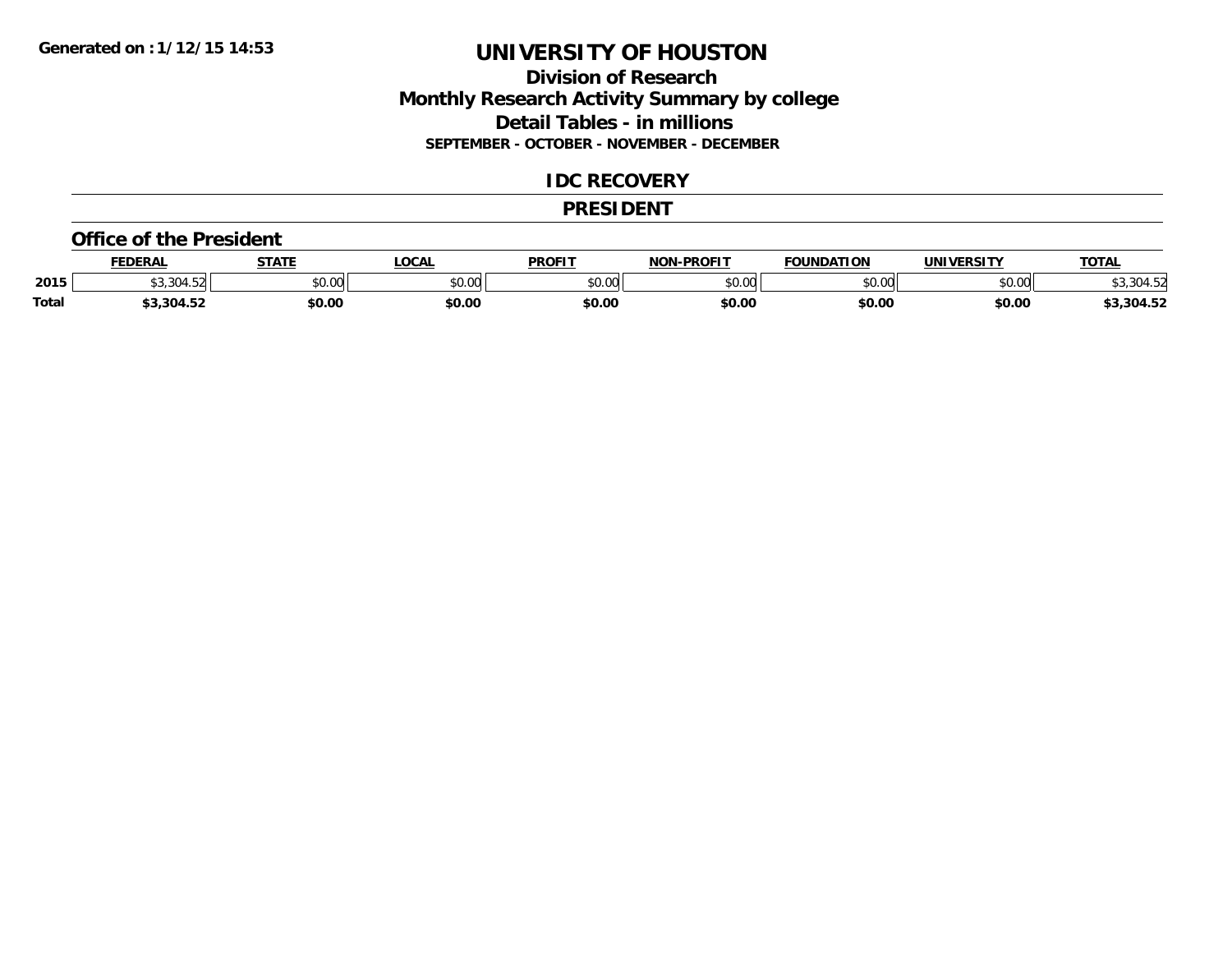# UNIVERSITY OF HOUSTON

## Division of Research
## Monthly Research Activity Summary by college
## Detail Tables - in millions
### SEPTEMBER - OCTOBER - NOVEMBER - DECEMBER

## IDC RECOVERY

## PRESIDENT

### Office of the President

| | FEDERAL | STATE | LOCAL | PROFIT | NON-PROFIT | FOUNDATION | UNIVERSITY | TOTAL |
|---|---|---|---|---|---|---|---|---|
| 2015 | $3,304.52 | $0.00 | $0.00 | $0.00 | $0.00 | $0.00 | $0.00 | $3,304.52 |
| **Total** | **$3,304.52** | **$0.00** | **$0.00** | **$0.00** | **$0.00** | **$0.00** | **$0.00** | **$3,304.52** |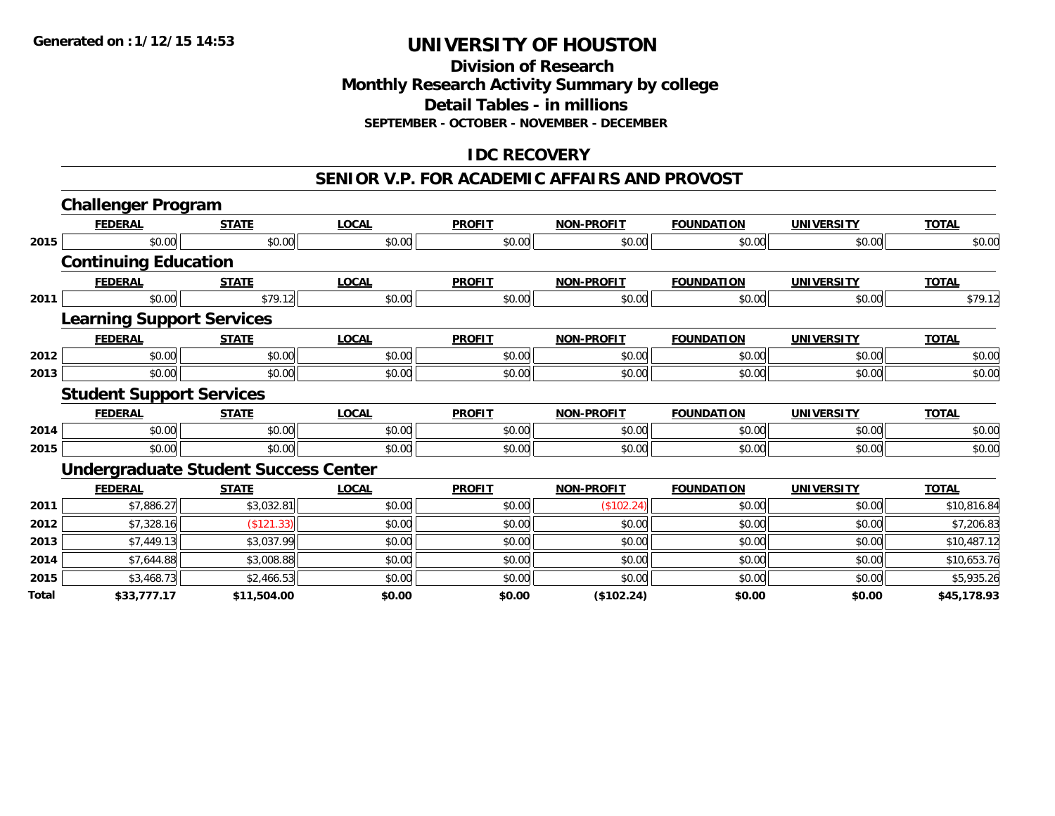**Generated on :1/12/15 14:53**

# UNIVERSITY OF HOUSTON

## Division of Research
## Monthly Research Activity Summary by college
## Detail Tables - in millions
### SEPTEMBER - OCTOBER - NOVEMBER - DECEMBER

## IDC RECOVERY

## SENIOR V.P. FOR ACADEMIC AFFAIRS AND PROVOST

### Challenger Program

| | FEDERAL | STATE | LOCAL | PROFIT | NON-PROFIT | FOUNDATION | UNIVERSITY | TOTAL |
|---|---|---|---|---|---|---|---|---|
| 2015 | $0.00 | $0.00 | $0.00 | $0.00 | $0.00 | $0.00 | $0.00 | $0.00 |

### Continuing Education

| | FEDERAL | STATE | LOCAL | PROFIT | NON-PROFIT | FOUNDATION | UNIVERSITY | TOTAL |
|---|---|---|---|---|---|---|---|---|
| 2011 | $0.00 | $79.12 | $0.00 | $0.00 | $0.00 | $0.00 | $0.00 | $79.12 |

### Learning Support Services

| | FEDERAL | STATE | LOCAL | PROFIT | NON-PROFIT | FOUNDATION | UNIVERSITY | TOTAL |
|---|---|---|---|---|---|---|---|---|
| 2012 | $0.00 | $0.00 | $0.00 | $0.00 | $0.00 | $0.00 | $0.00 | $0.00 |
| 2013 | $0.00 | $0.00 | $0.00 | $0.00 | $0.00 | $0.00 | $0.00 | $0.00 |

### Student Support Services

| | FEDERAL | STATE | LOCAL | PROFIT | NON-PROFIT | FOUNDATION | UNIVERSITY | TOTAL |
|---|---|---|---|---|---|---|---|---|
| 2014 | $0.00 | $0.00 | $0.00 | $0.00 | $0.00 | $0.00 | $0.00 | $0.00 |
| 2015 | $0.00 | $0.00 | $0.00 | $0.00 | $0.00 | $0.00 | $0.00 | $0.00 |

### Undergraduate Student Success Center

| | FEDERAL | STATE | LOCAL | PROFIT | NON-PROFIT | FOUNDATION | UNIVERSITY | TOTAL |
|---|---|---|---|---|---|---|---|---|
| 2011 | $7,886.27 | $3,032.81 | $0.00 | $0.00 | ($102.24) | $0.00 | $0.00 | $10,816.84 |
| 2012 | $7,328.16 | ($121.33) | $0.00 | $0.00 | $0.00 | $0.00 | $0.00 | $7,206.83 |
| 2013 | $7,449.13 | $3,037.99 | $0.00 | $0.00 | $0.00 | $0.00 | $0.00 | $10,487.12 |
| 2014 | $7,644.88 | $3,008.88 | $0.00 | $0.00 | $0.00 | $0.00 | $0.00 | $10,653.76 |
| 2015 | $3,468.73 | $2,466.53 | $0.00 | $0.00 | $0.00 | $0.00 | $0.00 | $5,935.26 |
| **Total** | **$33,777.17** | **$11,504.00** | **$0.00** | **$0.00** | **($102.24)** | **$0.00** | **$0.00** | **$45,178.93** |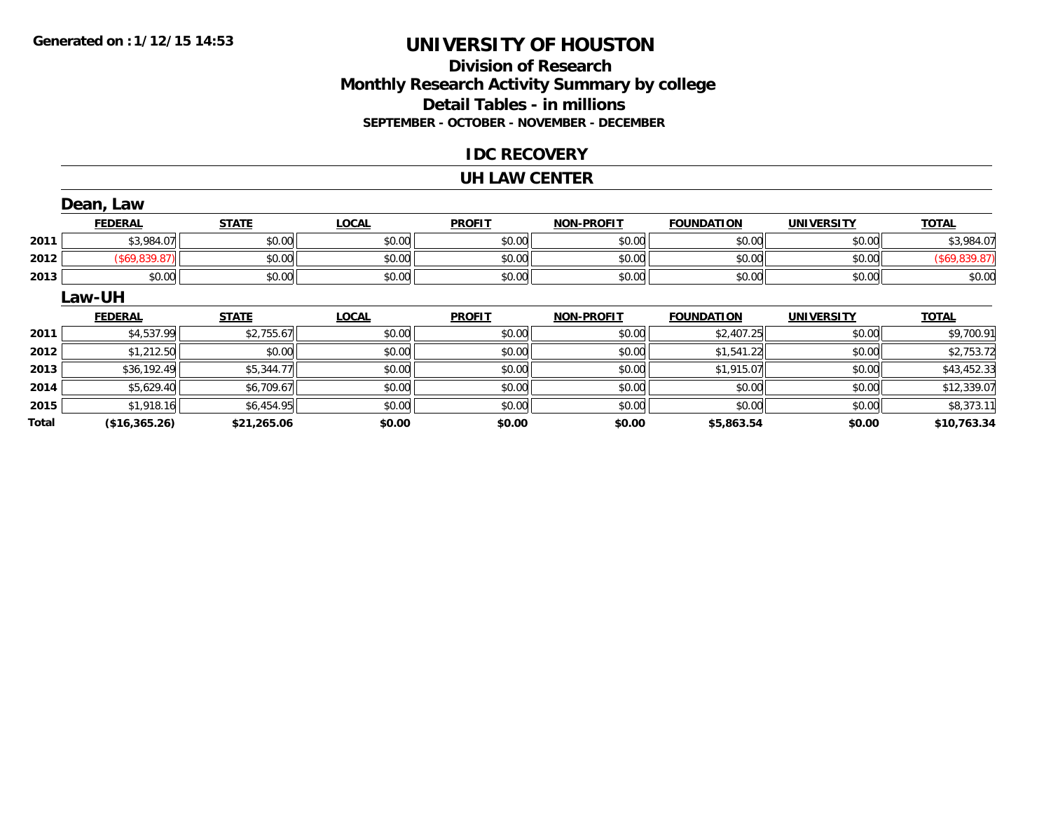**Generated on :1/12/15 14:53**

# UNIVERSITY OF HOUSTON

## Division of Research
## Monthly Research Activity Summary by college
## Detail Tables - in millions
### SEPTEMBER - OCTOBER - NOVEMBER - DECEMBER

## IDC RECOVERY

## UH LAW CENTER

### Dean, Law

| | FEDERAL | STATE | LOCAL | PROFIT | NON-PROFIT | FOUNDATION | UNIVERSITY | TOTAL |
|---|---|---|---|---|---|---|---|---|
| 2011 | $3,984.07 | $0.00 | $0.00 | $0.00 | $0.00 | $0.00 | $0.00 | $3,984.07 |
| 2012 | ($69,839.87) | $0.00 | $0.00 | $0.00 | $0.00 | $0.00 | $0.00 | ($69,839.87) |
| 2013 | $0.00 | $0.00 | $0.00 | $0.00 | $0.00 | $0.00 | $0.00 | $0.00 |

### Law-UH

| | FEDERAL | STATE | LOCAL | PROFIT | NON-PROFIT | FOUNDATION | UNIVERSITY | TOTAL |
|---|---|---|---|---|---|---|---|---|
| 2011 | $4,537.99 | $2,755.67 | $0.00 | $0.00 | $0.00 | $2,407.25 | $0.00 | $9,700.91 |
| 2012 | $1,212.50 | $0.00 | $0.00 | $0.00 | $0.00 | $1,541.22 | $0.00 | $2,753.72 |
| 2013 | $36,192.49 | $5,344.77 | $0.00 | $0.00 | $0.00 | $1,915.07 | $0.00 | $43,452.33 |
| 2014 | $5,629.40 | $6,709.67 | $0.00 | $0.00 | $0.00 | $0.00 | $0.00 | $12,339.07 |
| 2015 | $1,918.16 | $6,454.95 | $0.00 | $0.00 | $0.00 | $0.00 | $0.00 | $8,373.11 |
| **Total** | **($16,365.26)** | **$21,265.06** | **$0.00** | **$0.00** | **$0.00** | **$5,863.54** | **$0.00** | **$10,763.34** |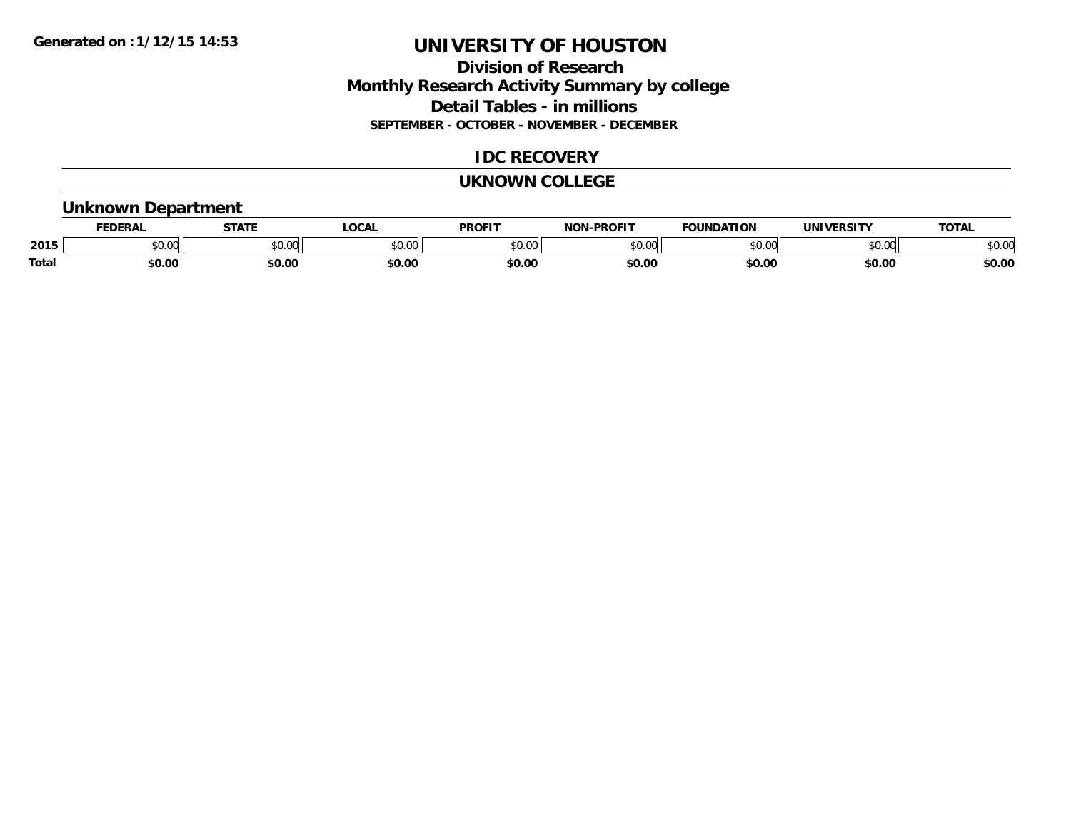Generated on :1/12/15 14:53

# UNIVERSITY OF HOUSTON

## Division of Research
## Monthly Research Activity Summary by college
## Detail Tables - in millions
### SEPTEMBER - OCTOBER - NOVEMBER - DECEMBER

## IDC RECOVERY

## UKNOWN COLLEGE

### Unknown Department

| | FEDERAL | STATE | LOCAL | PROFIT | NON-PROFIT | FOUNDATION | UNIVERSITY | TOTAL |
|---|---|---|---|---|---|---|---|---|
| 2015 | $0.00 | $0.00 | $0.00 | $0.00 | $0.00 | $0.00 | $0.00 | $0.00 |
| **Total** | **$0.00** | **$0.00** | **$0.00** | **$0.00** | **$0.00** | **$0.00** | **$0.00** | **$0.00** |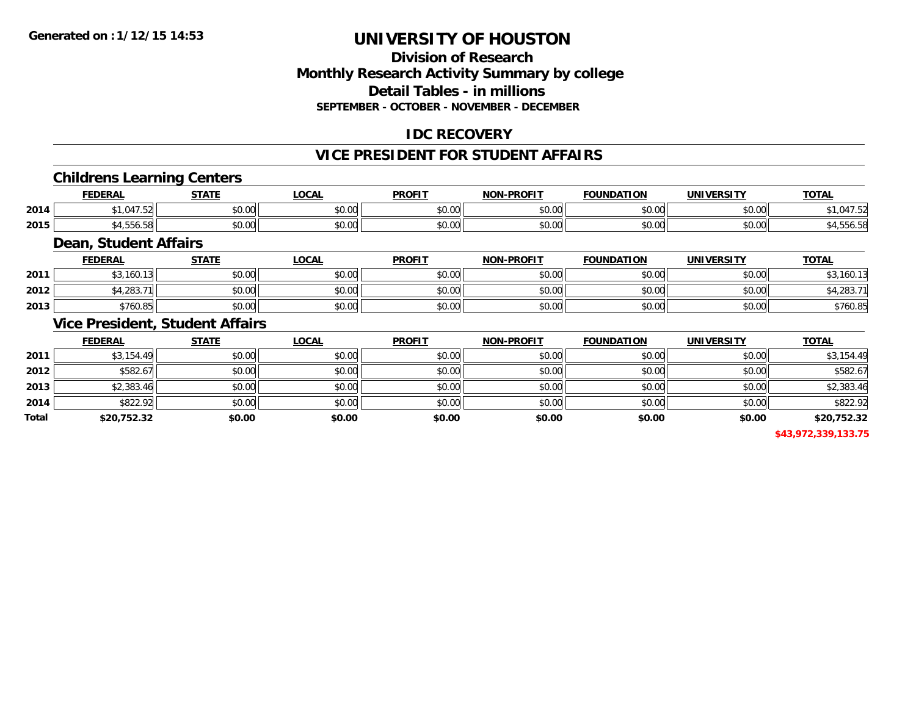Generated on :1/12/15 14:53

# UNIVERSITY OF HOUSTON

## Division of Research
## Monthly Research Activity Summary by college
## Detail Tables - in millions
### SEPTEMBER - OCTOBER - NOVEMBER - DECEMBER

## IDC RECOVERY

## VICE PRESIDENT FOR STUDENT AFFAIRS

### Childrens Learning Centers

| | FEDERAL | STATE | LOCAL | PROFIT | NON-PROFIT | FOUNDATION | UNIVERSITY | TOTAL |
|---|---|---|---|---|---|---|---|---|
| 2014 | $1,047.52 | $0.00 | $0.00 | $0.00 | $0.00 | $0.00 | $0.00 | $1,047.52 |
| 2015 | $4,556.58 | $0.00 | $0.00 | $0.00 | $0.00 | $0.00 | $0.00 | $4,556.58 |

### Dean, Student Affairs

| | FEDERAL | STATE | LOCAL | PROFIT | NON-PROFIT | FOUNDATION | UNIVERSITY | TOTAL |
|---|---|---|---|---|---|---|---|---|
| 2011 | $3,160.13 | $0.00 | $0.00 | $0.00 | $0.00 | $0.00 | $0.00 | $3,160.13 |
| 2012 | $4,283.71 | $0.00 | $0.00 | $0.00 | $0.00 | $0.00 | $0.00 | $4,283.71 |
| 2013 | $760.85 | $0.00 | $0.00 | $0.00 | $0.00 | $0.00 | $0.00 | $760.85 |

### Vice President, Student Affairs

| | FEDERAL | STATE | LOCAL | PROFIT | NON-PROFIT | FOUNDATION | UNIVERSITY | TOTAL |
|---|---|---|---|---|---|---|---|---|
| 2011 | $3,154.49 | $0.00 | $0.00 | $0.00 | $0.00 | $0.00 | $0.00 | $3,154.49 |
| 2012 | $582.67 | $0.00 | $0.00 | $0.00 | $0.00 | $0.00 | $0.00 | $582.67 |
| 2013 | $2,383.46 | $0.00 | $0.00 | $0.00 | $0.00 | $0.00 | $0.00 | $2,383.46 |
| 2014 | $822.92 | $0.00 | $0.00 | $0.00 | $0.00 | $0.00 | $0.00 | $822.92 |
| **Total** | **$20,752.32** | **$0.00** | **$0.00** | **$0.00** | **$0.00** | **$0.00** | **$0.00** | **$20,752.32** |

**$43,972,339,133.75**